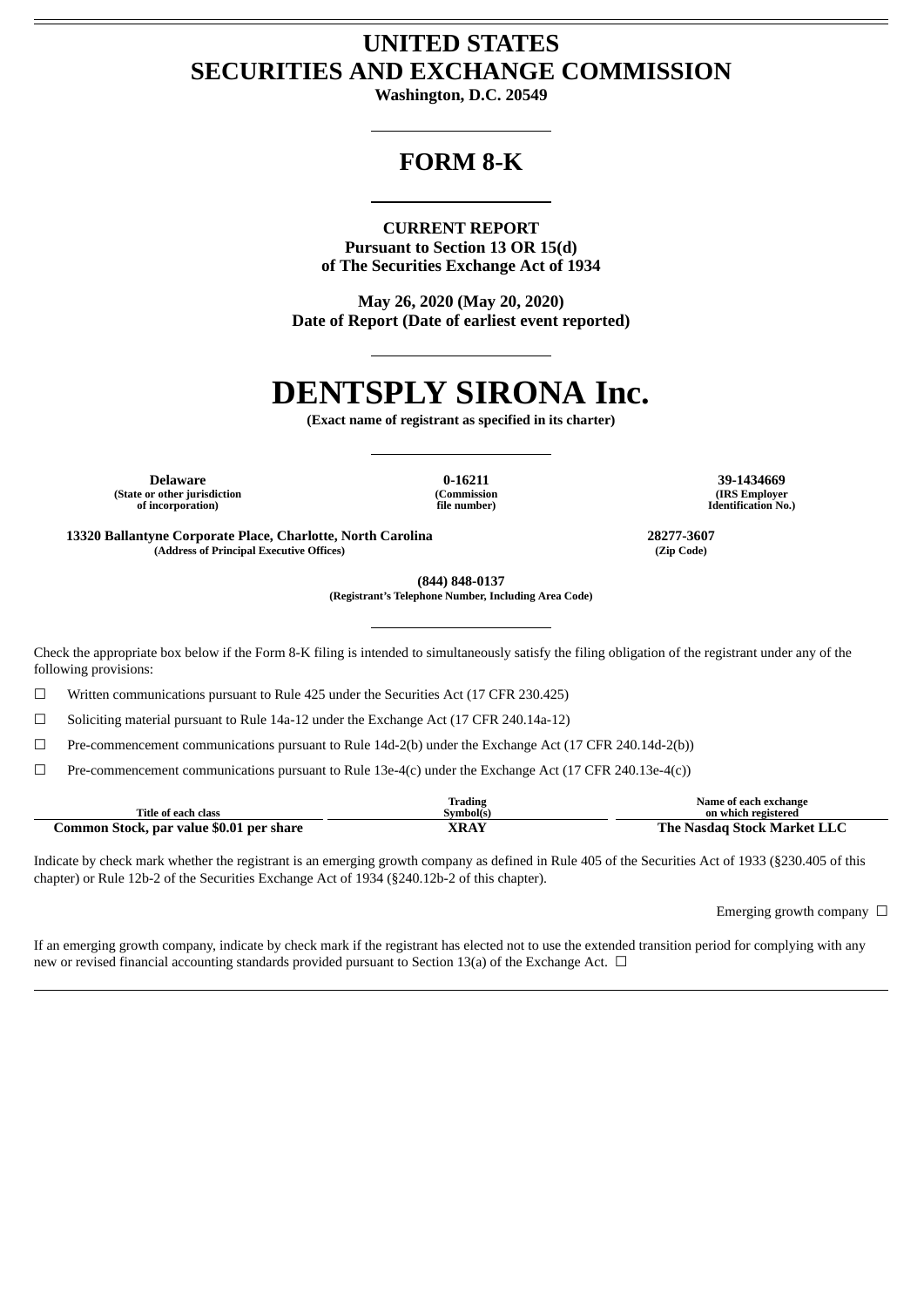# UNITED STATES
# SECURITIES AND EXCHANGE COMMISSION

**Washington, D.C. 20549**

---

# FORM 8-K

---

**CURRENT REPORT**
**Pursuant to Section 13 OR 15(d)**
**of The Securities Exchange Act of 1934**

**May 26, 2020 (May 20, 2020)**
**Date of Report (Date of earliest event reported)**

---

# DENTSPLY SIRONA Inc.

**(Exact name of registrant as specified in its charter)**

---

| **Delaware** | **0-16211** | **39-1434669** |
|---|---|---|
| **(State or other jurisdiction of incorporation)** | **(Commission file number)** | **(IRS Employer Identification No.)** |

| **13320 Ballantyne Corporate Place, Charlotte, North Carolina** | **28277-3607** |
|---|---|
| **(Address of Principal Executive Offices)** | **(Zip Code)** |

**(844) 848-0137**
**(Registrant's Telephone Number, Including Area Code)**

---

Check the appropriate box below if the Form 8-K filing is intended to simultaneously satisfy the filing obligation of the registrant under any of the following provisions:

☐ Written communications pursuant to Rule 425 under the Securities Act (17 CFR 230.425)

☐ Soliciting material pursuant to Rule 14a-12 under the Exchange Act (17 CFR 240.14a-12)

☐ Pre-commencement communications pursuant to Rule 14d-2(b) under the Exchange Act (17 CFR 240.14d-2(b))

☐ Pre-commencement communications pursuant to Rule 13e-4(c) under the Exchange Act (17 CFR 240.13e-4(c))

| Title of each class | Trading Symbol(s) | Name of each exchange on which registered |
|---|---|---|
| **Common Stock, par value $0.01 per share** | **XRAY** | **The Nasdaq Stock Market LLC** |

Indicate by check mark whether the registrant is an emerging growth company as defined in Rule 405 of the Securities Act of 1933 (§230.405 of this chapter) or Rule 12b-2 of the Securities Exchange Act of 1934 (§240.12b-2 of this chapter).

Emerging growth company ☐

If an emerging growth company, indicate by check mark if the registrant has elected not to use the extended transition period for complying with any new or revised financial accounting standards provided pursuant to Section 13(a) of the Exchange Act. ☐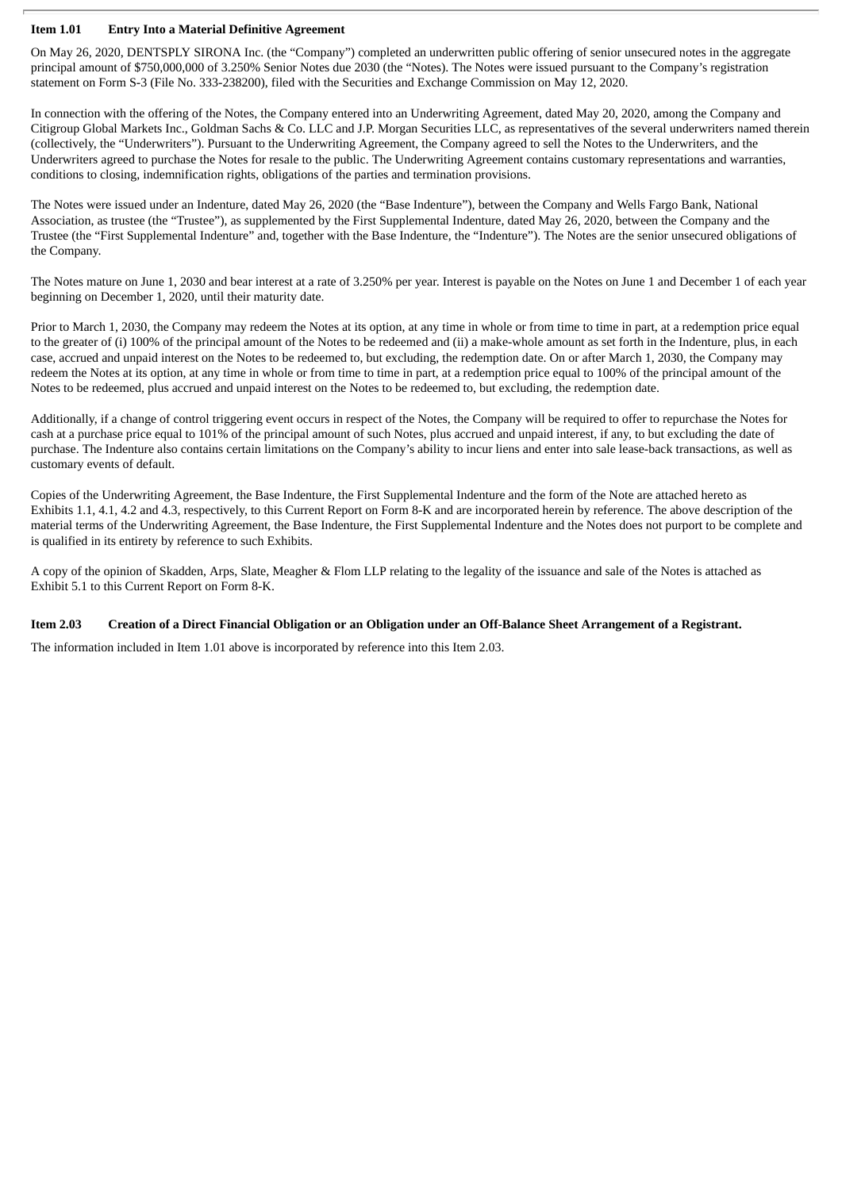**Item 1.01 Entry Into a Material Definitive Agreement**

On May 26, 2020, DENTSPLY SIRONA Inc. (the "Company") completed an underwritten public offering of senior unsecured notes in the aggregate principal amount of $750,000,000 of 3.250% Senior Notes due 2030 (the "Notes). The Notes were issued pursuant to the Company's registration statement on Form S-3 (File No. 333-238200), filed with the Securities and Exchange Commission on May 12, 2020.

In connection with the offering of the Notes, the Company entered into an Underwriting Agreement, dated May 20, 2020, among the Company and Citigroup Global Markets Inc., Goldman Sachs & Co. LLC and J.P. Morgan Securities LLC, as representatives of the several underwriters named therein (collectively, the "Underwriters"). Pursuant to the Underwriting Agreement, the Company agreed to sell the Notes to the Underwriters, and the Underwriters agreed to purchase the Notes for resale to the public. The Underwriting Agreement contains customary representations and warranties, conditions to closing, indemnification rights, obligations of the parties and termination provisions.

The Notes were issued under an Indenture, dated May 26, 2020 (the "Base Indenture"), between the Company and Wells Fargo Bank, National Association, as trustee (the "Trustee"), as supplemented by the First Supplemental Indenture, dated May 26, 2020, between the Company and the Trustee (the "First Supplemental Indenture" and, together with the Base Indenture, the "Indenture"). The Notes are the senior unsecured obligations of the Company.

The Notes mature on June 1, 2030 and bear interest at a rate of 3.250% per year. Interest is payable on the Notes on June 1 and December 1 of each year beginning on December 1, 2020, until their maturity date.

Prior to March 1, 2030, the Company may redeem the Notes at its option, at any time in whole or from time to time in part, at a redemption price equal to the greater of (i) 100% of the principal amount of the Notes to be redeemed and (ii) a make-whole amount as set forth in the Indenture, plus, in each case, accrued and unpaid interest on the Notes to be redeemed to, but excluding, the redemption date. On or after March 1, 2030, the Company may redeem the Notes at its option, at any time in whole or from time to time in part, at a redemption price equal to 100% of the principal amount of the Notes to be redeemed, plus accrued and unpaid interest on the Notes to be redeemed to, but excluding, the redemption date.

Additionally, if a change of control triggering event occurs in respect of the Notes, the Company will be required to offer to repurchase the Notes for cash at a purchase price equal to 101% of the principal amount of such Notes, plus accrued and unpaid interest, if any, to but excluding the date of purchase. The Indenture also contains certain limitations on the Company's ability to incur liens and enter into sale lease-back transactions, as well as customary events of default.

Copies of the Underwriting Agreement, the Base Indenture, the First Supplemental Indenture and the form of the Note are attached hereto as Exhibits 1.1, 4.1, 4.2 and 4.3, respectively, to this Current Report on Form 8-K and are incorporated herein by reference. The above description of the material terms of the Underwriting Agreement, the Base Indenture, the First Supplemental Indenture and the Notes does not purport to be complete and is qualified in its entirety by reference to such Exhibits.

A copy of the opinion of Skadden, Arps, Slate, Meagher & Flom LLP relating to the legality of the issuance and sale of the Notes is attached as Exhibit 5.1 to this Current Report on Form 8-K.

**Item 2.03 Creation of a Direct Financial Obligation or an Obligation under an Off-Balance Sheet Arrangement of a Registrant.**

The information included in Item 1.01 above is incorporated by reference into this Item 2.03.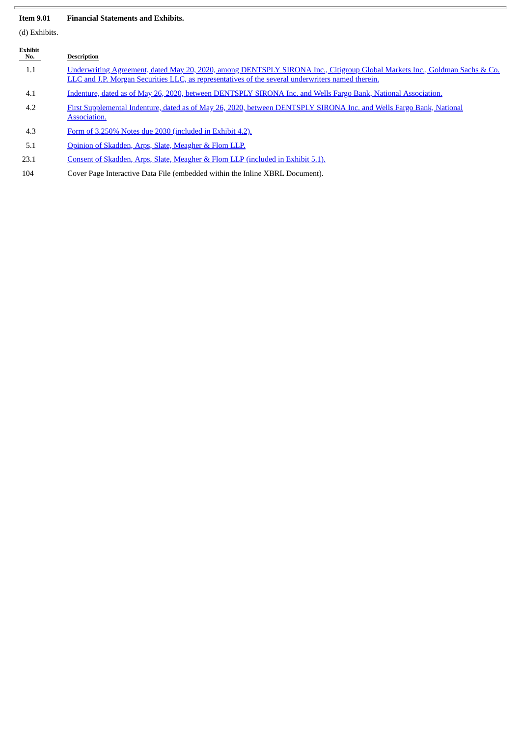**Item 9.01 Financial Statements and Exhibits.**

(d) Exhibits.

| Exhibit No. | Description |
|---|---|
| 1.1 | Underwriting Agreement, dated May 20, 2020, among DENTSPLY SIRONA Inc., Citigroup Global Markets Inc., Goldman Sachs & Co. LLC and J.P. Morgan Securities LLC, as representatives of the several underwriters named therein. |
| 4.1 | Indenture, dated as of May 26, 2020, between DENTSPLY SIRONA Inc. and Wells Fargo Bank, National Association. |
| 4.2 | First Supplemental Indenture, dated as of May 26, 2020, between DENTSPLY SIRONA Inc. and Wells Fargo Bank, National Association. |
| 4.3 | Form of 3.250% Notes due 2030 (included in Exhibit 4.2). |
| 5.1 | Opinion of Skadden, Arps, Slate, Meagher & Flom LLP. |
| 23.1 | Consent of Skadden, Arps, Slate, Meagher & Flom LLP (included in Exhibit 5.1). |
| 104 | Cover Page Interactive Data File (embedded within the Inline XBRL Document). |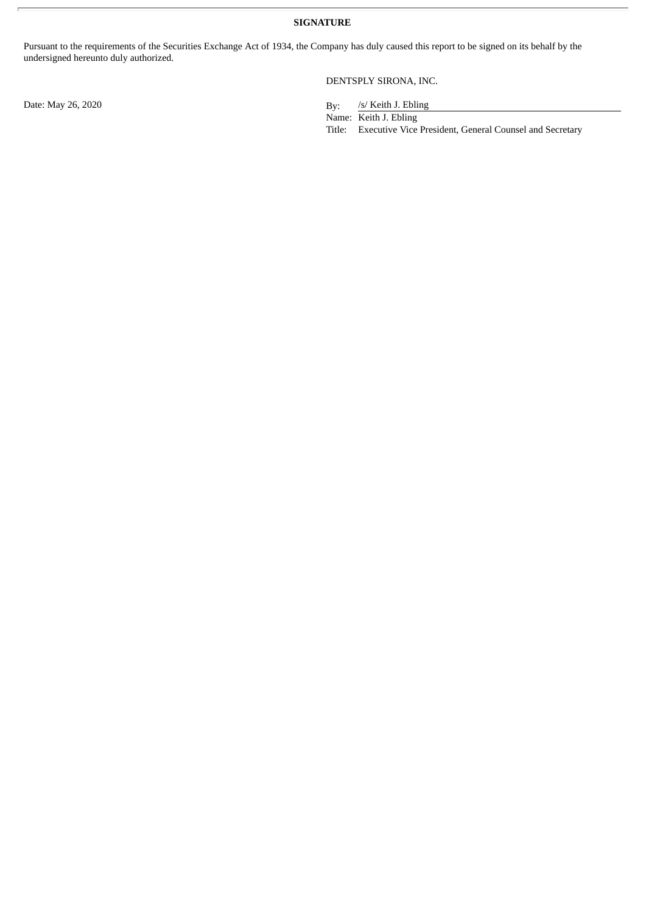**SIGNATURE**

Pursuant to the requirements of the Securities Exchange Act of 1934, the Company has duly caused this report to be signed on its behalf by the undersigned hereunto duly authorized.

DENTSPLY SIRONA, INC.

Date: May 26, 2020

By: /s/ Keith J. Ebling
Name: Keith J. Ebling
Title: Executive Vice President, General Counsel and Secretary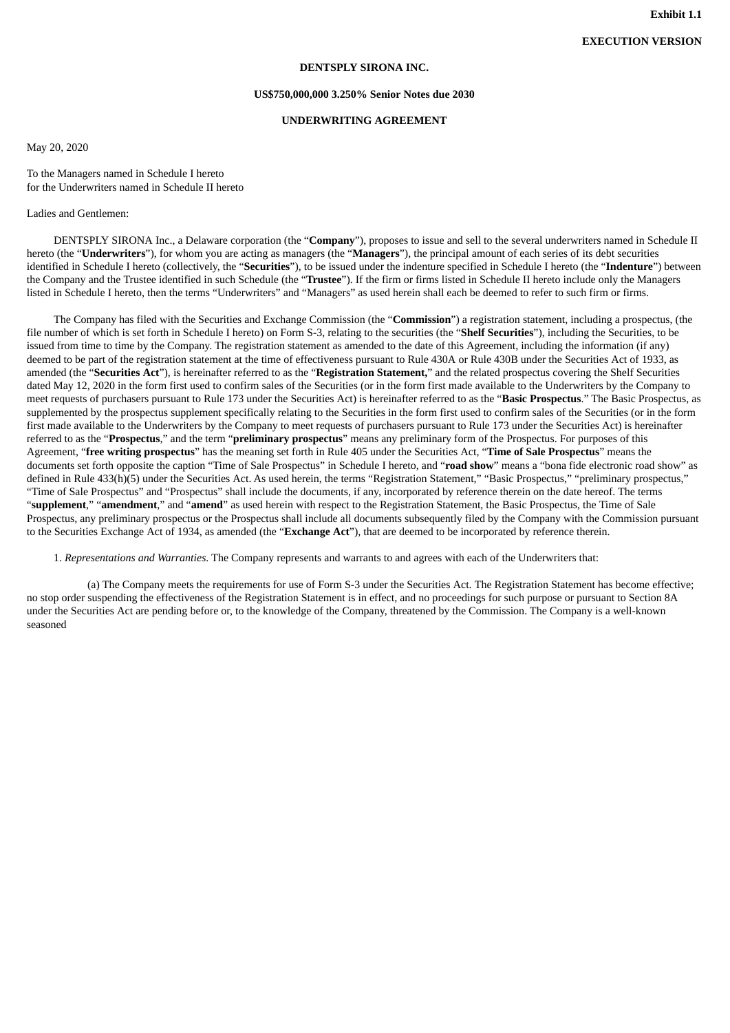**Exhibit 1.1**

**EXECUTION VERSION**

**DENTSPLY SIRONA INC.**

**US$750,000,000 3.250% Senior Notes due 2030**

**UNDERWRITING AGREEMENT**

May 20, 2020

To the Managers named in Schedule I hereto
for the Underwriters named in Schedule II hereto

Ladies and Gentlemen:

DENTSPLY SIRONA Inc., a Delaware corporation (the "**Company**"), proposes to issue and sell to the several underwriters named in Schedule II hereto (the "**Underwriters**"), for whom you are acting as managers (the "**Managers**"), the principal amount of each series of its debt securities identified in Schedule I hereto (collectively, the "**Securities**"), to be issued under the indenture specified in Schedule I hereto (the "**Indenture**") between the Company and the Trustee identified in such Schedule (the "**Trustee**"). If the firm or firms listed in Schedule II hereto include only the Managers listed in Schedule I hereto, then the terms "Underwriters" and "Managers" as used herein shall each be deemed to refer to such firm or firms.

The Company has filed with the Securities and Exchange Commission (the "**Commission**") a registration statement, including a prospectus, (the file number of which is set forth in Schedule I hereto) on Form S-3, relating to the securities (the "**Shelf Securities**"), including the Securities, to be issued from time to time by the Company. The registration statement as amended to the date of this Agreement, including the information (if any) deemed to be part of the registration statement at the time of effectiveness pursuant to Rule 430A or Rule 430B under the Securities Act of 1933, as amended (the "**Securities Act**"), is hereinafter referred to as the "**Registration Statement,**" and the related prospectus covering the Shelf Securities dated May 12, 2020 in the form first used to confirm sales of the Securities (or in the form first made available to the Underwriters by the Company to meet requests of purchasers pursuant to Rule 173 under the Securities Act) is hereinafter referred to as the "**Basic Prospectus**." The Basic Prospectus, as supplemented by the prospectus supplement specifically relating to the Securities in the form first used to confirm sales of the Securities (or in the form first made available to the Underwriters by the Company to meet requests of purchasers pursuant to Rule 173 under the Securities Act) is hereinafter referred to as the "**Prospectus**," and the term "**preliminary prospectus**" means any preliminary form of the Prospectus. For purposes of this Agreement, "**free writing prospectus**" has the meaning set forth in Rule 405 under the Securities Act, "**Time of Sale Prospectus**" means the documents set forth opposite the caption "Time of Sale Prospectus" in Schedule I hereto, and "**road show**" means a "bona fide electronic road show" as defined in Rule 433(h)(5) under the Securities Act. As used herein, the terms "Registration Statement," "Basic Prospectus," "preliminary prospectus," "Time of Sale Prospectus" and "Prospectus" shall include the documents, if any, incorporated by reference therein on the date hereof. The terms "**supplement**," "**amendment**," and "**amend**" as used herein with respect to the Registration Statement, the Basic Prospectus, the Time of Sale Prospectus, any preliminary prospectus or the Prospectus shall include all documents subsequently filed by the Company with the Commission pursuant to the Securities Exchange Act of 1934, as amended (the "**Exchange Act**"), that are deemed to be incorporated by reference therein.

1. *Representations and Warranties*. The Company represents and warrants to and agrees with each of the Underwriters that:

(a) The Company meets the requirements for use of Form S-3 under the Securities Act. The Registration Statement has become effective; no stop order suspending the effectiveness of the Registration Statement is in effect, and no proceedings for such purpose or pursuant to Section 8A under the Securities Act are pending before or, to the knowledge of the Company, threatened by the Commission. The Company is a well-known seasoned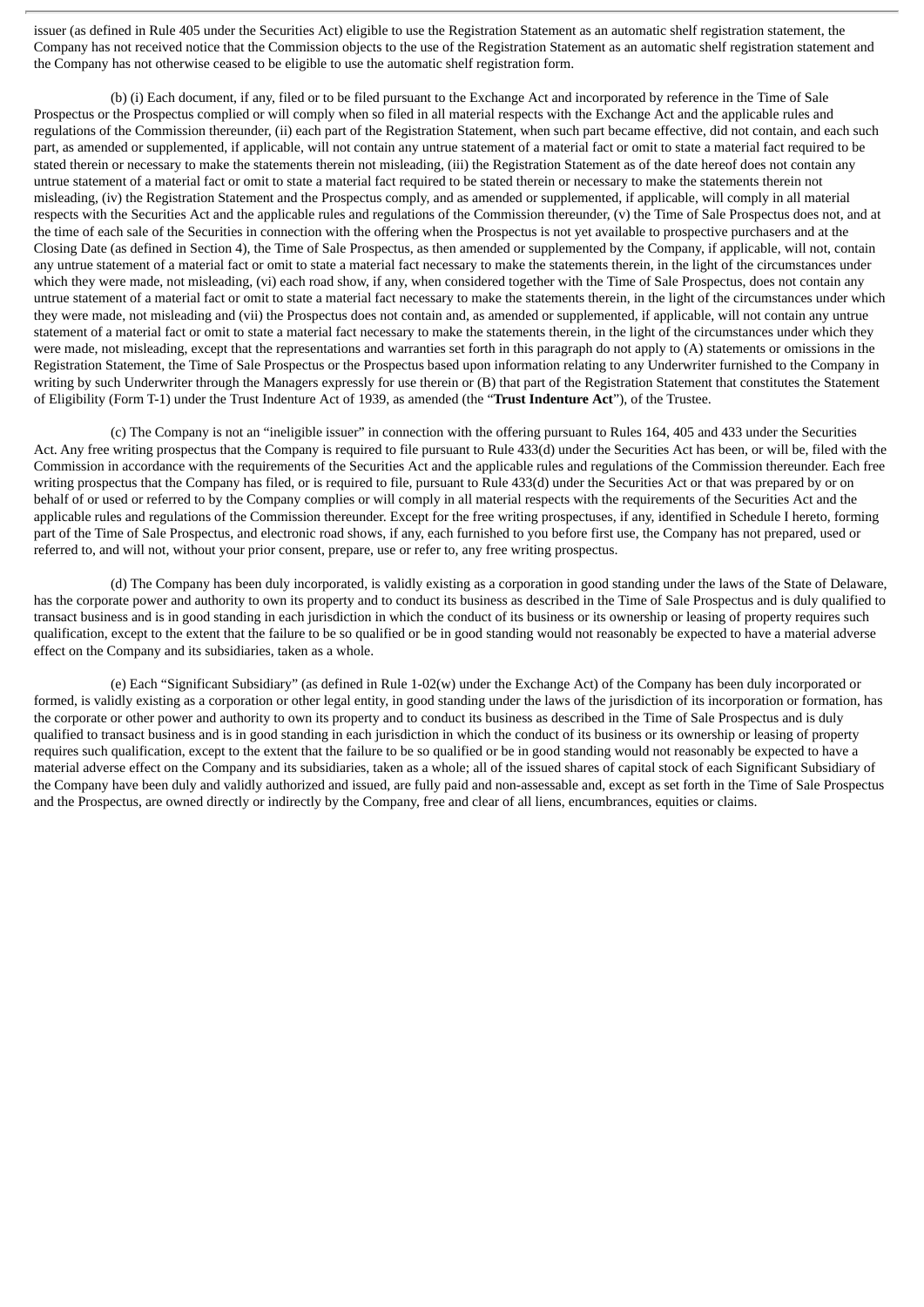issuer (as defined in Rule 405 under the Securities Act) eligible to use the Registration Statement as an automatic shelf registration statement, the Company has not received notice that the Commission objects to the use of the Registration Statement as an automatic shelf registration statement and the Company has not otherwise ceased to be eligible to use the automatic shelf registration form.

(b) (i) Each document, if any, filed or to be filed pursuant to the Exchange Act and incorporated by reference in the Time of Sale Prospectus or the Prospectus complied or will comply when so filed in all material respects with the Exchange Act and the applicable rules and regulations of the Commission thereunder, (ii) each part of the Registration Statement, when such part became effective, did not contain, and each such part, as amended or supplemented, if applicable, will not contain any untrue statement of a material fact or omit to state a material fact required to be stated therein or necessary to make the statements therein not misleading, (iii) the Registration Statement as of the date hereof does not contain any untrue statement of a material fact or omit to state a material fact required to be stated therein or necessary to make the statements therein not misleading, (iv) the Registration Statement and the Prospectus comply, and as amended or supplemented, if applicable, will comply in all material respects with the Securities Act and the applicable rules and regulations of the Commission thereunder, (v) the Time of Sale Prospectus does not, and at the time of each sale of the Securities in connection with the offering when the Prospectus is not yet available to prospective purchasers and at the Closing Date (as defined in Section 4), the Time of Sale Prospectus, as then amended or supplemented by the Company, if applicable, will not, contain any untrue statement of a material fact or omit to state a material fact necessary to make the statements therein, in the light of the circumstances under which they were made, not misleading, (vi) each road show, if any, when considered together with the Time of Sale Prospectus, does not contain any untrue statement of a material fact or omit to state a material fact necessary to make the statements therein, in the light of the circumstances under which they were made, not misleading and (vii) the Prospectus does not contain and, as amended or supplemented, if applicable, will not contain any untrue statement of a material fact or omit to state a material fact necessary to make the statements therein, in the light of the circumstances under which they were made, not misleading, except that the representations and warranties set forth in this paragraph do not apply to (A) statements or omissions in the Registration Statement, the Time of Sale Prospectus or the Prospectus based upon information relating to any Underwriter furnished to the Company in writing by such Underwriter through the Managers expressly for use therein or (B) that part of the Registration Statement that constitutes the Statement of Eligibility (Form T-1) under the Trust Indenture Act of 1939, as amended (the "**Trust Indenture Act**"), of the Trustee.

(c) The Company is not an "ineligible issuer" in connection with the offering pursuant to Rules 164, 405 and 433 under the Securities Act. Any free writing prospectus that the Company is required to file pursuant to Rule 433(d) under the Securities Act has been, or will be, filed with the Commission in accordance with the requirements of the Securities Act and the applicable rules and regulations of the Commission thereunder. Each free writing prospectus that the Company has filed, or is required to file, pursuant to Rule 433(d) under the Securities Act or that was prepared by or on behalf of or used or referred to by the Company complies or will comply in all material respects with the requirements of the Securities Act and the applicable rules and regulations of the Commission thereunder. Except for the free writing prospectuses, if any, identified in Schedule I hereto, forming part of the Time of Sale Prospectus, and electronic road shows, if any, each furnished to you before first use, the Company has not prepared, used or referred to, and will not, without your prior consent, prepare, use or refer to, any free writing prospectus.

(d) The Company has been duly incorporated, is validly existing as a corporation in good standing under the laws of the State of Delaware, has the corporate power and authority to own its property and to conduct its business as described in the Time of Sale Prospectus and is duly qualified to transact business and is in good standing in each jurisdiction in which the conduct of its business or its ownership or leasing of property requires such qualification, except to the extent that the failure to be so qualified or be in good standing would not reasonably be expected to have a material adverse effect on the Company and its subsidiaries, taken as a whole.

(e) Each "Significant Subsidiary" (as defined in Rule 1-02(w) under the Exchange Act) of the Company has been duly incorporated or formed, is validly existing as a corporation or other legal entity, in good standing under the laws of the jurisdiction of its incorporation or formation, has the corporate or other power and authority to own its property and to conduct its business as described in the Time of Sale Prospectus and is duly qualified to transact business and is in good standing in each jurisdiction in which the conduct of its business or its ownership or leasing of property requires such qualification, except to the extent that the failure to be so qualified or be in good standing would not reasonably be expected to have a material adverse effect on the Company and its subsidiaries, taken as a whole; all of the issued shares of capital stock of each Significant Subsidiary of the Company have been duly and validly authorized and issued, are fully paid and non-assessable and, except as set forth in the Time of Sale Prospectus and the Prospectus, are owned directly or indirectly by the Company, free and clear of all liens, encumbrances, equities or claims.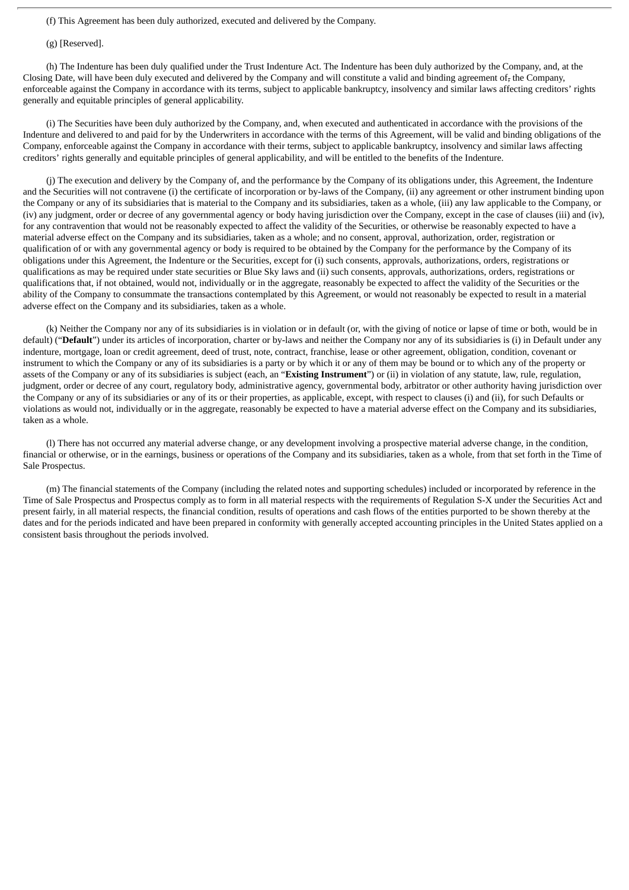(f) This Agreement has been duly authorized, executed and delivered by the Company.

(g) [Reserved].

(h) The Indenture has been duly qualified under the Trust Indenture Act. The Indenture has been duly authorized by the Company, and, at the Closing Date, will have been duly executed and delivered by the Company and will constitute a valid and binding agreement of, the Company, enforceable against the Company in accordance with its terms, subject to applicable bankruptcy, insolvency and similar laws affecting creditors' rights generally and equitable principles of general applicability.

(i) The Securities have been duly authorized by the Company, and, when executed and authenticated in accordance with the provisions of the Indenture and delivered to and paid for by the Underwriters in accordance with the terms of this Agreement, will be valid and binding obligations of the Company, enforceable against the Company in accordance with their terms, subject to applicable bankruptcy, insolvency and similar laws affecting creditors' rights generally and equitable principles of general applicability, and will be entitled to the benefits of the Indenture.

(j) The execution and delivery by the Company of, and the performance by the Company of its obligations under, this Agreement, the Indenture and the Securities will not contravene (i) the certificate of incorporation or by-laws of the Company, (ii) any agreement or other instrument binding upon the Company or any of its subsidiaries that is material to the Company and its subsidiaries, taken as a whole, (iii) any law applicable to the Company, or (iv) any judgment, order or decree of any governmental agency or body having jurisdiction over the Company, except in the case of clauses (iii) and (iv), for any contravention that would not be reasonably expected to affect the validity of the Securities, or otherwise be reasonably expected to have a material adverse effect on the Company and its subsidiaries, taken as a whole; and no consent, approval, authorization, order, registration or qualification of or with any governmental agency or body is required to be obtained by the Company for the performance by the Company of its obligations under this Agreement, the Indenture or the Securities, except for (i) such consents, approvals, authorizations, orders, registrations or qualifications as may be required under state securities or Blue Sky laws and (ii) such consents, approvals, authorizations, orders, registrations or qualifications that, if not obtained, would not, individually or in the aggregate, reasonably be expected to affect the validity of the Securities or the ability of the Company to consummate the transactions contemplated by this Agreement, or would not reasonably be expected to result in a material adverse effect on the Company and its subsidiaries, taken as a whole.

(k) Neither the Company nor any of its subsidiaries is in violation or in default (or, with the giving of notice or lapse of time or both, would be in default) ("**Default**") under its articles of incorporation, charter or by-laws and neither the Company nor any of its subsidiaries is (i) in Default under any indenture, mortgage, loan or credit agreement, deed of trust, note, contract, franchise, lease or other agreement, obligation, condition, covenant or instrument to which the Company or any of its subsidiaries is a party or by which it or any of them may be bound or to which any of the property or assets of the Company or any of its subsidiaries is subject (each, an "**Existing Instrument**") or (ii) in violation of any statute, law, rule, regulation, judgment, order or decree of any court, regulatory body, administrative agency, governmental body, arbitrator or other authority having jurisdiction over the Company or any of its subsidiaries or any of its or their properties, as applicable, except, with respect to clauses (i) and (ii), for such Defaults or violations as would not, individually or in the aggregate, reasonably be expected to have a material adverse effect on the Company and its subsidiaries, taken as a whole.

(l) There has not occurred any material adverse change, or any development involving a prospective material adverse change, in the condition, financial or otherwise, or in the earnings, business or operations of the Company and its subsidiaries, taken as a whole, from that set forth in the Time of Sale Prospectus.

(m) The financial statements of the Company (including the related notes and supporting schedules) included or incorporated by reference in the Time of Sale Prospectus and Prospectus comply as to form in all material respects with the requirements of Regulation S-X under the Securities Act and present fairly, in all material respects, the financial condition, results of operations and cash flows of the entities purported to be shown thereby at the dates and for the periods indicated and have been prepared in conformity with generally accepted accounting principles in the United States applied on a consistent basis throughout the periods involved.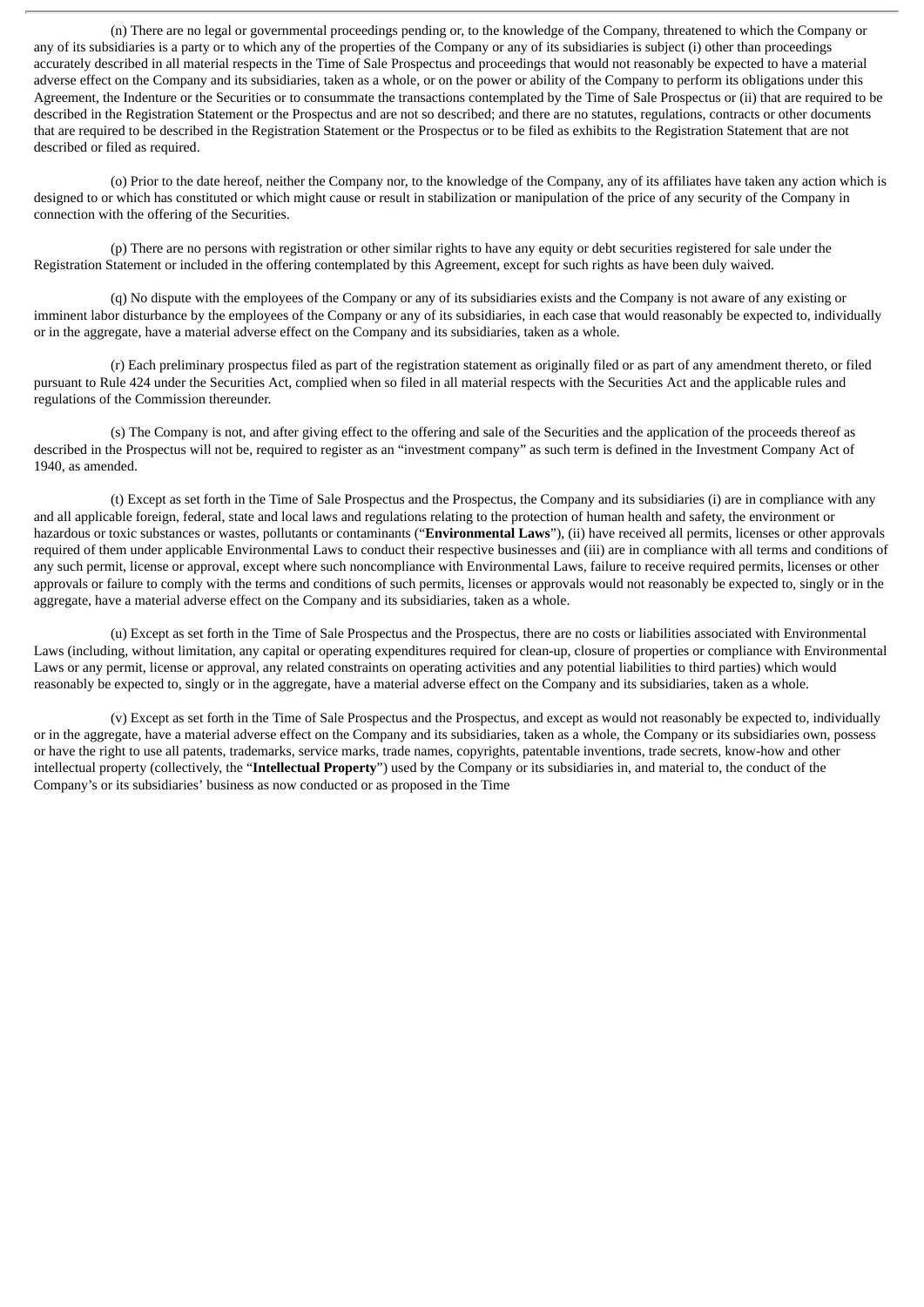(n) There are no legal or governmental proceedings pending or, to the knowledge of the Company, threatened to which the Company or any of its subsidiaries is a party or to which any of the properties of the Company or any of its subsidiaries is subject (i) other than proceedings accurately described in all material respects in the Time of Sale Prospectus and proceedings that would not reasonably be expected to have a material adverse effect on the Company and its subsidiaries, taken as a whole, or on the power or ability of the Company to perform its obligations under this Agreement, the Indenture or the Securities or to consummate the transactions contemplated by the Time of Sale Prospectus or (ii) that are required to be described in the Registration Statement or the Prospectus and are not so described; and there are no statutes, regulations, contracts or other documents that are required to be described in the Registration Statement or the Prospectus or to be filed as exhibits to the Registration Statement that are not described or filed as required.

(o) Prior to the date hereof, neither the Company nor, to the knowledge of the Company, any of its affiliates have taken any action which is designed to or which has constituted or which might cause or result in stabilization or manipulation of the price of any security of the Company in connection with the offering of the Securities.

(p) There are no persons with registration or other similar rights to have any equity or debt securities registered for sale under the Registration Statement or included in the offering contemplated by this Agreement, except for such rights as have been duly waived.

(q) No dispute with the employees of the Company or any of its subsidiaries exists and the Company is not aware of any existing or imminent labor disturbance by the employees of the Company or any of its subsidiaries, in each case that would reasonably be expected to, individually or in the aggregate, have a material adverse effect on the Company and its subsidiaries, taken as a whole.

(r) Each preliminary prospectus filed as part of the registration statement as originally filed or as part of any amendment thereto, or filed pursuant to Rule 424 under the Securities Act, complied when so filed in all material respects with the Securities Act and the applicable rules and regulations of the Commission thereunder.

(s) The Company is not, and after giving effect to the offering and sale of the Securities and the application of the proceeds thereof as described in the Prospectus will not be, required to register as an "investment company" as such term is defined in the Investment Company Act of 1940, as amended.

(t) Except as set forth in the Time of Sale Prospectus and the Prospectus, the Company and its subsidiaries (i) are in compliance with any and all applicable foreign, federal, state and local laws and regulations relating to the protection of human health and safety, the environment or hazardous or toxic substances or wastes, pollutants or contaminants ("**Environmental Laws**"), (ii) have received all permits, licenses or other approvals required of them under applicable Environmental Laws to conduct their respective businesses and (iii) are in compliance with all terms and conditions of any such permit, license or approval, except where such noncompliance with Environmental Laws, failure to receive required permits, licenses or other approvals or failure to comply with the terms and conditions of such permits, licenses or approvals would not reasonably be expected to, singly or in the aggregate, have a material adverse effect on the Company and its subsidiaries, taken as a whole.

(u) Except as set forth in the Time of Sale Prospectus and the Prospectus, there are no costs or liabilities associated with Environmental Laws (including, without limitation, any capital or operating expenditures required for clean-up, closure of properties or compliance with Environmental Laws or any permit, license or approval, any related constraints on operating activities and any potential liabilities to third parties) which would reasonably be expected to, singly or in the aggregate, have a material adverse effect on the Company and its subsidiaries, taken as a whole.

(v) Except as set forth in the Time of Sale Prospectus and the Prospectus, and except as would not reasonably be expected to, individually or in the aggregate, have a material adverse effect on the Company and its subsidiaries, taken as a whole, the Company or its subsidiaries own, possess or have the right to use all patents, trademarks, service marks, trade names, copyrights, patentable inventions, trade secrets, know-how and other intellectual property (collectively, the "**Intellectual Property**") used by the Company or its subsidiaries in, and material to, the conduct of the Company's or its subsidiaries' business as now conducted or as proposed in the Time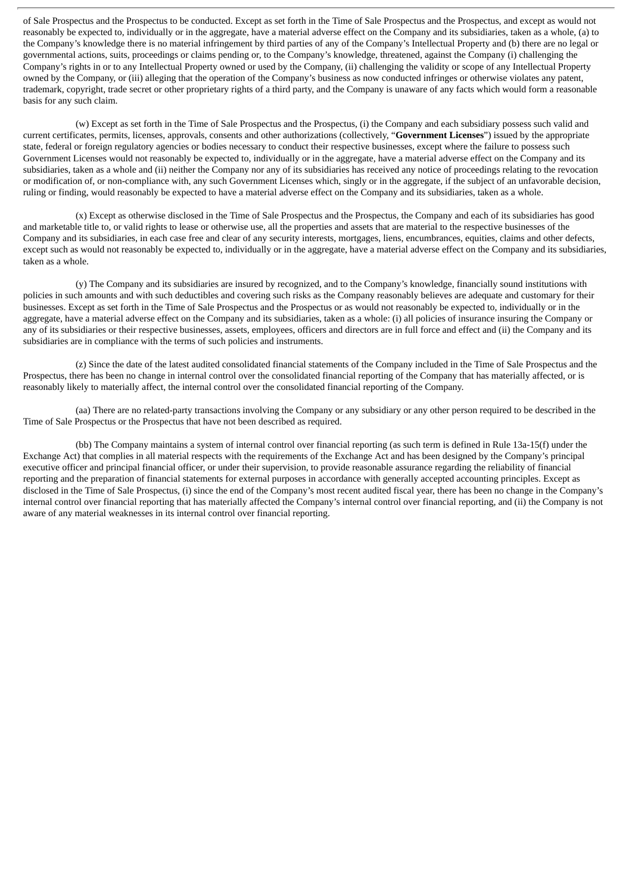of Sale Prospectus and the Prospectus to be conducted. Except as set forth in the Time of Sale Prospectus and the Prospectus, and except as would not reasonably be expected to, individually or in the aggregate, have a material adverse effect on the Company and its subsidiaries, taken as a whole, (a) to the Company's knowledge there is no material infringement by third parties of any of the Company's Intellectual Property and (b) there are no legal or governmental actions, suits, proceedings or claims pending or, to the Company's knowledge, threatened, against the Company (i) challenging the Company's rights in or to any Intellectual Property owned or used by the Company, (ii) challenging the validity or scope of any Intellectual Property owned by the Company, or (iii) alleging that the operation of the Company's business as now conducted infringes or otherwise violates any patent, trademark, copyright, trade secret or other proprietary rights of a third party, and the Company is unaware of any facts which would form a reasonable basis for any such claim.

(w) Except as set forth in the Time of Sale Prospectus and the Prospectus, (i) the Company and each subsidiary possess such valid and current certificates, permits, licenses, approvals, consents and other authorizations (collectively, "**Government Licenses**") issued by the appropriate state, federal or foreign regulatory agencies or bodies necessary to conduct their respective businesses, except where the failure to possess such Government Licenses would not reasonably be expected to, individually or in the aggregate, have a material adverse effect on the Company and its subsidiaries, taken as a whole and (ii) neither the Company nor any of its subsidiaries has received any notice of proceedings relating to the revocation or modification of, or non-compliance with, any such Government Licenses which, singly or in the aggregate, if the subject of an unfavorable decision, ruling or finding, would reasonably be expected to have a material adverse effect on the Company and its subsidiaries, taken as a whole.

(x) Except as otherwise disclosed in the Time of Sale Prospectus and the Prospectus, the Company and each of its subsidiaries has good and marketable title to, or valid rights to lease or otherwise use, all the properties and assets that are material to the respective businesses of the Company and its subsidiaries, in each case free and clear of any security interests, mortgages, liens, encumbrances, equities, claims and other defects, except such as would not reasonably be expected to, individually or in the aggregate, have a material adverse effect on the Company and its subsidiaries, taken as a whole.

(y) The Company and its subsidiaries are insured by recognized, and to the Company's knowledge, financially sound institutions with policies in such amounts and with such deductibles and covering such risks as the Company reasonably believes are adequate and customary for their businesses. Except as set forth in the Time of Sale Prospectus and the Prospectus or as would not reasonably be expected to, individually or in the aggregate, have a material adverse effect on the Company and its subsidiaries, taken as a whole: (i) all policies of insurance insuring the Company or any of its subsidiaries or their respective businesses, assets, employees, officers and directors are in full force and effect and (ii) the Company and its subsidiaries are in compliance with the terms of such policies and instruments.

(z) Since the date of the latest audited consolidated financial statements of the Company included in the Time of Sale Prospectus and the Prospectus, there has been no change in internal control over the consolidated financial reporting of the Company that has materially affected, or is reasonably likely to materially affect, the internal control over the consolidated financial reporting of the Company.

(aa) There are no related-party transactions involving the Company or any subsidiary or any other person required to be described in the Time of Sale Prospectus or the Prospectus that have not been described as required.

(bb) The Company maintains a system of internal control over financial reporting (as such term is defined in Rule 13a-15(f) under the Exchange Act) that complies in all material respects with the requirements of the Exchange Act and has been designed by the Company's principal executive officer and principal financial officer, or under their supervision, to provide reasonable assurance regarding the reliability of financial reporting and the preparation of financial statements for external purposes in accordance with generally accepted accounting principles. Except as disclosed in the Time of Sale Prospectus, (i) since the end of the Company's most recent audited fiscal year, there has been no change in the Company's internal control over financial reporting that has materially affected the Company's internal control over financial reporting, and (ii) the Company is not aware of any material weaknesses in its internal control over financial reporting.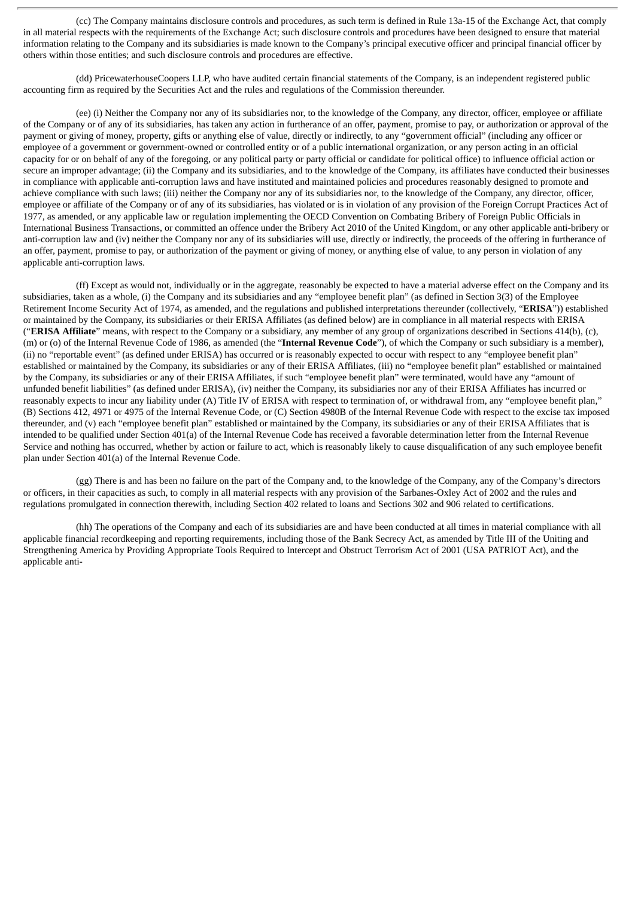(cc) The Company maintains disclosure controls and procedures, as such term is defined in Rule 13a-15 of the Exchange Act, that comply in all material respects with the requirements of the Exchange Act; such disclosure controls and procedures have been designed to ensure that material information relating to the Company and its subsidiaries is made known to the Company's principal executive officer and principal financial officer by others within those entities; and such disclosure controls and procedures are effective.

(dd) PricewaterhouseCoopers LLP, who have audited certain financial statements of the Company, is an independent registered public accounting firm as required by the Securities Act and the rules and regulations of the Commission thereunder.

(ee) (i) Neither the Company nor any of its subsidiaries nor, to the knowledge of the Company, any director, officer, employee or affiliate of the Company or of any of its subsidiaries, has taken any action in furtherance of an offer, payment, promise to pay, or authorization or approval of the payment or giving of money, property, gifts or anything else of value, directly or indirectly, to any "government official" (including any officer or employee of a government or government-owned or controlled entity or of a public international organization, or any person acting in an official capacity for or on behalf of any of the foregoing, or any political party or party official or candidate for political office) to influence official action or secure an improper advantage; (ii) the Company and its subsidiaries, and to the knowledge of the Company, its affiliates have conducted their businesses in compliance with applicable anti-corruption laws and have instituted and maintained policies and procedures reasonably designed to promote and achieve compliance with such laws; (iii) neither the Company nor any of its subsidiaries nor, to the knowledge of the Company, any director, officer, employee or affiliate of the Company or of any of its subsidiaries, has violated or is in violation of any provision of the Foreign Corrupt Practices Act of 1977, as amended, or any applicable law or regulation implementing the OECD Convention on Combating Bribery of Foreign Public Officials in International Business Transactions, or committed an offence under the Bribery Act 2010 of the United Kingdom, or any other applicable anti-bribery or anti-corruption law and (iv) neither the Company nor any of its subsidiaries will use, directly or indirectly, the proceeds of the offering in furtherance of an offer, payment, promise to pay, or authorization of the payment or giving of money, or anything else of value, to any person in violation of any applicable anti-corruption laws.

(ff) Except as would not, individually or in the aggregate, reasonably be expected to have a material adverse effect on the Company and its subsidiaries, taken as a whole, (i) the Company and its subsidiaries and any "employee benefit plan" (as defined in Section 3(3) of the Employee Retirement Income Security Act of 1974, as amended, and the regulations and published interpretations thereunder (collectively, "**ERISA**")) established or maintained by the Company, its subsidiaries or their ERISA Affiliates (as defined below) are in compliance in all material respects with ERISA ("**ERISA Affiliate**" means, with respect to the Company or a subsidiary, any member of any group of organizations described in Sections 414(b), (c), (m) or (o) of the Internal Revenue Code of 1986, as amended (the "**Internal Revenue Code**"), of which the Company or such subsidiary is a member), (ii) no "reportable event" (as defined under ERISA) has occurred or is reasonably expected to occur with respect to any "employee benefit plan" established or maintained by the Company, its subsidiaries or any of their ERISA Affiliates, (iii) no "employee benefit plan" established or maintained by the Company, its subsidiaries or any of their ERISA Affiliates, if such "employee benefit plan" were terminated, would have any "amount of unfunded benefit liabilities" (as defined under ERISA), (iv) neither the Company, its subsidiaries nor any of their ERISA Affiliates has incurred or reasonably expects to incur any liability under (A) Title IV of ERISA with respect to termination of, or withdrawal from, any "employee benefit plan," (B) Sections 412, 4971 or 4975 of the Internal Revenue Code, or (C) Section 4980B of the Internal Revenue Code with respect to the excise tax imposed thereunder, and (v) each "employee benefit plan" established or maintained by the Company, its subsidiaries or any of their ERISA Affiliates that is intended to be qualified under Section 401(a) of the Internal Revenue Code has received a favorable determination letter from the Internal Revenue Service and nothing has occurred, whether by action or failure to act, which is reasonably likely to cause disqualification of any such employee benefit plan under Section 401(a) of the Internal Revenue Code.

(gg) There is and has been no failure on the part of the Company and, to the knowledge of the Company, any of the Company's directors or officers, in their capacities as such, to comply in all material respects with any provision of the Sarbanes-Oxley Act of 2002 and the rules and regulations promulgated in connection therewith, including Section 402 related to loans and Sections 302 and 906 related to certifications.

(hh) The operations of the Company and each of its subsidiaries are and have been conducted at all times in material compliance with all applicable financial recordkeeping and reporting requirements, including those of the Bank Secrecy Act, as amended by Title III of the Uniting and Strengthening America by Providing Appropriate Tools Required to Intercept and Obstruct Terrorism Act of 2001 (USA PATRIOT Act), and the applicable anti-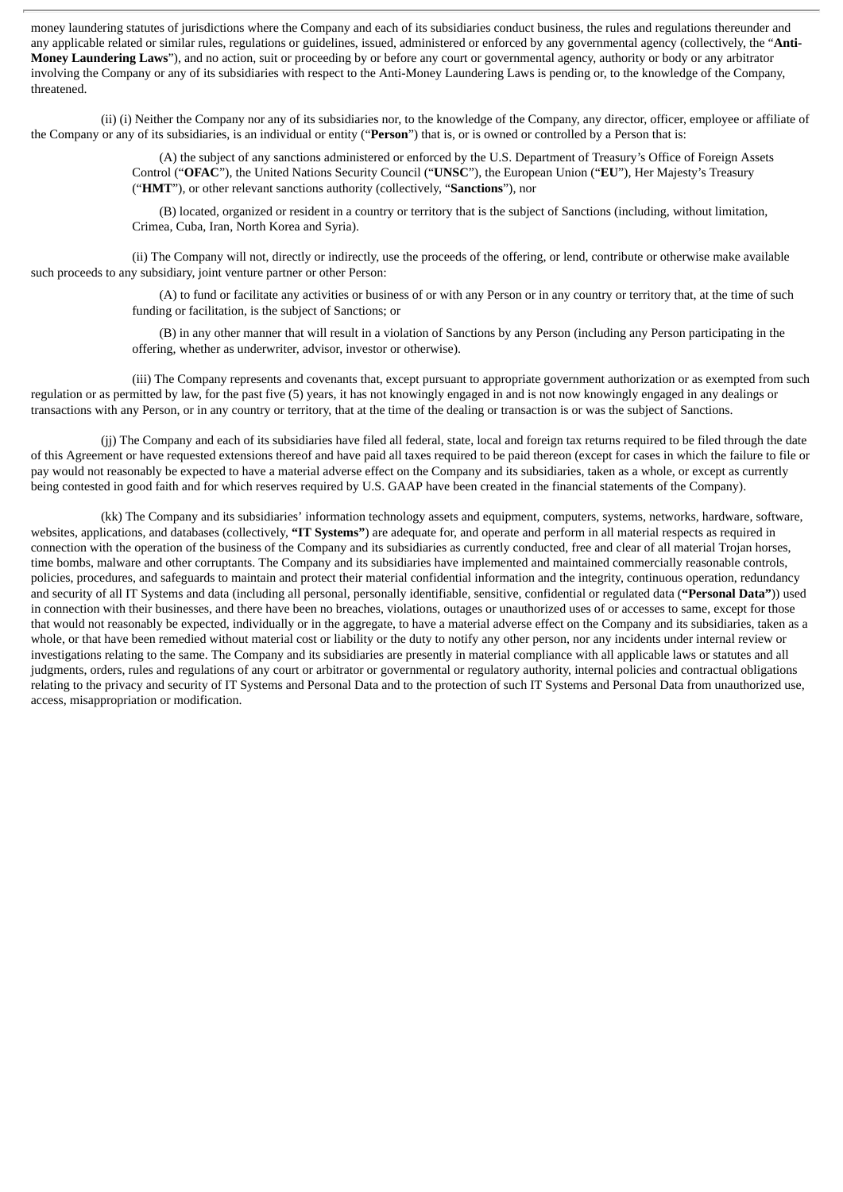money laundering statutes of jurisdictions where the Company and each of its subsidiaries conduct business, the rules and regulations thereunder and any applicable related or similar rules, regulations or guidelines, issued, administered or enforced by any governmental agency (collectively, the "**Anti-Money Laundering Laws**"), and no action, suit or proceeding by or before any court or governmental agency, authority or body or any arbitrator involving the Company or any of its subsidiaries with respect to the Anti-Money Laundering Laws is pending or, to the knowledge of the Company, threatened.

(ii) (i) Neither the Company nor any of its subsidiaries nor, to the knowledge of the Company, any director, officer, employee or affiliate of the Company or any of its subsidiaries, is an individual or entity ("**Person**") that is, or is owned or controlled by a Person that is:

(A) the subject of any sanctions administered or enforced by the U.S. Department of Treasury's Office of Foreign Assets Control ("**OFAC**"), the United Nations Security Council ("**UNSC**"), the European Union ("**EU**"), Her Majesty's Treasury ("**HMT**"), or other relevant sanctions authority (collectively, "**Sanctions**"), nor

(B) located, organized or resident in a country or territory that is the subject of Sanctions (including, without limitation, Crimea, Cuba, Iran, North Korea and Syria).

(ii) The Company will not, directly or indirectly, use the proceeds of the offering, or lend, contribute or otherwise make available such proceeds to any subsidiary, joint venture partner or other Person:

(A) to fund or facilitate any activities or business of or with any Person or in any country or territory that, at the time of such funding or facilitation, is the subject of Sanctions; or

(B) in any other manner that will result in a violation of Sanctions by any Person (including any Person participating in the offering, whether as underwriter, advisor, investor or otherwise).

(iii) The Company represents and covenants that, except pursuant to appropriate government authorization or as exempted from such regulation or as permitted by law, for the past five (5) years, it has not knowingly engaged in and is not now knowingly engaged in any dealings or transactions with any Person, or in any country or territory, that at the time of the dealing or transaction is or was the subject of Sanctions.

(jj) The Company and each of its subsidiaries have filed all federal, state, local and foreign tax returns required to be filed through the date of this Agreement or have requested extensions thereof and have paid all taxes required to be paid thereon (except for cases in which the failure to file or pay would not reasonably be expected to have a material adverse effect on the Company and its subsidiaries, taken as a whole, or except as currently being contested in good faith and for which reserves required by U.S. GAAP have been created in the financial statements of the Company).

(kk) The Company and its subsidiaries' information technology assets and equipment, computers, systems, networks, hardware, software, websites, applications, and databases (collectively, **"IT Systems"**) are adequate for, and operate and perform in all material respects as required in connection with the operation of the business of the Company and its subsidiaries as currently conducted, free and clear of all material Trojan horses, time bombs, malware and other corruptants. The Company and its subsidiaries have implemented and maintained commercially reasonable controls, policies, procedures, and safeguards to maintain and protect their material confidential information and the integrity, continuous operation, redundancy and security of all IT Systems and data (including all personal, personally identifiable, sensitive, confidential or regulated data (**"Personal Data"**)) used in connection with their businesses, and there have been no breaches, violations, outages or unauthorized uses of or accesses to same, except for those that would not reasonably be expected, individually or in the aggregate, to have a material adverse effect on the Company and its subsidiaries, taken as a whole, or that have been remedied without material cost or liability or the duty to notify any other person, nor any incidents under internal review or investigations relating to the same. The Company and its subsidiaries are presently in material compliance with all applicable laws or statutes and all judgments, orders, rules and regulations of any court or arbitrator or governmental or regulatory authority, internal policies and contractual obligations relating to the privacy and security of IT Systems and Personal Data and to the protection of such IT Systems and Personal Data from unauthorized use, access, misappropriation or modification.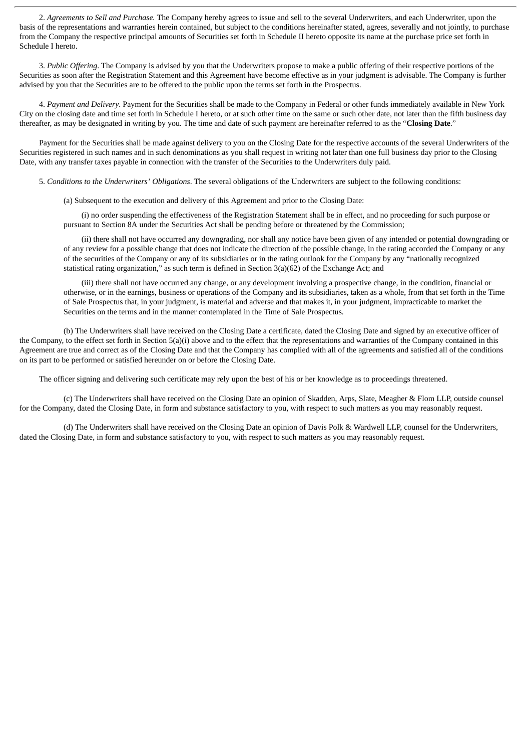2. *Agreements to Sell and Purchase.* The Company hereby agrees to issue and sell to the several Underwriters, and each Underwriter, upon the basis of the representations and warranties herein contained, but subject to the conditions hereinafter stated, agrees, severally and not jointly, to purchase from the Company the respective principal amounts of Securities set forth in Schedule II hereto opposite its name at the purchase price set forth in Schedule I hereto.

3. *Public Offering*. The Company is advised by you that the Underwriters propose to make a public offering of their respective portions of the Securities as soon after the Registration Statement and this Agreement have become effective as in your judgment is advisable. The Company is further advised by you that the Securities are to be offered to the public upon the terms set forth in the Prospectus.

4. *Payment and Delivery*. Payment for the Securities shall be made to the Company in Federal or other funds immediately available in New York City on the closing date and time set forth in Schedule I hereto, or at such other time on the same or such other date, not later than the fifth business day thereafter, as may be designated in writing by you. The time and date of such payment are hereinafter referred to as the "**Closing Date**."

Payment for the Securities shall be made against delivery to you on the Closing Date for the respective accounts of the several Underwriters of the Securities registered in such names and in such denominations as you shall request in writing not later than one full business day prior to the Closing Date, with any transfer taxes payable in connection with the transfer of the Securities to the Underwriters duly paid.

5. *Conditions to the Underwriters' Obligations*. The several obligations of the Underwriters are subject to the following conditions:

(a) Subsequent to the execution and delivery of this Agreement and prior to the Closing Date:

(i) no order suspending the effectiveness of the Registration Statement shall be in effect, and no proceeding for such purpose or pursuant to Section 8A under the Securities Act shall be pending before or threatened by the Commission;

(ii) there shall not have occurred any downgrading, nor shall any notice have been given of any intended or potential downgrading or of any review for a possible change that does not indicate the direction of the possible change, in the rating accorded the Company or any of the securities of the Company or any of its subsidiaries or in the rating outlook for the Company by any "nationally recognized statistical rating organization," as such term is defined in Section 3(a)(62) of the Exchange Act; and

(iii) there shall not have occurred any change, or any development involving a prospective change, in the condition, financial or otherwise, or in the earnings, business or operations of the Company and its subsidiaries, taken as a whole, from that set forth in the Time of Sale Prospectus that, in your judgment, is material and adverse and that makes it, in your judgment, impracticable to market the Securities on the terms and in the manner contemplated in the Time of Sale Prospectus.

(b) The Underwriters shall have received on the Closing Date a certificate, dated the Closing Date and signed by an executive officer of the Company, to the effect set forth in Section 5(a)(i) above and to the effect that the representations and warranties of the Company contained in this Agreement are true and correct as of the Closing Date and that the Company has complied with all of the agreements and satisfied all of the conditions on its part to be performed or satisfied hereunder on or before the Closing Date.

The officer signing and delivering such certificate may rely upon the best of his or her knowledge as to proceedings threatened.

(c) The Underwriters shall have received on the Closing Date an opinion of Skadden, Arps, Slate, Meagher & Flom LLP, outside counsel for the Company, dated the Closing Date, in form and substance satisfactory to you, with respect to such matters as you may reasonably request.

(d) The Underwriters shall have received on the Closing Date an opinion of Davis Polk & Wardwell LLP, counsel for the Underwriters, dated the Closing Date, in form and substance satisfactory to you, with respect to such matters as you may reasonably request.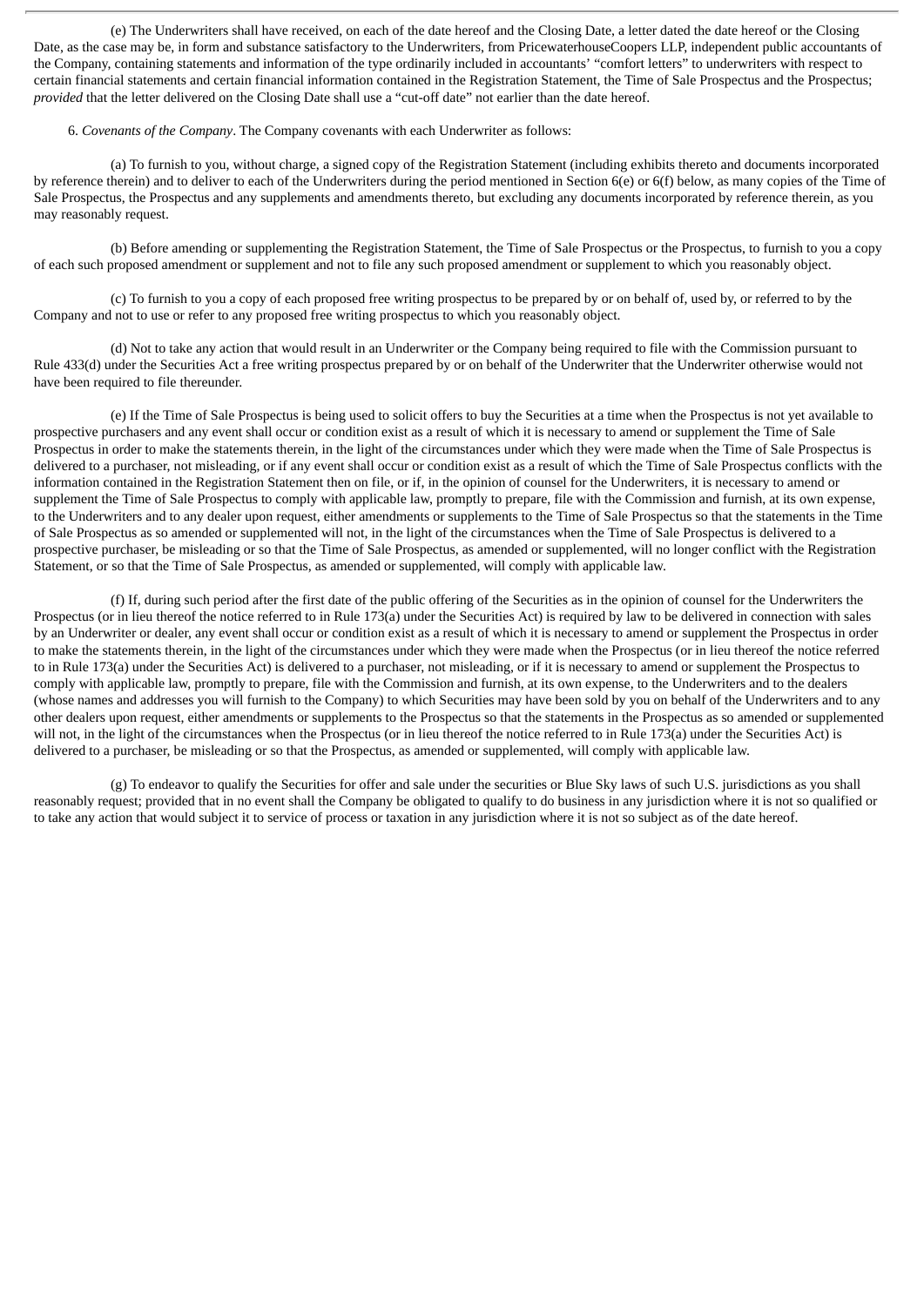(e) The Underwriters shall have received, on each of the date hereof and the Closing Date, a letter dated the date hereof or the Closing Date, as the case may be, in form and substance satisfactory to the Underwriters, from PricewaterhouseCoopers LLP, independent public accountants of the Company, containing statements and information of the type ordinarily included in accountants' "comfort letters" to underwriters with respect to certain financial statements and certain financial information contained in the Registration Statement, the Time of Sale Prospectus and the Prospectus; *provided* that the letter delivered on the Closing Date shall use a "cut-off date" not earlier than the date hereof.

6. *Covenants of the Company*. The Company covenants with each Underwriter as follows:

(a) To furnish to you, without charge, a signed copy of the Registration Statement (including exhibits thereto and documents incorporated by reference therein) and to deliver to each of the Underwriters during the period mentioned in Section 6(e) or 6(f) below, as many copies of the Time of Sale Prospectus, the Prospectus and any supplements and amendments thereto, but excluding any documents incorporated by reference therein, as you may reasonably request.

(b) Before amending or supplementing the Registration Statement, the Time of Sale Prospectus or the Prospectus, to furnish to you a copy of each such proposed amendment or supplement and not to file any such proposed amendment or supplement to which you reasonably object.

(c) To furnish to you a copy of each proposed free writing prospectus to be prepared by or on behalf of, used by, or referred to by the Company and not to use or refer to any proposed free writing prospectus to which you reasonably object.

(d) Not to take any action that would result in an Underwriter or the Company being required to file with the Commission pursuant to Rule 433(d) under the Securities Act a free writing prospectus prepared by or on behalf of the Underwriter that the Underwriter otherwise would not have been required to file thereunder.

(e) If the Time of Sale Prospectus is being used to solicit offers to buy the Securities at a time when the Prospectus is not yet available to prospective purchasers and any event shall occur or condition exist as a result of which it is necessary to amend or supplement the Time of Sale Prospectus in order to make the statements therein, in the light of the circumstances under which they were made when the Time of Sale Prospectus is delivered to a purchaser, not misleading, or if any event shall occur or condition exist as a result of which the Time of Sale Prospectus conflicts with the information contained in the Registration Statement then on file, or if, in the opinion of counsel for the Underwriters, it is necessary to amend or supplement the Time of Sale Prospectus to comply with applicable law, promptly to prepare, file with the Commission and furnish, at its own expense, to the Underwriters and to any dealer upon request, either amendments or supplements to the Time of Sale Prospectus so that the statements in the Time of Sale Prospectus as so amended or supplemented will not, in the light of the circumstances when the Time of Sale Prospectus is delivered to a prospective purchaser, be misleading or so that the Time of Sale Prospectus, as amended or supplemented, will no longer conflict with the Registration Statement, or so that the Time of Sale Prospectus, as amended or supplemented, will comply with applicable law.

(f) If, during such period after the first date of the public offering of the Securities as in the opinion of counsel for the Underwriters the Prospectus (or in lieu thereof the notice referred to in Rule 173(a) under the Securities Act) is required by law to be delivered in connection with sales by an Underwriter or dealer, any event shall occur or condition exist as a result of which it is necessary to amend or supplement the Prospectus in order to make the statements therein, in the light of the circumstances under which they were made when the Prospectus (or in lieu thereof the notice referred to in Rule 173(a) under the Securities Act) is delivered to a purchaser, not misleading, or if it is necessary to amend or supplement the Prospectus to comply with applicable law, promptly to prepare, file with the Commission and furnish, at its own expense, to the Underwriters and to the dealers (whose names and addresses you will furnish to the Company) to which Securities may have been sold by you on behalf of the Underwriters and to any other dealers upon request, either amendments or supplements to the Prospectus so that the statements in the Prospectus as so amended or supplemented will not, in the light of the circumstances when the Prospectus (or in lieu thereof the notice referred to in Rule 173(a) under the Securities Act) is delivered to a purchaser, be misleading or so that the Prospectus, as amended or supplemented, will comply with applicable law.

(g) To endeavor to qualify the Securities for offer and sale under the securities or Blue Sky laws of such U.S. jurisdictions as you shall reasonably request; provided that in no event shall the Company be obligated to qualify to do business in any jurisdiction where it is not so qualified or to take any action that would subject it to service of process or taxation in any jurisdiction where it is not so subject as of the date hereof.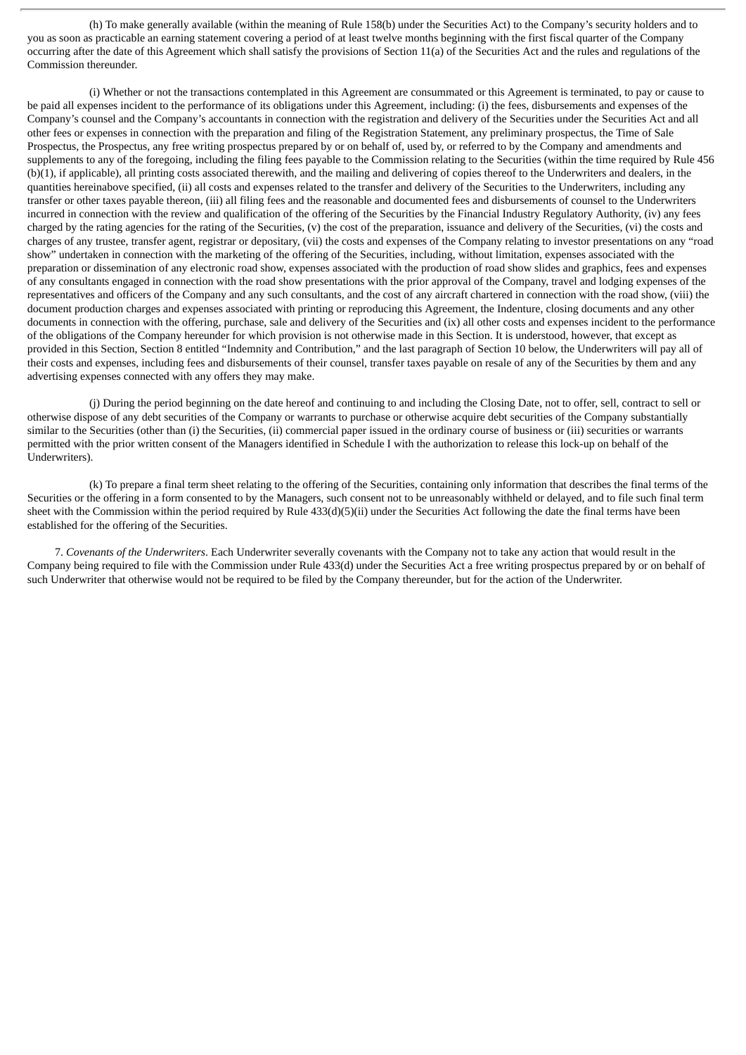(h) To make generally available (within the meaning of Rule 158(b) under the Securities Act) to the Company's security holders and to you as soon as practicable an earning statement covering a period of at least twelve months beginning with the first fiscal quarter of the Company occurring after the date of this Agreement which shall satisfy the provisions of Section 11(a) of the Securities Act and the rules and regulations of the Commission thereunder.

(i) Whether or not the transactions contemplated in this Agreement are consummated or this Agreement is terminated, to pay or cause to be paid all expenses incident to the performance of its obligations under this Agreement, including: (i) the fees, disbursements and expenses of the Company's counsel and the Company's accountants in connection with the registration and delivery of the Securities under the Securities Act and all other fees or expenses in connection with the preparation and filing of the Registration Statement, any preliminary prospectus, the Time of Sale Prospectus, the Prospectus, any free writing prospectus prepared by or on behalf of, used by, or referred to by the Company and amendments and supplements to any of the foregoing, including the filing fees payable to the Commission relating to the Securities (within the time required by Rule 456 (b)(1), if applicable), all printing costs associated therewith, and the mailing and delivering of copies thereof to the Underwriters and dealers, in the quantities hereinabove specified, (ii) all costs and expenses related to the transfer and delivery of the Securities to the Underwriters, including any transfer or other taxes payable thereon, (iii) all filing fees and the reasonable and documented fees and disbursements of counsel to the Underwriters incurred in connection with the review and qualification of the offering of the Securities by the Financial Industry Regulatory Authority, (iv) any fees charged by the rating agencies for the rating of the Securities, (v) the cost of the preparation, issuance and delivery of the Securities, (vi) the costs and charges of any trustee, transfer agent, registrar or depositary, (vii) the costs and expenses of the Company relating to investor presentations on any "road show" undertaken in connection with the marketing of the offering of the Securities, including, without limitation, expenses associated with the preparation or dissemination of any electronic road show, expenses associated with the production of road show slides and graphics, fees and expenses of any consultants engaged in connection with the road show presentations with the prior approval of the Company, travel and lodging expenses of the representatives and officers of the Company and any such consultants, and the cost of any aircraft chartered in connection with the road show, (viii) the document production charges and expenses associated with printing or reproducing this Agreement, the Indenture, closing documents and any other documents in connection with the offering, purchase, sale and delivery of the Securities and (ix) all other costs and expenses incident to the performance of the obligations of the Company hereunder for which provision is not otherwise made in this Section. It is understood, however, that except as provided in this Section, Section 8 entitled "Indemnity and Contribution," and the last paragraph of Section 10 below, the Underwriters will pay all of their costs and expenses, including fees and disbursements of their counsel, transfer taxes payable on resale of any of the Securities by them and any advertising expenses connected with any offers they may make.

(j) During the period beginning on the date hereof and continuing to and including the Closing Date, not to offer, sell, contract to sell or otherwise dispose of any debt securities of the Company or warrants to purchase or otherwise acquire debt securities of the Company substantially similar to the Securities (other than (i) the Securities, (ii) commercial paper issued in the ordinary course of business or (iii) securities or warrants permitted with the prior written consent of the Managers identified in Schedule I with the authorization to release this lock-up on behalf of the Underwriters).

(k) To prepare a final term sheet relating to the offering of the Securities, containing only information that describes the final terms of the Securities or the offering in a form consented to by the Managers, such consent not to be unreasonably withheld or delayed, and to file such final term sheet with the Commission within the period required by Rule 433(d)(5)(ii) under the Securities Act following the date the final terms have been established for the offering of the Securities.

7. *Covenants of the Underwriters*. Each Underwriter severally covenants with the Company not to take any action that would result in the Company being required to file with the Commission under Rule 433(d) under the Securities Act a free writing prospectus prepared by or on behalf of such Underwriter that otherwise would not be required to be filed by the Company thereunder, but for the action of the Underwriter.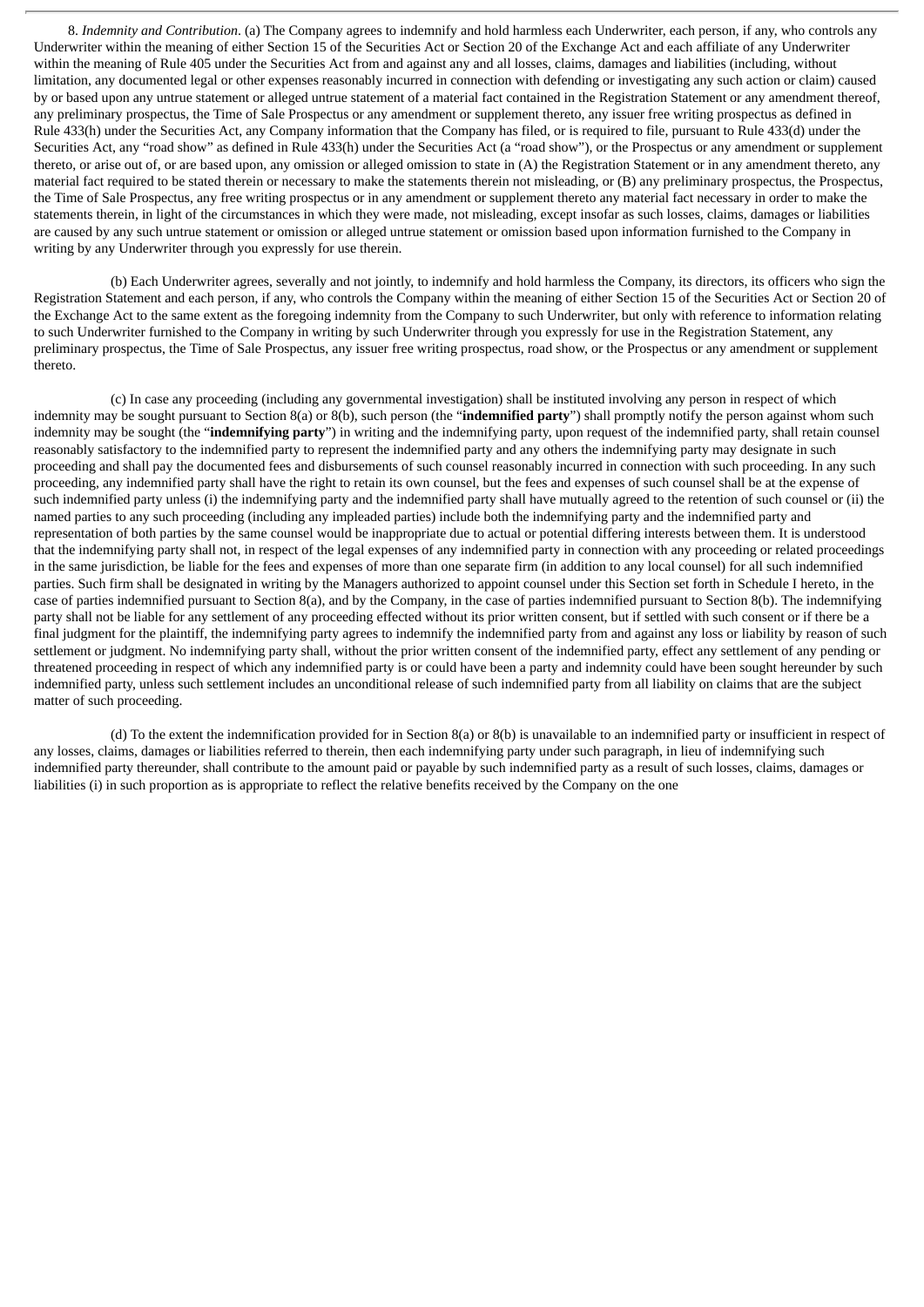8. *Indemnity and Contribution*. (a) The Company agrees to indemnify and hold harmless each Underwriter, each person, if any, who controls any Underwriter within the meaning of either Section 15 of the Securities Act or Section 20 of the Exchange Act and each affiliate of any Underwriter within the meaning of Rule 405 under the Securities Act from and against any and all losses, claims, damages and liabilities (including, without limitation, any documented legal or other expenses reasonably incurred in connection with defending or investigating any such action or claim) caused by or based upon any untrue statement or alleged untrue statement of a material fact contained in the Registration Statement or any amendment thereof, any preliminary prospectus, the Time of Sale Prospectus or any amendment or supplement thereto, any issuer free writing prospectus as defined in Rule 433(h) under the Securities Act, any Company information that the Company has filed, or is required to file, pursuant to Rule 433(d) under the Securities Act, any "road show" as defined in Rule 433(h) under the Securities Act (a "road show"), or the Prospectus or any amendment or supplement thereto, or arise out of, or are based upon, any omission or alleged omission to state in (A) the Registration Statement or in any amendment thereto, any material fact required to be stated therein or necessary to make the statements therein not misleading, or (B) any preliminary prospectus, the Prospectus, the Time of Sale Prospectus, any free writing prospectus or in any amendment or supplement thereto any material fact necessary in order to make the statements therein, in light of the circumstances in which they were made, not misleading, except insofar as such losses, claims, damages or liabilities are caused by any such untrue statement or omission or alleged untrue statement or omission based upon information furnished to the Company in writing by any Underwriter through you expressly for use therein.

(b) Each Underwriter agrees, severally and not jointly, to indemnify and hold harmless the Company, its directors, its officers who sign the Registration Statement and each person, if any, who controls the Company within the meaning of either Section 15 of the Securities Act or Section 20 of the Exchange Act to the same extent as the foregoing indemnity from the Company to such Underwriter, but only with reference to information relating to such Underwriter furnished to the Company in writing by such Underwriter through you expressly for use in the Registration Statement, any preliminary prospectus, the Time of Sale Prospectus, any issuer free writing prospectus, road show, or the Prospectus or any amendment or supplement thereto.

(c) In case any proceeding (including any governmental investigation) shall be instituted involving any person in respect of which indemnity may be sought pursuant to Section 8(a) or 8(b), such person (the "**indemnified party**") shall promptly notify the person against whom such indemnity may be sought (the "**indemnifying party**") in writing and the indemnifying party, upon request of the indemnified party, shall retain counsel reasonably satisfactory to the indemnified party to represent the indemnified party and any others the indemnifying party may designate in such proceeding and shall pay the documented fees and disbursements of such counsel reasonably incurred in connection with such proceeding. In any such proceeding, any indemnified party shall have the right to retain its own counsel, but the fees and expenses of such counsel shall be at the expense of such indemnified party unless (i) the indemnifying party and the indemnified party shall have mutually agreed to the retention of such counsel or (ii) the named parties to any such proceeding (including any impleaded parties) include both the indemnifying party and the indemnified party and representation of both parties by the same counsel would be inappropriate due to actual or potential differing interests between them. It is understood that the indemnifying party shall not, in respect of the legal expenses of any indemnified party in connection with any proceeding or related proceedings in the same jurisdiction, be liable for the fees and expenses of more than one separate firm (in addition to any local counsel) for all such indemnified parties. Such firm shall be designated in writing by the Managers authorized to appoint counsel under this Section set forth in Schedule I hereto, in the case of parties indemnified pursuant to Section 8(a), and by the Company, in the case of parties indemnified pursuant to Section 8(b). The indemnifying party shall not be liable for any settlement of any proceeding effected without its prior written consent, but if settled with such consent or if there be a final judgment for the plaintiff, the indemnifying party agrees to indemnify the indemnified party from and against any loss or liability by reason of such settlement or judgment. No indemnifying party shall, without the prior written consent of the indemnified party, effect any settlement of any pending or threatened proceeding in respect of which any indemnified party is or could have been a party and indemnity could have been sought hereunder by such indemnified party, unless such settlement includes an unconditional release of such indemnified party from all liability on claims that are the subject matter of such proceeding.

(d) To the extent the indemnification provided for in Section 8(a) or 8(b) is unavailable to an indemnified party or insufficient in respect of any losses, claims, damages or liabilities referred to therein, then each indemnifying party under such paragraph, in lieu of indemnifying such indemnified party thereunder, shall contribute to the amount paid or payable by such indemnified party as a result of such losses, claims, damages or liabilities (i) in such proportion as is appropriate to reflect the relative benefits received by the Company on the one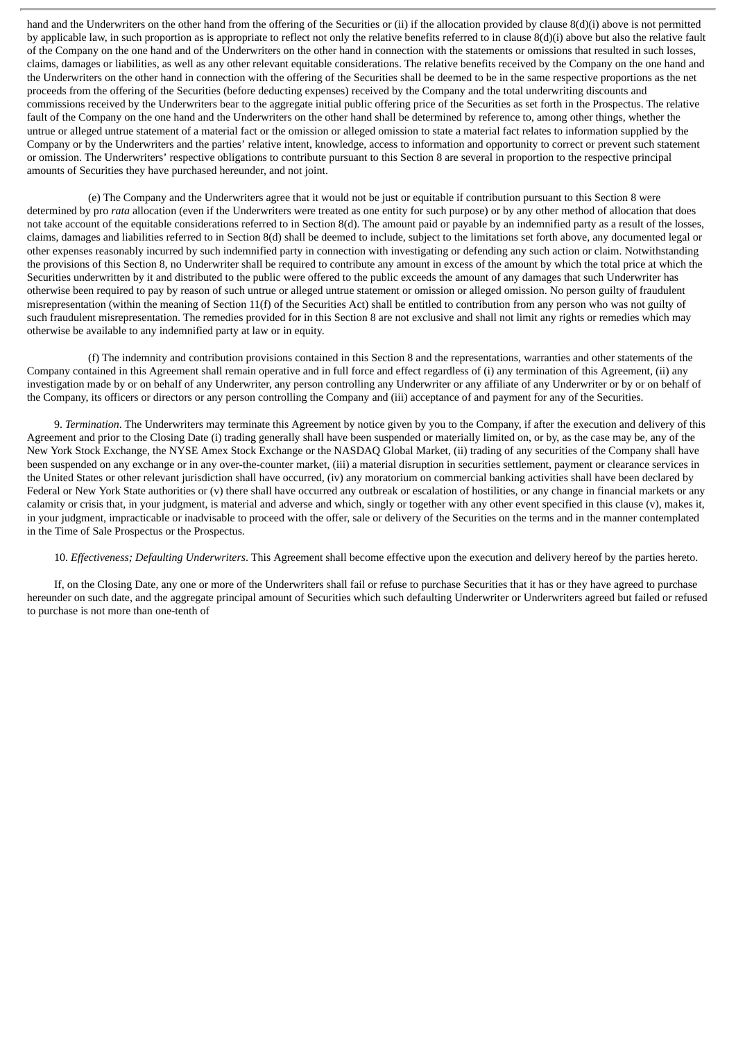hand and the Underwriters on the other hand from the offering of the Securities or (ii) if the allocation provided by clause 8(d)(i) above is not permitted by applicable law, in such proportion as is appropriate to reflect not only the relative benefits referred to in clause 8(d)(i) above but also the relative fault of the Company on the one hand and of the Underwriters on the other hand in connection with the statements or omissions that resulted in such losses, claims, damages or liabilities, as well as any other relevant equitable considerations. The relative benefits received by the Company on the one hand and the Underwriters on the other hand in connection with the offering of the Securities shall be deemed to be in the same respective proportions as the net proceeds from the offering of the Securities (before deducting expenses) received by the Company and the total underwriting discounts and commissions received by the Underwriters bear to the aggregate initial public offering price of the Securities as set forth in the Prospectus. The relative fault of the Company on the one hand and the Underwriters on the other hand shall be determined by reference to, among other things, whether the untrue or alleged untrue statement of a material fact or the omission or alleged omission to state a material fact relates to information supplied by the Company or by the Underwriters and the parties' relative intent, knowledge, access to information and opportunity to correct or prevent such statement or omission. The Underwriters' respective obligations to contribute pursuant to this Section 8 are several in proportion to the respective principal amounts of Securities they have purchased hereunder, and not joint.

(e) The Company and the Underwriters agree that it would not be just or equitable if contribution pursuant to this Section 8 were determined by pro *rata* allocation (even if the Underwriters were treated as one entity for such purpose) or by any other method of allocation that does not take account of the equitable considerations referred to in Section 8(d). The amount paid or payable by an indemnified party as a result of the losses, claims, damages and liabilities referred to in Section 8(d) shall be deemed to include, subject to the limitations set forth above, any documented legal or other expenses reasonably incurred by such indemnified party in connection with investigating or defending any such action or claim. Notwithstanding the provisions of this Section 8, no Underwriter shall be required to contribute any amount in excess of the amount by which the total price at which the Securities underwritten by it and distributed to the public were offered to the public exceeds the amount of any damages that such Underwriter has otherwise been required to pay by reason of such untrue or alleged untrue statement or omission or alleged omission. No person guilty of fraudulent misrepresentation (within the meaning of Section 11(f) of the Securities Act) shall be entitled to contribution from any person who was not guilty of such fraudulent misrepresentation. The remedies provided for in this Section 8 are not exclusive and shall not limit any rights or remedies which may otherwise be available to any indemnified party at law or in equity.

(f) The indemnity and contribution provisions contained in this Section 8 and the representations, warranties and other statements of the Company contained in this Agreement shall remain operative and in full force and effect regardless of (i) any termination of this Agreement, (ii) any investigation made by or on behalf of any Underwriter, any person controlling any Underwriter or any affiliate of any Underwriter or by or on behalf of the Company, its officers or directors or any person controlling the Company and (iii) acceptance of and payment for any of the Securities.

9. *Termination*. The Underwriters may terminate this Agreement by notice given by you to the Company, if after the execution and delivery of this Agreement and prior to the Closing Date (i) trading generally shall have been suspended or materially limited on, or by, as the case may be, any of the New York Stock Exchange, the NYSE Amex Stock Exchange or the NASDAQ Global Market, (ii) trading of any securities of the Company shall have been suspended on any exchange or in any over-the-counter market, (iii) a material disruption in securities settlement, payment or clearance services in the United States or other relevant jurisdiction shall have occurred, (iv) any moratorium on commercial banking activities shall have been declared by Federal or New York State authorities or (v) there shall have occurred any outbreak or escalation of hostilities, or any change in financial markets or any calamity or crisis that, in your judgment, is material and adverse and which, singly or together with any other event specified in this clause (v), makes it, in your judgment, impracticable or inadvisable to proceed with the offer, sale or delivery of the Securities on the terms and in the manner contemplated in the Time of Sale Prospectus or the Prospectus.

10. *Effectiveness; Defaulting Underwriters*. This Agreement shall become effective upon the execution and delivery hereof by the parties hereto.

If, on the Closing Date, any one or more of the Underwriters shall fail or refuse to purchase Securities that it has or they have agreed to purchase hereunder on such date, and the aggregate principal amount of Securities which such defaulting Underwriter or Underwriters agreed but failed or refused to purchase is not more than one-tenth of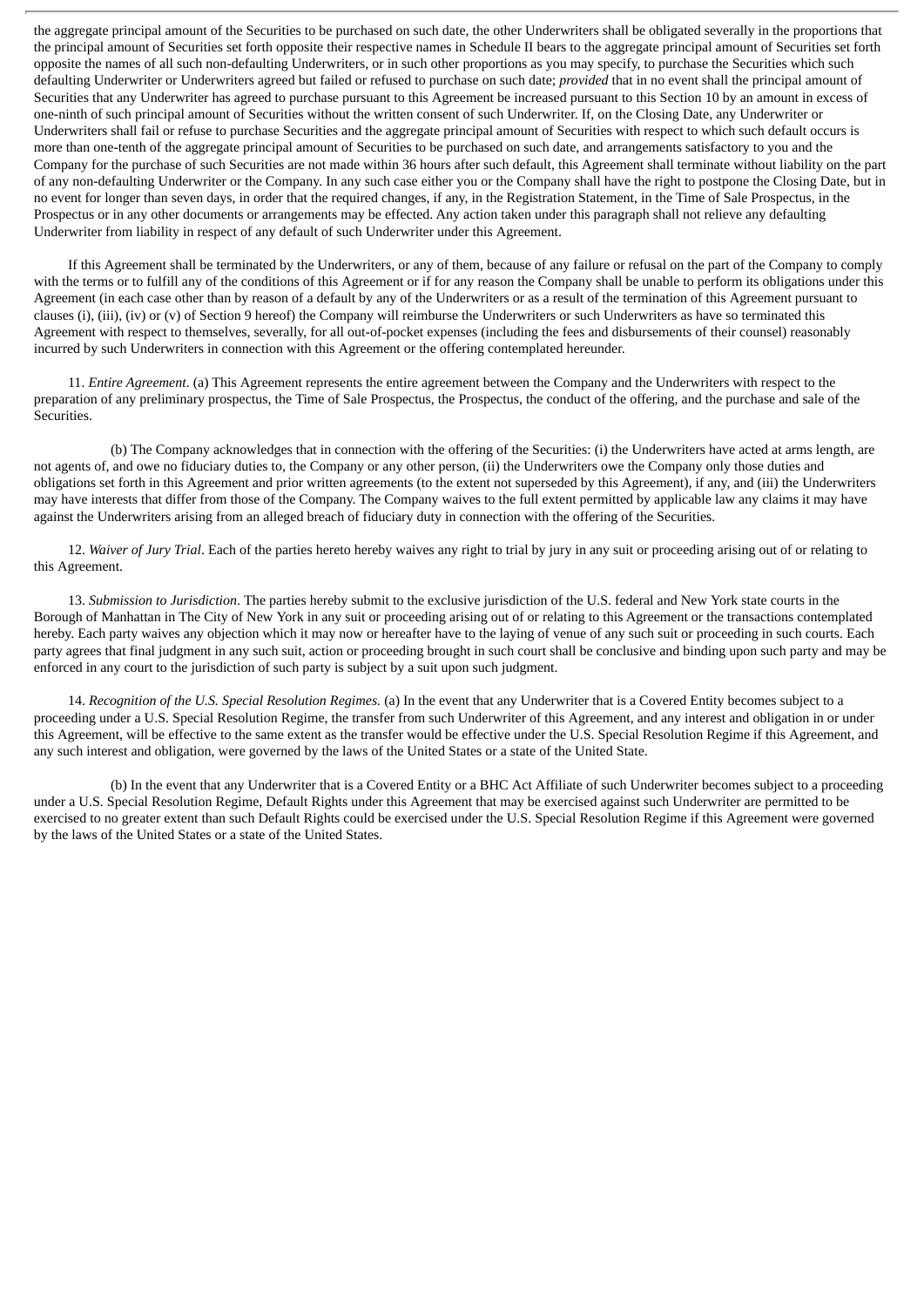the aggregate principal amount of the Securities to be purchased on such date, the other Underwriters shall be obligated severally in the proportions that the principal amount of Securities set forth opposite their respective names in Schedule II bears to the aggregate principal amount of Securities set forth opposite the names of all such non-defaulting Underwriters, or in such other proportions as you may specify, to purchase the Securities which such defaulting Underwriter or Underwriters agreed but failed or refused to purchase on such date; *provided* that in no event shall the principal amount of Securities that any Underwriter has agreed to purchase pursuant to this Agreement be increased pursuant to this Section 10 by an amount in excess of one-ninth of such principal amount of Securities without the written consent of such Underwriter. If, on the Closing Date, any Underwriter or Underwriters shall fail or refuse to purchase Securities and the aggregate principal amount of Securities with respect to which such default occurs is more than one-tenth of the aggregate principal amount of Securities to be purchased on such date, and arrangements satisfactory to you and the Company for the purchase of such Securities are not made within 36 hours after such default, this Agreement shall terminate without liability on the part of any non-defaulting Underwriter or the Company. In any such case either you or the Company shall have the right to postpone the Closing Date, but in no event for longer than seven days, in order that the required changes, if any, in the Registration Statement, in the Time of Sale Prospectus, in the Prospectus or in any other documents or arrangements may be effected. Any action taken under this paragraph shall not relieve any defaulting Underwriter from liability in respect of any default of such Underwriter under this Agreement.

If this Agreement shall be terminated by the Underwriters, or any of them, because of any failure or refusal on the part of the Company to comply with the terms or to fulfill any of the conditions of this Agreement or if for any reason the Company shall be unable to perform its obligations under this Agreement (in each case other than by reason of a default by any of the Underwriters or as a result of the termination of this Agreement pursuant to clauses (i), (iii), (iv) or (v) of Section 9 hereof) the Company will reimburse the Underwriters or such Underwriters as have so terminated this Agreement with respect to themselves, severally, for all out-of-pocket expenses (including the fees and disbursements of their counsel) reasonably incurred by such Underwriters in connection with this Agreement or the offering contemplated hereunder.

11. *Entire Agreement*. (a) This Agreement represents the entire agreement between the Company and the Underwriters with respect to the preparation of any preliminary prospectus, the Time of Sale Prospectus, the Prospectus, the conduct of the offering, and the purchase and sale of the Securities.

(b) The Company acknowledges that in connection with the offering of the Securities: (i) the Underwriters have acted at arms length, are not agents of, and owe no fiduciary duties to, the Company or any other person, (ii) the Underwriters owe the Company only those duties and obligations set forth in this Agreement and prior written agreements (to the extent not superseded by this Agreement), if any, and (iii) the Underwriters may have interests that differ from those of the Company. The Company waives to the full extent permitted by applicable law any claims it may have against the Underwriters arising from an alleged breach of fiduciary duty in connection with the offering of the Securities.

12. *Waiver of Jury Trial*. Each of the parties hereto hereby waives any right to trial by jury in any suit or proceeding arising out of or relating to this Agreement.

13. *Submission to Jurisdiction*. The parties hereby submit to the exclusive jurisdiction of the U.S. federal and New York state courts in the Borough of Manhattan in The City of New York in any suit or proceeding arising out of or relating to this Agreement or the transactions contemplated hereby. Each party waives any objection which it may now or hereafter have to the laying of venue of any such suit or proceeding in such courts. Each party agrees that final judgment in any such suit, action or proceeding brought in such court shall be conclusive and binding upon such party and may be enforced in any court to the jurisdiction of such party is subject by a suit upon such judgment.

14. *Recognition of the U.S. Special Resolution Regimes.* (a) In the event that any Underwriter that is a Covered Entity becomes subject to a proceeding under a U.S. Special Resolution Regime, the transfer from such Underwriter of this Agreement, and any interest and obligation in or under this Agreement, will be effective to the same extent as the transfer would be effective under the U.S. Special Resolution Regime if this Agreement, and any such interest and obligation, were governed by the laws of the United States or a state of the United State.

(b) In the event that any Underwriter that is a Covered Entity or a BHC Act Affiliate of such Underwriter becomes subject to a proceeding under a U.S. Special Resolution Regime, Default Rights under this Agreement that may be exercised against such Underwriter are permitted to be exercised to no greater extent than such Default Rights could be exercised under the U.S. Special Resolution Regime if this Agreement were governed by the laws of the United States or a state of the United States.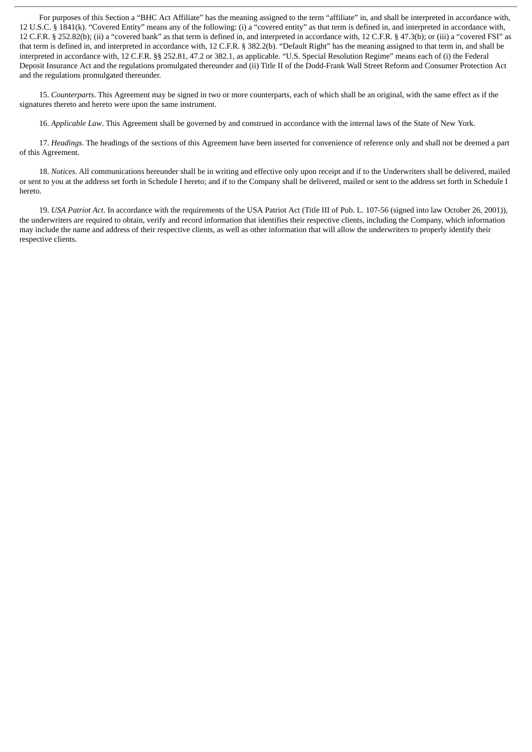For purposes of this Section a "BHC Act Affiliate" has the meaning assigned to the term "affiliate" in, and shall be interpreted in accordance with, 12 U.S.C. § 1841(k). "Covered Entity" means any of the following: (i) a "covered entity" as that term is defined in, and interpreted in accordance with, 12 C.F.R. § 252.82(b); (ii) a "covered bank" as that term is defined in, and interpreted in accordance with, 12 C.F.R. § 47.3(b); or (iii) a "covered FSI" as that term is defined in, and interpreted in accordance with, 12 C.F.R. § 382.2(b). "Default Right" has the meaning assigned to that term in, and shall be interpreted in accordance with, 12 C.F.R. §§ 252.81, 47.2 or 382.1, as applicable. "U.S. Special Resolution Regime" means each of (i) the Federal Deposit Insurance Act and the regulations promulgated thereunder and (ii) Title II of the Dodd-Frank Wall Street Reform and Consumer Protection Act and the regulations promulgated thereunder.

15. *Counterparts*. This Agreement may be signed in two or more counterparts, each of which shall be an original, with the same effect as if the signatures thereto and hereto were upon the same instrument.

16. *Applicable Law*. This Agreement shall be governed by and construed in accordance with the internal laws of the State of New York.

17. *Headings*. The headings of the sections of this Agreement have been inserted for convenience of reference only and shall not be deemed a part of this Agreement.

18. *Notices*. All communications hereunder shall be in writing and effective only upon receipt and if to the Underwriters shall be delivered, mailed or sent to you at the address set forth in Schedule I hereto; and if to the Company shall be delivered, mailed or sent to the address set forth in Schedule I hereto.

19. *USA Patriot Act*. In accordance with the requirements of the USA Patriot Act (Title III of Pub. L. 107-56 (signed into law October 26, 2001)), the underwriters are required to obtain, verify and record information that identifies their respective clients, including the Company, which information may include the name and address of their respective clients, as well as other information that will allow the underwriters to properly identify their respective clients.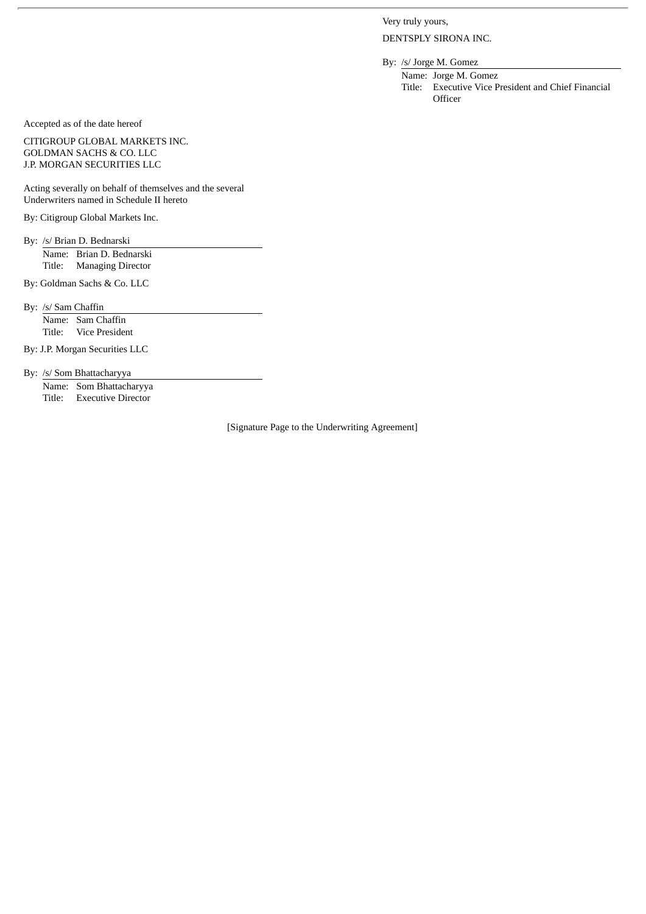Very truly yours,

DENTSPLY SIRONA INC.

By: /s/ Jorge M. Gomez

Name: Jorge M. Gomez
Title: Executive Vice President and Chief Financial Officer

Accepted as of the date hereof

CITIGROUP GLOBAL MARKETS INC.
GOLDMAN SACHS & CO. LLC
J.P. MORGAN SECURITIES LLC

Acting severally on behalf of themselves and the several Underwriters named in Schedule II hereto

By: Citigroup Global Markets Inc.

By: /s/ Brian D. Bednarski

Name: Brian D. Bednarski
Title: Managing Director

By: Goldman Sachs & Co. LLC

By: /s/ Sam Chaffin

Name: Sam Chaffin
Title: Vice President

By: J.P. Morgan Securities LLC

By: /s/ Som Bhattacharyya

Name: Som Bhattacharyya
Title: Executive Director

[Signature Page to the Underwriting Agreement]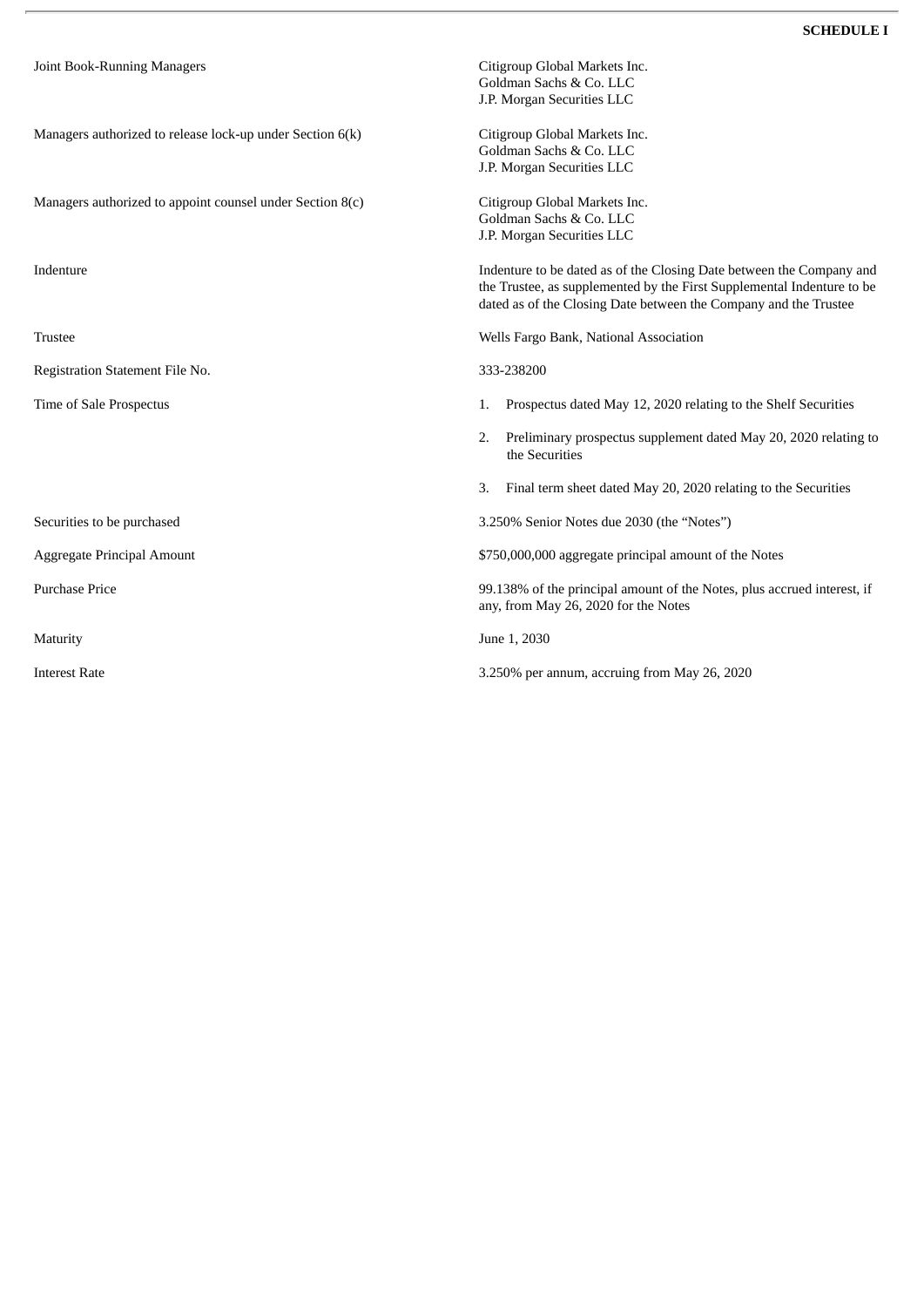**SCHEDULE I**

| | |
|---|---|
| Joint Book-Running Managers | Citigroup Global Markets Inc.<br>Goldman Sachs & Co. LLC<br>J.P. Morgan Securities LLC |
| Managers authorized to release lock-up under Section 6(k) | Citigroup Global Markets Inc.<br>Goldman Sachs & Co. LLC<br>J.P. Morgan Securities LLC |
| Managers authorized to appoint counsel under Section 8(c) | Citigroup Global Markets Inc.<br>Goldman Sachs & Co. LLC<br>J.P. Morgan Securities LLC |
| Indenture | Indenture to be dated as of the Closing Date between the Company and the Trustee, as supplemented by the First Supplemental Indenture to be dated as of the Closing Date between the Company and the Trustee |
| Trustee | Wells Fargo Bank, National Association |
| Registration Statement File No. | 333-238200 |
| Time of Sale Prospectus | 1. Prospectus dated May 12, 2020 relating to the Shelf Securities<br>2. Preliminary prospectus supplement dated May 20, 2020 relating to the Securities<br>3. Final term sheet dated May 20, 2020 relating to the Securities |
| Securities to be purchased | 3.250% Senior Notes due 2030 (the “Notes”) |
| Aggregate Principal Amount | $750,000,000 aggregate principal amount of the Notes |
| Purchase Price | 99.138% of the principal amount of the Notes, plus accrued interest, if any, from May 26, 2020 for the Notes |
| Maturity | June 1, 2030 |
| Interest Rate | 3.250% per annum, accruing from May 26, 2020 |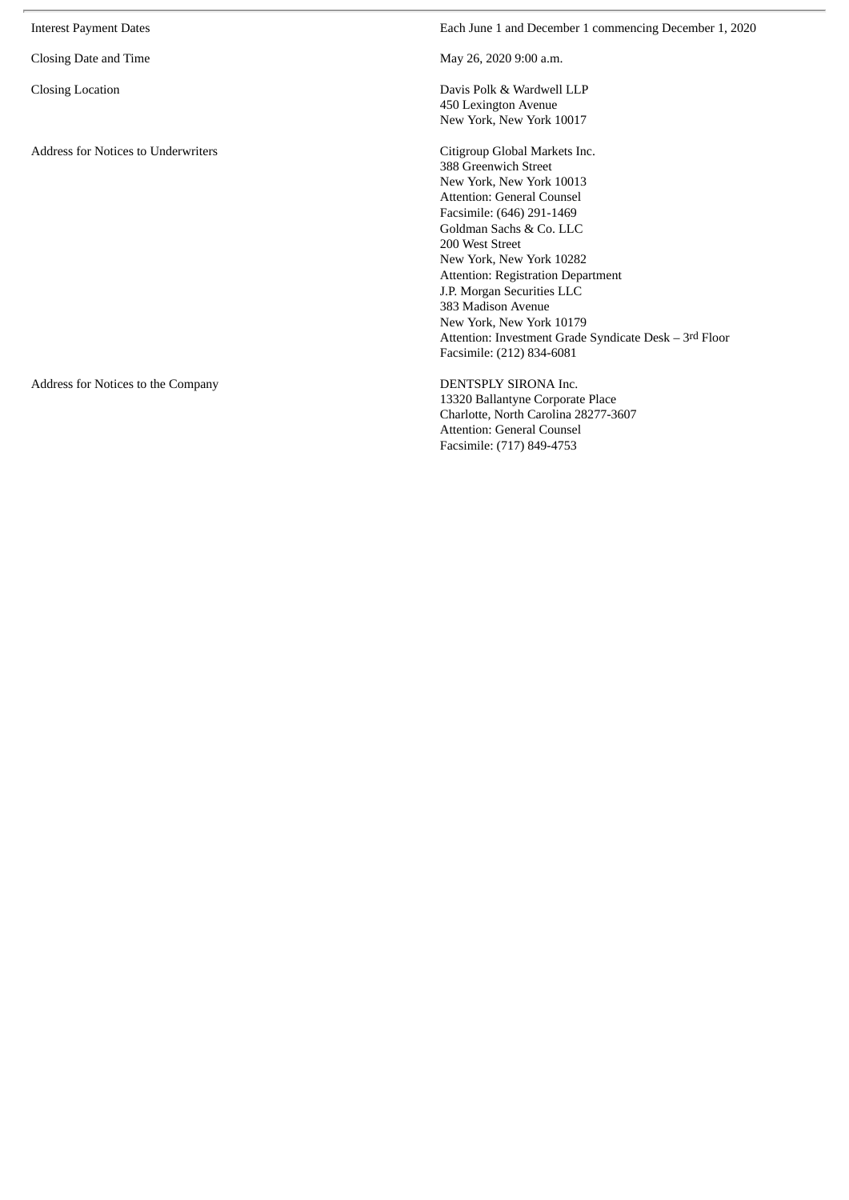| | |
|---|---|
| Interest Payment Dates | Each June 1 and December 1 commencing December 1, 2020 |
| Closing Date and Time | May 26, 2020 9:00 a.m. |
| Closing Location | Davis Polk & Wardwell LLP<br>450 Lexington Avenue<br>New York, New York 10017 |
| Address for Notices to Underwriters | Citigroup Global Markets Inc.<br>388 Greenwich Street<br>New York, New York 10013<br>Attention: General Counsel<br>Facsimile: (646) 291-1469<br>Goldman Sachs & Co. LLC<br>200 West Street<br>New York, New York 10282<br>Attention: Registration Department<br>J.P. Morgan Securities LLC<br>383 Madison Avenue<br>New York, New York 10179<br>Attention: Investment Grade Syndicate Desk – 3rd Floor<br>Facsimile: (212) 834-6081 |
| Address for Notices to the Company | DENTSPLY SIRONA Inc.<br>13320 Ballantyne Corporate Place<br>Charlotte, North Carolina 28277-3607<br>Attention: General Counsel<br>Facsimile: (717) 849-4753 |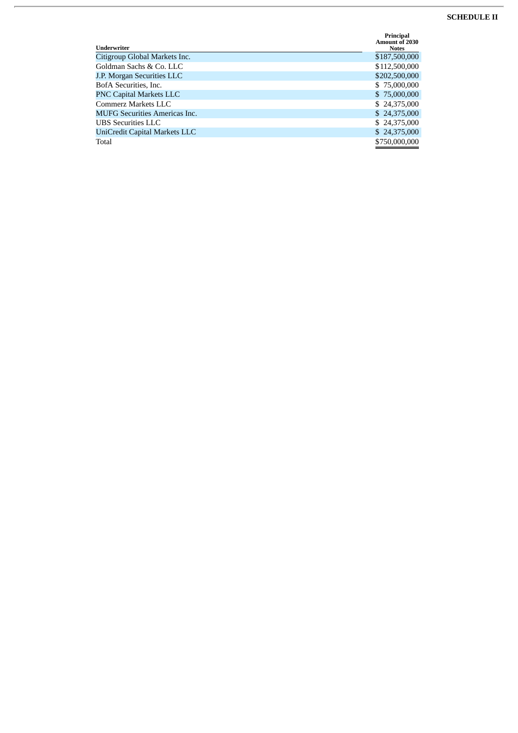**SCHEDULE II**

| Underwriter | Principal Amount of 2030 Notes |
|---|---|
| Citigroup Global Markets Inc. | $187,500,000 |
| Goldman Sachs & Co. LLC | $112,500,000 |
| J.P. Morgan Securities LLC | $202,500,000 |
| BofA Securities, Inc. | $ 75,000,000 |
| PNC Capital Markets LLC | $ 75,000,000 |
| Commerz Markets LLC | $ 24,375,000 |
| MUFG Securities Americas Inc. | $ 24,375,000 |
| UBS Securities LLC | $ 24,375,000 |
| UniCredit Capital Markets LLC | $ 24,375,000 |
| Total | $750,000,000 |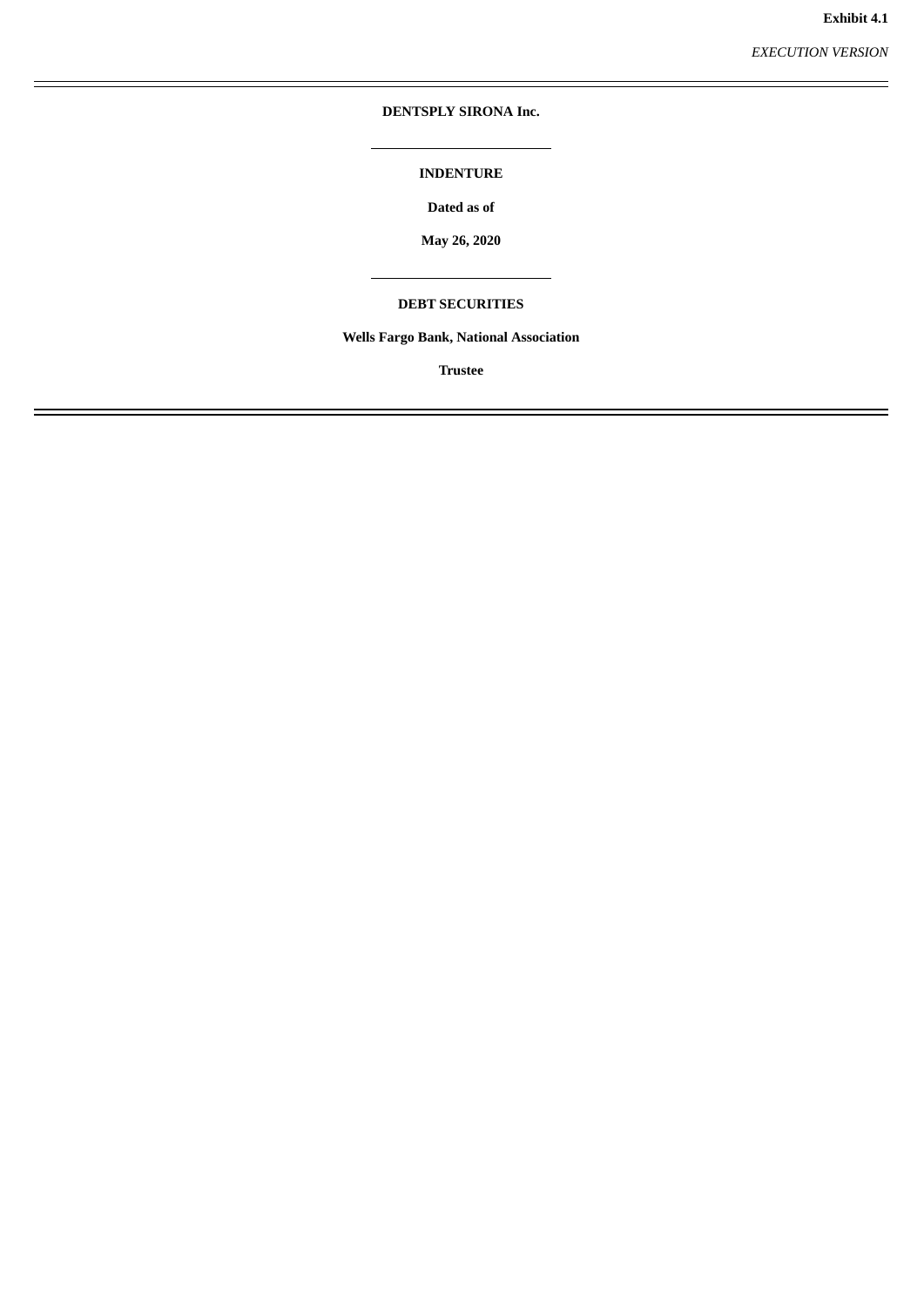**Exhibit 4.1**

*EXECUTION VERSION*

**DENTSPLY SIRONA Inc.**

**INDENTURE**

**Dated as of**

**May 26, 2020**

**DEBT SECURITIES**

**Wells Fargo Bank, National Association**

**Trustee**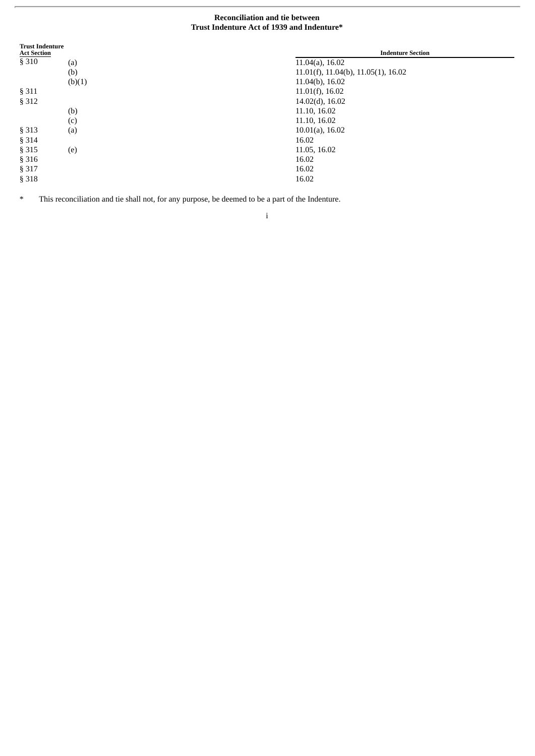**Reconciliation and tie between Trust Indenture Act of 1939 and Indenture***

| Trust Indenture Act Section | | Indenture Section |
|---|---|---|
| § 310 | (a) | 11.04(a), 16.02 |
| | (b) | 11.01(f), 11.04(b), 11.05(1), 16.02 |
| | (b)(1) | 11.04(b), 16.02 |
| § 311 | | 11.01(f), 16.02 |
| § 312 | | 14.02(d), 16.02 |
| | (b) | 11.10, 16.02 |
| | (c) | 11.10, 16.02 |
| § 313 | (a) | 10.01(a), 16.02 |
| § 314 | | 16.02 |
| § 315 | (e) | 11.05, 16.02 |
| § 316 | | 16.02 |
| § 317 | | 16.02 |
| § 318 | | 16.02 |

\* This reconciliation and tie shall not, for any purpose, be deemed to be a part of the Indenture.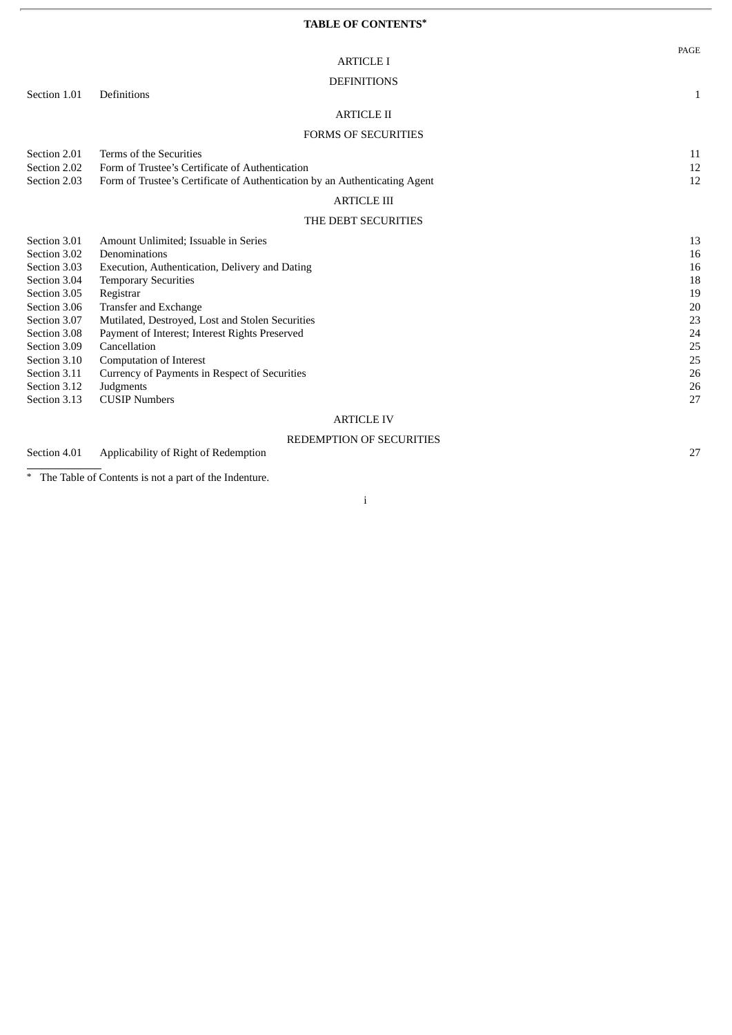# TABLE OF CONTENTS*

| | | PAGE |
|---|---|---|
| | **ARTICLE I** | |
| | **DEFINITIONS** | |
| Section 1.01 | Definitions | 1 |
| | **ARTICLE II** | |
| | **FORMS OF SECURITIES** | |
| Section 2.01 | Terms of the Securities | 11 |
| Section 2.02 | Form of Trustee's Certificate of Authentication | 12 |
| Section 2.03 | Form of Trustee's Certificate of Authentication by an Authenticating Agent | 12 |
| | **ARTICLE III** | |
| | **THE DEBT SECURITIES** | |
| Section 3.01 | Amount Unlimited; Issuable in Series | 13 |
| Section 3.02 | Denominations | 16 |
| Section 3.03 | Execution, Authentication, Delivery and Dating | 16 |
| Section 3.04 | Temporary Securities | 18 |
| Section 3.05 | Registrar | 19 |
| Section 3.06 | Transfer and Exchange | 20 |
| Section 3.07 | Mutilated, Destroyed, Lost and Stolen Securities | 23 |
| Section 3.08 | Payment of Interest; Interest Rights Preserved | 24 |
| Section 3.09 | Cancellation | 25 |
| Section 3.10 | Computation of Interest | 25 |
| Section 3.11 | Currency of Payments in Respect of Securities | 26 |
| Section 3.12 | Judgments | 26 |
| Section 3.13 | CUSIP Numbers | 27 |
| | **ARTICLE IV** | |
| | **REDEMPTION OF SECURITIES** | |
| Section 4.01 | Applicability of Right of Redemption | 27 |

\* The Table of Contents is not a part of the Indenture.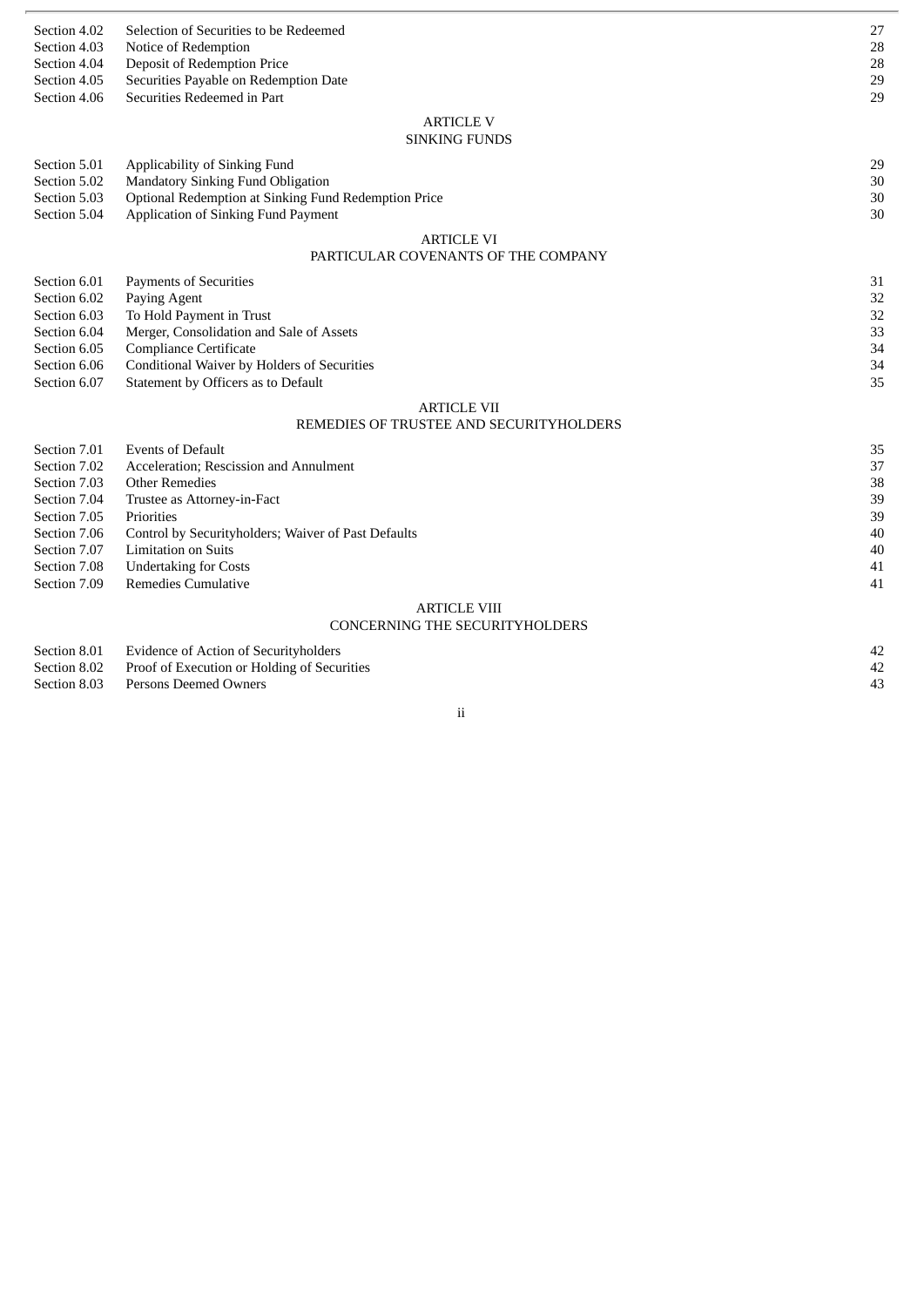| | | |
|---|---|---|
| Section 4.02 | Selection of Securities to be Redeemed | 27 |
| Section 4.03 | Notice of Redemption | 28 |
| Section 4.04 | Deposit of Redemption Price | 28 |
| Section 4.05 | Securities Payable on Redemption Date | 29 |
| Section 4.06 | Securities Redeemed in Part | 29 |

ARTICLE V
SINKING FUNDS

| | | |
|---|---|---|
| Section 5.01 | Applicability of Sinking Fund | 29 |
| Section 5.02 | Mandatory Sinking Fund Obligation | 30 |
| Section 5.03 | Optional Redemption at Sinking Fund Redemption Price | 30 |
| Section 5.04 | Application of Sinking Fund Payment | 30 |

ARTICLE VI
PARTICULAR COVENANTS OF THE COMPANY

| | | |
|---|---|---|
| Section 6.01 | Payments of Securities | 31 |
| Section 6.02 | Paying Agent | 32 |
| Section 6.03 | To Hold Payment in Trust | 32 |
| Section 6.04 | Merger, Consolidation and Sale of Assets | 33 |
| Section 6.05 | Compliance Certificate | 34 |
| Section 6.06 | Conditional Waiver by Holders of Securities | 34 |
| Section 6.07 | Statement by Officers as to Default | 35 |

ARTICLE VII
REMEDIES OF TRUSTEE AND SECURITYHOLDERS

| | | |
|---|---|---|
| Section 7.01 | Events of Default | 35 |
| Section 7.02 | Acceleration; Rescission and Annulment | 37 |
| Section 7.03 | Other Remedies | 38 |
| Section 7.04 | Trustee as Attorney-in-Fact | 39 |
| Section 7.05 | Priorities | 39 |
| Section 7.06 | Control by Securityholders; Waiver of Past Defaults | 40 |
| Section 7.07 | Limitation on Suits | 40 |
| Section 7.08 | Undertaking for Costs | 41 |
| Section 7.09 | Remedies Cumulative | 41 |

ARTICLE VIII
CONCERNING THE SECURITYHOLDERS

| | | |
|---|---|---|
| Section 8.01 | Evidence of Action of Securityholders | 42 |
| Section 8.02 | Proof of Execution or Holding of Securities | 42 |
| Section 8.03 | Persons Deemed Owners | 43 |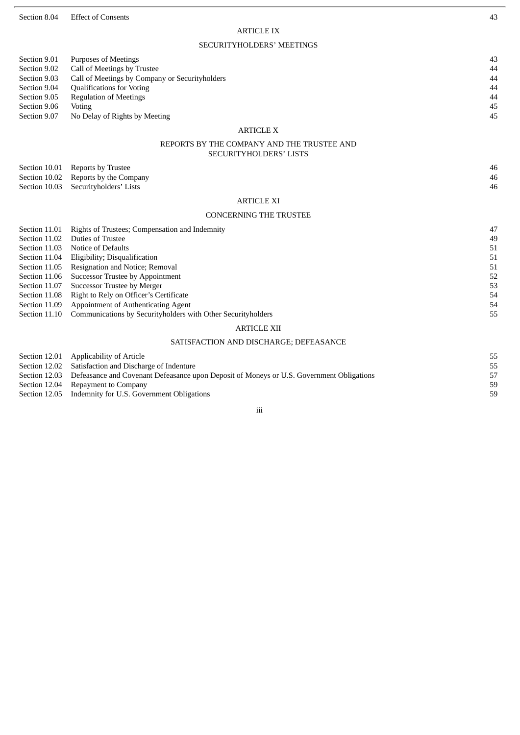| | | |
|---|---|---|
| Section 8.04 | Effect of Consents | 43 |

ARTICLE IX

SECURITYHOLDERS' MEETINGS

| | | |
|---|---|---|
| Section 9.01 | Purposes of Meetings | 43 |
| Section 9.02 | Call of Meetings by Trustee | 44 |
| Section 9.03 | Call of Meetings by Company or Securityholders | 44 |
| Section 9.04 | Qualifications for Voting | 44 |
| Section 9.05 | Regulation of Meetings | 44 |
| Section 9.06 | Voting | 45 |
| Section 9.07 | No Delay of Rights by Meeting | 45 |

ARTICLE X

REPORTS BY THE COMPANY AND THE TRUSTEE AND SECURITYHOLDERS' LISTS

| | | |
|---|---|---|
| Section 10.01 | Reports by Trustee | 46 |
| Section 10.02 | Reports by the Company | 46 |
| Section 10.03 | Securityholders' Lists | 46 |

ARTICLE XI

CONCERNING THE TRUSTEE

| | | |
|---|---|---|
| Section 11.01 | Rights of Trustees; Compensation and Indemnity | 47 |
| Section 11.02 | Duties of Trustee | 49 |
| Section 11.03 | Notice of Defaults | 51 |
| Section 11.04 | Eligibility; Disqualification | 51 |
| Section 11.05 | Resignation and Notice; Removal | 51 |
| Section 11.06 | Successor Trustee by Appointment | 52 |
| Section 11.07 | Successor Trustee by Merger | 53 |
| Section 11.08 | Right to Rely on Officer's Certificate | 54 |
| Section 11.09 | Appointment of Authenticating Agent | 54 |
| Section 11.10 | Communications by Securityholders with Other Securityholders | 55 |

ARTICLE XII

SATISFACTION AND DISCHARGE; DEFEASANCE

| | | |
|---|---|---|
| Section 12.01 | Applicability of Article | 55 |
| Section 12.02 | Satisfaction and Discharge of Indenture | 55 |
| Section 12.03 | Defeasance and Covenant Defeasance upon Deposit of Moneys or U.S. Government Obligations | 57 |
| Section 12.04 | Repayment to Company | 59 |
| Section 12.05 | Indemnity for U.S. Government Obligations | 59 |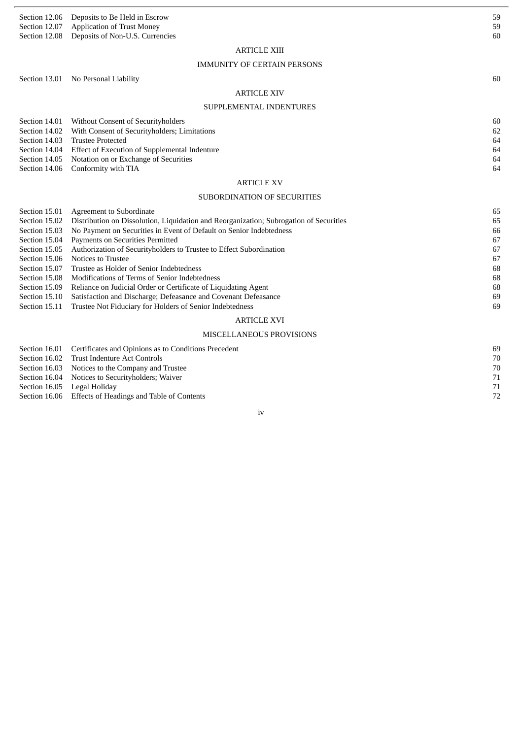| | | |
|---|---|---|
| Section 12.06 | Deposits to Be Held in Escrow | 59 |
| Section 12.07 | Application of Trust Money | 59 |
| Section 12.08 | Deposits of Non-U.S. Currencies | 60 |

ARTICLE XIII

IMMUNITY OF CERTAIN PERSONS

| | | |
|---|---|---|
| Section 13.01 | No Personal Liability | 60 |

ARTICLE XIV

SUPPLEMENTAL INDENTURES

| | | |
|---|---|---|
| Section 14.01 | Without Consent of Securityholders | 60 |
| Section 14.02 | With Consent of Securityholders; Limitations | 62 |
| Section 14.03 | Trustee Protected | 64 |
| Section 14.04 | Effect of Execution of Supplemental Indenture | 64 |
| Section 14.05 | Notation on or Exchange of Securities | 64 |
| Section 14.06 | Conformity with TIA | 64 |

ARTICLE XV

SUBORDINATION OF SECURITIES

| | | |
|---|---|---|
| Section 15.01 | Agreement to Subordinate | 65 |
| Section 15.02 | Distribution on Dissolution, Liquidation and Reorganization; Subrogation of Securities | 65 |
| Section 15.03 | No Payment on Securities in Event of Default on Senior Indebtedness | 66 |
| Section 15.04 | Payments on Securities Permitted | 67 |
| Section 15.05 | Authorization of Securityholders to Trustee to Effect Subordination | 67 |
| Section 15.06 | Notices to Trustee | 67 |
| Section 15.07 | Trustee as Holder of Senior Indebtedness | 68 |
| Section 15.08 | Modifications of Terms of Senior Indebtedness | 68 |
| Section 15.09 | Reliance on Judicial Order or Certificate of Liquidating Agent | 68 |
| Section 15.10 | Satisfaction and Discharge; Defeasance and Covenant Defeasance | 69 |
| Section 15.11 | Trustee Not Fiduciary for Holders of Senior Indebtedness | 69 |

ARTICLE XVI

MISCELLANEOUS PROVISIONS

| | | |
|---|---|---|
| Section 16.01 | Certificates and Opinions as to Conditions Precedent | 69 |
| Section 16.02 | Trust Indenture Act Controls | 70 |
| Section 16.03 | Notices to the Company and Trustee | 70 |
| Section 16.04 | Notices to Securityholders; Waiver | 71 |
| Section 16.05 | Legal Holiday | 71 |
| Section 16.06 | Effects of Headings and Table of Contents | 72 |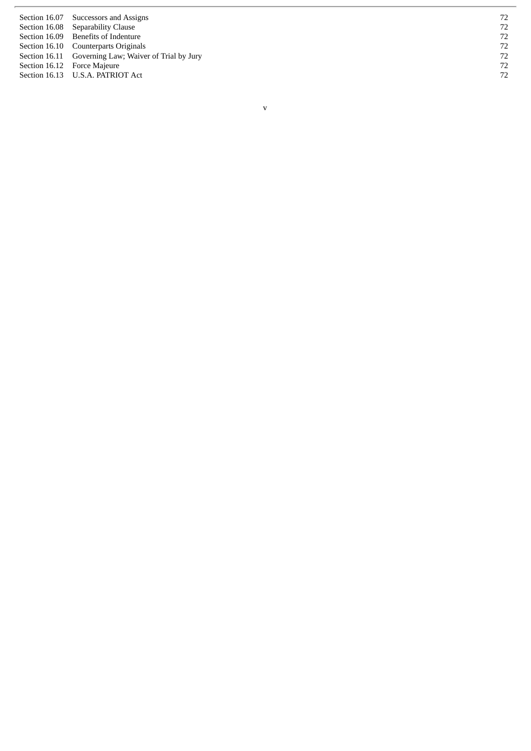| | | |
|---|---|---|
| Section 16.07 | Successors and Assigns | 72 |
| Section 16.08 | Separability Clause | 72 |
| Section 16.09 | Benefits of Indenture | 72 |
| Section 16.10 | Counterparts Originals | 72 |
| Section 16.11 | Governing Law; Waiver of Trial by Jury | 72 |
| Section 16.12 | Force Majeure | 72 |
| Section 16.13 | U.S.A. PATRIOT Act | 72 |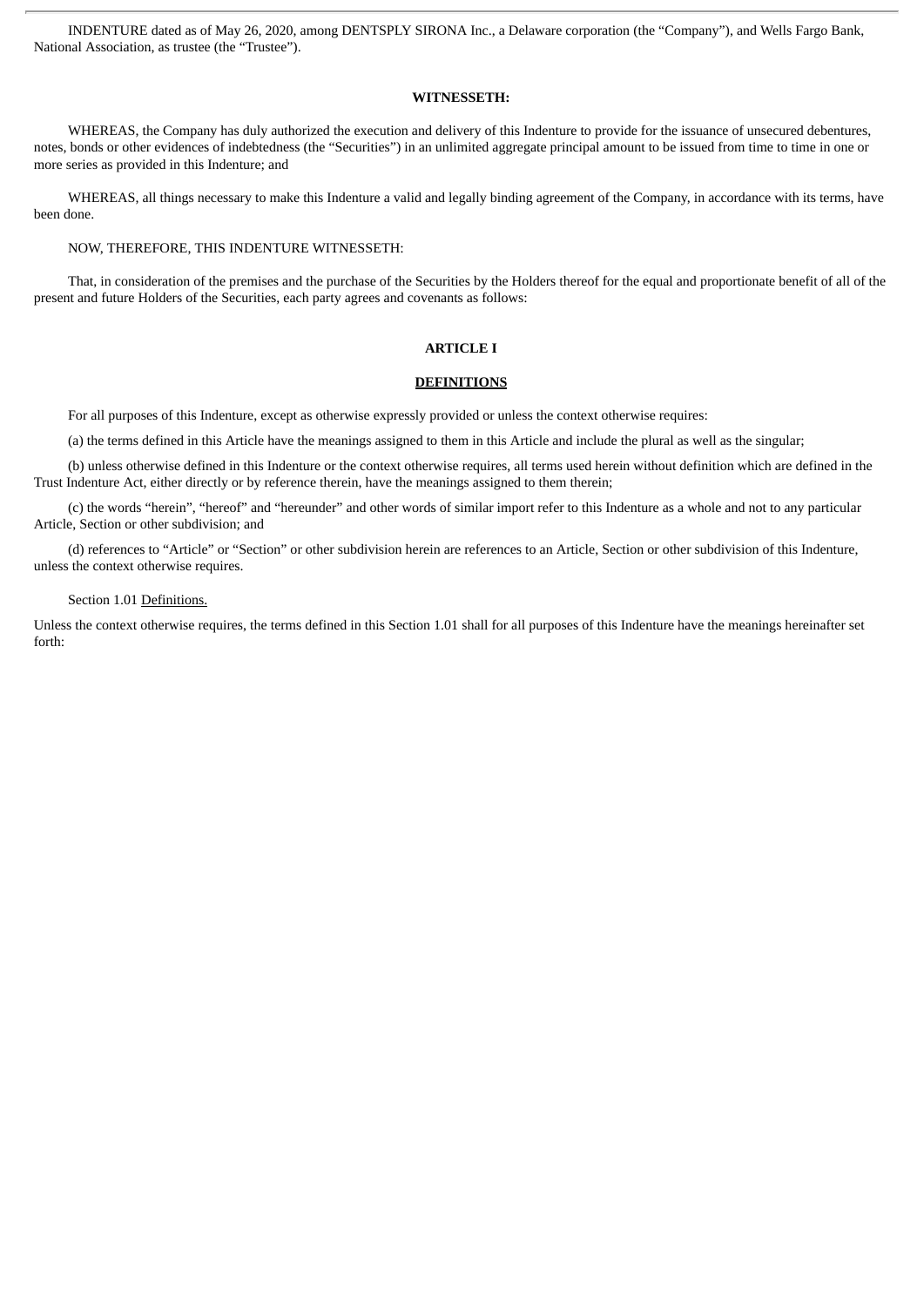INDENTURE dated as of May 26, 2020, among DENTSPLY SIRONA Inc., a Delaware corporation (the "Company"), and Wells Fargo Bank, National Association, as trustee (the "Trustee").

**WITNESSETH:**

WHEREAS, the Company has duly authorized the execution and delivery of this Indenture to provide for the issuance of unsecured debentures, notes, bonds or other evidences of indebtedness (the "Securities") in an unlimited aggregate principal amount to be issued from time to time in one or more series as provided in this Indenture; and

WHEREAS, all things necessary to make this Indenture a valid and legally binding agreement of the Company, in accordance with its terms, have been done.

NOW, THEREFORE, THIS INDENTURE WITNESSETH:

That, in consideration of the premises and the purchase of the Securities by the Holders thereof for the equal and proportionate benefit of all of the present and future Holders of the Securities, each party agrees and covenants as follows:

## ARTICLE I

## DEFINITIONS

For all purposes of this Indenture, except as otherwise expressly provided or unless the context otherwise requires:

(a) the terms defined in this Article have the meanings assigned to them in this Article and include the plural as well as the singular;

(b) unless otherwise defined in this Indenture or the context otherwise requires, all terms used herein without definition which are defined in the Trust Indenture Act, either directly or by reference therein, have the meanings assigned to them therein;

(c) the words "herein", "hereof" and "hereunder" and other words of similar import refer to this Indenture as a whole and not to any particular Article, Section or other subdivision; and

(d) references to "Article" or "Section" or other subdivision herein are references to an Article, Section or other subdivision of this Indenture, unless the context otherwise requires.

Section 1.01 Definitions.

Unless the context otherwise requires, the terms defined in this Section 1.01 shall for all purposes of this Indenture have the meanings hereinafter set forth: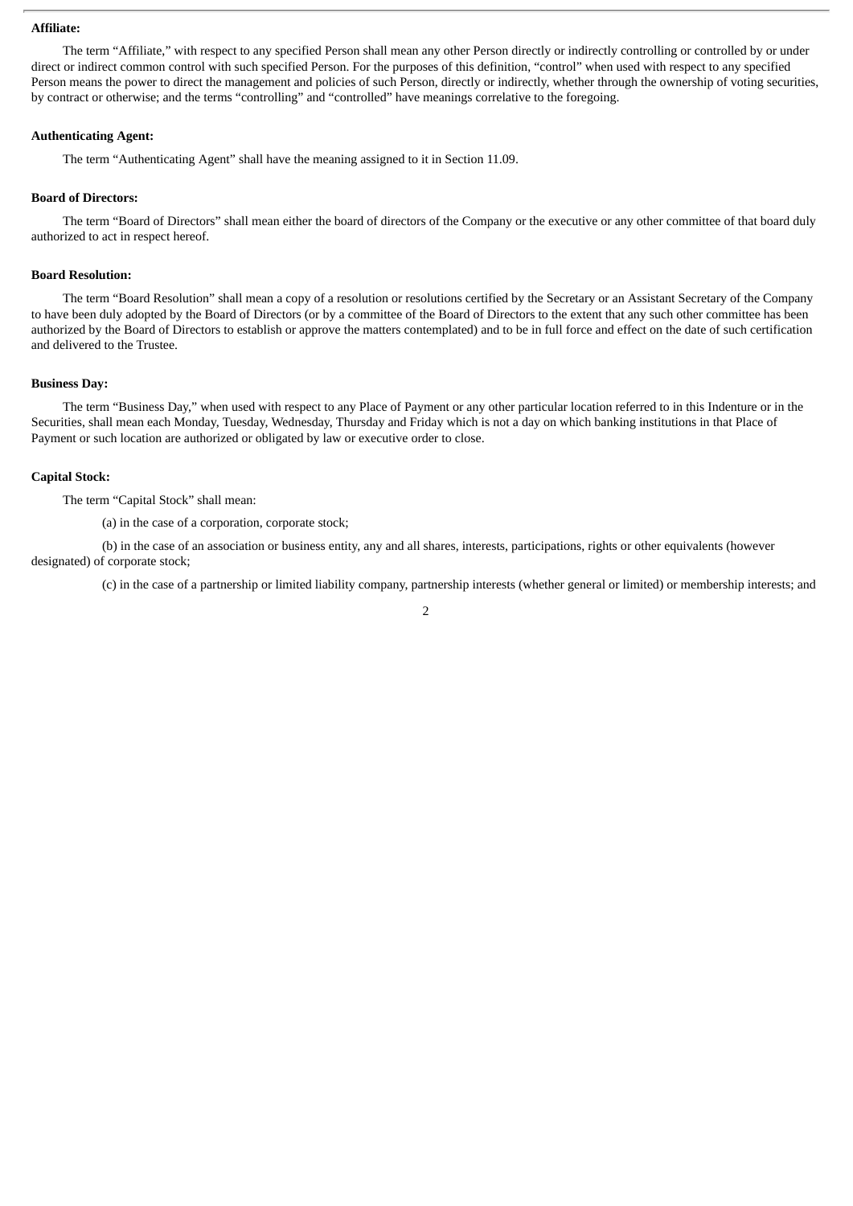**Affiliate:**

The term “Affiliate,” with respect to any specified Person shall mean any other Person directly or indirectly controlling or controlled by or under direct or indirect common control with such specified Person. For the purposes of this definition, “control” when used with respect to any specified Person means the power to direct the management and policies of such Person, directly or indirectly, whether through the ownership of voting securities, by contract or otherwise; and the terms “controlling” and “controlled” have meanings correlative to the foregoing.

**Authenticating Agent:**

The term “Authenticating Agent” shall have the meaning assigned to it in Section 11.09.

**Board of Directors:**

The term “Board of Directors” shall mean either the board of directors of the Company or the executive or any other committee of that board duly authorized to act in respect hereof.

**Board Resolution:**

The term “Board Resolution” shall mean a copy of a resolution or resolutions certified by the Secretary or an Assistant Secretary of the Company to have been duly adopted by the Board of Directors (or by a committee of the Board of Directors to the extent that any such other committee has been authorized by the Board of Directors to establish or approve the matters contemplated) and to be in full force and effect on the date of such certification and delivered to the Trustee.

**Business Day:**

The term “Business Day,” when used with respect to any Place of Payment or any other particular location referred to in this Indenture or in the Securities, shall mean each Monday, Tuesday, Wednesday, Thursday and Friday which is not a day on which banking institutions in that Place of Payment or such location are authorized or obligated by law or executive order to close.

**Capital Stock:**

The term “Capital Stock” shall mean:

(a) in the case of a corporation, corporate stock;

(b) in the case of an association or business entity, any and all shares, interests, participations, rights or other equivalents (however designated) of corporate stock;

(c) in the case of a partnership or limited liability company, partnership interests (whether general or limited) or membership interests; and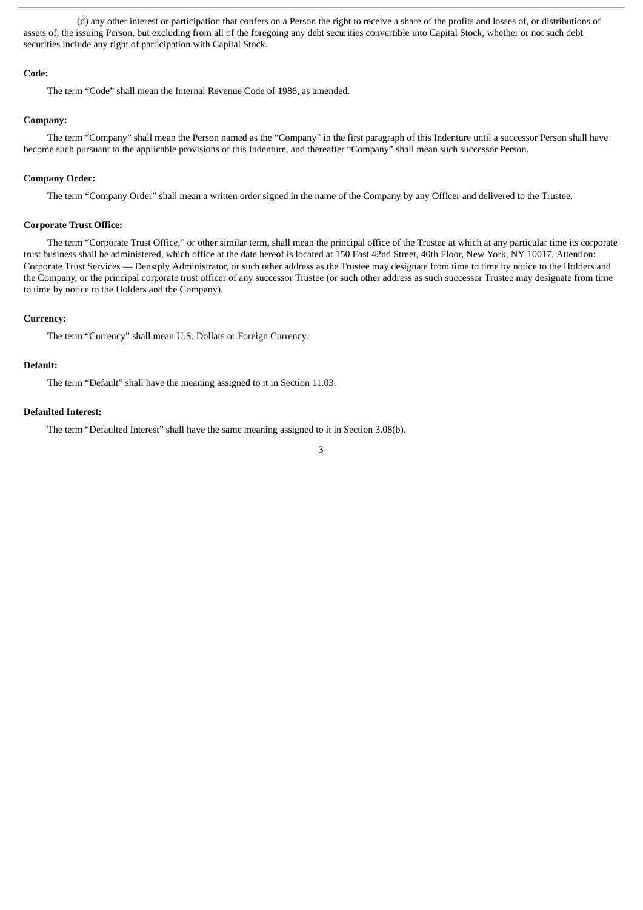(d) any other interest or participation that confers on a Person the right to receive a share of the profits and losses of, or distributions of assets of, the issuing Person, but excluding from all of the foregoing any debt securities convertible into Capital Stock, whether or not such debt securities include any right of participation with Capital Stock.

**Code:**

The term "Code" shall mean the Internal Revenue Code of 1986, as amended.

**Company:**

The term "Company" shall mean the Person named as the "Company" in the first paragraph of this Indenture until a successor Person shall have become such pursuant to the applicable provisions of this Indenture, and thereafter "Company" shall mean such successor Person.

**Company Order:**

The term "Company Order" shall mean a written order signed in the name of the Company by any Officer and delivered to the Trustee.

**Corporate Trust Office:**

The term "Corporate Trust Office," or other similar term, shall mean the principal office of the Trustee at which at any particular time its corporate trust business shall be administered, which office at the date hereof is located at 150 East 42nd Street, 40th Floor, New York, NY 10017, Attention: Corporate Trust Services — Denstply Administrator, or such other address as the Trustee may designate from time to time by notice to the Holders and the Company, or the principal corporate trust officer of any successor Trustee (or such other address as such successor Trustee may designate from time to time by notice to the Holders and the Company).

**Currency:**

The term "Currency" shall mean U.S. Dollars or Foreign Currency.

**Default:**

The term "Default" shall have the meaning assigned to it in Section 11.03.

**Defaulted Interest:**

The term "Defaulted Interest" shall have the same meaning assigned to it in Section 3.08(b).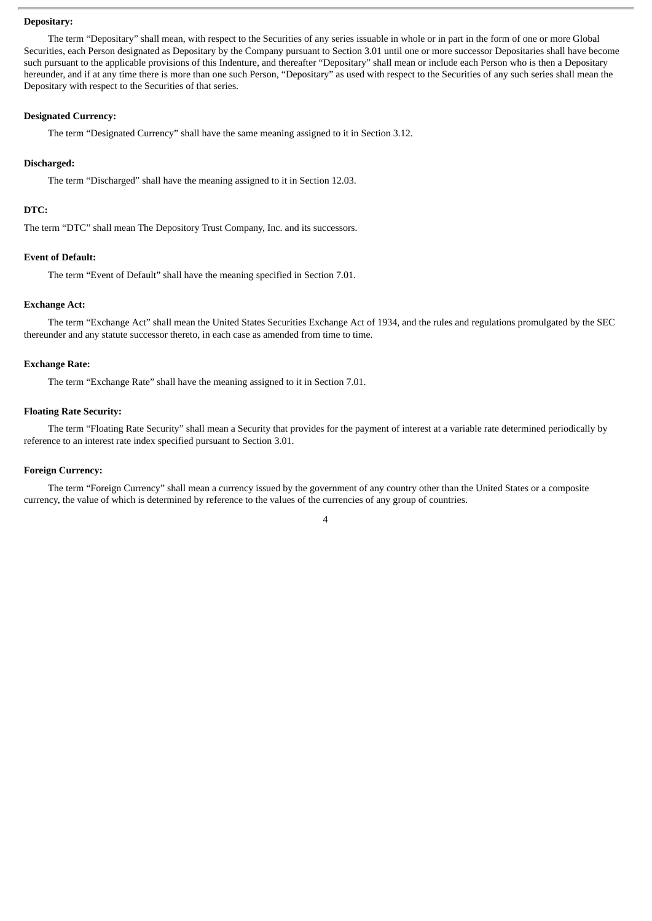**Depositary:**

The term "Depositary" shall mean, with respect to the Securities of any series issuable in whole or in part in the form of one or more Global Securities, each Person designated as Depositary by the Company pursuant to Section 3.01 until one or more successor Depositaries shall have become such pursuant to the applicable provisions of this Indenture, and thereafter "Depositary" shall mean or include each Person who is then a Depositary hereunder, and if at any time there is more than one such Person, "Depositary" as used with respect to the Securities of any such series shall mean the Depositary with respect to the Securities of that series.

**Designated Currency:**

The term "Designated Currency" shall have the same meaning assigned to it in Section 3.12.

**Discharged:**

The term "Discharged" shall have the meaning assigned to it in Section 12.03.

**DTC:**

The term "DTC" shall mean The Depository Trust Company, Inc. and its successors.

**Event of Default:**

The term "Event of Default" shall have the meaning specified in Section 7.01.

**Exchange Act:**

The term "Exchange Act" shall mean the United States Securities Exchange Act of 1934, and the rules and regulations promulgated by the SEC thereunder and any statute successor thereto, in each case as amended from time to time.

**Exchange Rate:**

The term "Exchange Rate" shall have the meaning assigned to it in Section 7.01.

**Floating Rate Security:**

The term "Floating Rate Security" shall mean a Security that provides for the payment of interest at a variable rate determined periodically by reference to an interest rate index specified pursuant to Section 3.01.

**Foreign Currency:**

The term "Foreign Currency" shall mean a currency issued by the government of any country other than the United States or a composite currency, the value of which is determined by reference to the values of the currencies of any group of countries.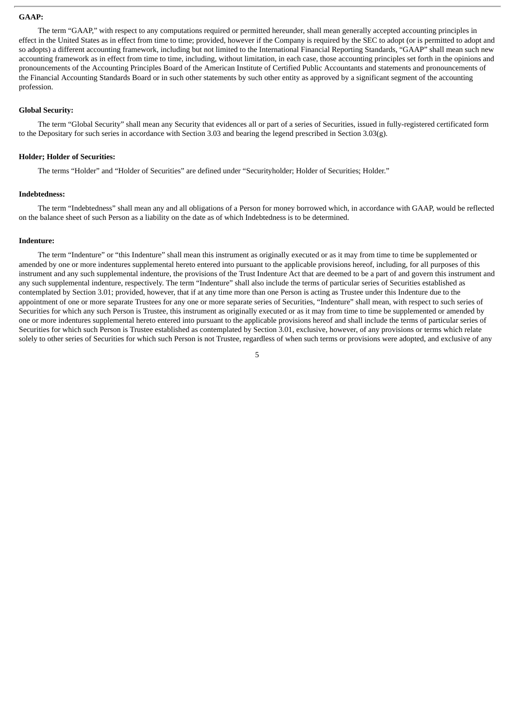**GAAP:**

The term "GAAP," with respect to any computations required or permitted hereunder, shall mean generally accepted accounting principles in effect in the United States as in effect from time to time; provided, however if the Company is required by the SEC to adopt (or is permitted to adopt and so adopts) a different accounting framework, including but not limited to the International Financial Reporting Standards, "GAAP" shall mean such new accounting framework as in effect from time to time, including, without limitation, in each case, those accounting principles set forth in the opinions and pronouncements of the Accounting Principles Board of the American Institute of Certified Public Accountants and statements and pronouncements of the Financial Accounting Standards Board or in such other statements by such other entity as approved by a significant segment of the accounting profession.

**Global Security:**

The term "Global Security" shall mean any Security that evidences all or part of a series of Securities, issued in fully-registered certificated form to the Depositary for such series in accordance with Section 3.03 and bearing the legend prescribed in Section 3.03(g).

**Holder; Holder of Securities:**

The terms "Holder" and "Holder of Securities" are defined under "Securityholder; Holder of Securities; Holder."

**Indebtedness:**

The term "Indebtedness" shall mean any and all obligations of a Person for money borrowed which, in accordance with GAAP, would be reflected on the balance sheet of such Person as a liability on the date as of which Indebtedness is to be determined.

**Indenture:**

The term "Indenture" or "this Indenture" shall mean this instrument as originally executed or as it may from time to time be supplemented or amended by one or more indentures supplemental hereto entered into pursuant to the applicable provisions hereof, including, for all purposes of this instrument and any such supplemental indenture, the provisions of the Trust Indenture Act that are deemed to be a part of and govern this instrument and any such supplemental indenture, respectively. The term "Indenture" shall also include the terms of particular series of Securities established as contemplated by Section 3.01; provided, however, that if at any time more than one Person is acting as Trustee under this Indenture due to the appointment of one or more separate Trustees for any one or more separate series of Securities, "Indenture" shall mean, with respect to such series of Securities for which any such Person is Trustee, this instrument as originally executed or as it may from time to time be supplemented or amended by one or more indentures supplemental hereto entered into pursuant to the applicable provisions hereof and shall include the terms of particular series of Securities for which such Person is Trustee established as contemplated by Section 3.01, exclusive, however, of any provisions or terms which relate solely to other series of Securities for which such Person is not Trustee, regardless of when such terms or provisions were adopted, and exclusive of any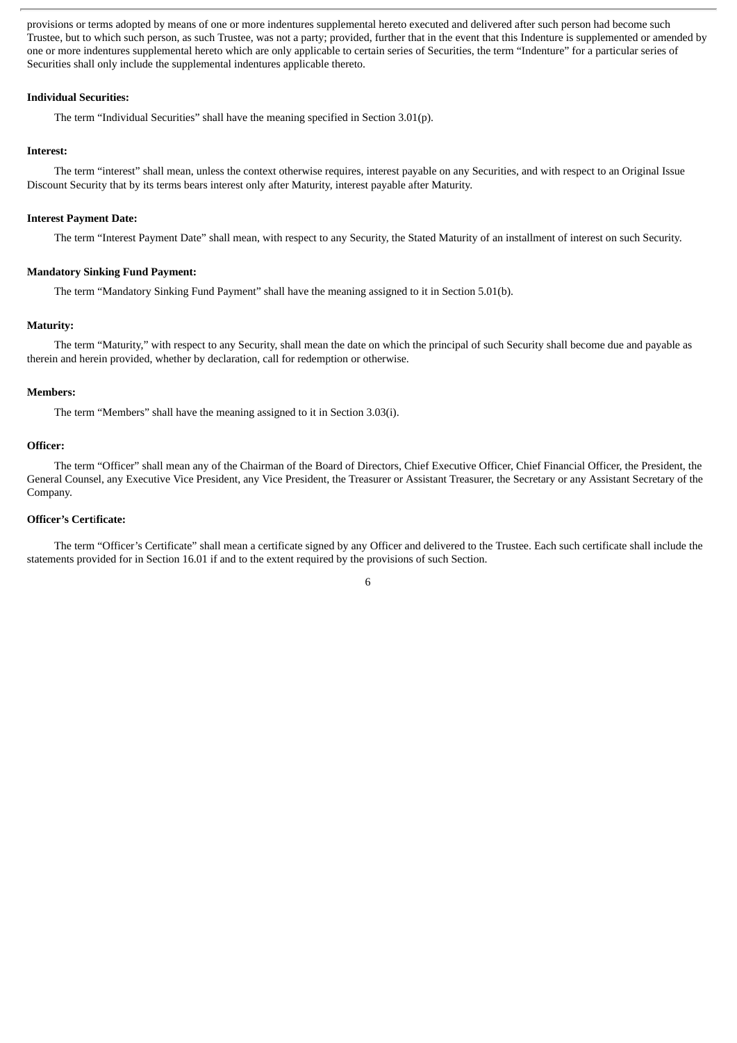provisions or terms adopted by means of one or more indentures supplemental hereto executed and delivered after such person had become such Trustee, but to which such person, as such Trustee, was not a party; provided, further that in the event that this Indenture is supplemented or amended by one or more indentures supplemental hereto which are only applicable to certain series of Securities, the term "Indenture" for a particular series of Securities shall only include the supplemental indentures applicable thereto.

**Individual Securities:**

The term "Individual Securities" shall have the meaning specified in Section 3.01(p).

**Interest:**

The term "interest" shall mean, unless the context otherwise requires, interest payable on any Securities, and with respect to an Original Issue Discount Security that by its terms bears interest only after Maturity, interest payable after Maturity.

**Interest Payment Date:**

The term "Interest Payment Date" shall mean, with respect to any Security, the Stated Maturity of an installment of interest on such Security.

**Mandatory Sinking Fund Payment:**

The term "Mandatory Sinking Fund Payment" shall have the meaning assigned to it in Section 5.01(b).

**Maturity:**

The term "Maturity," with respect to any Security, shall mean the date on which the principal of such Security shall become due and payable as therein and herein provided, whether by declaration, call for redemption or otherwise.

**Members:**

The term "Members" shall have the meaning assigned to it in Section 3.03(i).

**Officer:**

The term "Officer" shall mean any of the Chairman of the Board of Directors, Chief Executive Officer, Chief Financial Officer, the President, the General Counsel, any Executive Vice President, any Vice President, the Treasurer or Assistant Treasurer, the Secretary or any Assistant Secretary of the Company.

**Officer's Certificate:**

The term "Officer's Certificate" shall mean a certificate signed by any Officer and delivered to the Trustee. Each such certificate shall include the statements provided for in Section 16.01 if and to the extent required by the provisions of such Section.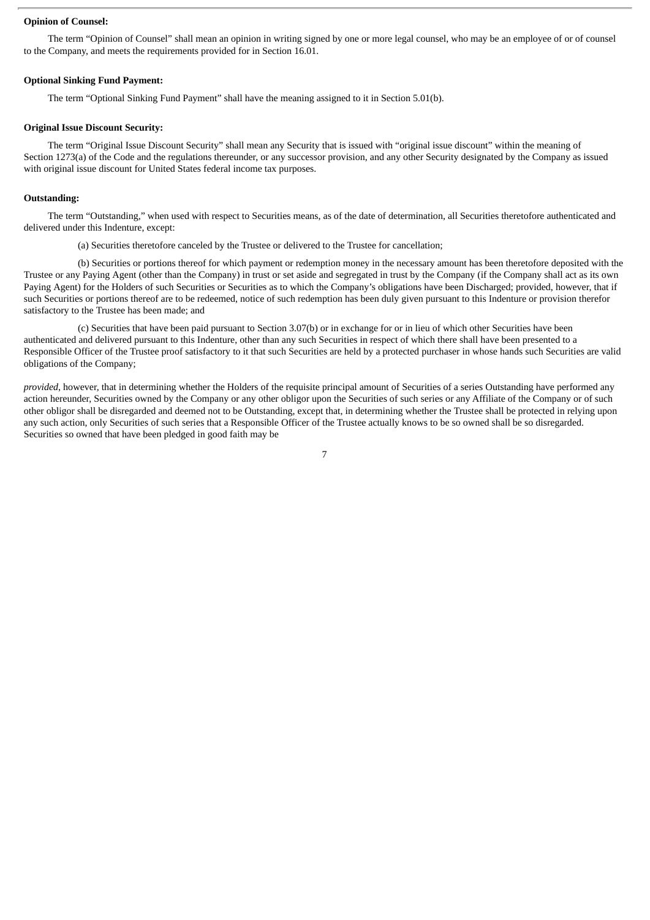**Opinion of Counsel:**

The term "Opinion of Counsel" shall mean an opinion in writing signed by one or more legal counsel, who may be an employee of or of counsel to the Company, and meets the requirements provided for in Section 16.01.

**Optional Sinking Fund Payment:**

The term "Optional Sinking Fund Payment" shall have the meaning assigned to it in Section 5.01(b).

**Original Issue Discount Security:**

The term "Original Issue Discount Security" shall mean any Security that is issued with "original issue discount" within the meaning of Section 1273(a) of the Code and the regulations thereunder, or any successor provision, and any other Security designated by the Company as issued with original issue discount for United States federal income tax purposes.

**Outstanding:**

The term "Outstanding," when used with respect to Securities means, as of the date of determination, all Securities theretofore authenticated and delivered under this Indenture, except:

(a) Securities theretofore canceled by the Trustee or delivered to the Trustee for cancellation;

(b) Securities or portions thereof for which payment or redemption money in the necessary amount has been theretofore deposited with the Trustee or any Paying Agent (other than the Company) in trust or set aside and segregated in trust by the Company (if the Company shall act as its own Paying Agent) for the Holders of such Securities or Securities as to which the Company's obligations have been Discharged; provided, however, that if such Securities or portions thereof are to be redeemed, notice of such redemption has been duly given pursuant to this Indenture or provision therefor satisfactory to the Trustee has been made; and

(c) Securities that have been paid pursuant to Section 3.07(b) or in exchange for or in lieu of which other Securities have been authenticated and delivered pursuant to this Indenture, other than any such Securities in respect of which there shall have been presented to a Responsible Officer of the Trustee proof satisfactory to it that such Securities are held by a protected purchaser in whose hands such Securities are valid obligations of the Company;

*provided*, however, that in determining whether the Holders of the requisite principal amount of Securities of a series Outstanding have performed any action hereunder, Securities owned by the Company or any other obligor upon the Securities of such series or any Affiliate of the Company or of such other obligor shall be disregarded and deemed not to be Outstanding, except that, in determining whether the Trustee shall be protected in relying upon any such action, only Securities of such series that a Responsible Officer of the Trustee actually knows to be so owned shall be so disregarded. Securities so owned that have been pledged in good faith may be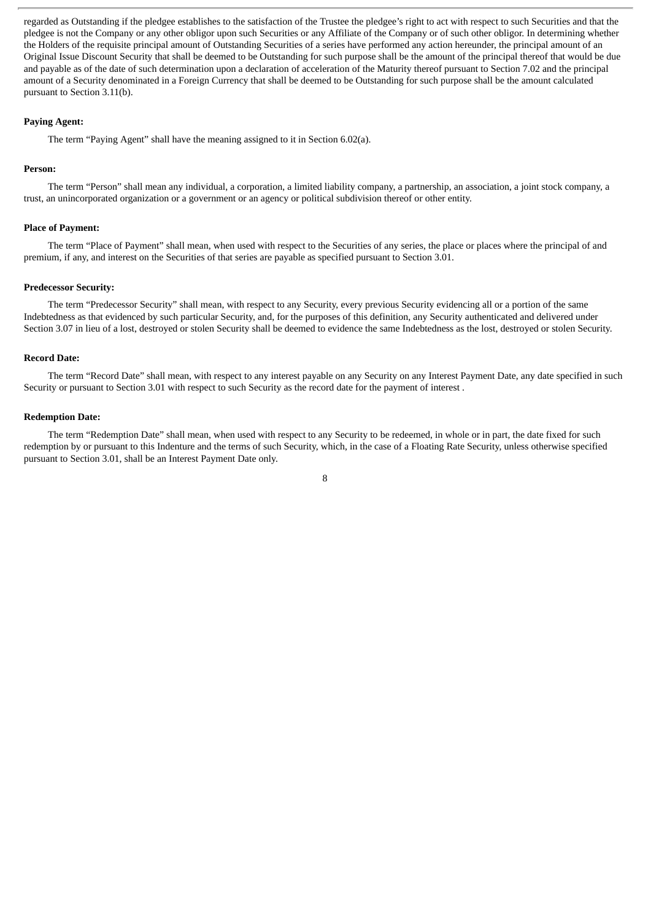regarded as Outstanding if the pledgee establishes to the satisfaction of the Trustee the pledgee's right to act with respect to such Securities and that the pledgee is not the Company or any other obligor upon such Securities or any Affiliate of the Company or of such other obligor. In determining whether the Holders of the requisite principal amount of Outstanding Securities of a series have performed any action hereunder, the principal amount of an Original Issue Discount Security that shall be deemed to be Outstanding for such purpose shall be the amount of the principal thereof that would be due and payable as of the date of such determination upon a declaration of acceleration of the Maturity thereof pursuant to Section 7.02 and the principal amount of a Security denominated in a Foreign Currency that shall be deemed to be Outstanding for such purpose shall be the amount calculated pursuant to Section 3.11(b).

**Paying Agent:**

The term "Paying Agent" shall have the meaning assigned to it in Section 6.02(a).

**Person:**

The term "Person" shall mean any individual, a corporation, a limited liability company, a partnership, an association, a joint stock company, a trust, an unincorporated organization or a government or an agency or political subdivision thereof or other entity.

**Place of Payment:**

The term "Place of Payment" shall mean, when used with respect to the Securities of any series, the place or places where the principal of and premium, if any, and interest on the Securities of that series are payable as specified pursuant to Section 3.01.

**Predecessor Security:**

The term "Predecessor Security" shall mean, with respect to any Security, every previous Security evidencing all or a portion of the same Indebtedness as that evidenced by such particular Security, and, for the purposes of this definition, any Security authenticated and delivered under Section 3.07 in lieu of a lost, destroyed or stolen Security shall be deemed to evidence the same Indebtedness as the lost, destroyed or stolen Security.

**Record Date:**

The term "Record Date" shall mean, with respect to any interest payable on any Security on any Interest Payment Date, any date specified in such Security or pursuant to Section 3.01 with respect to such Security as the record date for the payment of interest .

**Redemption Date:**

The term "Redemption Date" shall mean, when used with respect to any Security to be redeemed, in whole or in part, the date fixed for such redemption by or pursuant to this Indenture and the terms of such Security, which, in the case of a Floating Rate Security, unless otherwise specified pursuant to Section 3.01, shall be an Interest Payment Date only.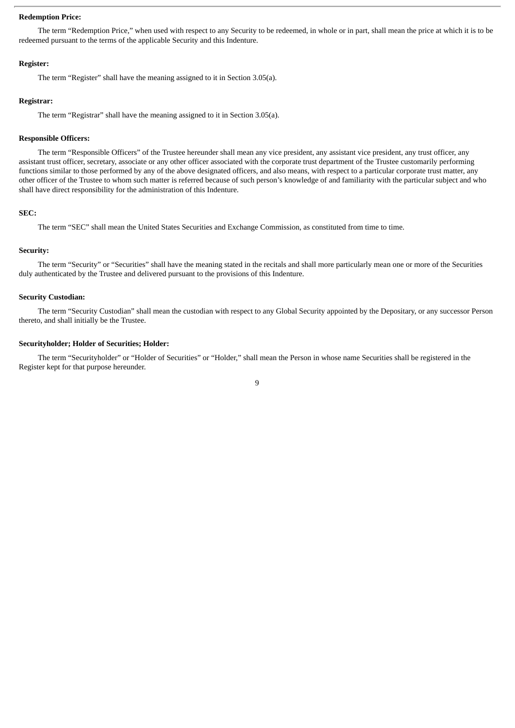**Redemption Price:**

The term "Redemption Price," when used with respect to any Security to be redeemed, in whole or in part, shall mean the price at which it is to be redeemed pursuant to the terms of the applicable Security and this Indenture.

**Register:**

The term "Register" shall have the meaning assigned to it in Section 3.05(a).

**Registrar:**

The term "Registrar" shall have the meaning assigned to it in Section 3.05(a).

**Responsible Officers:**

The term "Responsible Officers" of the Trustee hereunder shall mean any vice president, any assistant vice president, any trust officer, any assistant trust officer, secretary, associate or any other officer associated with the corporate trust department of the Trustee customarily performing functions similar to those performed by any of the above designated officers, and also means, with respect to a particular corporate trust matter, any other officer of the Trustee to whom such matter is referred because of such person's knowledge of and familiarity with the particular subject and who shall have direct responsibility for the administration of this Indenture.

**SEC:**

The term "SEC" shall mean the United States Securities and Exchange Commission, as constituted from time to time.

**Security:**

The term "Security" or "Securities" shall have the meaning stated in the recitals and shall more particularly mean one or more of the Securities duly authenticated by the Trustee and delivered pursuant to the provisions of this Indenture.

**Security Custodian:**

The term "Security Custodian" shall mean the custodian with respect to any Global Security appointed by the Depositary, or any successor Person thereto, and shall initially be the Trustee.

**Securityholder; Holder of Securities; Holder:**

The term "Securityholder" or "Holder of Securities" or "Holder," shall mean the Person in whose name Securities shall be registered in the Register kept for that purpose hereunder.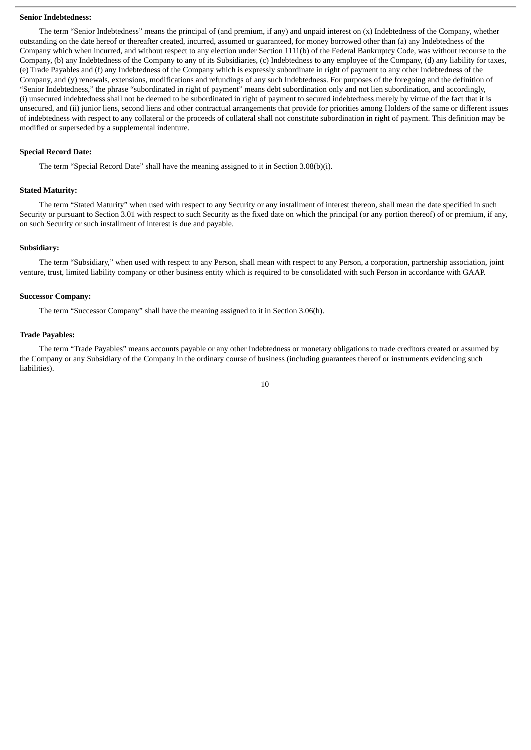**Senior Indebtedness:**

The term “Senior Indebtedness” means the principal of (and premium, if any) and unpaid interest on (x) Indebtedness of the Company, whether outstanding on the date hereof or thereafter created, incurred, assumed or guaranteed, for money borrowed other than (a) any Indebtedness of the Company which when incurred, and without respect to any election under Section 1111(b) of the Federal Bankruptcy Code, was without recourse to the Company, (b) any Indebtedness of the Company to any of its Subsidiaries, (c) Indebtedness to any employee of the Company, (d) any liability for taxes, (e) Trade Payables and (f) any Indebtedness of the Company which is expressly subordinate in right of payment to any other Indebtedness of the Company, and (y) renewals, extensions, modifications and refundings of any such Indebtedness. For purposes of the foregoing and the definition of “Senior Indebtedness,” the phrase “subordinated in right of payment” means debt subordination only and not lien subordination, and accordingly, (i) unsecured indebtedness shall not be deemed to be subordinated in right of payment to secured indebtedness merely by virtue of the fact that it is unsecured, and (ii) junior liens, second liens and other contractual arrangements that provide for priorities among Holders of the same or different issues of indebtedness with respect to any collateral or the proceeds of collateral shall not constitute subordination in right of payment. This definition may be modified or superseded by a supplemental indenture.

**Special Record Date:**

The term “Special Record Date” shall have the meaning assigned to it in Section 3.08(b)(i).

**Stated Maturity:**

The term “Stated Maturity” when used with respect to any Security or any installment of interest thereon, shall mean the date specified in such Security or pursuant to Section 3.01 with respect to such Security as the fixed date on which the principal (or any portion thereof) of or premium, if any, on such Security or such installment of interest is due and payable.

**Subsidiary:**

The term “Subsidiary,” when used with respect to any Person, shall mean with respect to any Person, a corporation, partnership association, joint venture, trust, limited liability company or other business entity which is required to be consolidated with such Person in accordance with GAAP.

**Successor Company:**

The term “Successor Company” shall have the meaning assigned to it in Section 3.06(h).

**Trade Payables:**

The term “Trade Payables” means accounts payable or any other Indebtedness or monetary obligations to trade creditors created or assumed by the Company or any Subsidiary of the Company in the ordinary course of business (including guarantees thereof or instruments evidencing such liabilities).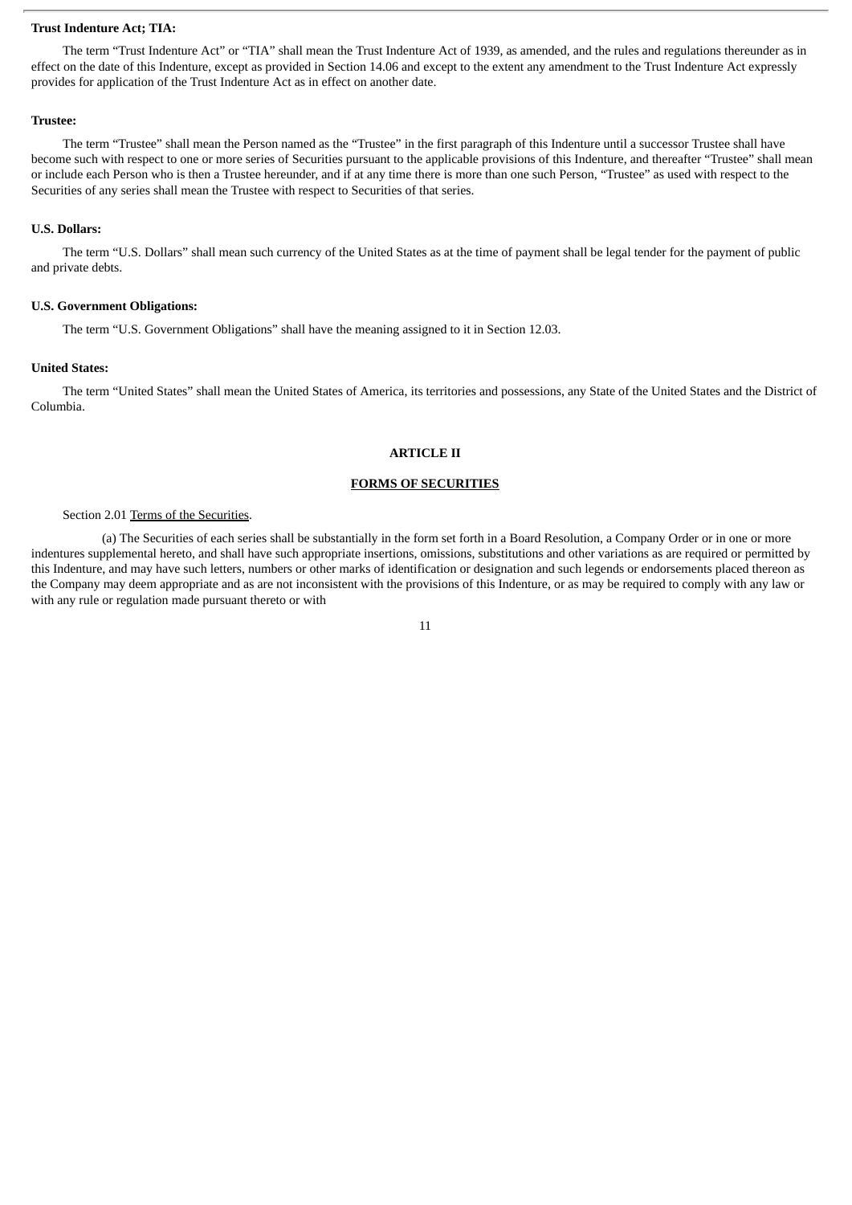**Trust Indenture Act; TIA:**

The term "Trust Indenture Act" or "TIA" shall mean the Trust Indenture Act of 1939, as amended, and the rules and regulations thereunder as in effect on the date of this Indenture, except as provided in Section 14.06 and except to the extent any amendment to the Trust Indenture Act expressly provides for application of the Trust Indenture Act as in effect on another date.

**Trustee:**

The term "Trustee" shall mean the Person named as the "Trustee" in the first paragraph of this Indenture until a successor Trustee shall have become such with respect to one or more series of Securities pursuant to the applicable provisions of this Indenture, and thereafter "Trustee" shall mean or include each Person who is then a Trustee hereunder, and if at any time there is more than one such Person, "Trustee" as used with respect to the Securities of any series shall mean the Trustee with respect to Securities of that series.

**U.S. Dollars:**

The term "U.S. Dollars" shall mean such currency of the United States as at the time of payment shall be legal tender for the payment of public and private debts.

**U.S. Government Obligations:**

The term "U.S. Government Obligations" shall have the meaning assigned to it in Section 12.03.

**United States:**

The term "United States" shall mean the United States of America, its territories and possessions, any State of the United States and the District of Columbia.

## ARTICLE II

## FORMS OF SECURITIES

Section 2.01 Terms of the Securities.

(a) The Securities of each series shall be substantially in the form set forth in a Board Resolution, a Company Order or in one or more indentures supplemental hereto, and shall have such appropriate insertions, omissions, substitutions and other variations as are required or permitted by this Indenture, and may have such letters, numbers or other marks of identification or designation and such legends or endorsements placed thereon as the Company may deem appropriate and as are not inconsistent with the provisions of this Indenture, or as may be required to comply with any law or with any rule or regulation made pursuant thereto or with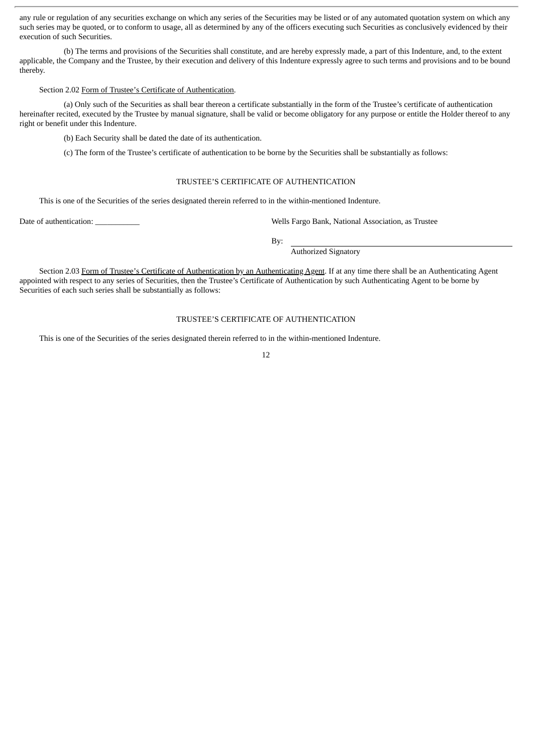any rule or regulation of any securities exchange on which any series of the Securities may be listed or of any automated quotation system on which any such series may be quoted, or to conform to usage, all as determined by any of the officers executing such Securities as conclusively evidenced by their execution of such Securities.

(b) The terms and provisions of the Securities shall constitute, and are hereby expressly made, a part of this Indenture, and, to the extent applicable, the Company and the Trustee, by their execution and delivery of this Indenture expressly agree to such terms and provisions and to be bound thereby.

Section 2.02 Form of Trustee's Certificate of Authentication.

(a) Only such of the Securities as shall bear thereon a certificate substantially in the form of the Trustee's certificate of authentication hereinafter recited, executed by the Trustee by manual signature, shall be valid or become obligatory for any purpose or entitle the Holder thereof to any right or benefit under this Indenture.

(b) Each Security shall be dated the date of its authentication.

(c) The form of the Trustee's certificate of authentication to be borne by the Securities shall be substantially as follows:

TRUSTEE'S CERTIFICATE OF AUTHENTICATION

This is one of the Securities of the series designated therein referred to in the within-mentioned Indenture.

Date of authentication: ___________

Wells Fargo Bank, National Association, as Trustee

By: ________________________________

Authorized Signatory

Section 2.03 Form of Trustee's Certificate of Authentication by an Authenticating Agent. If at any time there shall be an Authenticating Agent appointed with respect to any series of Securities, then the Trustee's Certificate of Authentication by such Authenticating Agent to be borne by Securities of each such series shall be substantially as follows:

TRUSTEE'S CERTIFICATE OF AUTHENTICATION

This is one of the Securities of the series designated therein referred to in the within-mentioned Indenture.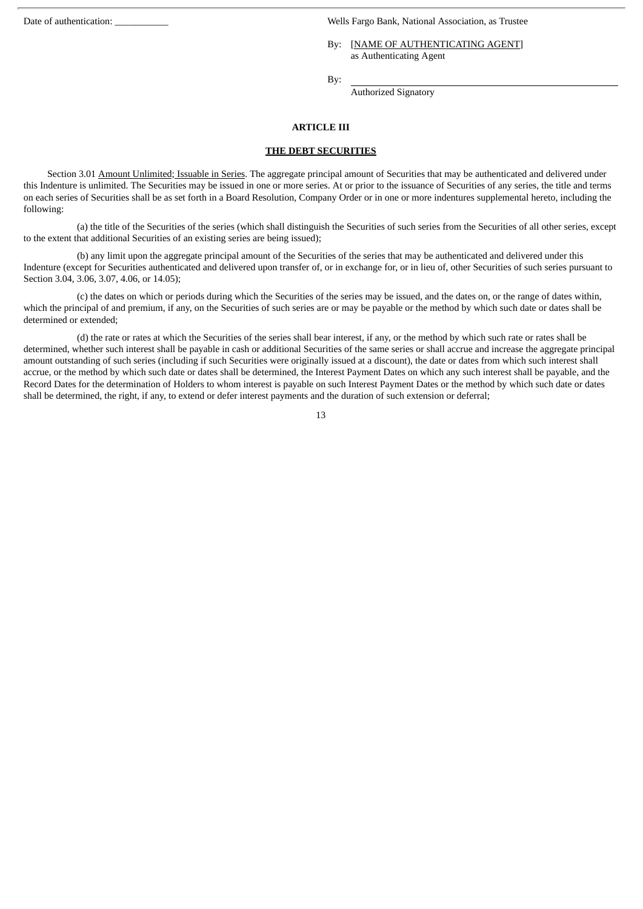Date of authentication: ___________

Wells Fargo Bank, National Association, as Trustee

By: [NAME OF AUTHENTICATING AGENT]
as Authenticating Agent

By: ______________________________
Authorized Signatory

## ARTICLE III

## THE DEBT SECURITIES

Section 3.01 Amount Unlimited; Issuable in Series. The aggregate principal amount of Securities that may be authenticated and delivered under this Indenture is unlimited. The Securities may be issued in one or more series. At or prior to the issuance of Securities of any series, the title and terms on each series of Securities shall be as set forth in a Board Resolution, Company Order or in one or more indentures supplemental hereto, including the following:

(a) the title of the Securities of the series (which shall distinguish the Securities of such series from the Securities of all other series, except to the extent that additional Securities of an existing series are being issued);

(b) any limit upon the aggregate principal amount of the Securities of the series that may be authenticated and delivered under this Indenture (except for Securities authenticated and delivered upon transfer of, or in exchange for, or in lieu of, other Securities of such series pursuant to Section 3.04, 3.06, 3.07, 4.06, or 14.05);

(c) the dates on which or periods during which the Securities of the series may be issued, and the dates on, or the range of dates within, which the principal of and premium, if any, on the Securities of such series are or may be payable or the method by which such date or dates shall be determined or extended;

(d) the rate or rates at which the Securities of the series shall bear interest, if any, or the method by which such rate or rates shall be determined, whether such interest shall be payable in cash or additional Securities of the same series or shall accrue and increase the aggregate principal amount outstanding of such series (including if such Securities were originally issued at a discount), the date or dates from which such interest shall accrue, or the method by which such date or dates shall be determined, the Interest Payment Dates on which any such interest shall be payable, and the Record Dates for the determination of Holders to whom interest is payable on such Interest Payment Dates or the method by which such date or dates shall be determined, the right, if any, to extend or defer interest payments and the duration of such extension or deferral;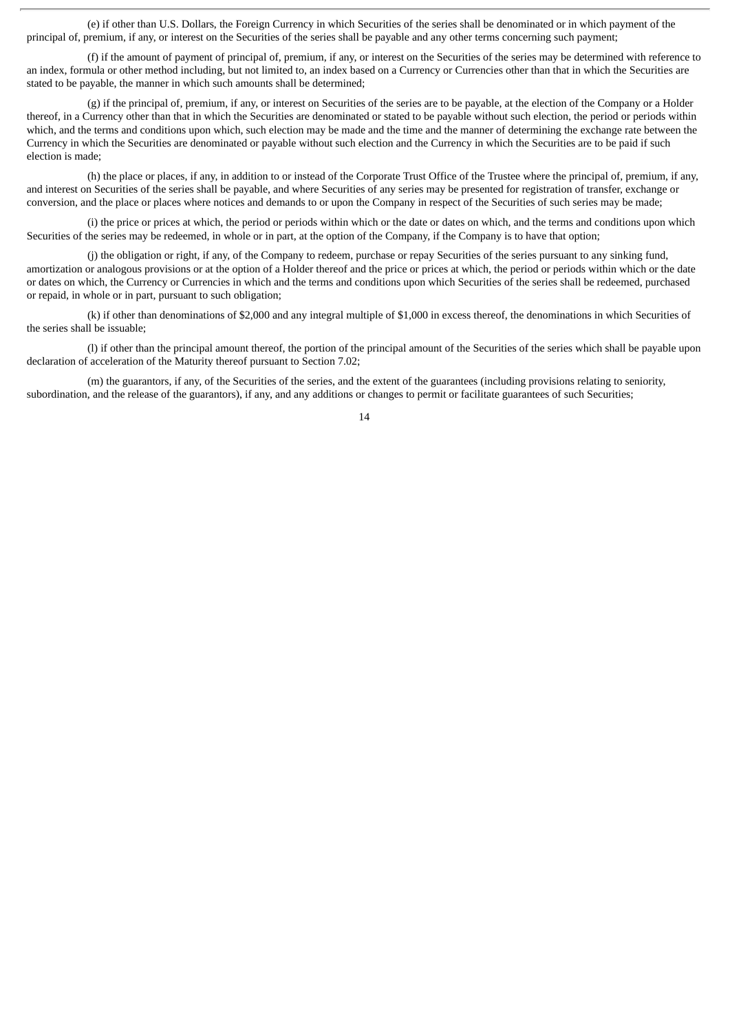(e) if other than U.S. Dollars, the Foreign Currency in which Securities of the series shall be denominated or in which payment of the principal of, premium, if any, or interest on the Securities of the series shall be payable and any other terms concerning such payment;

(f) if the amount of payment of principal of, premium, if any, or interest on the Securities of the series may be determined with reference to an index, formula or other method including, but not limited to, an index based on a Currency or Currencies other than that in which the Securities are stated to be payable, the manner in which such amounts shall be determined;

(g) if the principal of, premium, if any, or interest on Securities of the series are to be payable, at the election of the Company or a Holder thereof, in a Currency other than that in which the Securities are denominated or stated to be payable without such election, the period or periods within which, and the terms and conditions upon which, such election may be made and the time and the manner of determining the exchange rate between the Currency in which the Securities are denominated or payable without such election and the Currency in which the Securities are to be paid if such election is made;

(h) the place or places, if any, in addition to or instead of the Corporate Trust Office of the Trustee where the principal of, premium, if any, and interest on Securities of the series shall be payable, and where Securities of any series may be presented for registration of transfer, exchange or conversion, and the place or places where notices and demands to or upon the Company in respect of the Securities of such series may be made;

(i) the price or prices at which, the period or periods within which or the date or dates on which, and the terms and conditions upon which Securities of the series may be redeemed, in whole or in part, at the option of the Company, if the Company is to have that option;

(j) the obligation or right, if any, of the Company to redeem, purchase or repay Securities of the series pursuant to any sinking fund, amortization or analogous provisions or at the option of a Holder thereof and the price or prices at which, the period or periods within which or the date or dates on which, the Currency or Currencies in which and the terms and conditions upon which Securities of the series shall be redeemed, purchased or repaid, in whole or in part, pursuant to such obligation;

(k) if other than denominations of $2,000 and any integral multiple of $1,000 in excess thereof, the denominations in which Securities of the series shall be issuable;

(l) if other than the principal amount thereof, the portion of the principal amount of the Securities of the series which shall be payable upon declaration of acceleration of the Maturity thereof pursuant to Section 7.02;

(m) the guarantors, if any, of the Securities of the series, and the extent of the guarantees (including provisions relating to seniority, subordination, and the release of the guarantors), if any, and any additions or changes to permit or facilitate guarantees of such Securities;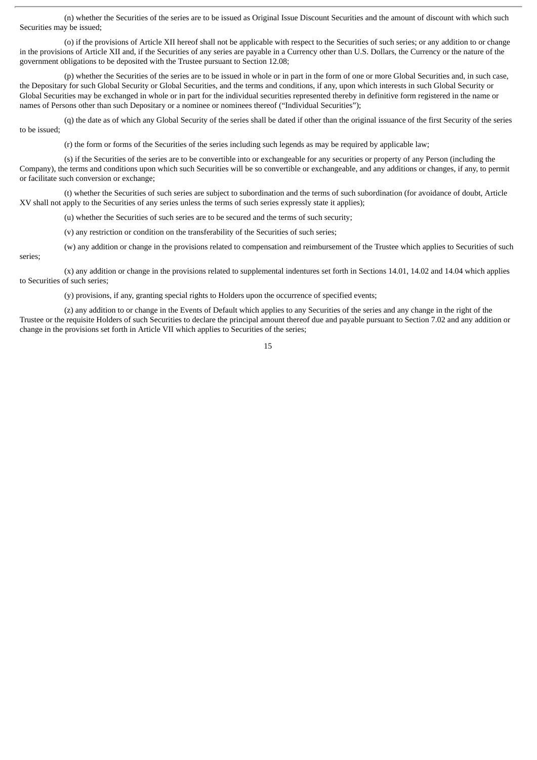(n) whether the Securities of the series are to be issued as Original Issue Discount Securities and the amount of discount with which such Securities may be issued;

(o) if the provisions of Article XII hereof shall not be applicable with respect to the Securities of such series; or any addition to or change in the provisions of Article XII and, if the Securities of any series are payable in a Currency other than U.S. Dollars, the Currency or the nature of the government obligations to be deposited with the Trustee pursuant to Section 12.08;

(p) whether the Securities of the series are to be issued in whole or in part in the form of one or more Global Securities and, in such case, the Depositary for such Global Security or Global Securities, and the terms and conditions, if any, upon which interests in such Global Security or Global Securities may be exchanged in whole or in part for the individual securities represented thereby in definitive form registered in the name or names of Persons other than such Depositary or a nominee or nominees thereof ("Individual Securities");

(q) the date as of which any Global Security of the series shall be dated if other than the original issuance of the first Security of the series to be issued;

(r) the form or forms of the Securities of the series including such legends as may be required by applicable law;

(s) if the Securities of the series are to be convertible into or exchangeable for any securities or property of any Person (including the Company), the terms and conditions upon which such Securities will be so convertible or exchangeable, and any additions or changes, if any, to permit or facilitate such conversion or exchange;

(t) whether the Securities of such series are subject to subordination and the terms of such subordination (for avoidance of doubt, Article XV shall not apply to the Securities of any series unless the terms of such series expressly state it applies);

(u) whether the Securities of such series are to be secured and the terms of such security;

(v) any restriction or condition on the transferability of the Securities of such series;

(w) any addition or change in the provisions related to compensation and reimbursement of the Trustee which applies to Securities of such series;

(x) any addition or change in the provisions related to supplemental indentures set forth in Sections 14.01, 14.02 and 14.04 which applies to Securities of such series;

(y) provisions, if any, granting special rights to Holders upon the occurrence of specified events;

(z) any addition to or change in the Events of Default which applies to any Securities of the series and any change in the right of the Trustee or the requisite Holders of such Securities to declare the principal amount thereof due and payable pursuant to Section 7.02 and any addition or change in the provisions set forth in Article VII which applies to Securities of the series;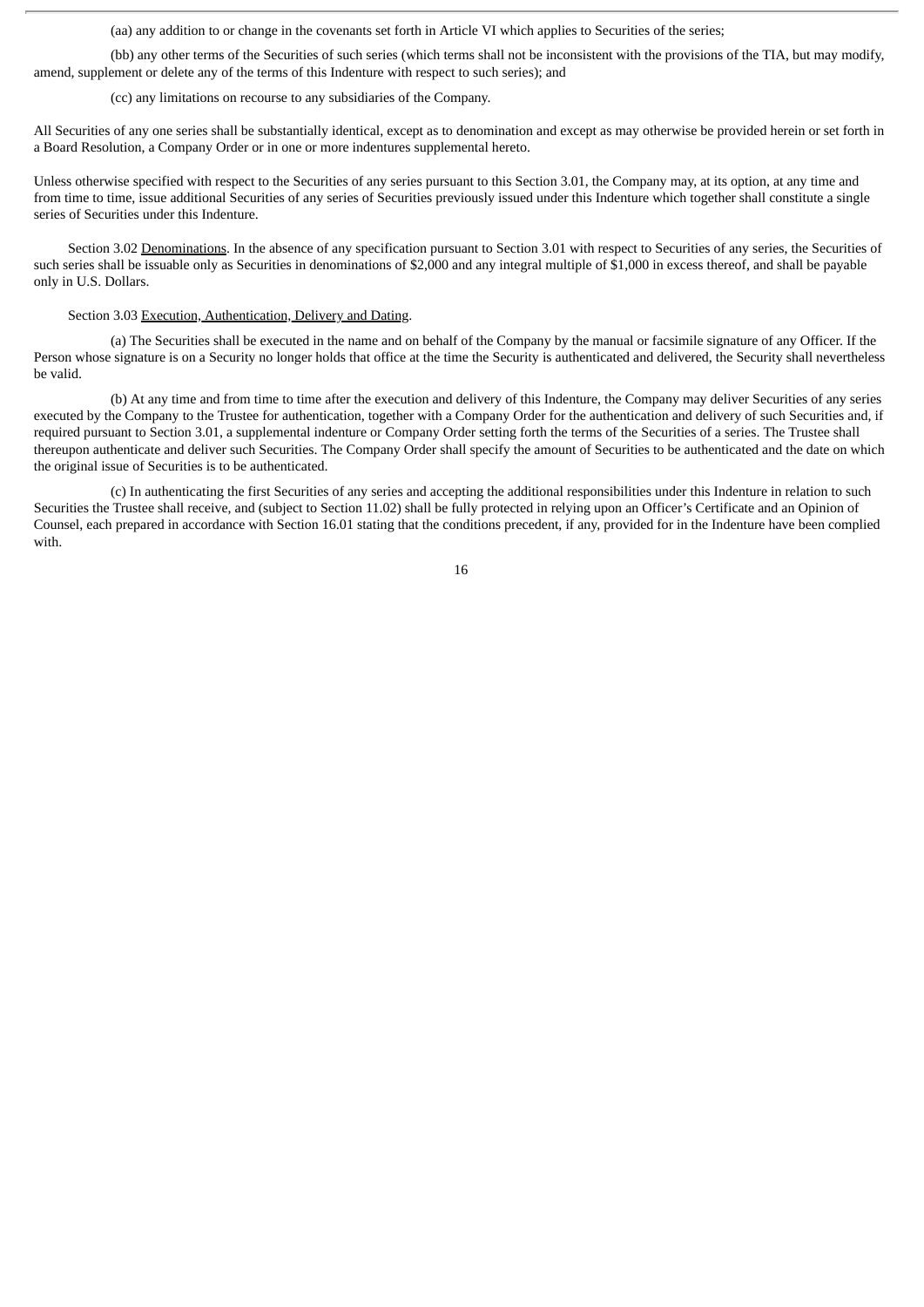(aa) any addition to or change in the covenants set forth in Article VI which applies to Securities of the series;

(bb) any other terms of the Securities of such series (which terms shall not be inconsistent with the provisions of the TIA, but may modify, amend, supplement or delete any of the terms of this Indenture with respect to such series); and

(cc) any limitations on recourse to any subsidiaries of the Company.

All Securities of any one series shall be substantially identical, except as to denomination and except as may otherwise be provided herein or set forth in a Board Resolution, a Company Order or in one or more indentures supplemental hereto.

Unless otherwise specified with respect to the Securities of any series pursuant to this Section 3.01, the Company may, at its option, at any time and from time to time, issue additional Securities of any series of Securities previously issued under this Indenture which together shall constitute a single series of Securities under this Indenture.

Section 3.02 Denominations. In the absence of any specification pursuant to Section 3.01 with respect to Securities of any series, the Securities of such series shall be issuable only as Securities in denominations of $2,000 and any integral multiple of $1,000 in excess thereof, and shall be payable only in U.S. Dollars.

Section 3.03 Execution, Authentication, Delivery and Dating.

(a) The Securities shall be executed in the name and on behalf of the Company by the manual or facsimile signature of any Officer. If the Person whose signature is on a Security no longer holds that office at the time the Security is authenticated and delivered, the Security shall nevertheless be valid.

(b) At any time and from time to time after the execution and delivery of this Indenture, the Company may deliver Securities of any series executed by the Company to the Trustee for authentication, together with a Company Order for the authentication and delivery of such Securities and, if required pursuant to Section 3.01, a supplemental indenture or Company Order setting forth the terms of the Securities of a series. The Trustee shall thereupon authenticate and deliver such Securities. The Company Order shall specify the amount of Securities to be authenticated and the date on which the original issue of Securities is to be authenticated.

(c) In authenticating the first Securities of any series and accepting the additional responsibilities under this Indenture in relation to such Securities the Trustee shall receive, and (subject to Section 11.02) shall be fully protected in relying upon an Officer's Certificate and an Opinion of Counsel, each prepared in accordance with Section 16.01 stating that the conditions precedent, if any, provided for in the Indenture have been complied with.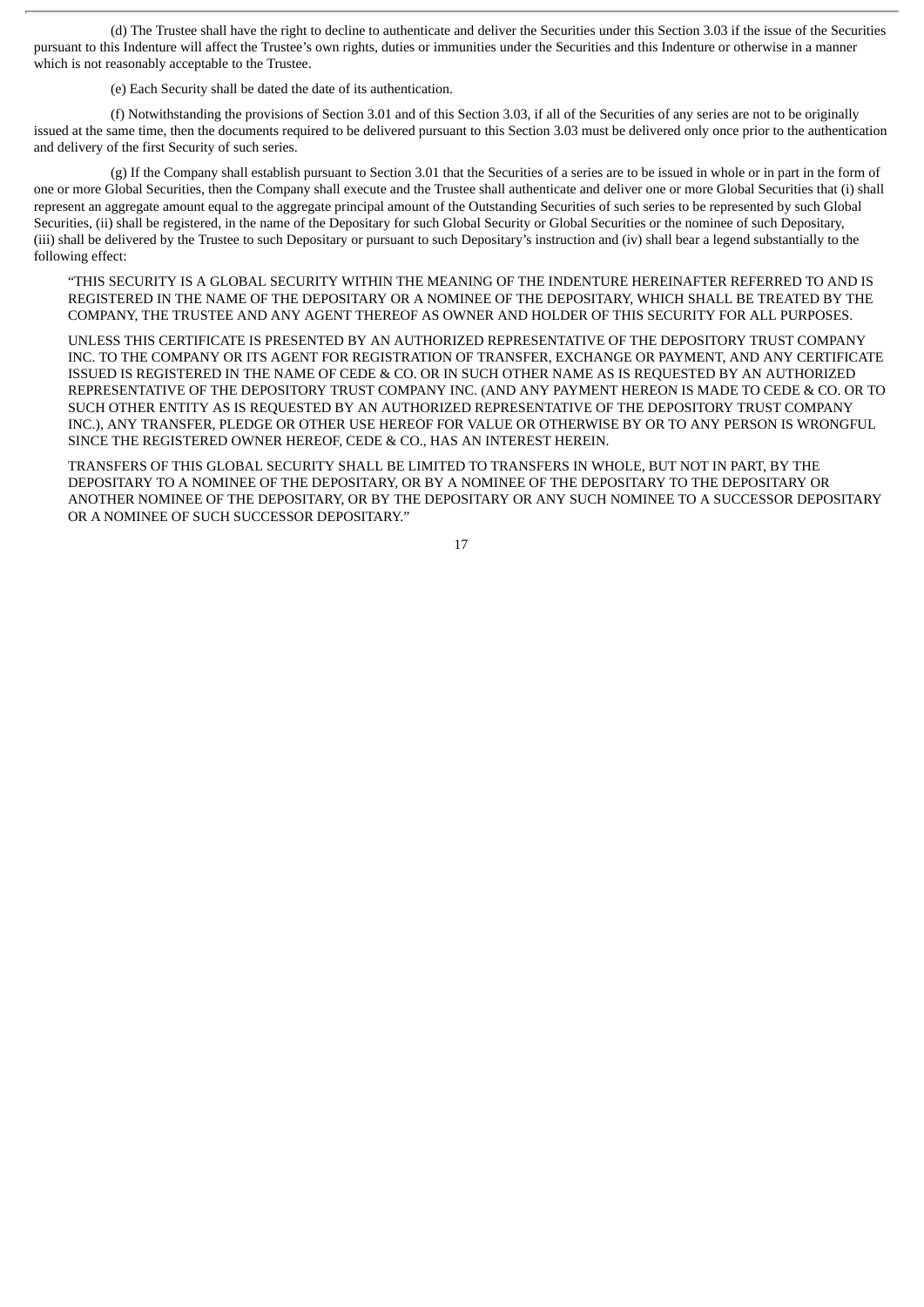(d) The Trustee shall have the right to decline to authenticate and deliver the Securities under this Section 3.03 if the issue of the Securities pursuant to this Indenture will affect the Trustee's own rights, duties or immunities under the Securities and this Indenture or otherwise in a manner which is not reasonably acceptable to the Trustee.

(e) Each Security shall be dated the date of its authentication.

(f) Notwithstanding the provisions of Section 3.01 and of this Section 3.03, if all of the Securities of any series are not to be originally issued at the same time, then the documents required to be delivered pursuant to this Section 3.03 must be delivered only once prior to the authentication and delivery of the first Security of such series.

(g) If the Company shall establish pursuant to Section 3.01 that the Securities of a series are to be issued in whole or in part in the form of one or more Global Securities, then the Company shall execute and the Trustee shall authenticate and deliver one or more Global Securities that (i) shall represent an aggregate amount equal to the aggregate principal amount of the Outstanding Securities of such series to be represented by such Global Securities, (ii) shall be registered, in the name of the Depositary for such Global Security or Global Securities or the nominee of such Depositary, (iii) shall be delivered by the Trustee to such Depositary or pursuant to such Depositary's instruction and (iv) shall bear a legend substantially to the following effect:

"THIS SECURITY IS A GLOBAL SECURITY WITHIN THE MEANING OF THE INDENTURE HEREINAFTER REFERRED TO AND IS REGISTERED IN THE NAME OF THE DEPOSITARY OR A NOMINEE OF THE DEPOSITARY, WHICH SHALL BE TREATED BY THE COMPANY, THE TRUSTEE AND ANY AGENT THEREOF AS OWNER AND HOLDER OF THIS SECURITY FOR ALL PURPOSES.

UNLESS THIS CERTIFICATE IS PRESENTED BY AN AUTHORIZED REPRESENTATIVE OF THE DEPOSITORY TRUST COMPANY INC. TO THE COMPANY OR ITS AGENT FOR REGISTRATION OF TRANSFER, EXCHANGE OR PAYMENT, AND ANY CERTIFICATE ISSUED IS REGISTERED IN THE NAME OF CEDE & CO. OR IN SUCH OTHER NAME AS IS REQUESTED BY AN AUTHORIZED REPRESENTATIVE OF THE DEPOSITORY TRUST COMPANY INC. (AND ANY PAYMENT HEREON IS MADE TO CEDE & CO. OR TO SUCH OTHER ENTITY AS IS REQUESTED BY AN AUTHORIZED REPRESENTATIVE OF THE DEPOSITORY TRUST COMPANY INC.), ANY TRANSFER, PLEDGE OR OTHER USE HEREOF FOR VALUE OR OTHERWISE BY OR TO ANY PERSON IS WRONGFUL SINCE THE REGISTERED OWNER HEREOF, CEDE & CO., HAS AN INTEREST HEREIN.

TRANSFERS OF THIS GLOBAL SECURITY SHALL BE LIMITED TO TRANSFERS IN WHOLE, BUT NOT IN PART, BY THE DEPOSITARY TO A NOMINEE OF THE DEPOSITARY, OR BY A NOMINEE OF THE DEPOSITARY TO THE DEPOSITARY OR ANOTHER NOMINEE OF THE DEPOSITARY, OR BY THE DEPOSITARY OR ANY SUCH NOMINEE TO A SUCCESSOR DEPOSITARY OR A NOMINEE OF SUCH SUCCESSOR DEPOSITARY."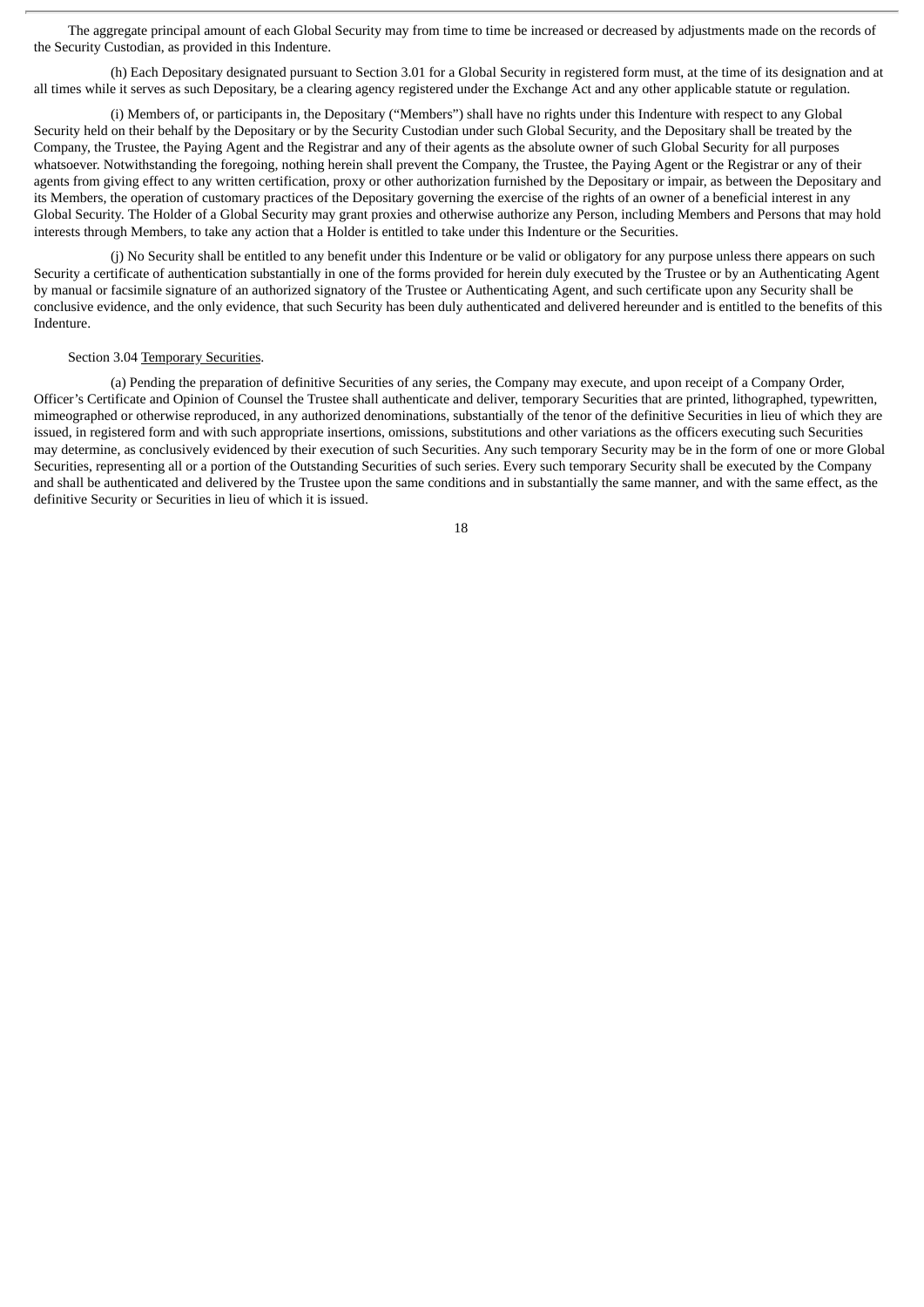The aggregate principal amount of each Global Security may from time to time be increased or decreased by adjustments made on the records of the Security Custodian, as provided in this Indenture.

(h) Each Depositary designated pursuant to Section 3.01 for a Global Security in registered form must, at the time of its designation and at all times while it serves as such Depositary, be a clearing agency registered under the Exchange Act and any other applicable statute or regulation.

(i) Members of, or participants in, the Depositary ("Members") shall have no rights under this Indenture with respect to any Global Security held on their behalf by the Depositary or by the Security Custodian under such Global Security, and the Depositary shall be treated by the Company, the Trustee, the Paying Agent and the Registrar and any of their agents as the absolute owner of such Global Security for all purposes whatsoever. Notwithstanding the foregoing, nothing herein shall prevent the Company, the Trustee, the Paying Agent or the Registrar or any of their agents from giving effect to any written certification, proxy or other authorization furnished by the Depositary or impair, as between the Depositary and its Members, the operation of customary practices of the Depositary governing the exercise of the rights of an owner of a beneficial interest in any Global Security. The Holder of a Global Security may grant proxies and otherwise authorize any Person, including Members and Persons that may hold interests through Members, to take any action that a Holder is entitled to take under this Indenture or the Securities.

(j) No Security shall be entitled to any benefit under this Indenture or be valid or obligatory for any purpose unless there appears on such Security a certificate of authentication substantially in one of the forms provided for herein duly executed by the Trustee or by an Authenticating Agent by manual or facsimile signature of an authorized signatory of the Trustee or Authenticating Agent, and such certificate upon any Security shall be conclusive evidence, and the only evidence, that such Security has been duly authenticated and delivered hereunder and is entitled to the benefits of this Indenture.

Section 3.04 Temporary Securities.

(a) Pending the preparation of definitive Securities of any series, the Company may execute, and upon receipt of a Company Order, Officer's Certificate and Opinion of Counsel the Trustee shall authenticate and deliver, temporary Securities that are printed, lithographed, typewritten, mimeographed or otherwise reproduced, in any authorized denominations, substantially of the tenor of the definitive Securities in lieu of which they are issued, in registered form and with such appropriate insertions, omissions, substitutions and other variations as the officers executing such Securities may determine, as conclusively evidenced by their execution of such Securities. Any such temporary Security may be in the form of one or more Global Securities, representing all or a portion of the Outstanding Securities of such series. Every such temporary Security shall be executed by the Company and shall be authenticated and delivered by the Trustee upon the same conditions and in substantially the same manner, and with the same effect, as the definitive Security or Securities in lieu of which it is issued.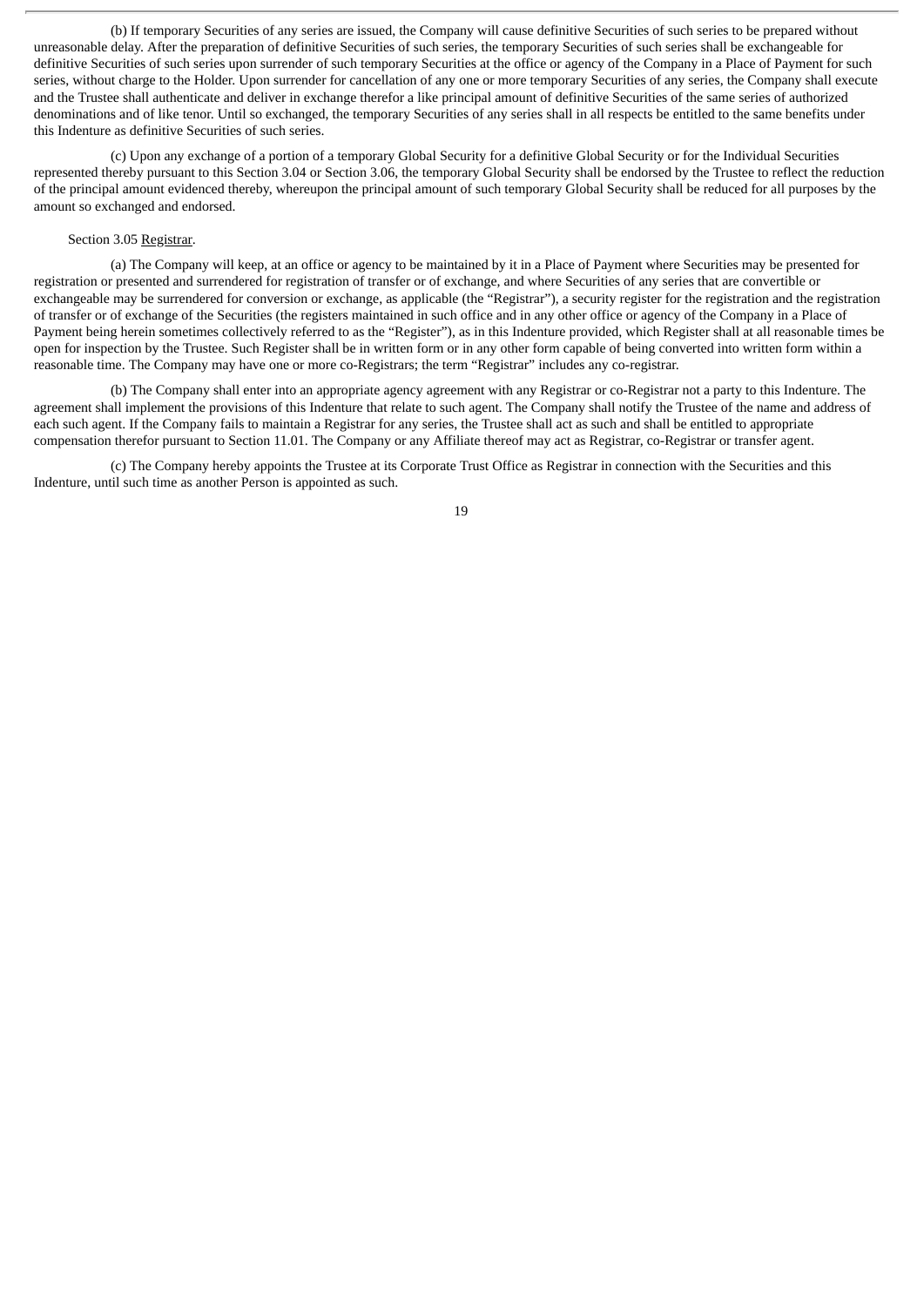(b) If temporary Securities of any series are issued, the Company will cause definitive Securities of such series to be prepared without unreasonable delay. After the preparation of definitive Securities of such series, the temporary Securities of such series shall be exchangeable for definitive Securities of such series upon surrender of such temporary Securities at the office or agency of the Company in a Place of Payment for such series, without charge to the Holder. Upon surrender for cancellation of any one or more temporary Securities of any series, the Company shall execute and the Trustee shall authenticate and deliver in exchange therefor a like principal amount of definitive Securities of the same series of authorized denominations and of like tenor. Until so exchanged, the temporary Securities of any series shall in all respects be entitled to the same benefits under this Indenture as definitive Securities of such series.

(c) Upon any exchange of a portion of a temporary Global Security for a definitive Global Security or for the Individual Securities represented thereby pursuant to this Section 3.04 or Section 3.06, the temporary Global Security shall be endorsed by the Trustee to reflect the reduction of the principal amount evidenced thereby, whereupon the principal amount of such temporary Global Security shall be reduced for all purposes by the amount so exchanged and endorsed.

Section 3.05 Registrar.

(a) The Company will keep, at an office or agency to be maintained by it in a Place of Payment where Securities may be presented for registration or presented and surrendered for registration of transfer or of exchange, and where Securities of any series that are convertible or exchangeable may be surrendered for conversion or exchange, as applicable (the "Registrar"), a security register for the registration and the registration of transfer or of exchange of the Securities (the registers maintained in such office and in any other office or agency of the Company in a Place of Payment being herein sometimes collectively referred to as the "Register"), as in this Indenture provided, which Register shall at all reasonable times be open for inspection by the Trustee. Such Register shall be in written form or in any other form capable of being converted into written form within a reasonable time. The Company may have one or more co-Registrars; the term "Registrar" includes any co-registrar.

(b) The Company shall enter into an appropriate agency agreement with any Registrar or co-Registrar not a party to this Indenture. The agreement shall implement the provisions of this Indenture that relate to such agent. The Company shall notify the Trustee of the name and address of each such agent. If the Company fails to maintain a Registrar for any series, the Trustee shall act as such and shall be entitled to appropriate compensation therefor pursuant to Section 11.01. The Company or any Affiliate thereof may act as Registrar, co-Registrar or transfer agent.

(c) The Company hereby appoints the Trustee at its Corporate Trust Office as Registrar in connection with the Securities and this Indenture, until such time as another Person is appointed as such.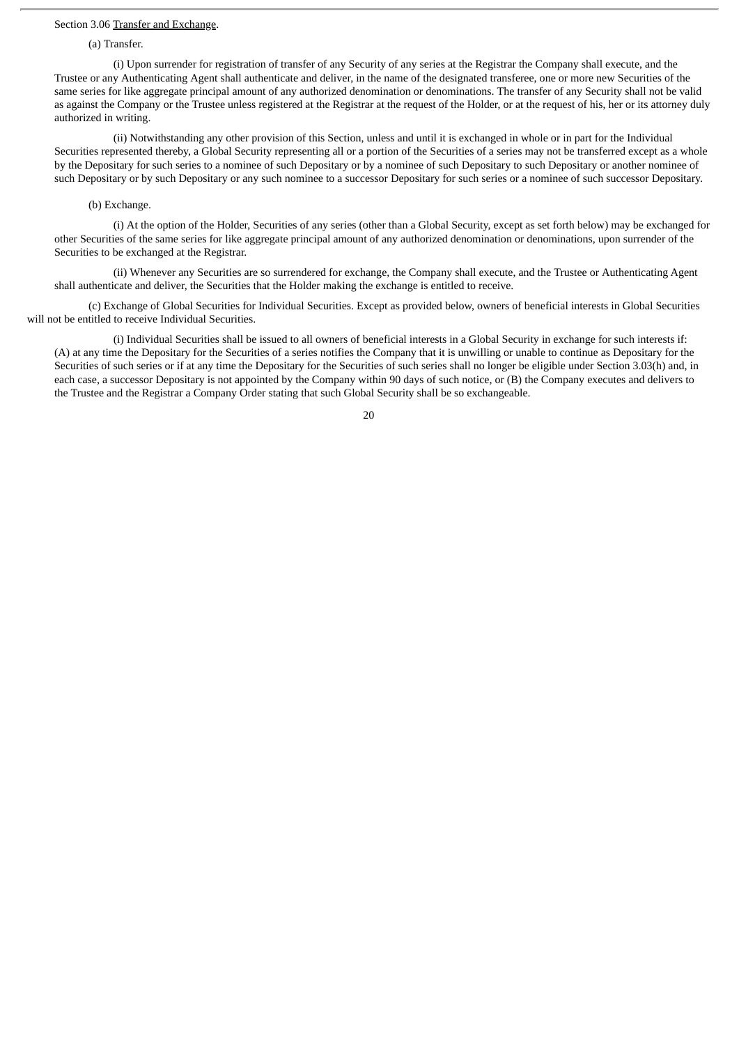Section 3.06 Transfer and Exchange.

(a) Transfer.

(i) Upon surrender for registration of transfer of any Security of any series at the Registrar the Company shall execute, and the Trustee or any Authenticating Agent shall authenticate and deliver, in the name of the designated transferee, one or more new Securities of the same series for like aggregate principal amount of any authorized denomination or denominations. The transfer of any Security shall not be valid as against the Company or the Trustee unless registered at the Registrar at the request of the Holder, or at the request of his, her or its attorney duly authorized in writing.

(ii) Notwithstanding any other provision of this Section, unless and until it is exchanged in whole or in part for the Individual Securities represented thereby, a Global Security representing all or a portion of the Securities of a series may not be transferred except as a whole by the Depositary for such series to a nominee of such Depositary or by a nominee of such Depositary to such Depositary or another nominee of such Depositary or by such Depositary or any such nominee to a successor Depositary for such series or a nominee of such successor Depositary.

(b) Exchange.

(i) At the option of the Holder, Securities of any series (other than a Global Security, except as set forth below) may be exchanged for other Securities of the same series for like aggregate principal amount of any authorized denomination or denominations, upon surrender of the Securities to be exchanged at the Registrar.

(ii) Whenever any Securities are so surrendered for exchange, the Company shall execute, and the Trustee or Authenticating Agent shall authenticate and deliver, the Securities that the Holder making the exchange is entitled to receive.

(c) Exchange of Global Securities for Individual Securities. Except as provided below, owners of beneficial interests in Global Securities will not be entitled to receive Individual Securities.

(i) Individual Securities shall be issued to all owners of beneficial interests in a Global Security in exchange for such interests if: (A) at any time the Depositary for the Securities of a series notifies the Company that it is unwilling or unable to continue as Depositary for the Securities of such series or if at any time the Depositary for the Securities of such series shall no longer be eligible under Section 3.03(h) and, in each case, a successor Depositary is not appointed by the Company within 90 days of such notice, or (B) the Company executes and delivers to the Trustee and the Registrar a Company Order stating that such Global Security shall be so exchangeable.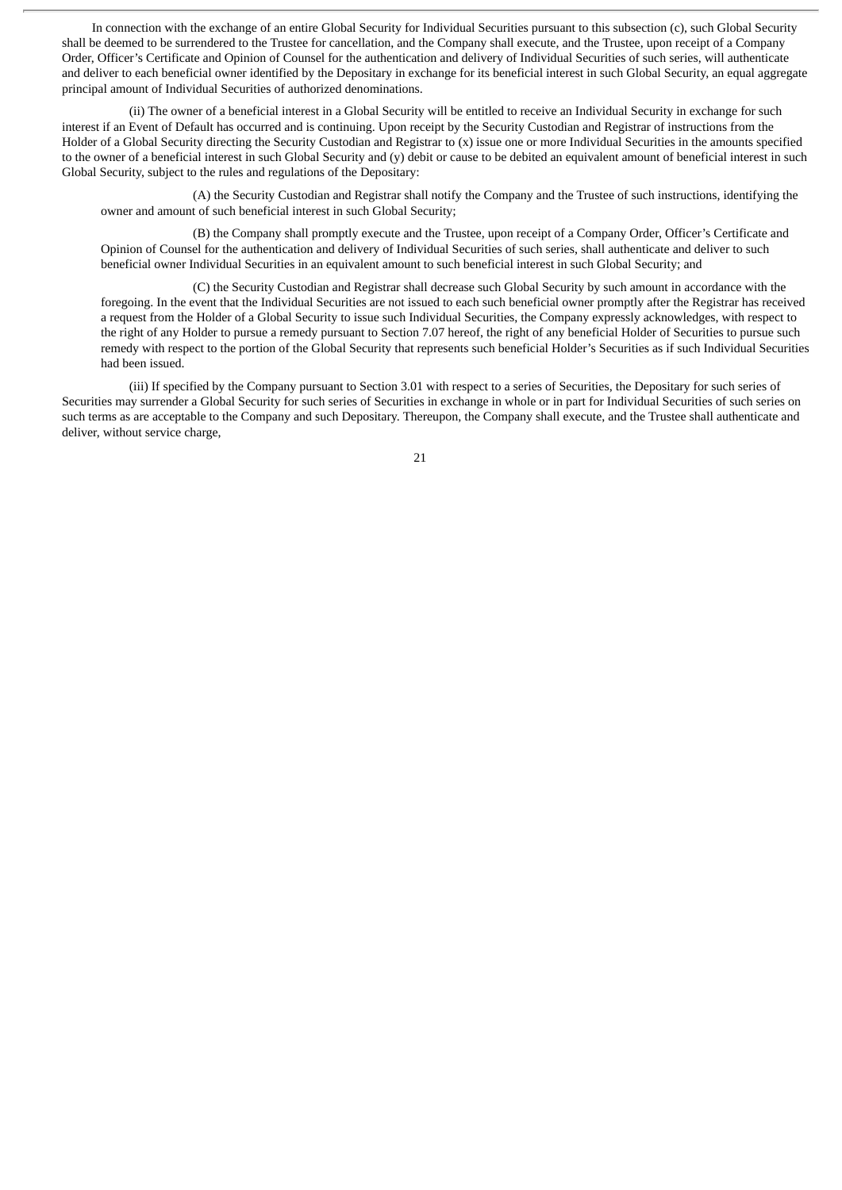In connection with the exchange of an entire Global Security for Individual Securities pursuant to this subsection (c), such Global Security shall be deemed to be surrendered to the Trustee for cancellation, and the Company shall execute, and the Trustee, upon receipt of a Company Order, Officer's Certificate and Opinion of Counsel for the authentication and delivery of Individual Securities of such series, will authenticate and deliver to each beneficial owner identified by the Depositary in exchange for its beneficial interest in such Global Security, an equal aggregate principal amount of Individual Securities of authorized denominations.

(ii) The owner of a beneficial interest in a Global Security will be entitled to receive an Individual Security in exchange for such interest if an Event of Default has occurred and is continuing. Upon receipt by the Security Custodian and Registrar of instructions from the Holder of a Global Security directing the Security Custodian and Registrar to (x) issue one or more Individual Securities in the amounts specified to the owner of a beneficial interest in such Global Security and (y) debit or cause to be debited an equivalent amount of beneficial interest in such Global Security, subject to the rules and regulations of the Depositary:

(A) the Security Custodian and Registrar shall notify the Company and the Trustee of such instructions, identifying the owner and amount of such beneficial interest in such Global Security;

(B) the Company shall promptly execute and the Trustee, upon receipt of a Company Order, Officer's Certificate and Opinion of Counsel for the authentication and delivery of Individual Securities of such series, shall authenticate and deliver to such beneficial owner Individual Securities in an equivalent amount to such beneficial interest in such Global Security; and

(C) the Security Custodian and Registrar shall decrease such Global Security by such amount in accordance with the foregoing. In the event that the Individual Securities are not issued to each such beneficial owner promptly after the Registrar has received a request from the Holder of a Global Security to issue such Individual Securities, the Company expressly acknowledges, with respect to the right of any Holder to pursue a remedy pursuant to Section 7.07 hereof, the right of any beneficial Holder of Securities to pursue such remedy with respect to the portion of the Global Security that represents such beneficial Holder's Securities as if such Individual Securities had been issued.

(iii) If specified by the Company pursuant to Section 3.01 with respect to a series of Securities, the Depositary for such series of Securities may surrender a Global Security for such series of Securities in exchange in whole or in part for Individual Securities of such series on such terms as are acceptable to the Company and such Depositary. Thereupon, the Company shall execute, and the Trustee shall authenticate and deliver, without service charge,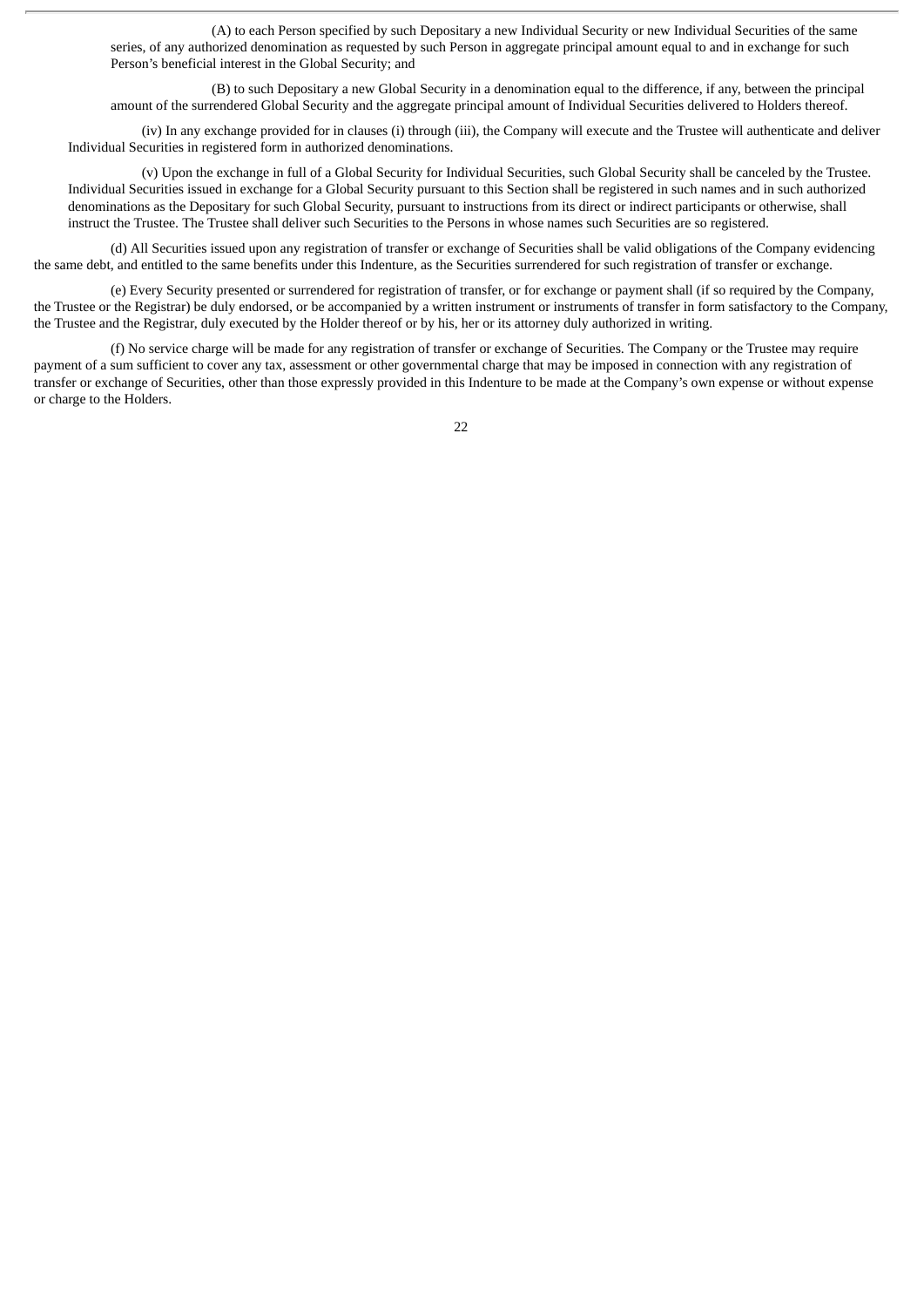(A) to each Person specified by such Depositary a new Individual Security or new Individual Securities of the same series, of any authorized denomination as requested by such Person in aggregate principal amount equal to and in exchange for such Person's beneficial interest in the Global Security; and

(B) to such Depositary a new Global Security in a denomination equal to the difference, if any, between the principal amount of the surrendered Global Security and the aggregate principal amount of Individual Securities delivered to Holders thereof.

(iv) In any exchange provided for in clauses (i) through (iii), the Company will execute and the Trustee will authenticate and deliver Individual Securities in registered form in authorized denominations.

(v) Upon the exchange in full of a Global Security for Individual Securities, such Global Security shall be canceled by the Trustee. Individual Securities issued in exchange for a Global Security pursuant to this Section shall be registered in such names and in such authorized denominations as the Depositary for such Global Security, pursuant to instructions from its direct or indirect participants or otherwise, shall instruct the Trustee. The Trustee shall deliver such Securities to the Persons in whose names such Securities are so registered.

(d) All Securities issued upon any registration of transfer or exchange of Securities shall be valid obligations of the Company evidencing the same debt, and entitled to the same benefits under this Indenture, as the Securities surrendered for such registration of transfer or exchange.

(e) Every Security presented or surrendered for registration of transfer, or for exchange or payment shall (if so required by the Company, the Trustee or the Registrar) be duly endorsed, or be accompanied by a written instrument or instruments of transfer in form satisfactory to the Company, the Trustee and the Registrar, duly executed by the Holder thereof or by his, her or its attorney duly authorized in writing.

(f) No service charge will be made for any registration of transfer or exchange of Securities. The Company or the Trustee may require payment of a sum sufficient to cover any tax, assessment or other governmental charge that may be imposed in connection with any registration of transfer or exchange of Securities, other than those expressly provided in this Indenture to be made at the Company's own expense or without expense or charge to the Holders.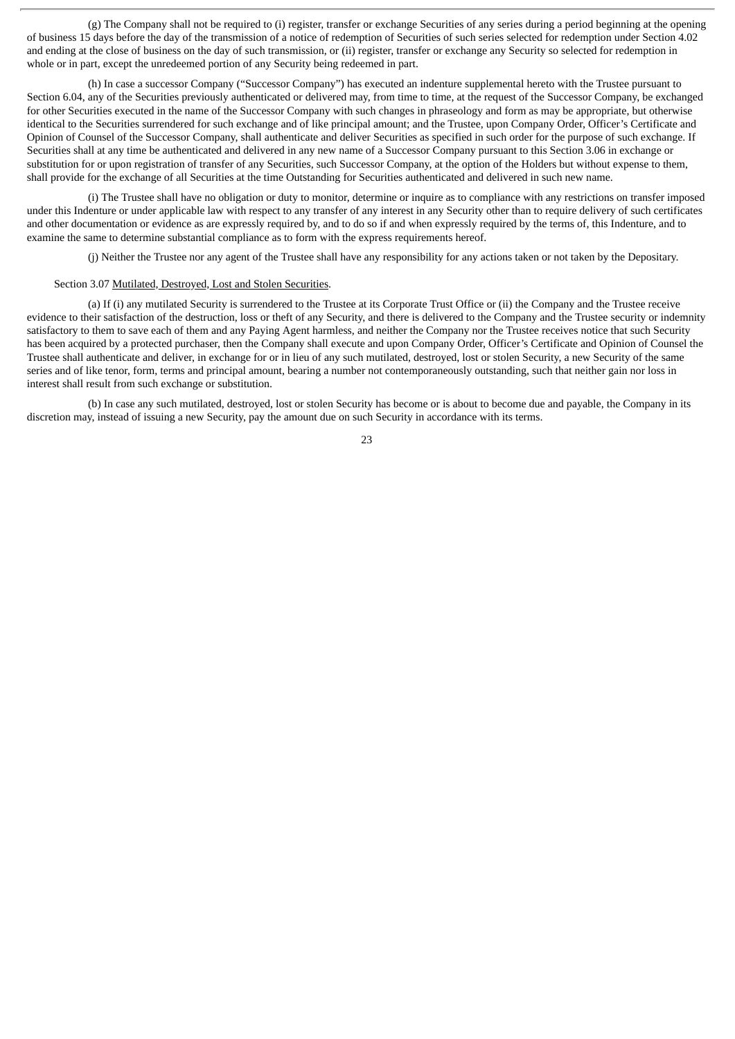(g) The Company shall not be required to (i) register, transfer or exchange Securities of any series during a period beginning at the opening of business 15 days before the day of the transmission of a notice of redemption of Securities of such series selected for redemption under Section 4.02 and ending at the close of business on the day of such transmission, or (ii) register, transfer or exchange any Security so selected for redemption in whole or in part, except the unredeemed portion of any Security being redeemed in part.

(h) In case a successor Company ("Successor Company") has executed an indenture supplemental hereto with the Trustee pursuant to Section 6.04, any of the Securities previously authenticated or delivered may, from time to time, at the request of the Successor Company, be exchanged for other Securities executed in the name of the Successor Company with such changes in phraseology and form as may be appropriate, but otherwise identical to the Securities surrendered for such exchange and of like principal amount; and the Trustee, upon Company Order, Officer's Certificate and Opinion of Counsel of the Successor Company, shall authenticate and deliver Securities as specified in such order for the purpose of such exchange. If Securities shall at any time be authenticated and delivered in any new name of a Successor Company pursuant to this Section 3.06 in exchange or substitution for or upon registration of transfer of any Securities, such Successor Company, at the option of the Holders but without expense to them, shall provide for the exchange of all Securities at the time Outstanding for Securities authenticated and delivered in such new name.

(i) The Trustee shall have no obligation or duty to monitor, determine or inquire as to compliance with any restrictions on transfer imposed under this Indenture or under applicable law with respect to any transfer of any interest in any Security other than to require delivery of such certificates and other documentation or evidence as are expressly required by, and to do so if and when expressly required by the terms of, this Indenture, and to examine the same to determine substantial compliance as to form with the express requirements hereof.

(j) Neither the Trustee nor any agent of the Trustee shall have any responsibility for any actions taken or not taken by the Depositary.

Section 3.07 Mutilated, Destroyed, Lost and Stolen Securities.

(a) If (i) any mutilated Security is surrendered to the Trustee at its Corporate Trust Office or (ii) the Company and the Trustee receive evidence to their satisfaction of the destruction, loss or theft of any Security, and there is delivered to the Company and the Trustee security or indemnity satisfactory to them to save each of them and any Paying Agent harmless, and neither the Company nor the Trustee receives notice that such Security has been acquired by a protected purchaser, then the Company shall execute and upon Company Order, Officer's Certificate and Opinion of Counsel the Trustee shall authenticate and deliver, in exchange for or in lieu of any such mutilated, destroyed, lost or stolen Security, a new Security of the same series and of like tenor, form, terms and principal amount, bearing a number not contemporaneously outstanding, such that neither gain nor loss in interest shall result from such exchange or substitution.

(b) In case any such mutilated, destroyed, lost or stolen Security has become or is about to become due and payable, the Company in its discretion may, instead of issuing a new Security, pay the amount due on such Security in accordance with its terms.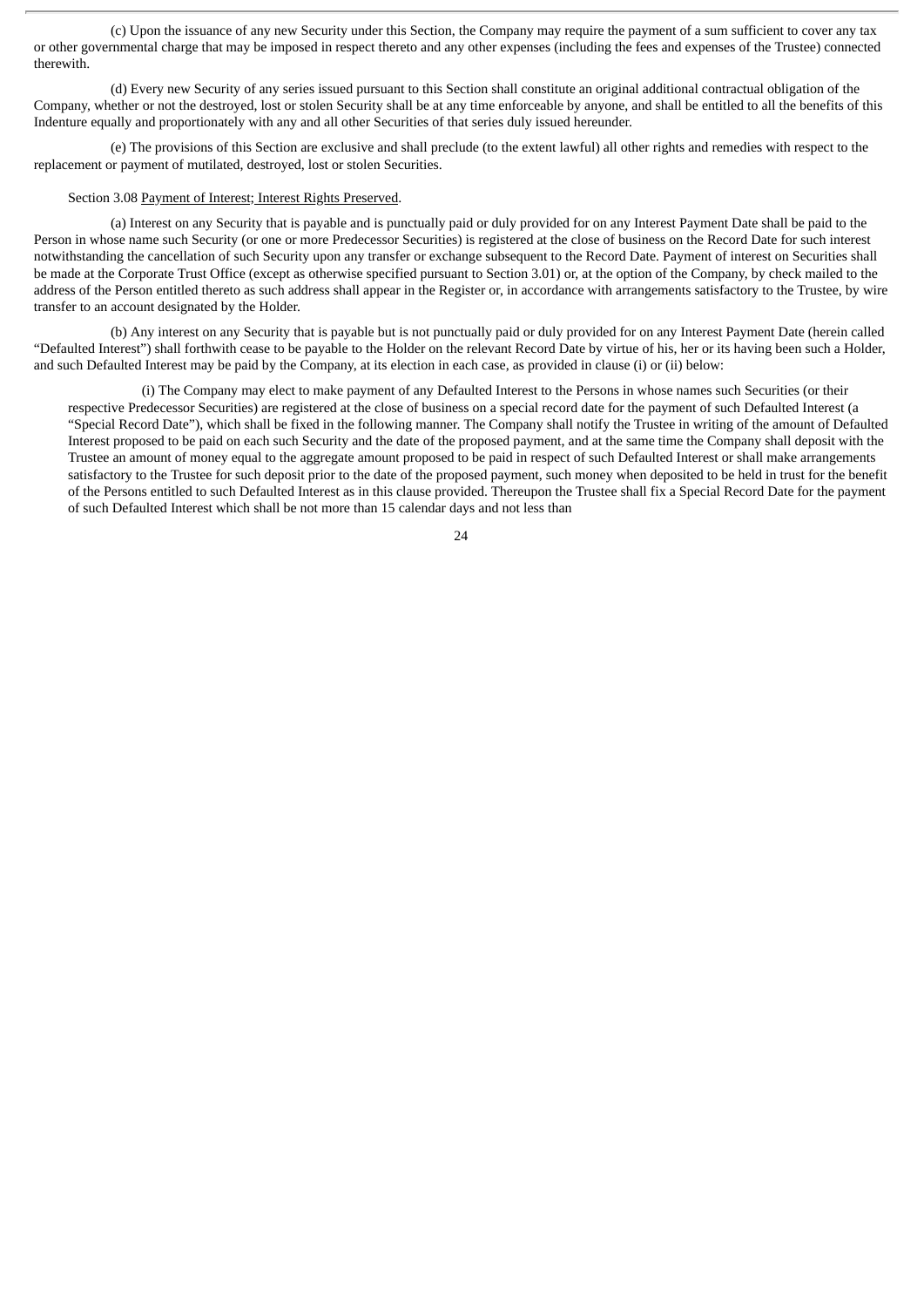(c) Upon the issuance of any new Security under this Section, the Company may require the payment of a sum sufficient to cover any tax or other governmental charge that may be imposed in respect thereto and any other expenses (including the fees and expenses of the Trustee) connected therewith.

(d) Every new Security of any series issued pursuant to this Section shall constitute an original additional contractual obligation of the Company, whether or not the destroyed, lost or stolen Security shall be at any time enforceable by anyone, and shall be entitled to all the benefits of this Indenture equally and proportionately with any and all other Securities of that series duly issued hereunder.

(e) The provisions of this Section are exclusive and shall preclude (to the extent lawful) all other rights and remedies with respect to the replacement or payment of mutilated, destroyed, lost or stolen Securities.

Section 3.08 Payment of Interest; Interest Rights Preserved.

(a) Interest on any Security that is payable and is punctually paid or duly provided for on any Interest Payment Date shall be paid to the Person in whose name such Security (or one or more Predecessor Securities) is registered at the close of business on the Record Date for such interest notwithstanding the cancellation of such Security upon any transfer or exchange subsequent to the Record Date. Payment of interest on Securities shall be made at the Corporate Trust Office (except as otherwise specified pursuant to Section 3.01) or, at the option of the Company, by check mailed to the address of the Person entitled thereto as such address shall appear in the Register or, in accordance with arrangements satisfactory to the Trustee, by wire transfer to an account designated by the Holder.

(b) Any interest on any Security that is payable but is not punctually paid or duly provided for on any Interest Payment Date (herein called "Defaulted Interest") shall forthwith cease to be payable to the Holder on the relevant Record Date by virtue of his, her or its having been such a Holder, and such Defaulted Interest may be paid by the Company, at its election in each case, as provided in clause (i) or (ii) below:

(i) The Company may elect to make payment of any Defaulted Interest to the Persons in whose names such Securities (or their respective Predecessor Securities) are registered at the close of business on a special record date for the payment of such Defaulted Interest (a "Special Record Date"), which shall be fixed in the following manner. The Company shall notify the Trustee in writing of the amount of Defaulted Interest proposed to be paid on each such Security and the date of the proposed payment, and at the same time the Company shall deposit with the Trustee an amount of money equal to the aggregate amount proposed to be paid in respect of such Defaulted Interest or shall make arrangements satisfactory to the Trustee for such deposit prior to the date of the proposed payment, such money when deposited to be held in trust for the benefit of the Persons entitled to such Defaulted Interest as in this clause provided. Thereupon the Trustee shall fix a Special Record Date for the payment of such Defaulted Interest which shall be not more than 15 calendar days and not less than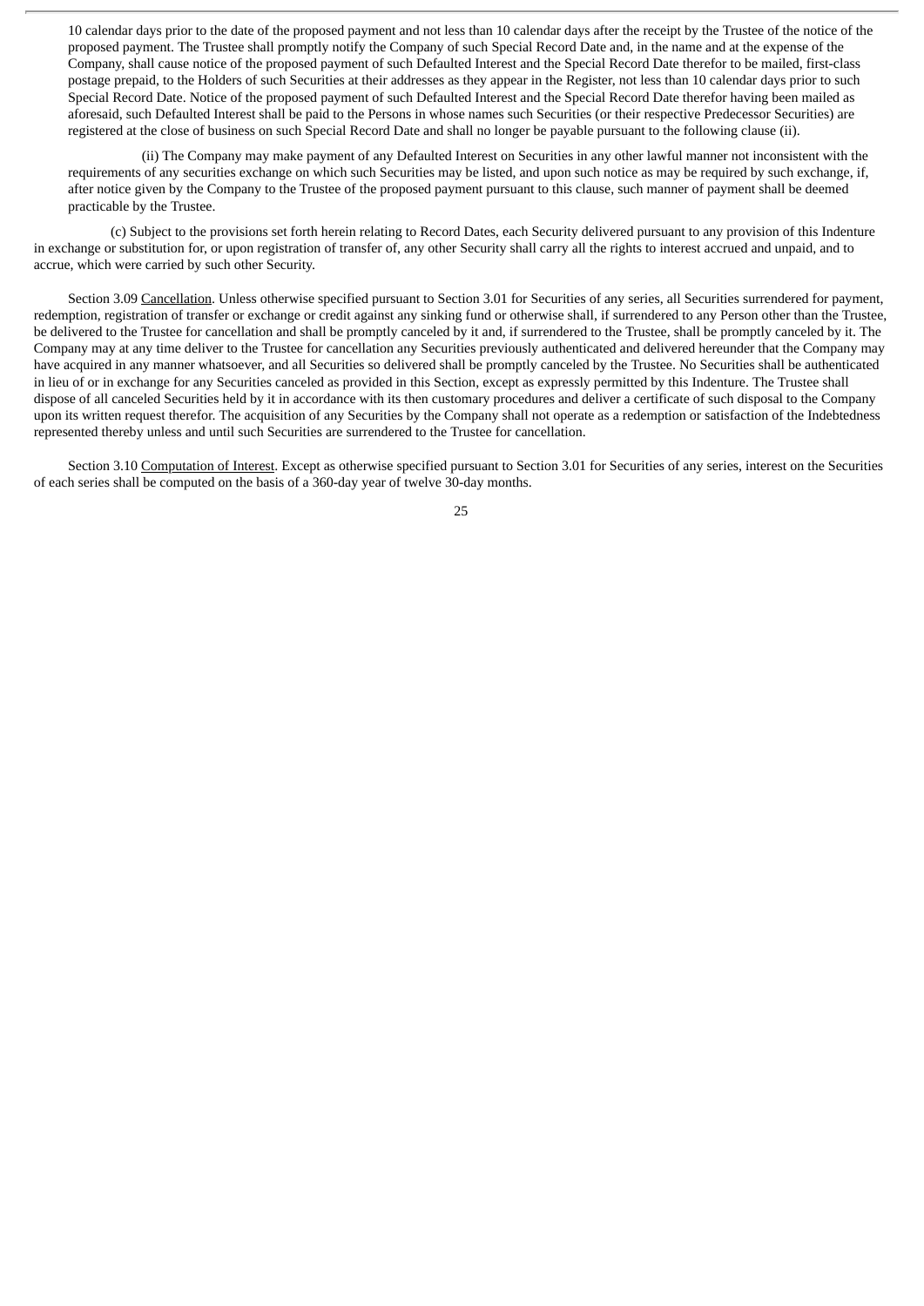10 calendar days prior to the date of the proposed payment and not less than 10 calendar days after the receipt by the Trustee of the notice of the proposed payment. The Trustee shall promptly notify the Company of such Special Record Date and, in the name and at the expense of the Company, shall cause notice of the proposed payment of such Defaulted Interest and the Special Record Date therefor to be mailed, first-class postage prepaid, to the Holders of such Securities at their addresses as they appear in the Register, not less than 10 calendar days prior to such Special Record Date. Notice of the proposed payment of such Defaulted Interest and the Special Record Date therefor having been mailed as aforesaid, such Defaulted Interest shall be paid to the Persons in whose names such Securities (or their respective Predecessor Securities) are registered at the close of business on such Special Record Date and shall no longer be payable pursuant to the following clause (ii).

(ii) The Company may make payment of any Defaulted Interest on Securities in any other lawful manner not inconsistent with the requirements of any securities exchange on which such Securities may be listed, and upon such notice as may be required by such exchange, if, after notice given by the Company to the Trustee of the proposed payment pursuant to this clause, such manner of payment shall be deemed practicable by the Trustee.

(c) Subject to the provisions set forth herein relating to Record Dates, each Security delivered pursuant to any provision of this Indenture in exchange or substitution for, or upon registration of transfer of, any other Security shall carry all the rights to interest accrued and unpaid, and to accrue, which were carried by such other Security.

Section 3.09 Cancellation. Unless otherwise specified pursuant to Section 3.01 for Securities of any series, all Securities surrendered for payment, redemption, registration of transfer or exchange or credit against any sinking fund or otherwise shall, if surrendered to any Person other than the Trustee, be delivered to the Trustee for cancellation and shall be promptly canceled by it and, if surrendered to the Trustee, shall be promptly canceled by it. The Company may at any time deliver to the Trustee for cancellation any Securities previously authenticated and delivered hereunder that the Company may have acquired in any manner whatsoever, and all Securities so delivered shall be promptly canceled by the Trustee. No Securities shall be authenticated in lieu of or in exchange for any Securities canceled as provided in this Section, except as expressly permitted by this Indenture. The Trustee shall dispose of all canceled Securities held by it in accordance with its then customary procedures and deliver a certificate of such disposal to the Company upon its written request therefor. The acquisition of any Securities by the Company shall not operate as a redemption or satisfaction of the Indebtedness represented thereby unless and until such Securities are surrendered to the Trustee for cancellation.

Section 3.10 Computation of Interest. Except as otherwise specified pursuant to Section 3.01 for Securities of any series, interest on the Securities of each series shall be computed on the basis of a 360-day year of twelve 30-day months.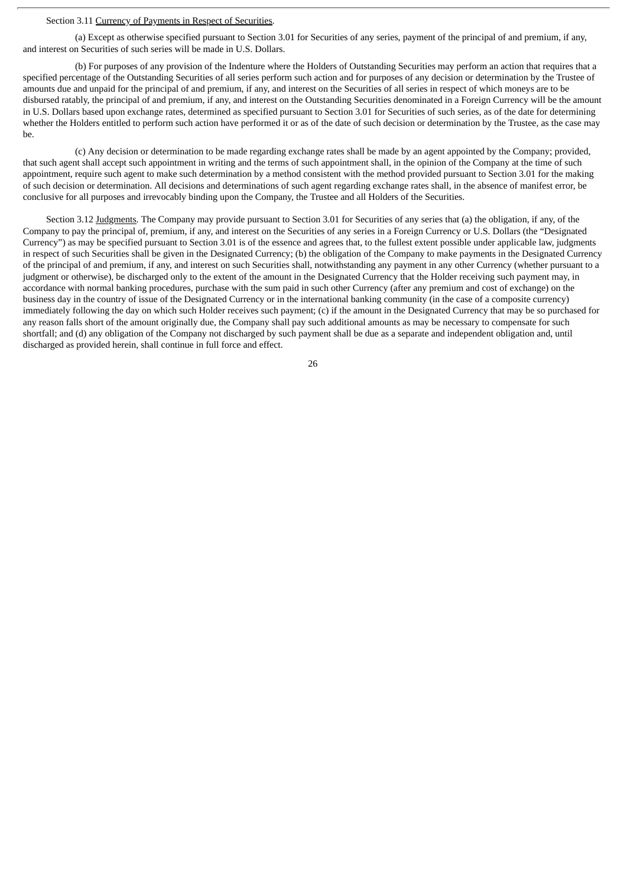Section 3.11 Currency of Payments in Respect of Securities.

(a) Except as otherwise specified pursuant to Section 3.01 for Securities of any series, payment of the principal of and premium, if any, and interest on Securities of such series will be made in U.S. Dollars.

(b) For purposes of any provision of the Indenture where the Holders of Outstanding Securities may perform an action that requires that a specified percentage of the Outstanding Securities of all series perform such action and for purposes of any decision or determination by the Trustee of amounts due and unpaid for the principal of and premium, if any, and interest on the Securities of all series in respect of which moneys are to be disbursed ratably, the principal of and premium, if any, and interest on the Outstanding Securities denominated in a Foreign Currency will be the amount in U.S. Dollars based upon exchange rates, determined as specified pursuant to Section 3.01 for Securities of such series, as of the date for determining whether the Holders entitled to perform such action have performed it or as of the date of such decision or determination by the Trustee, as the case may be.

(c) Any decision or determination to be made regarding exchange rates shall be made by an agent appointed by the Company; provided, that such agent shall accept such appointment in writing and the terms of such appointment shall, in the opinion of the Company at the time of such appointment, require such agent to make such determination by a method consistent with the method provided pursuant to Section 3.01 for the making of such decision or determination. All decisions and determinations of such agent regarding exchange rates shall, in the absence of manifest error, be conclusive for all purposes and irrevocably binding upon the Company, the Trustee and all Holders of the Securities.

Section 3.12 Judgments. The Company may provide pursuant to Section 3.01 for Securities of any series that (a) the obligation, if any, of the Company to pay the principal of, premium, if any, and interest on the Securities of any series in a Foreign Currency or U.S. Dollars (the "Designated Currency") as may be specified pursuant to Section 3.01 is of the essence and agrees that, to the fullest extent possible under applicable law, judgments in respect of such Securities shall be given in the Designated Currency; (b) the obligation of the Company to make payments in the Designated Currency of the principal of and premium, if any, and interest on such Securities shall, notwithstanding any payment in any other Currency (whether pursuant to a judgment or otherwise), be discharged only to the extent of the amount in the Designated Currency that the Holder receiving such payment may, in accordance with normal banking procedures, purchase with the sum paid in such other Currency (after any premium and cost of exchange) on the business day in the country of issue of the Designated Currency or in the international banking community (in the case of a composite currency) immediately following the day on which such Holder receives such payment; (c) if the amount in the Designated Currency that may be so purchased for any reason falls short of the amount originally due, the Company shall pay such additional amounts as may be necessary to compensate for such shortfall; and (d) any obligation of the Company not discharged by such payment shall be due as a separate and independent obligation and, until discharged as provided herein, shall continue in full force and effect.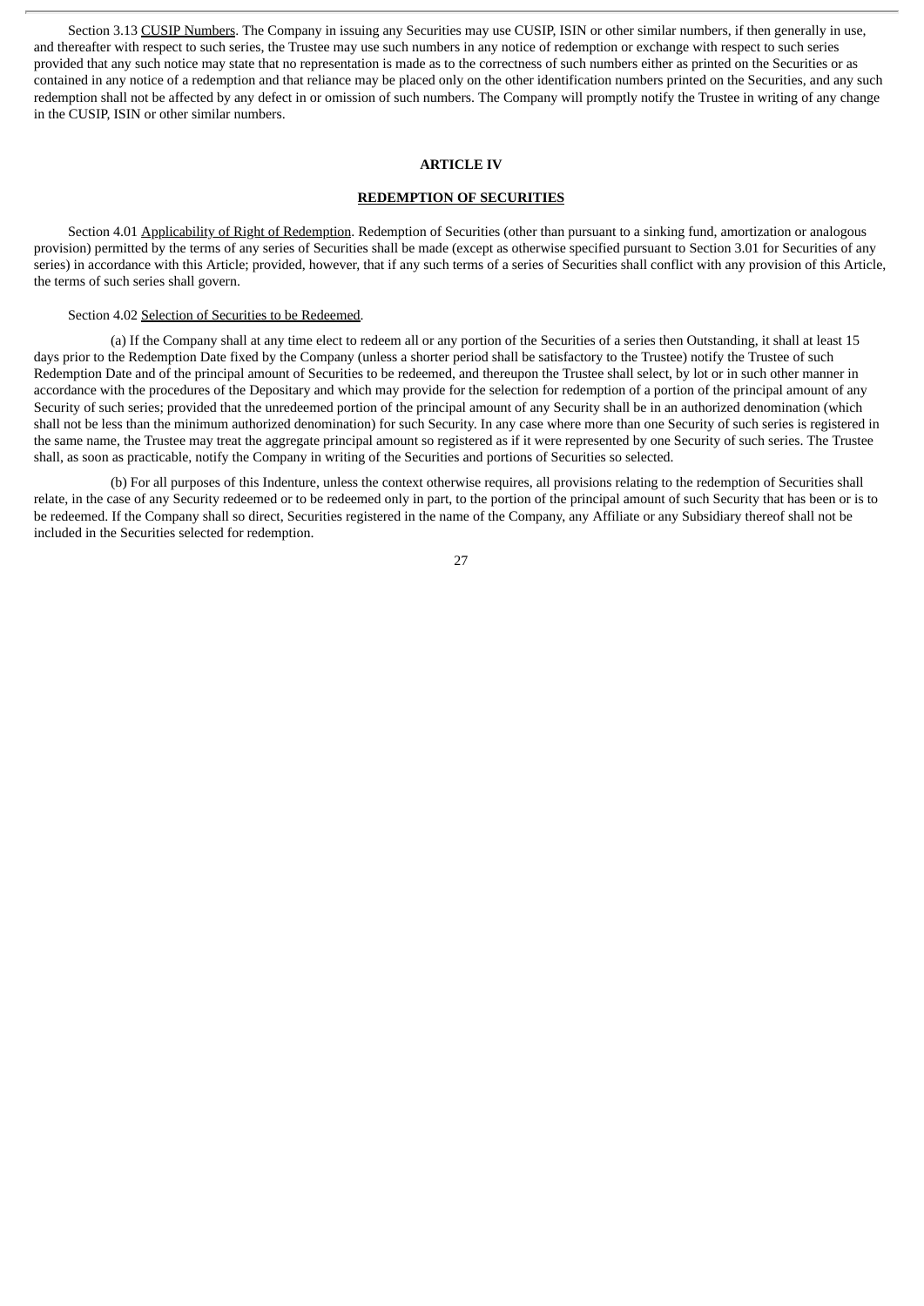Section 3.13 CUSIP Numbers. The Company in issuing any Securities may use CUSIP, ISIN or other similar numbers, if then generally in use, and thereafter with respect to such series, the Trustee may use such numbers in any notice of redemption or exchange with respect to such series provided that any such notice may state that no representation is made as to the correctness of such numbers either as printed on the Securities or as contained in any notice of a redemption and that reliance may be placed only on the other identification numbers printed on the Securities, and any such redemption shall not be affected by any defect in or omission of such numbers. The Company will promptly notify the Trustee in writing of any change in the CUSIP, ISIN or other similar numbers.

## ARTICLE IV

## REDEMPTION OF SECURITIES

Section 4.01 Applicability of Right of Redemption. Redemption of Securities (other than pursuant to a sinking fund, amortization or analogous provision) permitted by the terms of any series of Securities shall be made (except as otherwise specified pursuant to Section 3.01 for Securities of any series) in accordance with this Article; provided, however, that if any such terms of a series of Securities shall conflict with any provision of this Article, the terms of such series shall govern.

Section 4.02 Selection of Securities to be Redeemed.

(a) If the Company shall at any time elect to redeem all or any portion of the Securities of a series then Outstanding, it shall at least 15 days prior to the Redemption Date fixed by the Company (unless a shorter period shall be satisfactory to the Trustee) notify the Trustee of such Redemption Date and of the principal amount of Securities to be redeemed, and thereupon the Trustee shall select, by lot or in such other manner in accordance with the procedures of the Depositary and which may provide for the selection for redemption of a portion of the principal amount of any Security of such series; provided that the unredeemed portion of the principal amount of any Security shall be in an authorized denomination (which shall not be less than the minimum authorized denomination) for such Security. In any case where more than one Security of such series is registered in the same name, the Trustee may treat the aggregate principal amount so registered as if it were represented by one Security of such series. The Trustee shall, as soon as practicable, notify the Company in writing of the Securities and portions of Securities so selected.

(b) For all purposes of this Indenture, unless the context otherwise requires, all provisions relating to the redemption of Securities shall relate, in the case of any Security redeemed or to be redeemed only in part, to the portion of the principal amount of such Security that has been or is to be redeemed. If the Company shall so direct, Securities registered in the name of the Company, any Affiliate or any Subsidiary thereof shall not be included in the Securities selected for redemption.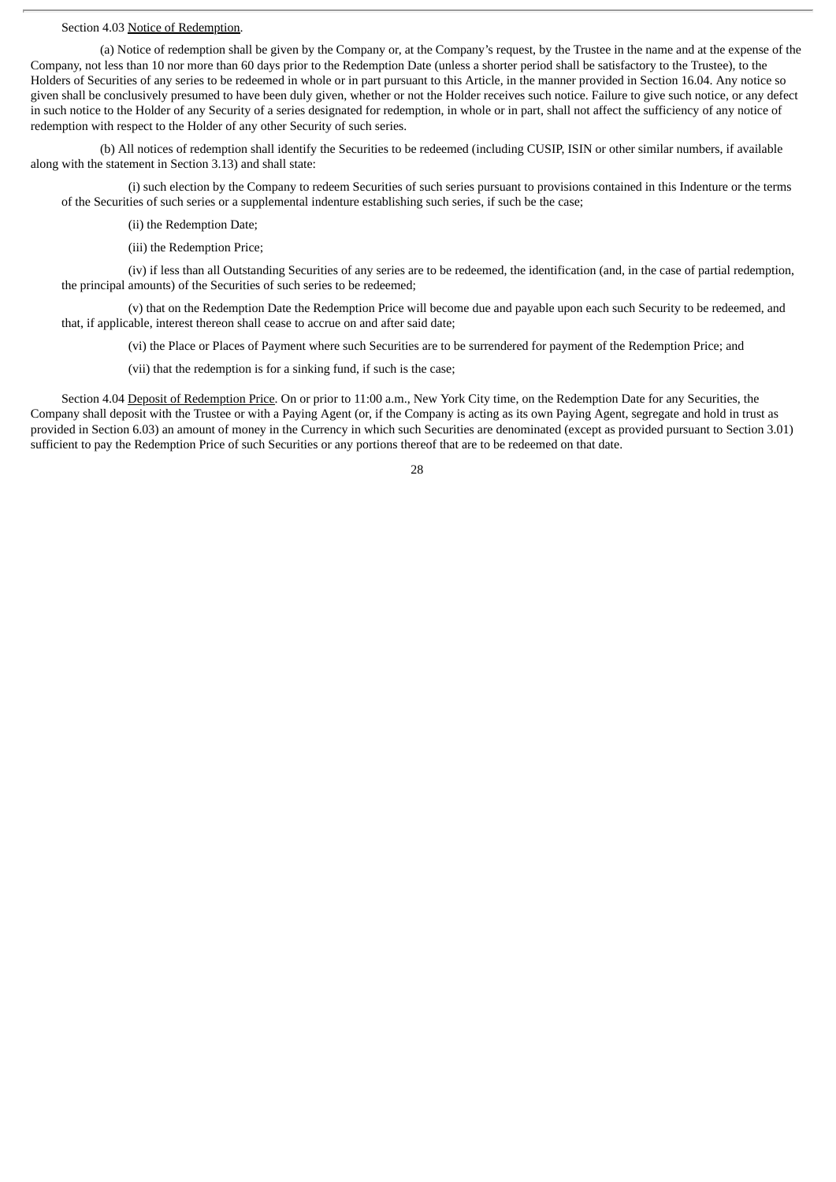Section 4.03 Notice of Redemption.

(a) Notice of redemption shall be given by the Company or, at the Company's request, by the Trustee in the name and at the expense of the Company, not less than 10 nor more than 60 days prior to the Redemption Date (unless a shorter period shall be satisfactory to the Trustee), to the Holders of Securities of any series to be redeemed in whole or in part pursuant to this Article, in the manner provided in Section 16.04. Any notice so given shall be conclusively presumed to have been duly given, whether or not the Holder receives such notice. Failure to give such notice, or any defect in such notice to the Holder of any Security of a series designated for redemption, in whole or in part, shall not affect the sufficiency of any notice of redemption with respect to the Holder of any other Security of such series.

(b) All notices of redemption shall identify the Securities to be redeemed (including CUSIP, ISIN or other similar numbers, if available along with the statement in Section 3.13) and shall state:

(i) such election by the Company to redeem Securities of such series pursuant to provisions contained in this Indenture or the terms of the Securities of such series or a supplemental indenture establishing such series, if such be the case;

(ii) the Redemption Date;

(iii) the Redemption Price;

(iv) if less than all Outstanding Securities of any series are to be redeemed, the identification (and, in the case of partial redemption, the principal amounts) of the Securities of such series to be redeemed;

(v) that on the Redemption Date the Redemption Price will become due and payable upon each such Security to be redeemed, and that, if applicable, interest thereon shall cease to accrue on and after said date;

(vi) the Place or Places of Payment where such Securities are to be surrendered for payment of the Redemption Price; and

(vii) that the redemption is for a sinking fund, if such is the case;

Section 4.04 Deposit of Redemption Price. On or prior to 11:00 a.m., New York City time, on the Redemption Date for any Securities, the Company shall deposit with the Trustee or with a Paying Agent (or, if the Company is acting as its own Paying Agent, segregate and hold in trust as provided in Section 6.03) an amount of money in the Currency in which such Securities are denominated (except as provided pursuant to Section 3.01) sufficient to pay the Redemption Price of such Securities or any portions thereof that are to be redeemed on that date.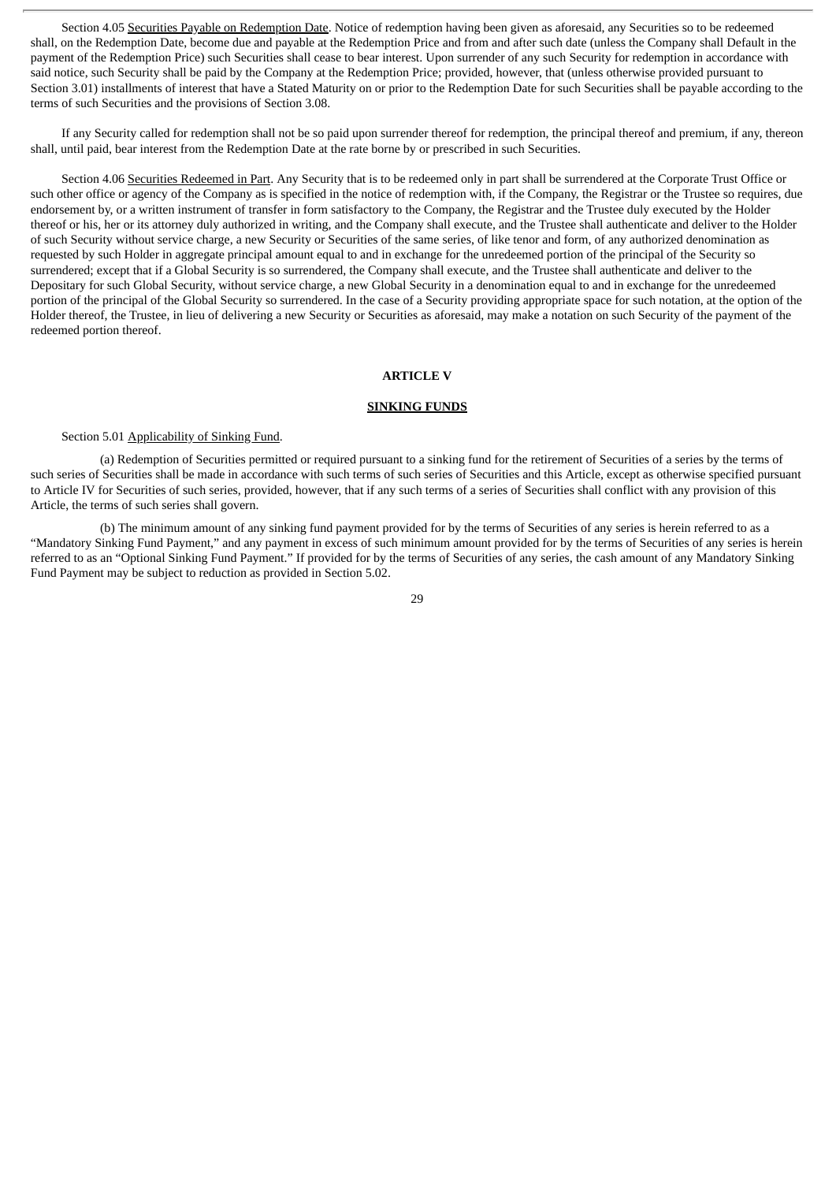Section 4.05 Securities Payable on Redemption Date. Notice of redemption having been given as aforesaid, any Securities so to be redeemed shall, on the Redemption Date, become due and payable at the Redemption Price and from and after such date (unless the Company shall Default in the payment of the Redemption Price) such Securities shall cease to bear interest. Upon surrender of any such Security for redemption in accordance with said notice, such Security shall be paid by the Company at the Redemption Price; provided, however, that (unless otherwise provided pursuant to Section 3.01) installments of interest that have a Stated Maturity on or prior to the Redemption Date for such Securities shall be payable according to the terms of such Securities and the provisions of Section 3.08.

If any Security called for redemption shall not be so paid upon surrender thereof for redemption, the principal thereof and premium, if any, thereon shall, until paid, bear interest from the Redemption Date at the rate borne by or prescribed in such Securities.

Section 4.06 Securities Redeemed in Part. Any Security that is to be redeemed only in part shall be surrendered at the Corporate Trust Office or such other office or agency of the Company as is specified in the notice of redemption with, if the Company, the Registrar or the Trustee so requires, due endorsement by, or a written instrument of transfer in form satisfactory to the Company, the Registrar and the Trustee duly executed by the Holder thereof or his, her or its attorney duly authorized in writing, and the Company shall execute, and the Trustee shall authenticate and deliver to the Holder of such Security without service charge, a new Security or Securities of the same series, of like tenor and form, of any authorized denomination as requested by such Holder in aggregate principal amount equal to and in exchange for the unredeemed portion of the principal of the Security so surrendered; except that if a Global Security is so surrendered, the Company shall execute, and the Trustee shall authenticate and deliver to the Depositary for such Global Security, without service charge, a new Global Security in a denomination equal to and in exchange for the unredeemed portion of the principal of the Global Security so surrendered. In the case of a Security providing appropriate space for such notation, at the option of the Holder thereof, the Trustee, in lieu of delivering a new Security or Securities as aforesaid, may make a notation on such Security of the payment of the redeemed portion thereof.

## ARTICLE V

## SINKING FUNDS

Section 5.01 Applicability of Sinking Fund.

(a) Redemption of Securities permitted or required pursuant to a sinking fund for the retirement of Securities of a series by the terms of such series of Securities shall be made in accordance with such terms of such series of Securities and this Article, except as otherwise specified pursuant to Article IV for Securities of such series, provided, however, that if any such terms of a series of Securities shall conflict with any provision of this Article, the terms of such series shall govern.

(b) The minimum amount of any sinking fund payment provided for by the terms of Securities of any series is herein referred to as a "Mandatory Sinking Fund Payment," and any payment in excess of such minimum amount provided for by the terms of Securities of any series is herein referred to as an "Optional Sinking Fund Payment." If provided for by the terms of Securities of any series, the cash amount of any Mandatory Sinking Fund Payment may be subject to reduction as provided in Section 5.02.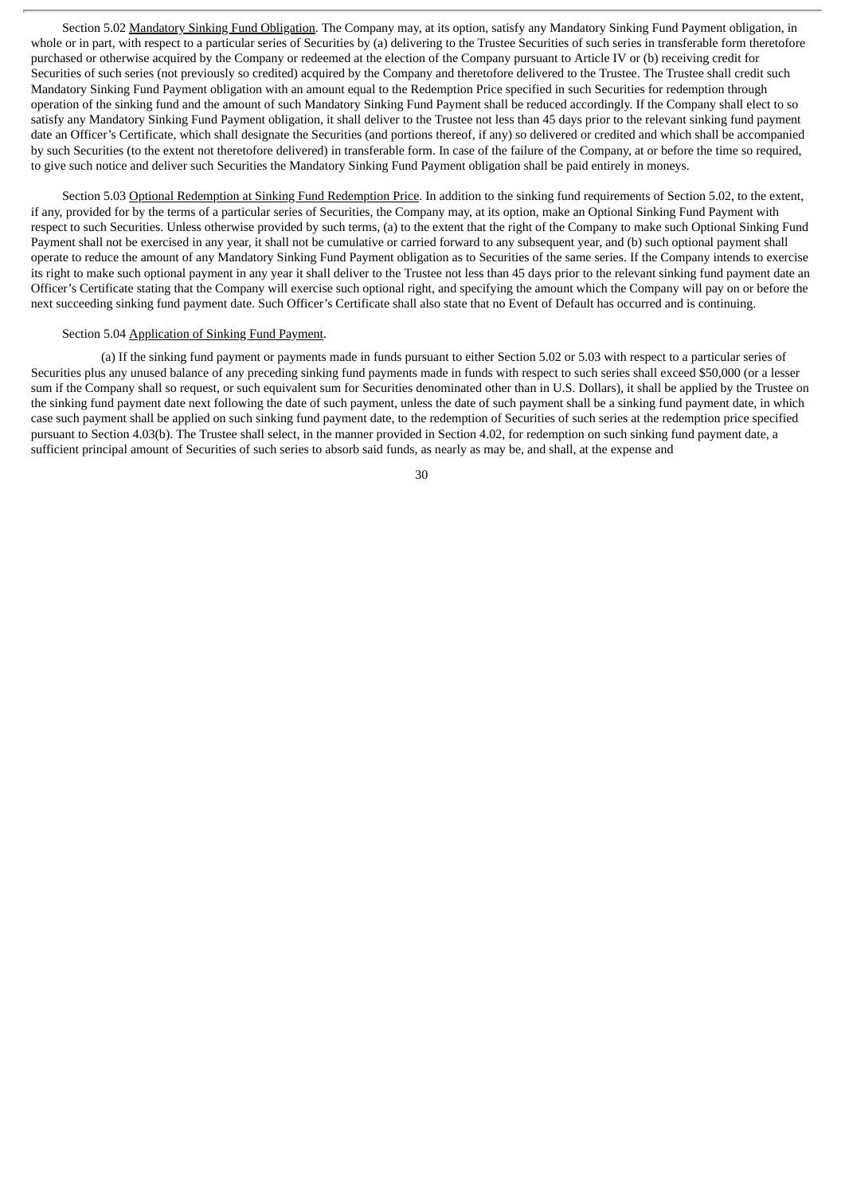Section 5.02 Mandatory Sinking Fund Obligation. The Company may, at its option, satisfy any Mandatory Sinking Fund Payment obligation, in whole or in part, with respect to a particular series of Securities by (a) delivering to the Trustee Securities of such series in transferable form theretofore purchased or otherwise acquired by the Company or redeemed at the election of the Company pursuant to Article IV or (b) receiving credit for Securities of such series (not previously so credited) acquired by the Company and theretofore delivered to the Trustee. The Trustee shall credit such Mandatory Sinking Fund Payment obligation with an amount equal to the Redemption Price specified in such Securities for redemption through operation of the sinking fund and the amount of such Mandatory Sinking Fund Payment shall be reduced accordingly. If the Company shall elect to so satisfy any Mandatory Sinking Fund Payment obligation, it shall deliver to the Trustee not less than 45 days prior to the relevant sinking fund payment date an Officer's Certificate, which shall designate the Securities (and portions thereof, if any) so delivered or credited and which shall be accompanied by such Securities (to the extent not theretofore delivered) in transferable form. In case of the failure of the Company, at or before the time so required, to give such notice and deliver such Securities the Mandatory Sinking Fund Payment obligation shall be paid entirely in moneys.

Section 5.03 Optional Redemption at Sinking Fund Redemption Price. In addition to the sinking fund requirements of Section 5.02, to the extent, if any, provided for by the terms of a particular series of Securities, the Company may, at its option, make an Optional Sinking Fund Payment with respect to such Securities. Unless otherwise provided by such terms, (a) to the extent that the right of the Company to make such Optional Sinking Fund Payment shall not be exercised in any year, it shall not be cumulative or carried forward to any subsequent year, and (b) such optional payment shall operate to reduce the amount of any Mandatory Sinking Fund Payment obligation as to Securities of the same series. If the Company intends to exercise its right to make such optional payment in any year it shall deliver to the Trustee not less than 45 days prior to the relevant sinking fund payment date an Officer's Certificate stating that the Company will exercise such optional right, and specifying the amount which the Company will pay on or before the next succeeding sinking fund payment date. Such Officer's Certificate shall also state that no Event of Default has occurred and is continuing.

Section 5.04 Application of Sinking Fund Payment.

(a) If the sinking fund payment or payments made in funds pursuant to either Section 5.02 or 5.03 with respect to a particular series of Securities plus any unused balance of any preceding sinking fund payments made in funds with respect to such series shall exceed $50,000 (or a lesser sum if the Company shall so request, or such equivalent sum for Securities denominated other than in U.S. Dollars), it shall be applied by the Trustee on the sinking fund payment date next following the date of such payment, unless the date of such payment shall be a sinking fund payment date, in which case such payment shall be applied on such sinking fund payment date, to the redemption of Securities of such series at the redemption price specified pursuant to Section 4.03(b). The Trustee shall select, in the manner provided in Section 4.02, for redemption on such sinking fund payment date, a sufficient principal amount of Securities of such series to absorb said funds, as nearly as may be, and shall, at the expense and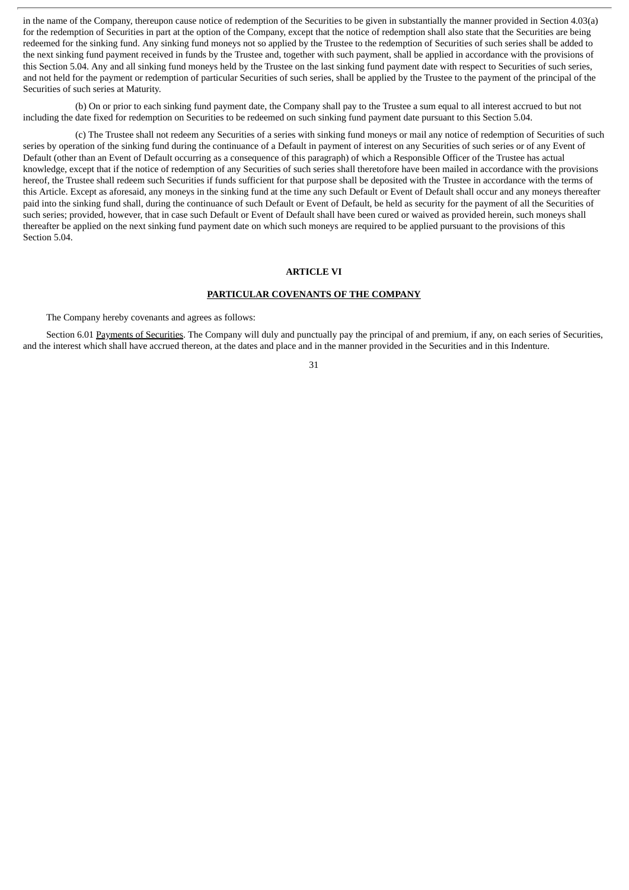in the name of the Company, thereupon cause notice of redemption of the Securities to be given in substantially the manner provided in Section 4.03(a) for the redemption of Securities in part at the option of the Company, except that the notice of redemption shall also state that the Securities are being redeemed for the sinking fund. Any sinking fund moneys not so applied by the Trustee to the redemption of Securities of such series shall be added to the next sinking fund payment received in funds by the Trustee and, together with such payment, shall be applied in accordance with the provisions of this Section 5.04. Any and all sinking fund moneys held by the Trustee on the last sinking fund payment date with respect to Securities of such series, and not held for the payment or redemption of particular Securities of such series, shall be applied by the Trustee to the payment of the principal of the Securities of such series at Maturity.

(b) On or prior to each sinking fund payment date, the Company shall pay to the Trustee a sum equal to all interest accrued to but not including the date fixed for redemption on Securities to be redeemed on such sinking fund payment date pursuant to this Section 5.04.

(c) The Trustee shall not redeem any Securities of a series with sinking fund moneys or mail any notice of redemption of Securities of such series by operation of the sinking fund during the continuance of a Default in payment of interest on any Securities of such series or of any Event of Default (other than an Event of Default occurring as a consequence of this paragraph) of which a Responsible Officer of the Trustee has actual knowledge, except that if the notice of redemption of any Securities of such series shall theretofore have been mailed in accordance with the provisions hereof, the Trustee shall redeem such Securities if funds sufficient for that purpose shall be deposited with the Trustee in accordance with the terms of this Article. Except as aforesaid, any moneys in the sinking fund at the time any such Default or Event of Default shall occur and any moneys thereafter paid into the sinking fund shall, during the continuance of such Default or Event of Default, be held as security for the payment of all the Securities of such series; provided, however, that in case such Default or Event of Default shall have been cured or waived as provided herein, such moneys shall thereafter be applied on the next sinking fund payment date on which such moneys are required to be applied pursuant to the provisions of this Section 5.04.

## ARTICLE VI

## PARTICULAR COVENANTS OF THE COMPANY

The Company hereby covenants and agrees as follows:

Section 6.01 Payments of Securities. The Company will duly and punctually pay the principal of and premium, if any, on each series of Securities, and the interest which shall have accrued thereon, at the dates and place and in the manner provided in the Securities and in this Indenture.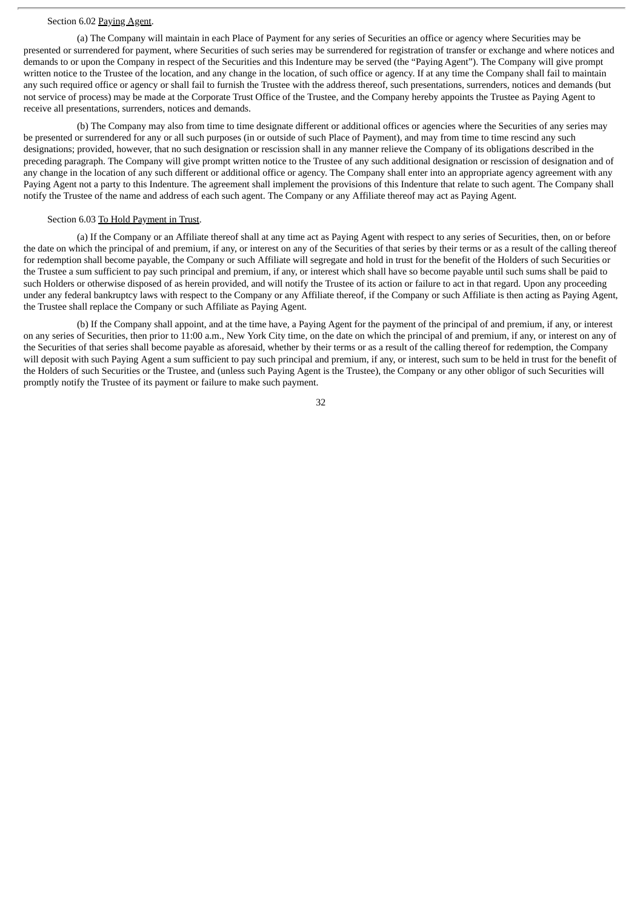Section 6.02 Paying Agent.

(a) The Company will maintain in each Place of Payment for any series of Securities an office or agency where Securities may be presented or surrendered for payment, where Securities of such series may be surrendered for registration of transfer or exchange and where notices and demands to or upon the Company in respect of the Securities and this Indenture may be served (the "Paying Agent"). The Company will give prompt written notice to the Trustee of the location, and any change in the location, of such office or agency. If at any time the Company shall fail to maintain any such required office or agency or shall fail to furnish the Trustee with the address thereof, such presentations, surrenders, notices and demands (but not service of process) may be made at the Corporate Trust Office of the Trustee, and the Company hereby appoints the Trustee as Paying Agent to receive all presentations, surrenders, notices and demands.

(b) The Company may also from time to time designate different or additional offices or agencies where the Securities of any series may be presented or surrendered for any or all such purposes (in or outside of such Place of Payment), and may from time to time rescind any such designations; provided, however, that no such designation or rescission shall in any manner relieve the Company of its obligations described in the preceding paragraph. The Company will give prompt written notice to the Trustee of any such additional designation or rescission of designation and of any change in the location of any such different or additional office or agency. The Company shall enter into an appropriate agency agreement with any Paying Agent not a party to this Indenture. The agreement shall implement the provisions of this Indenture that relate to such agent. The Company shall notify the Trustee of the name and address of each such agent. The Company or any Affiliate thereof may act as Paying Agent.

Section 6.03 To Hold Payment in Trust.

(a) If the Company or an Affiliate thereof shall at any time act as Paying Agent with respect to any series of Securities, then, on or before the date on which the principal of and premium, if any, or interest on any of the Securities of that series by their terms or as a result of the calling thereof for redemption shall become payable, the Company or such Affiliate will segregate and hold in trust for the benefit of the Holders of such Securities or the Trustee a sum sufficient to pay such principal and premium, if any, or interest which shall have so become payable until such sums shall be paid to such Holders or otherwise disposed of as herein provided, and will notify the Trustee of its action or failure to act in that regard. Upon any proceeding under any federal bankruptcy laws with respect to the Company or any Affiliate thereof, if the Company or such Affiliate is then acting as Paying Agent, the Trustee shall replace the Company or such Affiliate as Paying Agent.

(b) If the Company shall appoint, and at the time have, a Paying Agent for the payment of the principal of and premium, if any, or interest on any series of Securities, then prior to 11:00 a.m., New York City time, on the date on which the principal of and premium, if any, or interest on any of the Securities of that series shall become payable as aforesaid, whether by their terms or as a result of the calling thereof for redemption, the Company will deposit with such Paying Agent a sum sufficient to pay such principal and premium, if any, or interest, such sum to be held in trust for the benefit of the Holders of such Securities or the Trustee, and (unless such Paying Agent is the Trustee), the Company or any other obligor of such Securities will promptly notify the Trustee of its payment or failure to make such payment.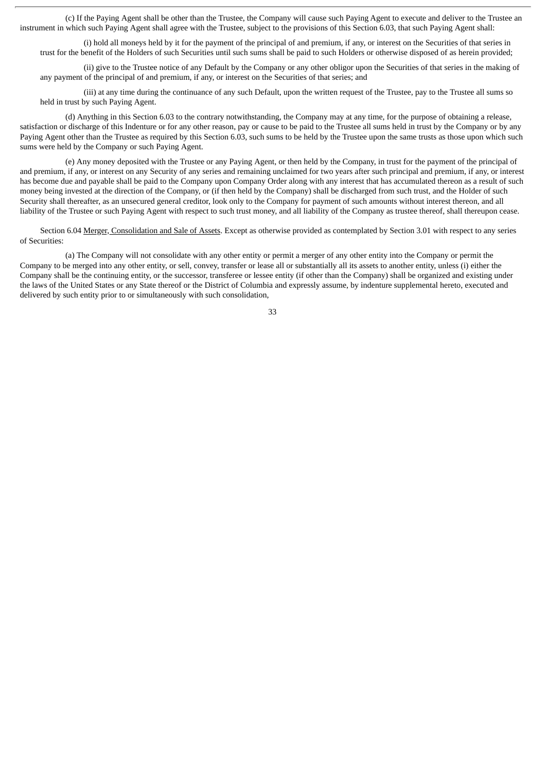(c) If the Paying Agent shall be other than the Trustee, the Company will cause such Paying Agent to execute and deliver to the Trustee an instrument in which such Paying Agent shall agree with the Trustee, subject to the provisions of this Section 6.03, that such Paying Agent shall:

(i) hold all moneys held by it for the payment of the principal of and premium, if any, or interest on the Securities of that series in trust for the benefit of the Holders of such Securities until such sums shall be paid to such Holders or otherwise disposed of as herein provided;

(ii) give to the Trustee notice of any Default by the Company or any other obligor upon the Securities of that series in the making of any payment of the principal of and premium, if any, or interest on the Securities of that series; and

(iii) at any time during the continuance of any such Default, upon the written request of the Trustee, pay to the Trustee all sums so held in trust by such Paying Agent.

(d) Anything in this Section 6.03 to the contrary notwithstanding, the Company may at any time, for the purpose of obtaining a release, satisfaction or discharge of this Indenture or for any other reason, pay or cause to be paid to the Trustee all sums held in trust by the Company or by any Paying Agent other than the Trustee as required by this Section 6.03, such sums to be held by the Trustee upon the same trusts as those upon which such sums were held by the Company or such Paying Agent.

(e) Any money deposited with the Trustee or any Paying Agent, or then held by the Company, in trust for the payment of the principal of and premium, if any, or interest on any Security of any series and remaining unclaimed for two years after such principal and premium, if any, or interest has become due and payable shall be paid to the Company upon Company Order along with any interest that has accumulated thereon as a result of such money being invested at the direction of the Company, or (if then held by the Company) shall be discharged from such trust, and the Holder of such Security shall thereafter, as an unsecured general creditor, look only to the Company for payment of such amounts without interest thereon, and all liability of the Trustee or such Paying Agent with respect to such trust money, and all liability of the Company as trustee thereof, shall thereupon cease.

Section 6.04 Merger, Consolidation and Sale of Assets. Except as otherwise provided as contemplated by Section 3.01 with respect to any series of Securities:

(a) The Company will not consolidate with any other entity or permit a merger of any other entity into the Company or permit the Company to be merged into any other entity, or sell, convey, transfer or lease all or substantially all its assets to another entity, unless (i) either the Company shall be the continuing entity, or the successor, transferee or lessee entity (if other than the Company) shall be organized and existing under the laws of the United States or any State thereof or the District of Columbia and expressly assume, by indenture supplemental hereto, executed and delivered by such entity prior to or simultaneously with such consolidation,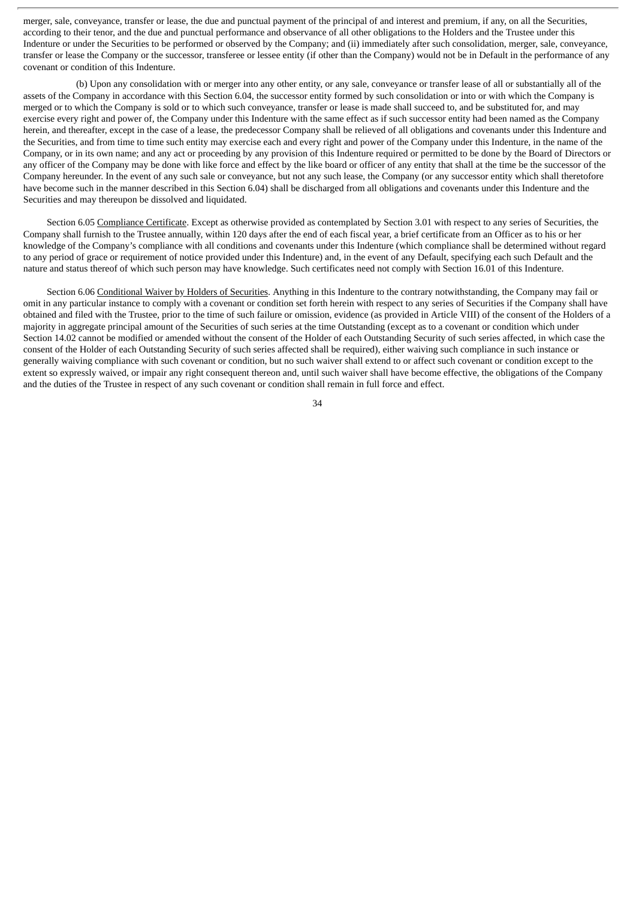merger, sale, conveyance, transfer or lease, the due and punctual payment of the principal of and interest and premium, if any, on all the Securities, according to their tenor, and the due and punctual performance and observance of all other obligations to the Holders and the Trustee under this Indenture or under the Securities to be performed or observed by the Company; and (ii) immediately after such consolidation, merger, sale, conveyance, transfer or lease the Company or the successor, transferee or lessee entity (if other than the Company) would not be in Default in the performance of any covenant or condition of this Indenture.

(b) Upon any consolidation with or merger into any other entity, or any sale, conveyance or transfer lease of all or substantially all of the assets of the Company in accordance with this Section 6.04, the successor entity formed by such consolidation or into or with which the Company is merged or to which the Company is sold or to which such conveyance, transfer or lease is made shall succeed to, and be substituted for, and may exercise every right and power of, the Company under this Indenture with the same effect as if such successor entity had been named as the Company herein, and thereafter, except in the case of a lease, the predecessor Company shall be relieved of all obligations and covenants under this Indenture and the Securities, and from time to time such entity may exercise each and every right and power of the Company under this Indenture, in the name of the Company, or in its own name; and any act or proceeding by any provision of this Indenture required or permitted to be done by the Board of Directors or any officer of the Company may be done with like force and effect by the like board or officer of any entity that shall at the time be the successor of the Company hereunder. In the event of any such sale or conveyance, but not any such lease, the Company (or any successor entity which shall theretofore have become such in the manner described in this Section 6.04) shall be discharged from all obligations and covenants under this Indenture and the Securities and may thereupon be dissolved and liquidated.

Section 6.05 Compliance Certificate. Except as otherwise provided as contemplated by Section 3.01 with respect to any series of Securities, the Company shall furnish to the Trustee annually, within 120 days after the end of each fiscal year, a brief certificate from an Officer as to his or her knowledge of the Company's compliance with all conditions and covenants under this Indenture (which compliance shall be determined without regard to any period of grace or requirement of notice provided under this Indenture) and, in the event of any Default, specifying each such Default and the nature and status thereof of which such person may have knowledge. Such certificates need not comply with Section 16.01 of this Indenture.

Section 6.06 Conditional Waiver by Holders of Securities. Anything in this Indenture to the contrary notwithstanding, the Company may fail or omit in any particular instance to comply with a covenant or condition set forth herein with respect to any series of Securities if the Company shall have obtained and filed with the Trustee, prior to the time of such failure or omission, evidence (as provided in Article VIII) of the consent of the Holders of a majority in aggregate principal amount of the Securities of such series at the time Outstanding (except as to a covenant or condition which under Section 14.02 cannot be modified or amended without the consent of the Holder of each Outstanding Security of such series affected, in which case the consent of the Holder of each Outstanding Security of such series affected shall be required), either waiving such compliance in such instance or generally waiving compliance with such covenant or condition, but no such waiver shall extend to or affect such covenant or condition except to the extent so expressly waived, or impair any right consequent thereon and, until such waiver shall have become effective, the obligations of the Company and the duties of the Trustee in respect of any such covenant or condition shall remain in full force and effect.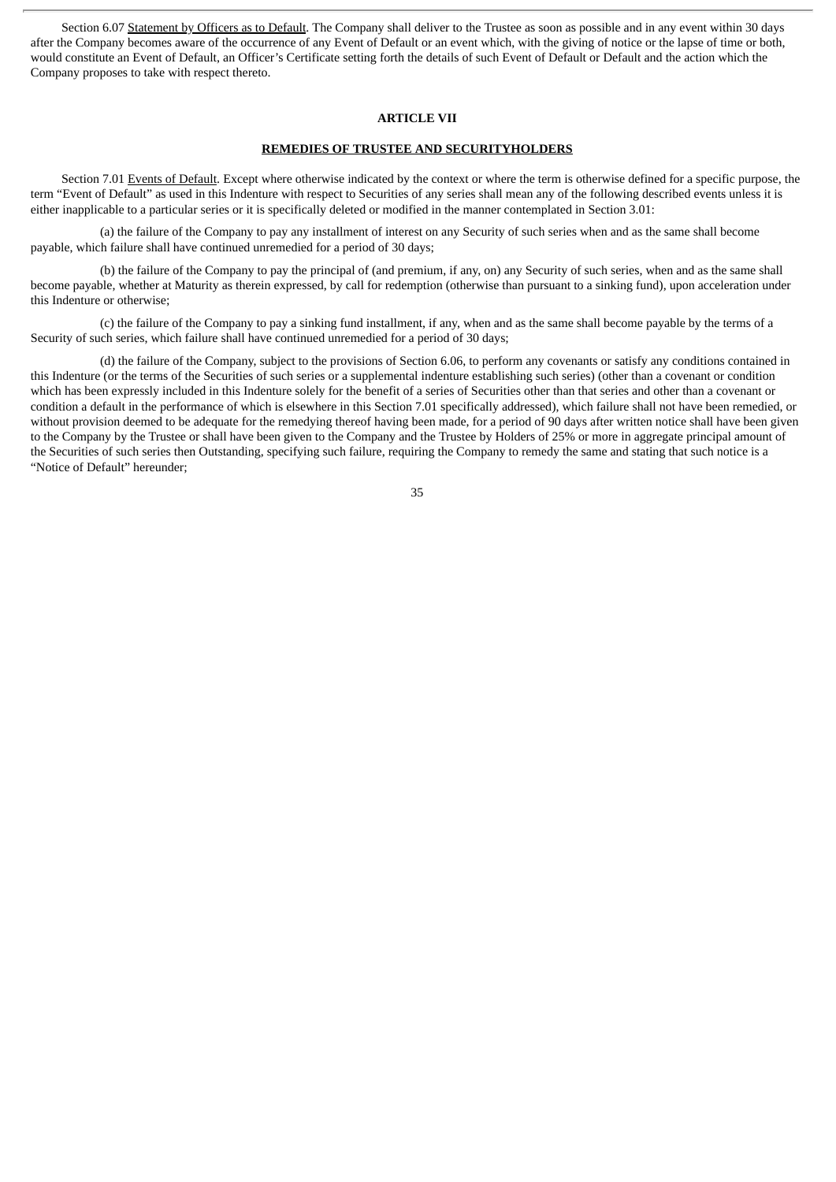Section 6.07 Statement by Officers as to Default. The Company shall deliver to the Trustee as soon as possible and in any event within 30 days after the Company becomes aware of the occurrence of any Event of Default or an event which, with the giving of notice or the lapse of time or both, would constitute an Event of Default, an Officer's Certificate setting forth the details of such Event of Default or Default and the action which the Company proposes to take with respect thereto.

## ARTICLE VII

## REMEDIES OF TRUSTEE AND SECURITYHOLDERS

Section 7.01 Events of Default. Except where otherwise indicated by the context or where the term is otherwise defined for a specific purpose, the term "Event of Default" as used in this Indenture with respect to Securities of any series shall mean any of the following described events unless it is either inapplicable to a particular series or it is specifically deleted or modified in the manner contemplated in Section 3.01:

(a) the failure of the Company to pay any installment of interest on any Security of such series when and as the same shall become payable, which failure shall have continued unremedied for a period of 30 days;

(b) the failure of the Company to pay the principal of (and premium, if any, on) any Security of such series, when and as the same shall become payable, whether at Maturity as therein expressed, by call for redemption (otherwise than pursuant to a sinking fund), upon acceleration under this Indenture or otherwise;

(c) the failure of the Company to pay a sinking fund installment, if any, when and as the same shall become payable by the terms of a Security of such series, which failure shall have continued unremedied for a period of 30 days;

(d) the failure of the Company, subject to the provisions of Section 6.06, to perform any covenants or satisfy any conditions contained in this Indenture (or the terms of the Securities of such series or a supplemental indenture establishing such series) (other than a covenant or condition which has been expressly included in this Indenture solely for the benefit of a series of Securities other than that series and other than a covenant or condition a default in the performance of which is elsewhere in this Section 7.01 specifically addressed), which failure shall not have been remedied, or without provision deemed to be adequate for the remedying thereof having been made, for a period of 90 days after written notice shall have been given to the Company by the Trustee or shall have been given to the Company and the Trustee by Holders of 25% or more in aggregate principal amount of the Securities of such series then Outstanding, specifying such failure, requiring the Company to remedy the same and stating that such notice is a "Notice of Default" hereunder;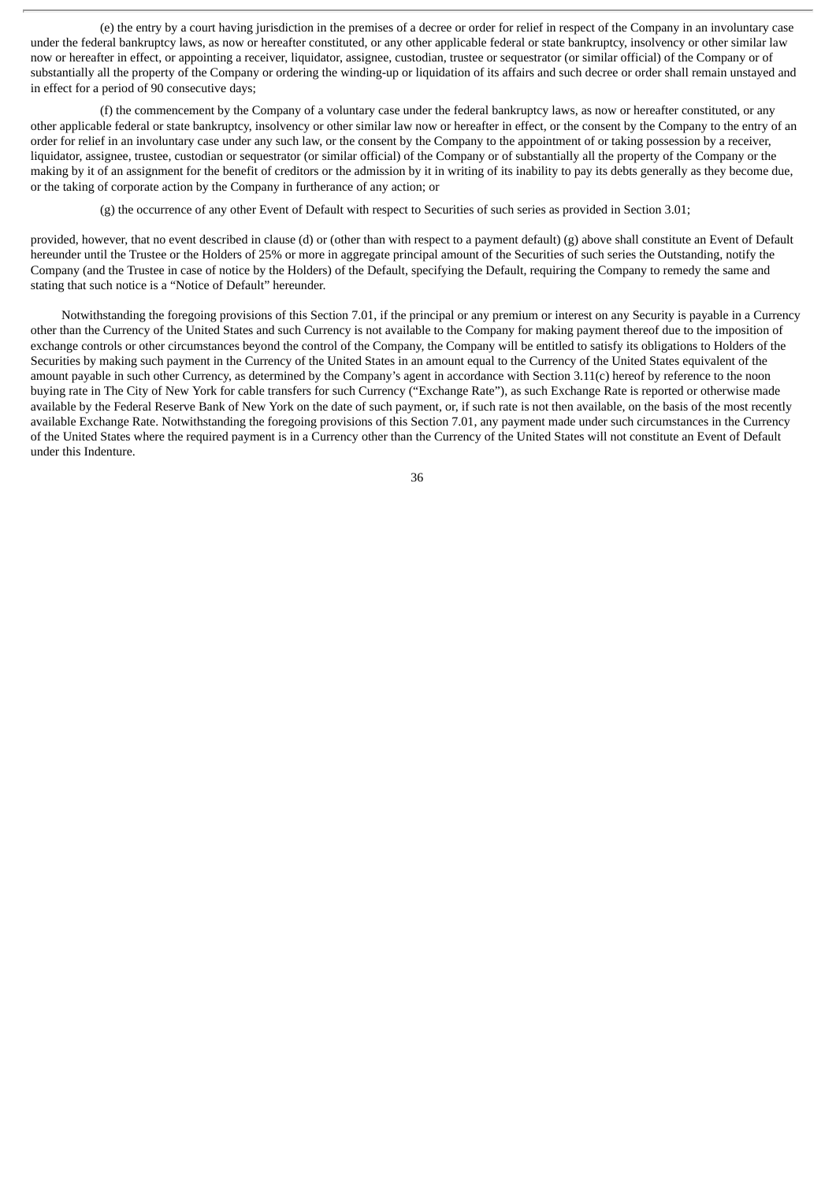(e) the entry by a court having jurisdiction in the premises of a decree or order for relief in respect of the Company in an involuntary case under the federal bankruptcy laws, as now or hereafter constituted, or any other applicable federal or state bankruptcy, insolvency or other similar law now or hereafter in effect, or appointing a receiver, liquidator, assignee, custodian, trustee or sequestrator (or similar official) of the Company or of substantially all the property of the Company or ordering the winding-up or liquidation of its affairs and such decree or order shall remain unstayed and in effect for a period of 90 consecutive days;

(f) the commencement by the Company of a voluntary case under the federal bankruptcy laws, as now or hereafter constituted, or any other applicable federal or state bankruptcy, insolvency or other similar law now or hereafter in effect, or the consent by the Company to the entry of an order for relief in an involuntary case under any such law, or the consent by the Company to the appointment of or taking possession by a receiver, liquidator, assignee, trustee, custodian or sequestrator (or similar official) of the Company or of substantially all the property of the Company or the making by it of an assignment for the benefit of creditors or the admission by it in writing of its inability to pay its debts generally as they become due, or the taking of corporate action by the Company in furtherance of any action; or

(g) the occurrence of any other Event of Default with respect to Securities of such series as provided in Section 3.01;

provided, however, that no event described in clause (d) or (other than with respect to a payment default) (g) above shall constitute an Event of Default hereunder until the Trustee or the Holders of 25% or more in aggregate principal amount of the Securities of such series the Outstanding, notify the Company (and the Trustee in case of notice by the Holders) of the Default, specifying the Default, requiring the Company to remedy the same and stating that such notice is a "Notice of Default" hereunder.

Notwithstanding the foregoing provisions of this Section 7.01, if the principal or any premium or interest on any Security is payable in a Currency other than the Currency of the United States and such Currency is not available to the Company for making payment thereof due to the imposition of exchange controls or other circumstances beyond the control of the Company, the Company will be entitled to satisfy its obligations to Holders of the Securities by making such payment in the Currency of the United States in an amount equal to the Currency of the United States equivalent of the amount payable in such other Currency, as determined by the Company's agent in accordance with Section 3.11(c) hereof by reference to the noon buying rate in The City of New York for cable transfers for such Currency ("Exchange Rate"), as such Exchange Rate is reported or otherwise made available by the Federal Reserve Bank of New York on the date of such payment, or, if such rate is not then available, on the basis of the most recently available Exchange Rate. Notwithstanding the foregoing provisions of this Section 7.01, any payment made under such circumstances in the Currency of the United States where the required payment is in a Currency other than the Currency of the United States will not constitute an Event of Default under this Indenture.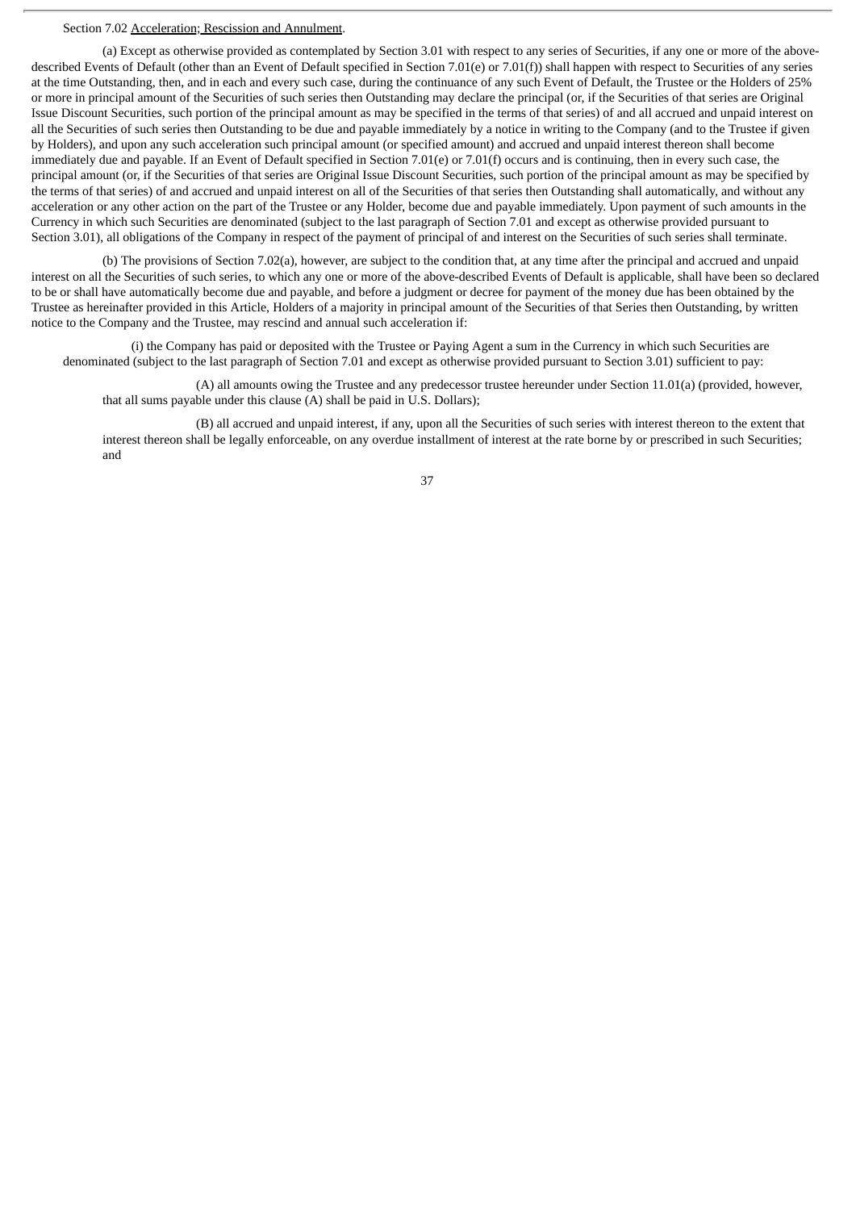Section 7.02 Acceleration; Rescission and Annulment.

(a) Except as otherwise provided as contemplated by Section 3.01 with respect to any series of Securities, if any one or more of the above-described Events of Default (other than an Event of Default specified in Section 7.01(e) or 7.01(f)) shall happen with respect to Securities of any series at the time Outstanding, then, and in each and every such case, during the continuance of any such Event of Default, the Trustee or the Holders of 25% or more in principal amount of the Securities of such series then Outstanding may declare the principal (or, if the Securities of that series are Original Issue Discount Securities, such portion of the principal amount as may be specified in the terms of that series) of and all accrued and unpaid interest on all the Securities of such series then Outstanding to be due and payable immediately by a notice in writing to the Company (and to the Trustee if given by Holders), and upon any such acceleration such principal amount (or specified amount) and accrued and unpaid interest thereon shall become immediately due and payable. If an Event of Default specified in Section 7.01(e) or 7.01(f) occurs and is continuing, then in every such case, the principal amount (or, if the Securities of that series are Original Issue Discount Securities, such portion of the principal amount as may be specified by the terms of that series) of and accrued and unpaid interest on all of the Securities of that series then Outstanding shall automatically, and without any acceleration or any other action on the part of the Trustee or any Holder, become due and payable immediately. Upon payment of such amounts in the Currency in which such Securities are denominated (subject to the last paragraph of Section 7.01 and except as otherwise provided pursuant to Section 3.01), all obligations of the Company in respect of the payment of principal of and interest on the Securities of such series shall terminate.

(b) The provisions of Section 7.02(a), however, are subject to the condition that, at any time after the principal and accrued and unpaid interest on all the Securities of such series, to which any one or more of the above-described Events of Default is applicable, shall have been so declared to be or shall have automatically become due and payable, and before a judgment or decree for payment of the money due has been obtained by the Trustee as hereinafter provided in this Article, Holders of a majority in principal amount of the Securities of that Series then Outstanding, by written notice to the Company and the Trustee, may rescind and annual such acceleration if:

(i) the Company has paid or deposited with the Trustee or Paying Agent a sum in the Currency in which such Securities are denominated (subject to the last paragraph of Section 7.01 and except as otherwise provided pursuant to Section 3.01) sufficient to pay:

(A) all amounts owing the Trustee and any predecessor trustee hereunder under Section 11.01(a) (provided, however, that all sums payable under this clause (A) shall be paid in U.S. Dollars);

(B) all accrued and unpaid interest, if any, upon all the Securities of such series with interest thereon to the extent that interest thereon shall be legally enforceable, on any overdue installment of interest at the rate borne by or prescribed in such Securities; and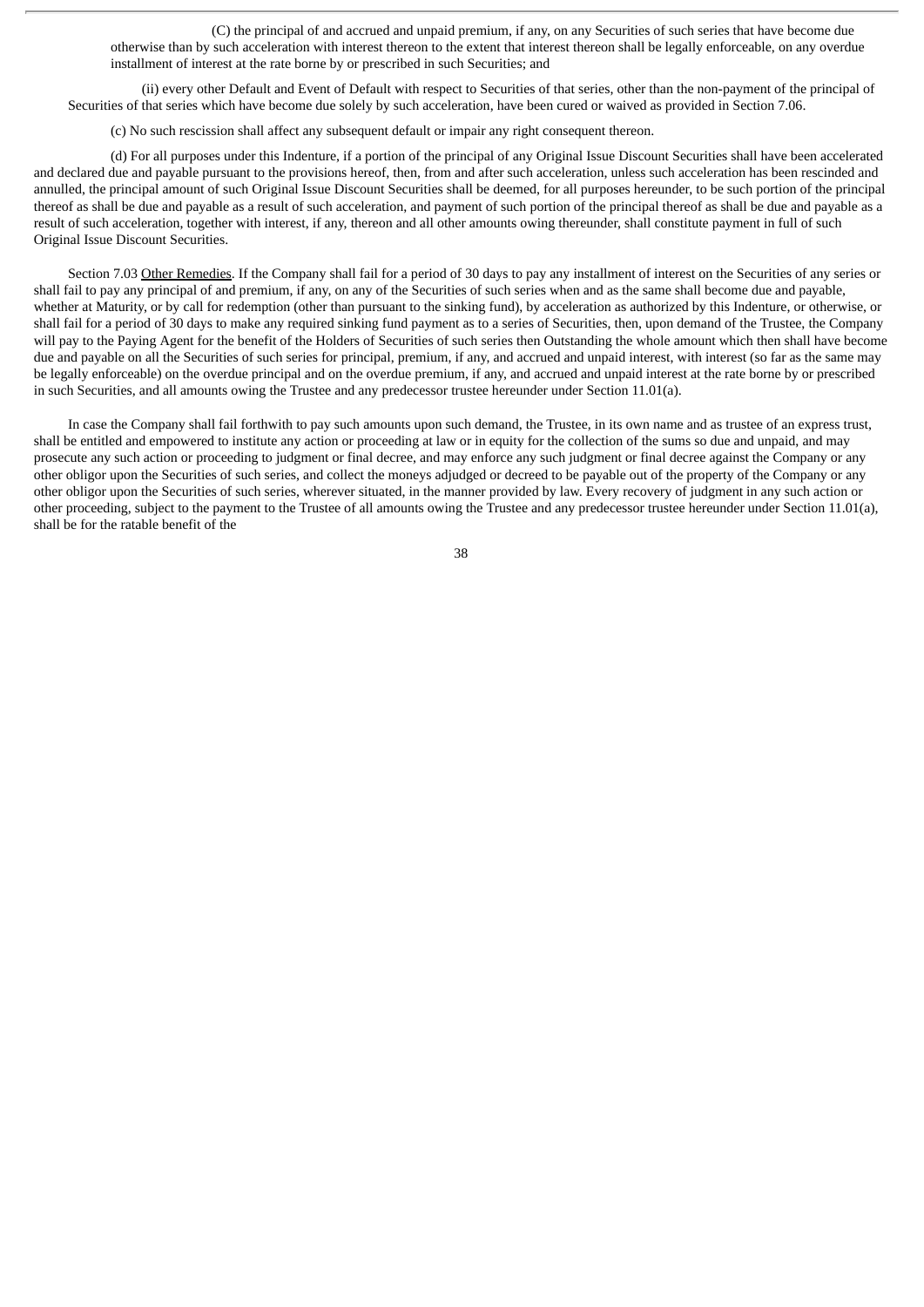(C) the principal of and accrued and unpaid premium, if any, on any Securities of such series that have become due otherwise than by such acceleration with interest thereon to the extent that interest thereon shall be legally enforceable, on any overdue installment of interest at the rate borne by or prescribed in such Securities; and

(ii) every other Default and Event of Default with respect to Securities of that series, other than the non-payment of the principal of Securities of that series which have become due solely by such acceleration, have been cured or waived as provided in Section 7.06.

(c) No such rescission shall affect any subsequent default or impair any right consequent thereon.

(d) For all purposes under this Indenture, if a portion of the principal of any Original Issue Discount Securities shall have been accelerated and declared due and payable pursuant to the provisions hereof, then, from and after such acceleration, unless such acceleration has been rescinded and annulled, the principal amount of such Original Issue Discount Securities shall be deemed, for all purposes hereunder, to be such portion of the principal thereof as shall be due and payable as a result of such acceleration, and payment of such portion of the principal thereof as shall be due and payable as a result of such acceleration, together with interest, if any, thereon and all other amounts owing thereunder, shall constitute payment in full of such Original Issue Discount Securities.

Section 7.03 Other Remedies. If the Company shall fail for a period of 30 days to pay any installment of interest on the Securities of any series or shall fail to pay any principal of and premium, if any, on any of the Securities of such series when and as the same shall become due and payable, whether at Maturity, or by call for redemption (other than pursuant to the sinking fund), by acceleration as authorized by this Indenture, or otherwise, or shall fail for a period of 30 days to make any required sinking fund payment as to a series of Securities, then, upon demand of the Trustee, the Company will pay to the Paying Agent for the benefit of the Holders of Securities of such series then Outstanding the whole amount which then shall have become due and payable on all the Securities of such series for principal, premium, if any, and accrued and unpaid interest, with interest (so far as the same may be legally enforceable) on the overdue principal and on the overdue premium, if any, and accrued and unpaid interest at the rate borne by or prescribed in such Securities, and all amounts owing the Trustee and any predecessor trustee hereunder under Section 11.01(a).

In case the Company shall fail forthwith to pay such amounts upon such demand, the Trustee, in its own name and as trustee of an express trust, shall be entitled and empowered to institute any action or proceeding at law or in equity for the collection of the sums so due and unpaid, and may prosecute any such action or proceeding to judgment or final decree, and may enforce any such judgment or final decree against the Company or any other obligor upon the Securities of such series, and collect the moneys adjudged or decreed to be payable out of the property of the Company or any other obligor upon the Securities of such series, wherever situated, in the manner provided by law. Every recovery of judgment in any such action or other proceeding, subject to the payment to the Trustee of all amounts owing the Trustee and any predecessor trustee hereunder under Section 11.01(a), shall be for the ratable benefit of the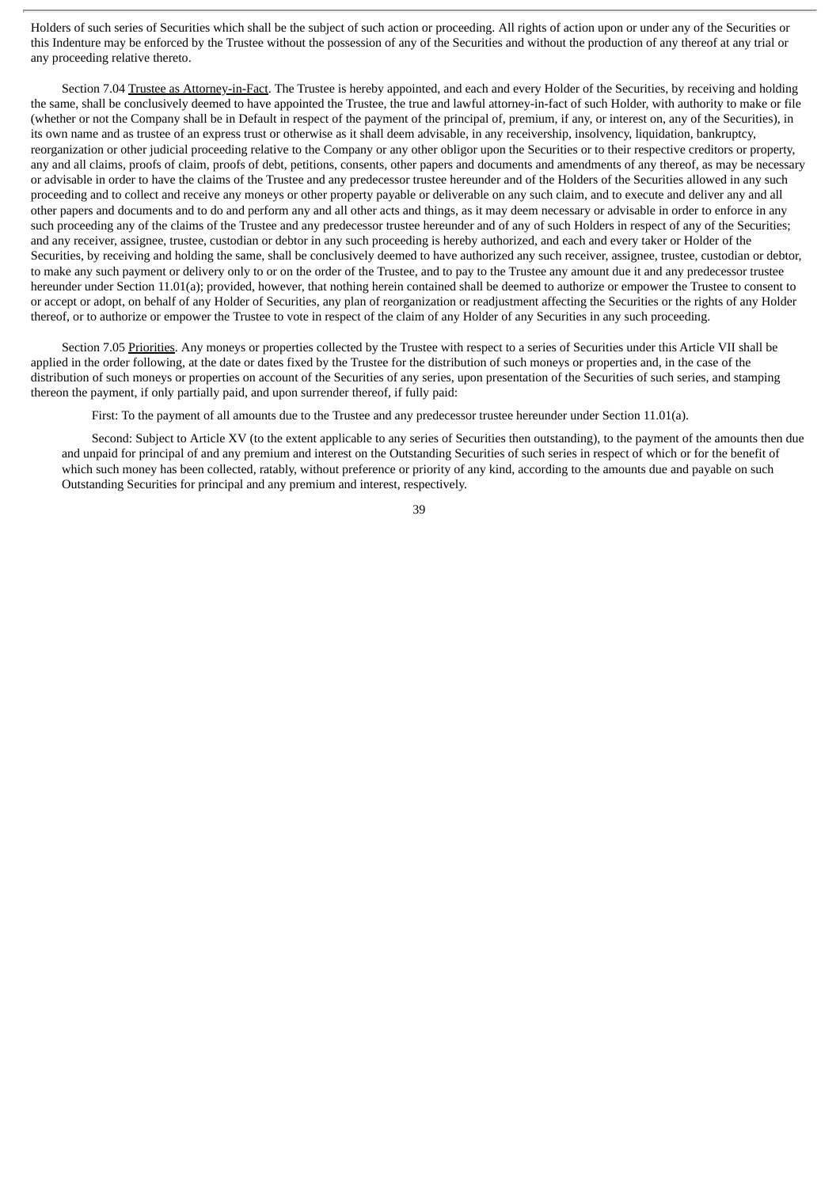Holders of such series of Securities which shall be the subject of such action or proceeding. All rights of action upon or under any of the Securities or this Indenture may be enforced by the Trustee without the possession of any of the Securities and without the production of any thereof at any trial or any proceeding relative thereto.

Section 7.04 Trustee as Attorney-in-Fact. The Trustee is hereby appointed, and each and every Holder of the Securities, by receiving and holding the same, shall be conclusively deemed to have appointed the Trustee, the true and lawful attorney-in-fact of such Holder, with authority to make or file (whether or not the Company shall be in Default in respect of the payment of the principal of, premium, if any, or interest on, any of the Securities), in its own name and as trustee of an express trust or otherwise as it shall deem advisable, in any receivership, insolvency, liquidation, bankruptcy, reorganization or other judicial proceeding relative to the Company or any other obligor upon the Securities or to their respective creditors or property, any and all claims, proofs of claim, proofs of debt, petitions, consents, other papers and documents and amendments of any thereof, as may be necessary or advisable in order to have the claims of the Trustee and any predecessor trustee hereunder and of the Holders of the Securities allowed in any such proceeding and to collect and receive any moneys or other property payable or deliverable on any such claim, and to execute and deliver any and all other papers and documents and to do and perform any and all other acts and things, as it may deem necessary or advisable in order to enforce in any such proceeding any of the claims of the Trustee and any predecessor trustee hereunder and of any of such Holders in respect of any of the Securities; and any receiver, assignee, trustee, custodian or debtor in any such proceeding is hereby authorized, and each and every taker or Holder of the Securities, by receiving and holding the same, shall be conclusively deemed to have authorized any such receiver, assignee, trustee, custodian or debtor, to make any such payment or delivery only to or on the order of the Trustee, and to pay to the Trustee any amount due it and any predecessor trustee hereunder under Section 11.01(a); provided, however, that nothing herein contained shall be deemed to authorize or empower the Trustee to consent to or accept or adopt, on behalf of any Holder of Securities, any plan of reorganization or readjustment affecting the Securities or the rights of any Holder thereof, or to authorize or empower the Trustee to vote in respect of the claim of any Holder of any Securities in any such proceeding.

Section 7.05 Priorities. Any moneys or properties collected by the Trustee with respect to a series of Securities under this Article VII shall be applied in the order following, at the date or dates fixed by the Trustee for the distribution of such moneys or properties and, in the case of the distribution of such moneys or properties on account of the Securities of any series, upon presentation of the Securities of such series, and stamping thereon the payment, if only partially paid, and upon surrender thereof, if fully paid:

First: To the payment of all amounts due to the Trustee and any predecessor trustee hereunder under Section 11.01(a).

Second: Subject to Article XV (to the extent applicable to any series of Securities then outstanding), to the payment of the amounts then due and unpaid for principal of and any premium and interest on the Outstanding Securities of such series in respect of which or for the benefit of which such money has been collected, ratably, without preference or priority of any kind, according to the amounts due and payable on such Outstanding Securities for principal and any premium and interest, respectively.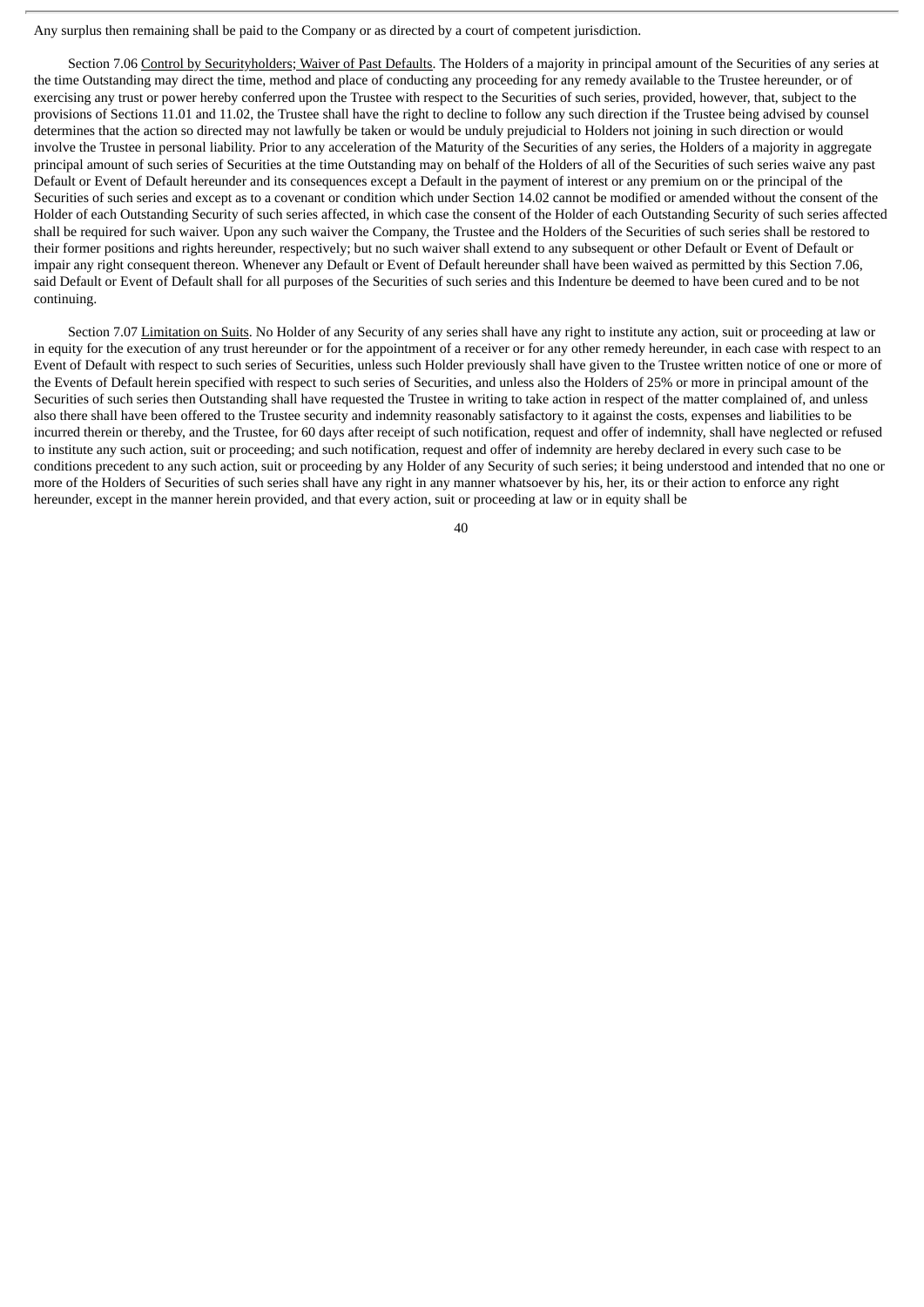Any surplus then remaining shall be paid to the Company or as directed by a court of competent jurisdiction.

Section 7.06 Control by Securityholders; Waiver of Past Defaults. The Holders of a majority in principal amount of the Securities of any series at the time Outstanding may direct the time, method and place of conducting any proceeding for any remedy available to the Trustee hereunder, or of exercising any trust or power hereby conferred upon the Trustee with respect to the Securities of such series, provided, however, that, subject to the provisions of Sections 11.01 and 11.02, the Trustee shall have the right to decline to follow any such direction if the Trustee being advised by counsel determines that the action so directed may not lawfully be taken or would be unduly prejudicial to Holders not joining in such direction or would involve the Trustee in personal liability. Prior to any acceleration of the Maturity of the Securities of any series, the Holders of a majority in aggregate principal amount of such series of Securities at the time Outstanding may on behalf of the Holders of all of the Securities of such series waive any past Default or Event of Default hereunder and its consequences except a Default in the payment of interest or any premium on or the principal of the Securities of such series and except as to a covenant or condition which under Section 14.02 cannot be modified or amended without the consent of the Holder of each Outstanding Security of such series affected, in which case the consent of the Holder of each Outstanding Security of such series affected shall be required for such waiver. Upon any such waiver the Company, the Trustee and the Holders of the Securities of such series shall be restored to their former positions and rights hereunder, respectively; but no such waiver shall extend to any subsequent or other Default or Event of Default or impair any right consequent thereon. Whenever any Default or Event of Default hereunder shall have been waived as permitted by this Section 7.06, said Default or Event of Default shall for all purposes of the Securities of such series and this Indenture be deemed to have been cured and to be not continuing.

Section 7.07 Limitation on Suits. No Holder of any Security of any series shall have any right to institute any action, suit or proceeding at law or in equity for the execution of any trust hereunder or for the appointment of a receiver or for any other remedy hereunder, in each case with respect to an Event of Default with respect to such series of Securities, unless such Holder previously shall have given to the Trustee written notice of one or more of the Events of Default herein specified with respect to such series of Securities, and unless also the Holders of 25% or more in principal amount of the Securities of such series then Outstanding shall have requested the Trustee in writing to take action in respect of the matter complained of, and unless also there shall have been offered to the Trustee security and indemnity reasonably satisfactory to it against the costs, expenses and liabilities to be incurred therein or thereby, and the Trustee, for 60 days after receipt of such notification, request and offer of indemnity, shall have neglected or refused to institute any such action, suit or proceeding; and such notification, request and offer of indemnity are hereby declared in every such case to be conditions precedent to any such action, suit or proceeding by any Holder of any Security of such series; it being understood and intended that no one or more of the Holders of Securities of such series shall have any right in any manner whatsoever by his, her, its or their action to enforce any right hereunder, except in the manner herein provided, and that every action, suit or proceeding at law or in equity shall be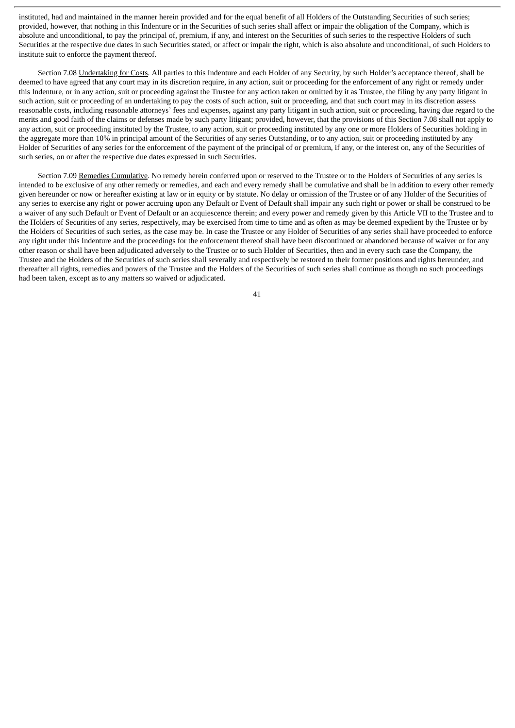instituted, had and maintained in the manner herein provided and for the equal benefit of all Holders of the Outstanding Securities of such series; provided, however, that nothing in this Indenture or in the Securities of such series shall affect or impair the obligation of the Company, which is absolute and unconditional, to pay the principal of, premium, if any, and interest on the Securities of such series to the respective Holders of such Securities at the respective due dates in such Securities stated, or affect or impair the right, which is also absolute and unconditional, of such Holders to institute suit to enforce the payment thereof.

Section 7.08 Undertaking for Costs. All parties to this Indenture and each Holder of any Security, by such Holder's acceptance thereof, shall be deemed to have agreed that any court may in its discretion require, in any action, suit or proceeding for the enforcement of any right or remedy under this Indenture, or in any action, suit or proceeding against the Trustee for any action taken or omitted by it as Trustee, the filing by any party litigant in such action, suit or proceeding of an undertaking to pay the costs of such action, suit or proceeding, and that such court may in its discretion assess reasonable costs, including reasonable attorneys' fees and expenses, against any party litigant in such action, suit or proceeding, having due regard to the merits and good faith of the claims or defenses made by such party litigant; provided, however, that the provisions of this Section 7.08 shall not apply to any action, suit or proceeding instituted by the Trustee, to any action, suit or proceeding instituted by any one or more Holders of Securities holding in the aggregate more than 10% in principal amount of the Securities of any series Outstanding, or to any action, suit or proceeding instituted by any Holder of Securities of any series for the enforcement of the payment of the principal of or premium, if any, or the interest on, any of the Securities of such series, on or after the respective due dates expressed in such Securities.

Section 7.09 Remedies Cumulative. No remedy herein conferred upon or reserved to the Trustee or to the Holders of Securities of any series is intended to be exclusive of any other remedy or remedies, and each and every remedy shall be cumulative and shall be in addition to every other remedy given hereunder or now or hereafter existing at law or in equity or by statute. No delay or omission of the Trustee or of any Holder of the Securities of any series to exercise any right or power accruing upon any Default or Event of Default shall impair any such right or power or shall be construed to be a waiver of any such Default or Event of Default or an acquiescence therein; and every power and remedy given by this Article VII to the Trustee and to the Holders of Securities of any series, respectively, may be exercised from time to time and as often as may be deemed expedient by the Trustee or by the Holders of Securities of such series, as the case may be. In case the Trustee or any Holder of Securities of any series shall have proceeded to enforce any right under this Indenture and the proceedings for the enforcement thereof shall have been discontinued or abandoned because of waiver or for any other reason or shall have been adjudicated adversely to the Trustee or to such Holder of Securities, then and in every such case the Company, the Trustee and the Holders of the Securities of such series shall severally and respectively be restored to their former positions and rights hereunder, and thereafter all rights, remedies and powers of the Trustee and the Holders of the Securities of such series shall continue as though no such proceedings had been taken, except as to any matters so waived or adjudicated.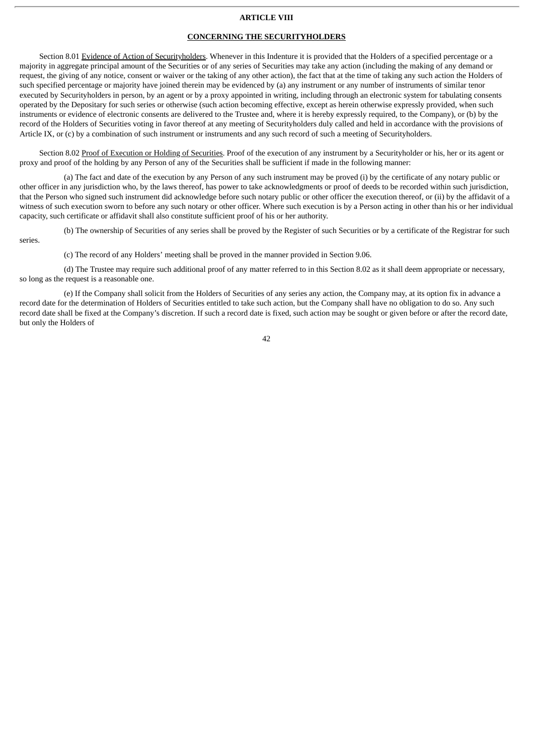## ARTICLE VIII

## CONCERNING THE SECURITYHOLDERS

Section 8.01 Evidence of Action of Securityholders. Whenever in this Indenture it is provided that the Holders of a specified percentage or a majority in aggregate principal amount of the Securities or of any series of Securities may take any action (including the making of any demand or request, the giving of any notice, consent or waiver or the taking of any other action), the fact that at the time of taking any such action the Holders of such specified percentage or majority have joined therein may be evidenced by (a) any instrument or any number of instruments of similar tenor executed by Securityholders in person, by an agent or by a proxy appointed in writing, including through an electronic system for tabulating consents operated by the Depositary for such series or otherwise (such action becoming effective, except as herein otherwise expressly provided, when such instruments or evidence of electronic consents are delivered to the Trustee and, where it is hereby expressly required, to the Company), or (b) by the record of the Holders of Securities voting in favor thereof at any meeting of Securityholders duly called and held in accordance with the provisions of Article IX, or (c) by a combination of such instrument or instruments and any such record of such a meeting of Securityholders.

Section 8.02 Proof of Execution or Holding of Securities. Proof of the execution of any instrument by a Securityholder or his, her or its agent or proxy and proof of the holding by any Person of any of the Securities shall be sufficient if made in the following manner:

(a) The fact and date of the execution by any Person of any such instrument may be proved (i) by the certificate of any notary public or other officer in any jurisdiction who, by the laws thereof, has power to take acknowledgments or proof of deeds to be recorded within such jurisdiction, that the Person who signed such instrument did acknowledge before such notary public or other officer the execution thereof, or (ii) by the affidavit of a witness of such execution sworn to before any such notary or other officer. Where such execution is by a Person acting in other than his or her individual capacity, such certificate or affidavit shall also constitute sufficient proof of his or her authority.

(b) The ownership of Securities of any series shall be proved by the Register of such Securities or by a certificate of the Registrar for such series.

(c) The record of any Holders' meeting shall be proved in the manner provided in Section 9.06.

(d) The Trustee may require such additional proof of any matter referred to in this Section 8.02 as it shall deem appropriate or necessary, so long as the request is a reasonable one.

(e) If the Company shall solicit from the Holders of Securities of any series any action, the Company may, at its option fix in advance a record date for the determination of Holders of Securities entitled to take such action, but the Company shall have no obligation to do so. Any such record date shall be fixed at the Company's discretion. If such a record date is fixed, such action may be sought or given before or after the record date, but only the Holders of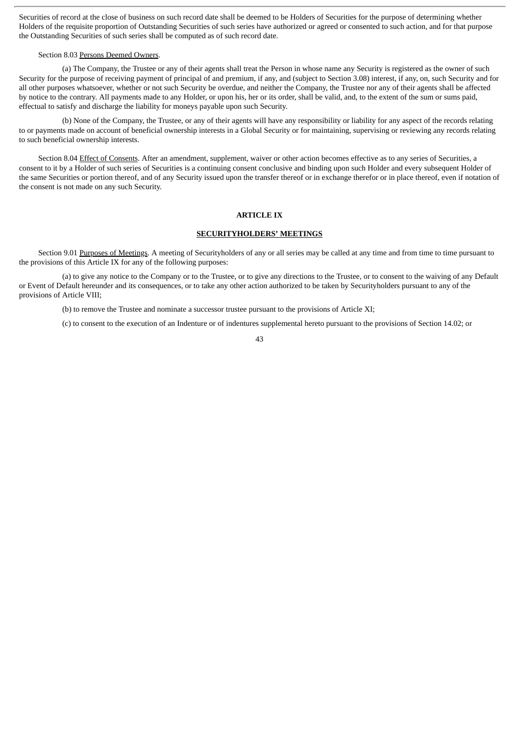Securities of record at the close of business on such record date shall be deemed to be Holders of Securities for the purpose of determining whether Holders of the requisite proportion of Outstanding Securities of such series have authorized or agreed or consented to such action, and for that purpose the Outstanding Securities of such series shall be computed as of such record date.

Section 8.03 Persons Deemed Owners.

(a) The Company, the Trustee or any of their agents shall treat the Person in whose name any Security is registered as the owner of such Security for the purpose of receiving payment of principal of and premium, if any, and (subject to Section 3.08) interest, if any, on, such Security and for all other purposes whatsoever, whether or not such Security be overdue, and neither the Company, the Trustee nor any of their agents shall be affected by notice to the contrary. All payments made to any Holder, or upon his, her or its order, shall be valid, and, to the extent of the sum or sums paid, effectual to satisfy and discharge the liability for moneys payable upon such Security.

(b) None of the Company, the Trustee, or any of their agents will have any responsibility or liability for any aspect of the records relating to or payments made on account of beneficial ownership interests in a Global Security or for maintaining, supervising or reviewing any records relating to such beneficial ownership interests.

Section 8.04 Effect of Consents. After an amendment, supplement, waiver or other action becomes effective as to any series of Securities, a consent to it by a Holder of such series of Securities is a continuing consent conclusive and binding upon such Holder and every subsequent Holder of the same Securities or portion thereof, and of any Security issued upon the transfer thereof or in exchange therefor or in place thereof, even if notation of the consent is not made on any such Security.

## ARTICLE IX

## SECURITYHOLDERS' MEETINGS

Section 9.01 Purposes of Meetings. A meeting of Securityholders of any or all series may be called at any time and from time to time pursuant to the provisions of this Article IX for any of the following purposes:

(a) to give any notice to the Company or to the Trustee, or to give any directions to the Trustee, or to consent to the waiving of any Default or Event of Default hereunder and its consequences, or to take any other action authorized to be taken by Securityholders pursuant to any of the provisions of Article VIII;

(b) to remove the Trustee and nominate a successor trustee pursuant to the provisions of Article XI;

(c) to consent to the execution of an Indenture or of indentures supplemental hereto pursuant to the provisions of Section 14.02; or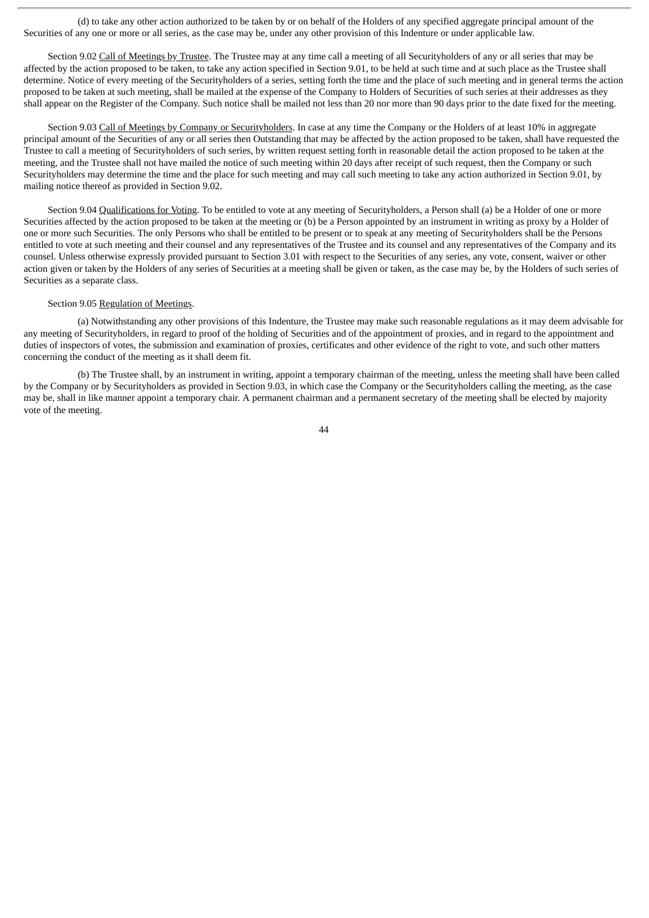(d) to take any other action authorized to be taken by or on behalf of the Holders of any specified aggregate principal amount of the Securities of any one or more or all series, as the case may be, under any other provision of this Indenture or under applicable law.

Section 9.02 Call of Meetings by Trustee. The Trustee may at any time call a meeting of all Securityholders of any or all series that may be affected by the action proposed to be taken, to take any action specified in Section 9.01, to be held at such time and at such place as the Trustee shall determine. Notice of every meeting of the Securityholders of a series, setting forth the time and the place of such meeting and in general terms the action proposed to be taken at such meeting, shall be mailed at the expense of the Company to Holders of Securities of such series at their addresses as they shall appear on the Register of the Company. Such notice shall be mailed not less than 20 nor more than 90 days prior to the date fixed for the meeting.

Section 9.03 Call of Meetings by Company or Securityholders. In case at any time the Company or the Holders of at least 10% in aggregate principal amount of the Securities of any or all series then Outstanding that may be affected by the action proposed to be taken, shall have requested the Trustee to call a meeting of Securityholders of such series, by written request setting forth in reasonable detail the action proposed to be taken at the meeting, and the Trustee shall not have mailed the notice of such meeting within 20 days after receipt of such request, then the Company or such Securityholders may determine the time and the place for such meeting and may call such meeting to take any action authorized in Section 9.01, by mailing notice thereof as provided in Section 9.02.

Section 9.04 Qualifications for Voting. To be entitled to vote at any meeting of Securityholders, a Person shall (a) be a Holder of one or more Securities affected by the action proposed to be taken at the meeting or (b) be a Person appointed by an instrument in writing as proxy by a Holder of one or more such Securities. The only Persons who shall be entitled to be present or to speak at any meeting of Securityholders shall be the Persons entitled to vote at such meeting and their counsel and any representatives of the Trustee and its counsel and any representatives of the Company and its counsel. Unless otherwise expressly provided pursuant to Section 3.01 with respect to the Securities of any series, any vote, consent, waiver or other action given or taken by the Holders of any series of Securities at a meeting shall be given or taken, as the case may be, by the Holders of such series of Securities as a separate class.

Section 9.05 Regulation of Meetings.

(a) Notwithstanding any other provisions of this Indenture, the Trustee may make such reasonable regulations as it may deem advisable for any meeting of Securityholders, in regard to proof of the holding of Securities and of the appointment of proxies, and in regard to the appointment and duties of inspectors of votes, the submission and examination of proxies, certificates and other evidence of the right to vote, and such other matters concerning the conduct of the meeting as it shall deem fit.

(b) The Trustee shall, by an instrument in writing, appoint a temporary chairman of the meeting, unless the meeting shall have been called by the Company or by Securityholders as provided in Section 9.03, in which case the Company or the Securityholders calling the meeting, as the case may be, shall in like manner appoint a temporary chair. A permanent chairman and a permanent secretary of the meeting shall be elected by majority vote of the meeting.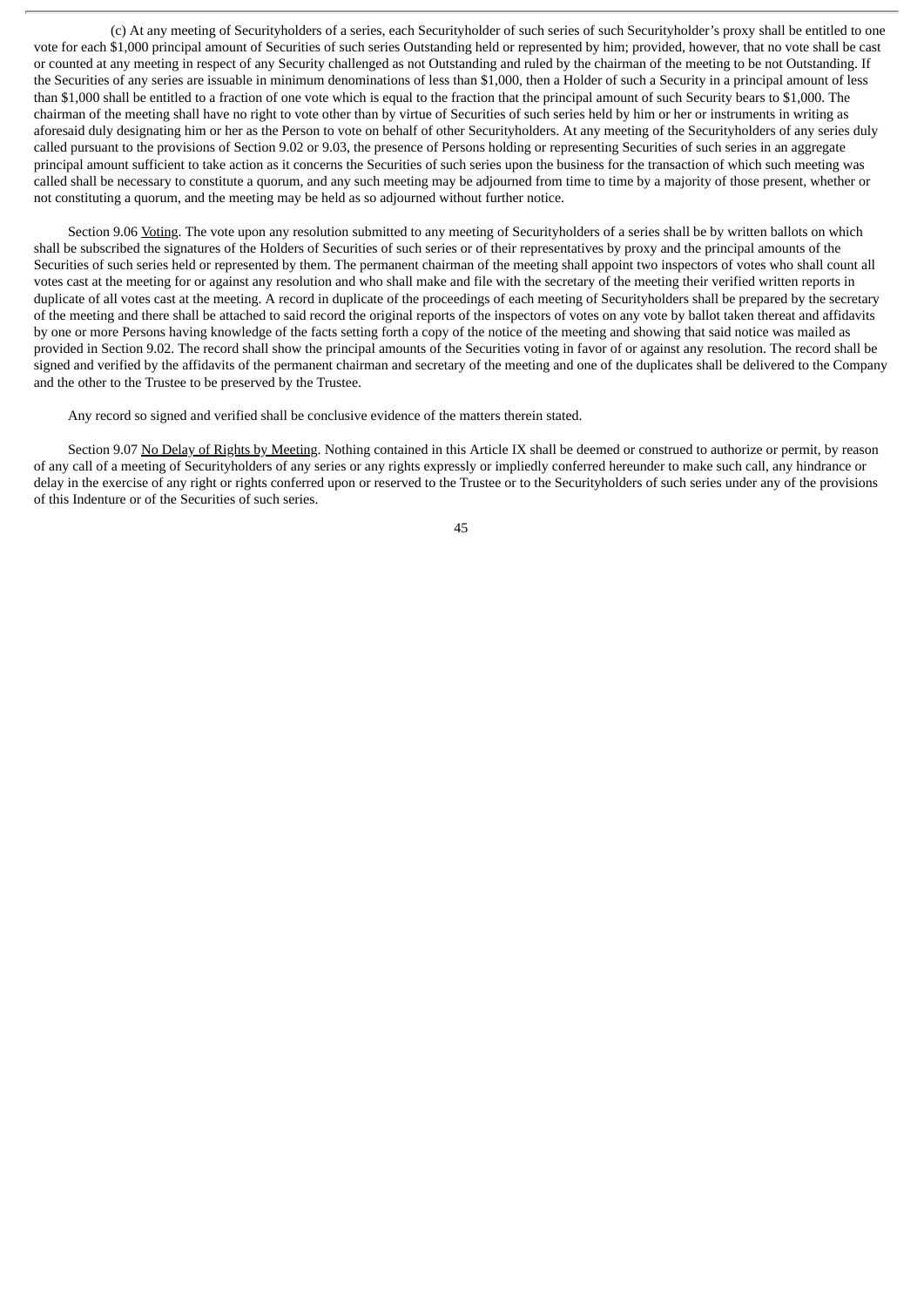(c) At any meeting of Securityholders of a series, each Securityholder of such series of such Securityholder's proxy shall be entitled to one vote for each $1,000 principal amount of Securities of such series Outstanding held or represented by him; provided, however, that no vote shall be cast or counted at any meeting in respect of any Security challenged as not Outstanding and ruled by the chairman of the meeting to be not Outstanding. If the Securities of any series are issuable in minimum denominations of less than $1,000, then a Holder of such a Security in a principal amount of less than $1,000 shall be entitled to a fraction of one vote which is equal to the fraction that the principal amount of such Security bears to $1,000. The chairman of the meeting shall have no right to vote other than by virtue of Securities of such series held by him or her or instruments in writing as aforesaid duly designating him or her as the Person to vote on behalf of other Securityholders. At any meeting of the Securityholders of any series duly called pursuant to the provisions of Section 9.02 or 9.03, the presence of Persons holding or representing Securities of such series in an aggregate principal amount sufficient to take action as it concerns the Securities of such series upon the business for the transaction of which such meeting was called shall be necessary to constitute a quorum, and any such meeting may be adjourned from time to time by a majority of those present, whether or not constituting a quorum, and the meeting may be held as so adjourned without further notice.

Section 9.06 Voting. The vote upon any resolution submitted to any meeting of Securityholders of a series shall be by written ballots on which shall be subscribed the signatures of the Holders of Securities of such series or of their representatives by proxy and the principal amounts of the Securities of such series held or represented by them. The permanent chairman of the meeting shall appoint two inspectors of votes who shall count all votes cast at the meeting for or against any resolution and who shall make and file with the secretary of the meeting their verified written reports in duplicate of all votes cast at the meeting. A record in duplicate of the proceedings of each meeting of Securityholders shall be prepared by the secretary of the meeting and there shall be attached to said record the original reports of the inspectors of votes on any vote by ballot taken thereat and affidavits by one or more Persons having knowledge of the facts setting forth a copy of the notice of the meeting and showing that said notice was mailed as provided in Section 9.02. The record shall show the principal amounts of the Securities voting in favor of or against any resolution. The record shall be signed and verified by the affidavits of the permanent chairman and secretary of the meeting and one of the duplicates shall be delivered to the Company and the other to the Trustee to be preserved by the Trustee.

Any record so signed and verified shall be conclusive evidence of the matters therein stated.

Section 9.07 No Delay of Rights by Meeting. Nothing contained in this Article IX shall be deemed or construed to authorize or permit, by reason of any call of a meeting of Securityholders of any series or any rights expressly or impliedly conferred hereunder to make such call, any hindrance or delay in the exercise of any right or rights conferred upon or reserved to the Trustee or to the Securityholders of such series under any of the provisions of this Indenture or of the Securities of such series.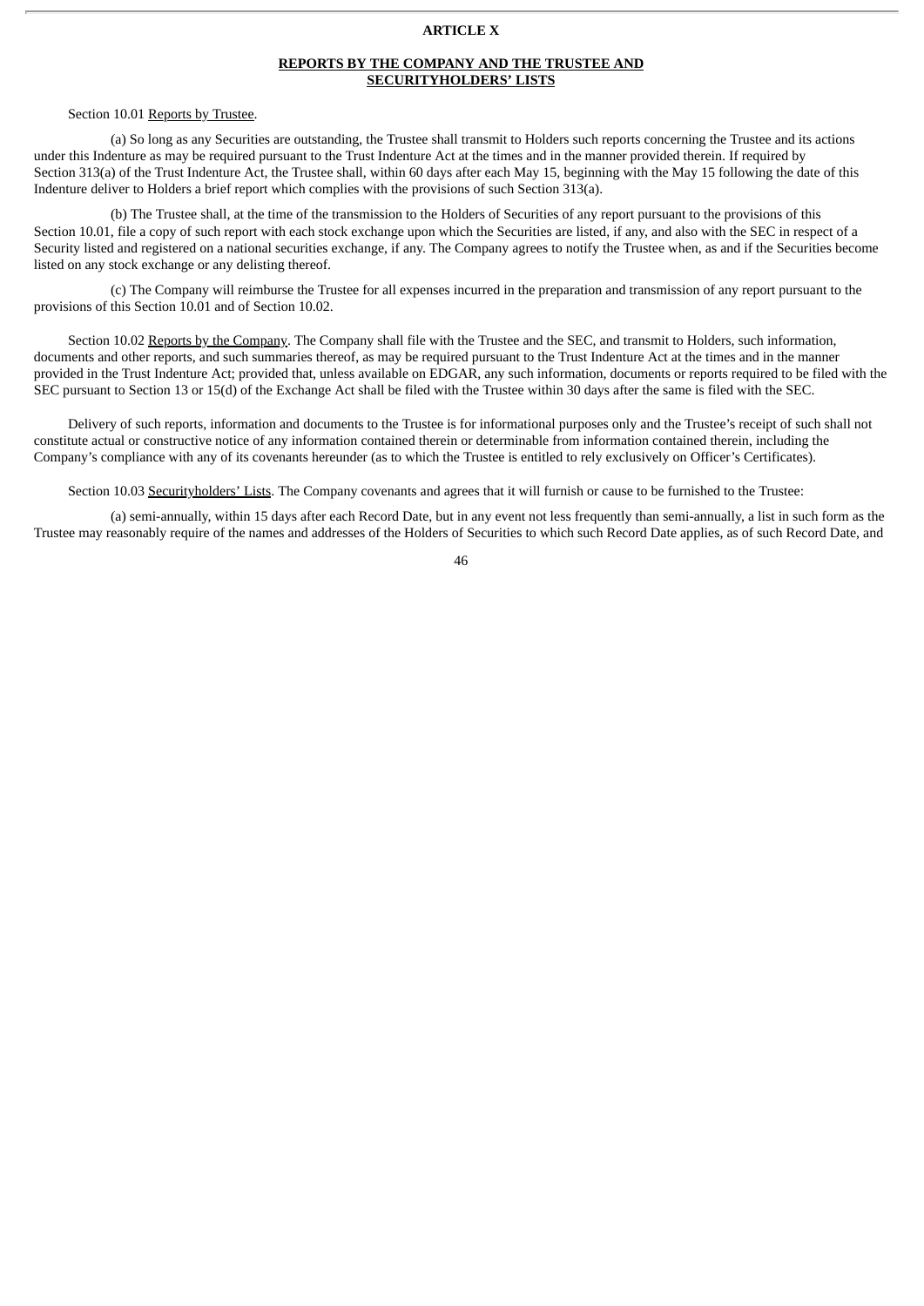**ARTICLE X**

**REPORTS BY THE COMPANY AND THE TRUSTEE AND SECURITYHOLDERS' LISTS**

Section 10.01 Reports by Trustee.

(a) So long as any Securities are outstanding, the Trustee shall transmit to Holders such reports concerning the Trustee and its actions under this Indenture as may be required pursuant to the Trust Indenture Act at the times and in the manner provided therein. If required by Section 313(a) of the Trust Indenture Act, the Trustee shall, within 60 days after each May 15, beginning with the May 15 following the date of this Indenture deliver to Holders a brief report which complies with the provisions of such Section 313(a).

(b) The Trustee shall, at the time of the transmission to the Holders of Securities of any report pursuant to the provisions of this Section 10.01, file a copy of such report with each stock exchange upon which the Securities are listed, if any, and also with the SEC in respect of a Security listed and registered on a national securities exchange, if any. The Company agrees to notify the Trustee when, as and if the Securities become listed on any stock exchange or any delisting thereof.

(c) The Company will reimburse the Trustee for all expenses incurred in the preparation and transmission of any report pursuant to the provisions of this Section 10.01 and of Section 10.02.

Section 10.02 Reports by the Company. The Company shall file with the Trustee and the SEC, and transmit to Holders, such information, documents and other reports, and such summaries thereof, as may be required pursuant to the Trust Indenture Act at the times and in the manner provided in the Trust Indenture Act; provided that, unless available on EDGAR, any such information, documents or reports required to be filed with the SEC pursuant to Section 13 or 15(d) of the Exchange Act shall be filed with the Trustee within 30 days after the same is filed with the SEC.

Delivery of such reports, information and documents to the Trustee is for informational purposes only and the Trustee's receipt of such shall not constitute actual or constructive notice of any information contained therein or determinable from information contained therein, including the Company's compliance with any of its covenants hereunder (as to which the Trustee is entitled to rely exclusively on Officer's Certificates).

Section 10.03 Securityholders' Lists. The Company covenants and agrees that it will furnish or cause to be furnished to the Trustee:

(a) semi-annually, within 15 days after each Record Date, but in any event not less frequently than semi-annually, a list in such form as the Trustee may reasonably require of the names and addresses of the Holders of Securities to which such Record Date applies, as of such Record Date, and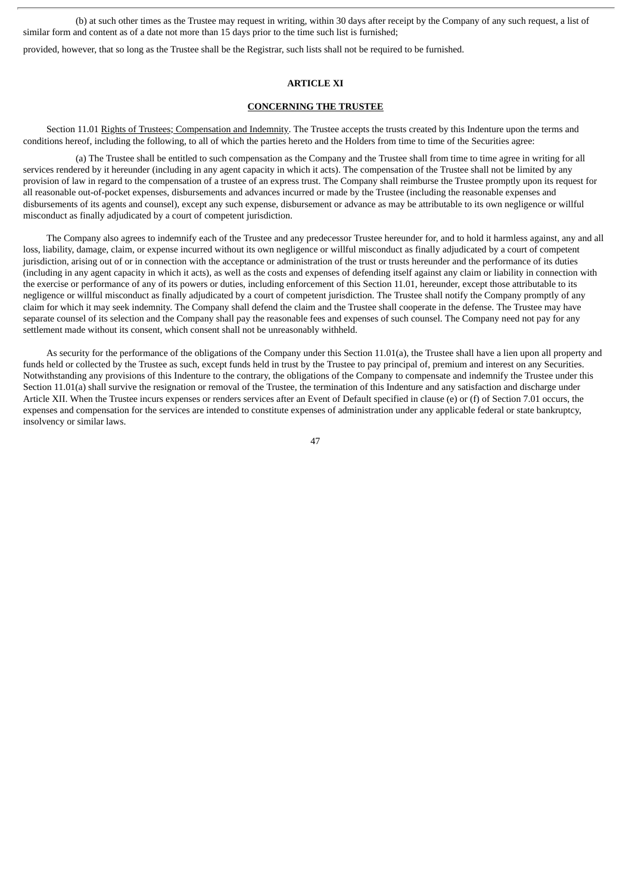(b) at such other times as the Trustee may request in writing, within 30 days after receipt by the Company of any such request, a list of similar form and content as of a date not more than 15 days prior to the time such list is furnished;

provided, however, that so long as the Trustee shall be the Registrar, such lists shall not be required to be furnished.

## ARTICLE XI

## CONCERNING THE TRUSTEE

Section 11.01 Rights of Trustees; Compensation and Indemnity. The Trustee accepts the trusts created by this Indenture upon the terms and conditions hereof, including the following, to all of which the parties hereto and the Holders from time to time of the Securities agree:

(a) The Trustee shall be entitled to such compensation as the Company and the Trustee shall from time to time agree in writing for all services rendered by it hereunder (including in any agent capacity in which it acts). The compensation of the Trustee shall not be limited by any provision of law in regard to the compensation of a trustee of an express trust. The Company shall reimburse the Trustee promptly upon its request for all reasonable out-of-pocket expenses, disbursements and advances incurred or made by the Trustee (including the reasonable expenses and disbursements of its agents and counsel), except any such expense, disbursement or advance as may be attributable to its own negligence or willful misconduct as finally adjudicated by a court of competent jurisdiction.

The Company also agrees to indemnify each of the Trustee and any predecessor Trustee hereunder for, and to hold it harmless against, any and all loss, liability, damage, claim, or expense incurred without its own negligence or willful misconduct as finally adjudicated by a court of competent jurisdiction, arising out of or in connection with the acceptance or administration of the trust or trusts hereunder and the performance of its duties (including in any agent capacity in which it acts), as well as the costs and expenses of defending itself against any claim or liability in connection with the exercise or performance of any of its powers or duties, including enforcement of this Section 11.01, hereunder, except those attributable to its negligence or willful misconduct as finally adjudicated by a court of competent jurisdiction. The Trustee shall notify the Company promptly of any claim for which it may seek indemnity. The Company shall defend the claim and the Trustee shall cooperate in the defense. The Trustee may have separate counsel of its selection and the Company shall pay the reasonable fees and expenses of such counsel. The Company need not pay for any settlement made without its consent, which consent shall not be unreasonably withheld.

As security for the performance of the obligations of the Company under this Section 11.01(a), the Trustee shall have a lien upon all property and funds held or collected by the Trustee as such, except funds held in trust by the Trustee to pay principal of, premium and interest on any Securities. Notwithstanding any provisions of this Indenture to the contrary, the obligations of the Company to compensate and indemnify the Trustee under this Section 11.01(a) shall survive the resignation or removal of the Trustee, the termination of this Indenture and any satisfaction and discharge under Article XII. When the Trustee incurs expenses or renders services after an Event of Default specified in clause (e) or (f) of Section 7.01 occurs, the expenses and compensation for the services are intended to constitute expenses of administration under any applicable federal or state bankruptcy, insolvency or similar laws.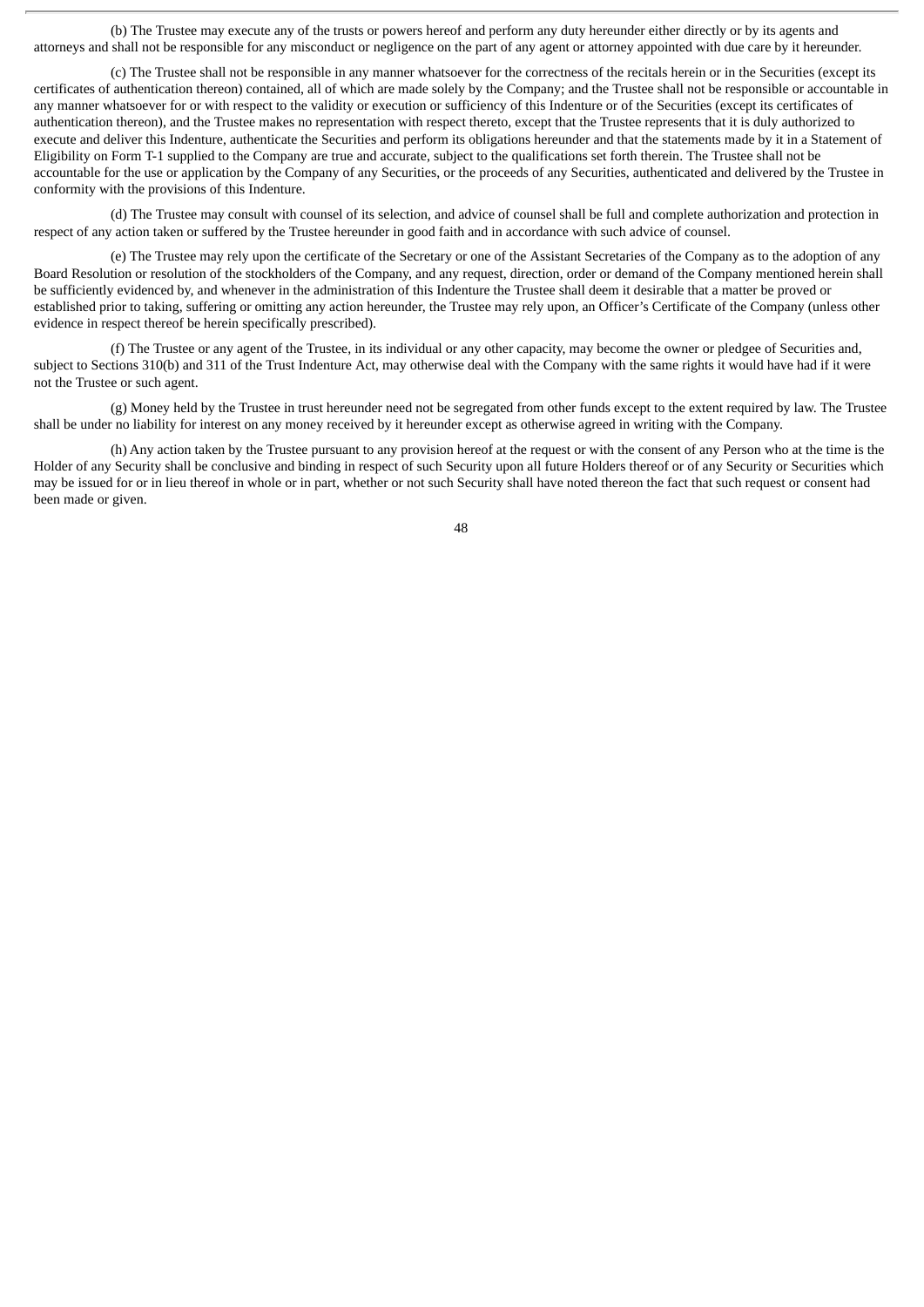(b) The Trustee may execute any of the trusts or powers hereof and perform any duty hereunder either directly or by its agents and attorneys and shall not be responsible for any misconduct or negligence on the part of any agent or attorney appointed with due care by it hereunder.

(c) The Trustee shall not be responsible in any manner whatsoever for the correctness of the recitals herein or in the Securities (except its certificates of authentication thereon) contained, all of which are made solely by the Company; and the Trustee shall not be responsible or accountable in any manner whatsoever for or with respect to the validity or execution or sufficiency of this Indenture or of the Securities (except its certificates of authentication thereon), and the Trustee makes no representation with respect thereto, except that the Trustee represents that it is duly authorized to execute and deliver this Indenture, authenticate the Securities and perform its obligations hereunder and that the statements made by it in a Statement of Eligibility on Form T-1 supplied to the Company are true and accurate, subject to the qualifications set forth therein. The Trustee shall not be accountable for the use or application by the Company of any Securities, or the proceeds of any Securities, authenticated and delivered by the Trustee in conformity with the provisions of this Indenture.

(d) The Trustee may consult with counsel of its selection, and advice of counsel shall be full and complete authorization and protection in respect of any action taken or suffered by the Trustee hereunder in good faith and in accordance with such advice of counsel.

(e) The Trustee may rely upon the certificate of the Secretary or one of the Assistant Secretaries of the Company as to the adoption of any Board Resolution or resolution of the stockholders of the Company, and any request, direction, order or demand of the Company mentioned herein shall be sufficiently evidenced by, and whenever in the administration of this Indenture the Trustee shall deem it desirable that a matter be proved or established prior to taking, suffering or omitting any action hereunder, the Trustee may rely upon, an Officer's Certificate of the Company (unless other evidence in respect thereof be herein specifically prescribed).

(f) The Trustee or any agent of the Trustee, in its individual or any other capacity, may become the owner or pledgee of Securities and, subject to Sections 310(b) and 311 of the Trust Indenture Act, may otherwise deal with the Company with the same rights it would have had if it were not the Trustee or such agent.

(g) Money held by the Trustee in trust hereunder need not be segregated from other funds except to the extent required by law. The Trustee shall be under no liability for interest on any money received by it hereunder except as otherwise agreed in writing with the Company.

(h) Any action taken by the Trustee pursuant to any provision hereof at the request or with the consent of any Person who at the time is the Holder of any Security shall be conclusive and binding in respect of such Security upon all future Holders thereof or of any Security or Securities which may be issued for or in lieu thereof in whole or in part, whether or not such Security shall have noted thereon the fact that such request or consent had been made or given.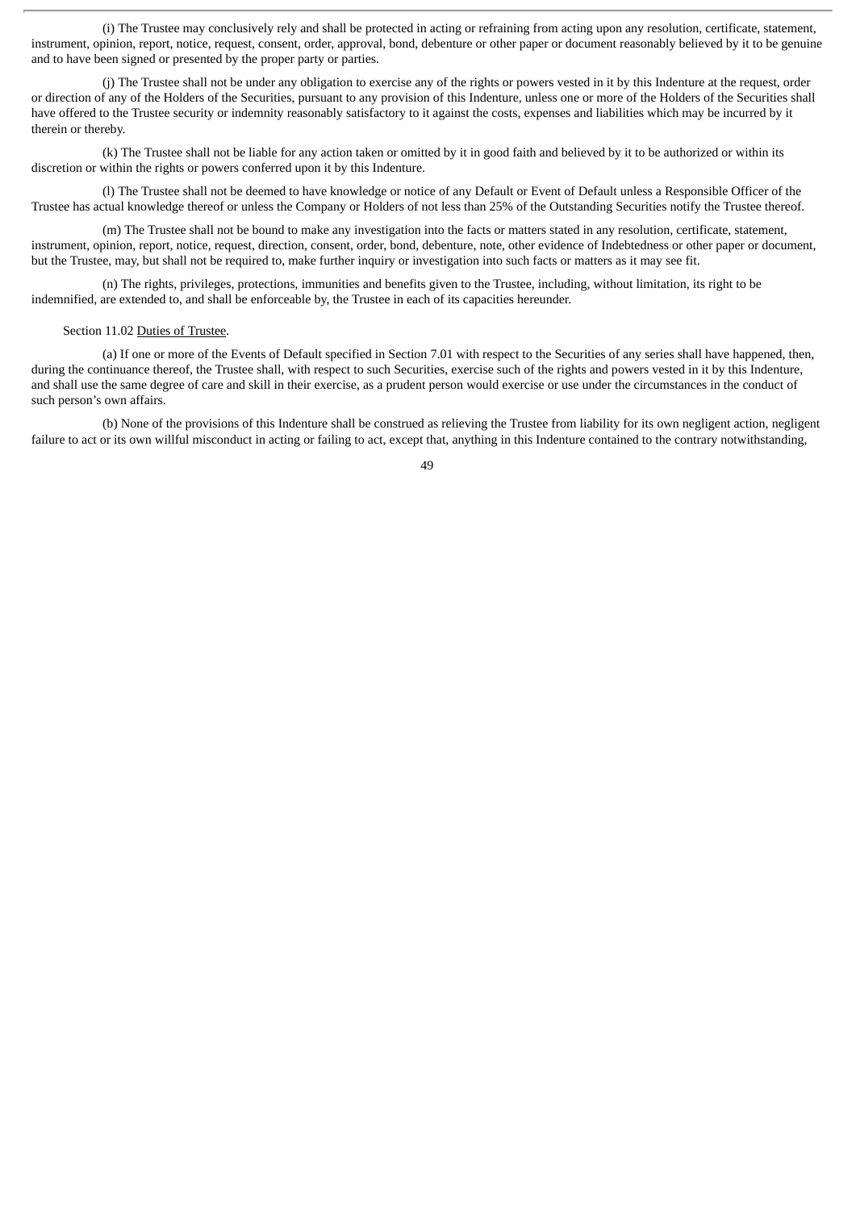(i) The Trustee may conclusively rely and shall be protected in acting or refraining from acting upon any resolution, certificate, statement, instrument, opinion, report, notice, request, consent, order, approval, bond, debenture or other paper or document reasonably believed by it to be genuine and to have been signed or presented by the proper party or parties.

(j) The Trustee shall not be under any obligation to exercise any of the rights or powers vested in it by this Indenture at the request, order or direction of any of the Holders of the Securities, pursuant to any provision of this Indenture, unless one or more of the Holders of the Securities shall have offered to the Trustee security or indemnity reasonably satisfactory to it against the costs, expenses and liabilities which may be incurred by it therein or thereby.

(k) The Trustee shall not be liable for any action taken or omitted by it in good faith and believed by it to be authorized or within its discretion or within the rights or powers conferred upon it by this Indenture.

(l) The Trustee shall not be deemed to have knowledge or notice of any Default or Event of Default unless a Responsible Officer of the Trustee has actual knowledge thereof or unless the Company or Holders of not less than 25% of the Outstanding Securities notify the Trustee thereof.

(m) The Trustee shall not be bound to make any investigation into the facts or matters stated in any resolution, certificate, statement, instrument, opinion, report, notice, request, direction, consent, order, bond, debenture, note, other evidence of Indebtedness or other paper or document, but the Trustee, may, but shall not be required to, make further inquiry or investigation into such facts or matters as it may see fit.

(n) The rights, privileges, protections, immunities and benefits given to the Trustee, including, without limitation, its right to be indemnified, are extended to, and shall be enforceable by, the Trustee in each of its capacities hereunder.

Section 11.02 Duties of Trustee.

(a) If one or more of the Events of Default specified in Section 7.01 with respect to the Securities of any series shall have happened, then, during the continuance thereof, the Trustee shall, with respect to such Securities, exercise such of the rights and powers vested in it by this Indenture, and shall use the same degree of care and skill in their exercise, as a prudent person would exercise or use under the circumstances in the conduct of such person's own affairs.

(b) None of the provisions of this Indenture shall be construed as relieving the Trustee from liability for its own negligent action, negligent failure to act or its own willful misconduct in acting or failing to act, except that, anything in this Indenture contained to the contrary notwithstanding,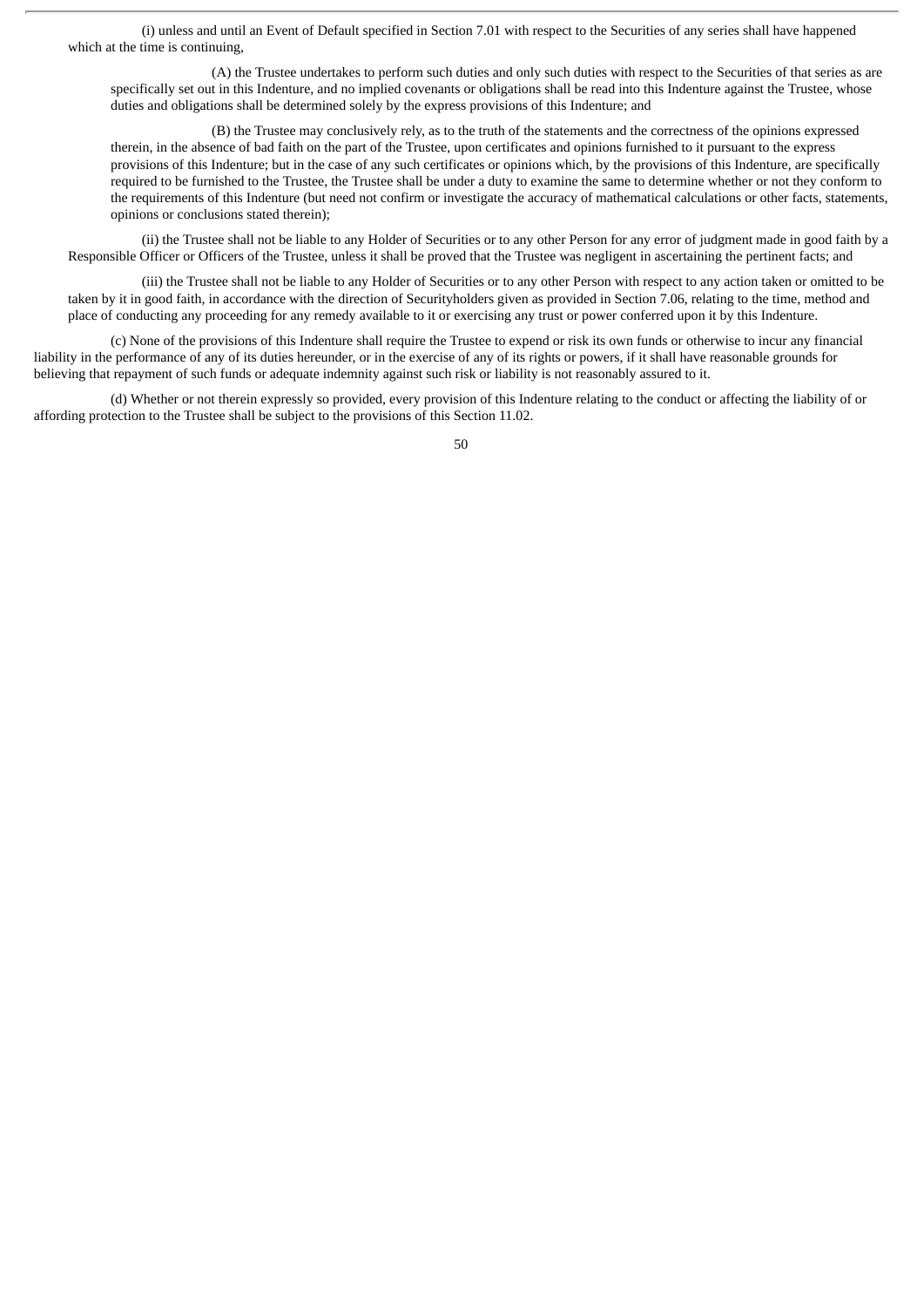(i) unless and until an Event of Default specified in Section 7.01 with respect to the Securities of any series shall have happened which at the time is continuing,

(A) the Trustee undertakes to perform such duties and only such duties with respect to the Securities of that series as are specifically set out in this Indenture, and no implied covenants or obligations shall be read into this Indenture against the Trustee, whose duties and obligations shall be determined solely by the express provisions of this Indenture; and

(B) the Trustee may conclusively rely, as to the truth of the statements and the correctness of the opinions expressed therein, in the absence of bad faith on the part of the Trustee, upon certificates and opinions furnished to it pursuant to the express provisions of this Indenture; but in the case of any such certificates or opinions which, by the provisions of this Indenture, are specifically required to be furnished to the Trustee, the Trustee shall be under a duty to examine the same to determine whether or not they conform to the requirements of this Indenture (but need not confirm or investigate the accuracy of mathematical calculations or other facts, statements, opinions or conclusions stated therein);

(ii) the Trustee shall not be liable to any Holder of Securities or to any other Person for any error of judgment made in good faith by a Responsible Officer or Officers of the Trustee, unless it shall be proved that the Trustee was negligent in ascertaining the pertinent facts; and

(iii) the Trustee shall not be liable to any Holder of Securities or to any other Person with respect to any action taken or omitted to be taken by it in good faith, in accordance with the direction of Securityholders given as provided in Section 7.06, relating to the time, method and place of conducting any proceeding for any remedy available to it or exercising any trust or power conferred upon it by this Indenture.

(c) None of the provisions of this Indenture shall require the Trustee to expend or risk its own funds or otherwise to incur any financial liability in the performance of any of its duties hereunder, or in the exercise of any of its rights or powers, if it shall have reasonable grounds for believing that repayment of such funds or adequate indemnity against such risk or liability is not reasonably assured to it.

(d) Whether or not therein expressly so provided, every provision of this Indenture relating to the conduct or affecting the liability of or affording protection to the Trustee shall be subject to the provisions of this Section 11.02.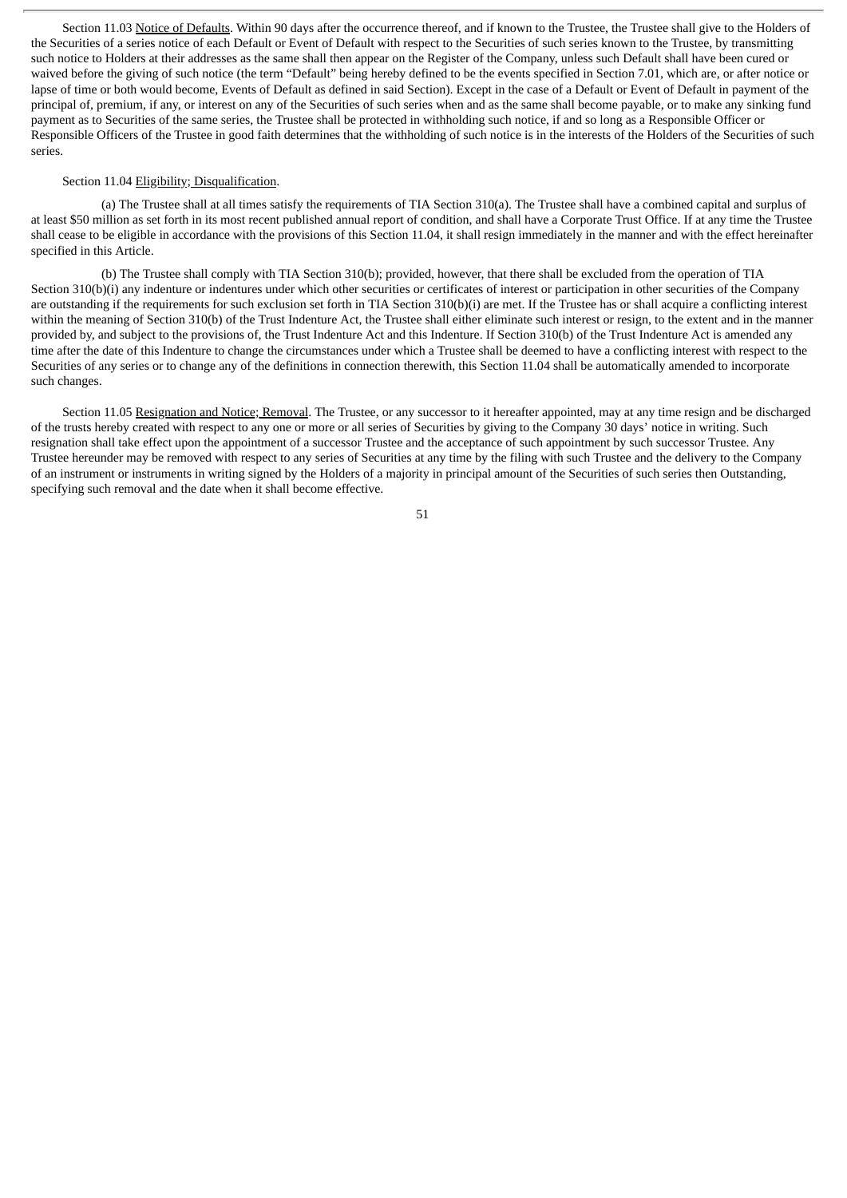Section 11.03 Notice of Defaults. Within 90 days after the occurrence thereof, and if known to the Trustee, the Trustee shall give to the Holders of the Securities of a series notice of each Default or Event of Default with respect to the Securities of such series known to the Trustee, by transmitting such notice to Holders at their addresses as the same shall then appear on the Register of the Company, unless such Default shall have been cured or waived before the giving of such notice (the term "Default" being hereby defined to be the events specified in Section 7.01, which are, or after notice or lapse of time or both would become, Events of Default as defined in said Section). Except in the case of a Default or Event of Default in payment of the principal of, premium, if any, or interest on any of the Securities of such series when and as the same shall become payable, or to make any sinking fund payment as to Securities of the same series, the Trustee shall be protected in withholding such notice, if and so long as a Responsible Officer or Responsible Officers of the Trustee in good faith determines that the withholding of such notice is in the interests of the Holders of the Securities of such series.

Section 11.04 Eligibility; Disqualification.

(a) The Trustee shall at all times satisfy the requirements of TIA Section 310(a). The Trustee shall have a combined capital and surplus of at least $50 million as set forth in its most recent published annual report of condition, and shall have a Corporate Trust Office. If at any time the Trustee shall cease to be eligible in accordance with the provisions of this Section 11.04, it shall resign immediately in the manner and with the effect hereinafter specified in this Article.

(b) The Trustee shall comply with TIA Section 310(b); provided, however, that there shall be excluded from the operation of TIA Section 310(b)(i) any indenture or indentures under which other securities or certificates of interest or participation in other securities of the Company are outstanding if the requirements for such exclusion set forth in TIA Section 310(b)(i) are met. If the Trustee has or shall acquire a conflicting interest within the meaning of Section 310(b) of the Trust Indenture Act, the Trustee shall either eliminate such interest or resign, to the extent and in the manner provided by, and subject to the provisions of, the Trust Indenture Act and this Indenture. If Section 310(b) of the Trust Indenture Act is amended any time after the date of this Indenture to change the circumstances under which a Trustee shall be deemed to have a conflicting interest with respect to the Securities of any series or to change any of the definitions in connection therewith, this Section 11.04 shall be automatically amended to incorporate such changes.

Section 11.05 Resignation and Notice; Removal. The Trustee, or any successor to it hereafter appointed, may at any time resign and be discharged of the trusts hereby created with respect to any one or more or all series of Securities by giving to the Company 30 days' notice in writing. Such resignation shall take effect upon the appointment of a successor Trustee and the acceptance of such appointment by such successor Trustee. Any Trustee hereunder may be removed with respect to any series of Securities at any time by the filing with such Trustee and the delivery to the Company of an instrument or instruments in writing signed by the Holders of a majority in principal amount of the Securities of such series then Outstanding, specifying such removal and the date when it shall become effective.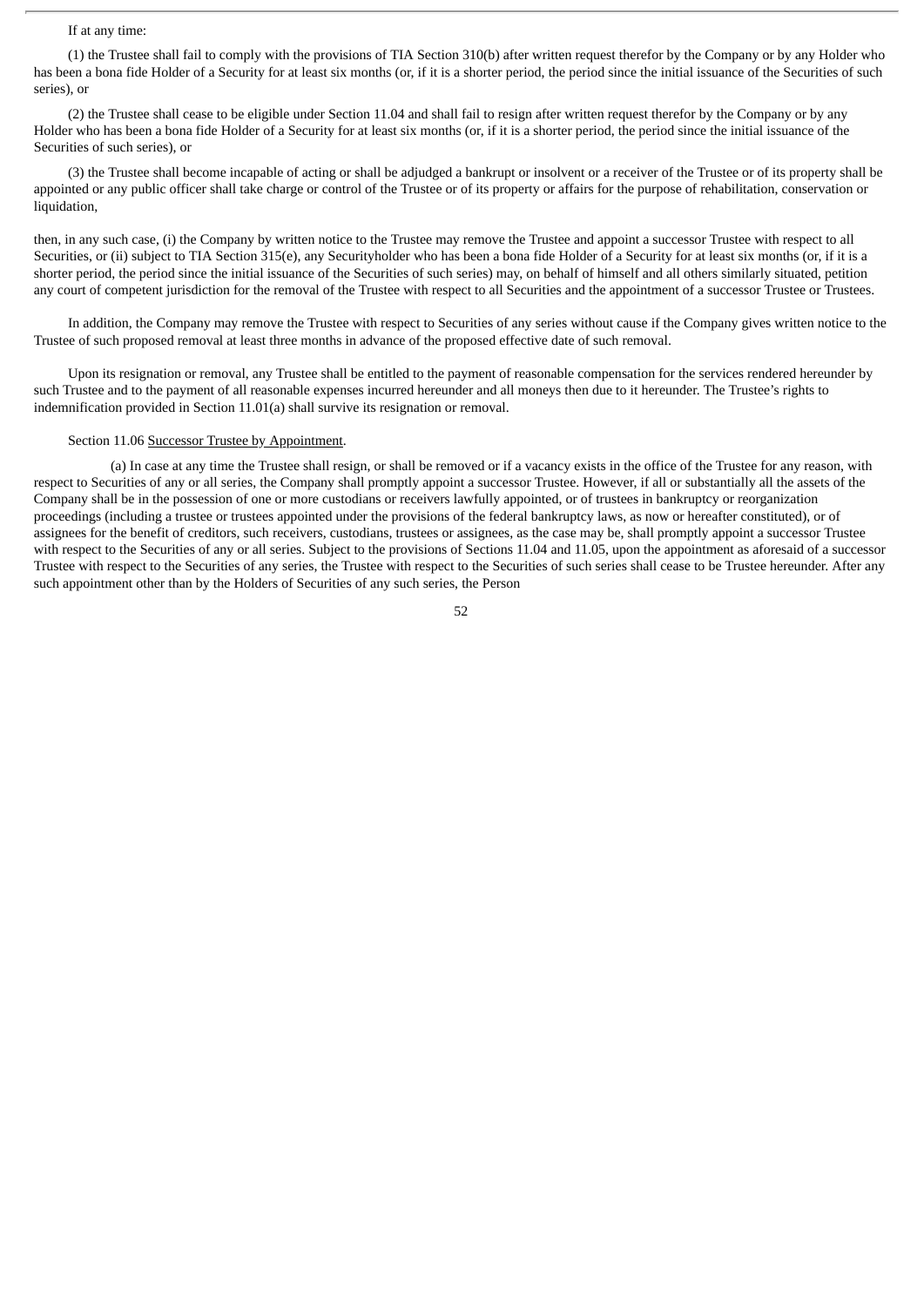If at any time:

(1) the Trustee shall fail to comply with the provisions of TIA Section 310(b) after written request therefor by the Company or by any Holder who has been a bona fide Holder of a Security for at least six months (or, if it is a shorter period, the period since the initial issuance of the Securities of such series), or

(2) the Trustee shall cease to be eligible under Section 11.04 and shall fail to resign after written request therefor by the Company or by any Holder who has been a bona fide Holder of a Security for at least six months (or, if it is a shorter period, the period since the initial issuance of the Securities of such series), or

(3) the Trustee shall become incapable of acting or shall be adjudged a bankrupt or insolvent or a receiver of the Trustee or of its property shall be appointed or any public officer shall take charge or control of the Trustee or of its property or affairs for the purpose of rehabilitation, conservation or liquidation,

then, in any such case, (i) the Company by written notice to the Trustee may remove the Trustee and appoint a successor Trustee with respect to all Securities, or (ii) subject to TIA Section 315(e), any Securityholder who has been a bona fide Holder of a Security for at least six months (or, if it is a shorter period, the period since the initial issuance of the Securities of such series) may, on behalf of himself and all others similarly situated, petition any court of competent jurisdiction for the removal of the Trustee with respect to all Securities and the appointment of a successor Trustee or Trustees.

In addition, the Company may remove the Trustee with respect to Securities of any series without cause if the Company gives written notice to the Trustee of such proposed removal at least three months in advance of the proposed effective date of such removal.

Upon its resignation or removal, any Trustee shall be entitled to the payment of reasonable compensation for the services rendered hereunder by such Trustee and to the payment of all reasonable expenses incurred hereunder and all moneys then due to it hereunder. The Trustee's rights to indemnification provided in Section 11.01(a) shall survive its resignation or removal.

Section 11.06 Successor Trustee by Appointment.

(a) In case at any time the Trustee shall resign, or shall be removed or if a vacancy exists in the office of the Trustee for any reason, with respect to Securities of any or all series, the Company shall promptly appoint a successor Trustee. However, if all or substantially all the assets of the Company shall be in the possession of one or more custodians or receivers lawfully appointed, or of trustees in bankruptcy or reorganization proceedings (including a trustee or trustees appointed under the provisions of the federal bankruptcy laws, as now or hereafter constituted), or of assignees for the benefit of creditors, such receivers, custodians, trustees or assignees, as the case may be, shall promptly appoint a successor Trustee with respect to the Securities of any or all series. Subject to the provisions of Sections 11.04 and 11.05, upon the appointment as aforesaid of a successor Trustee with respect to the Securities of any series, the Trustee with respect to the Securities of such series shall cease to be Trustee hereunder. After any such appointment other than by the Holders of Securities of any such series, the Person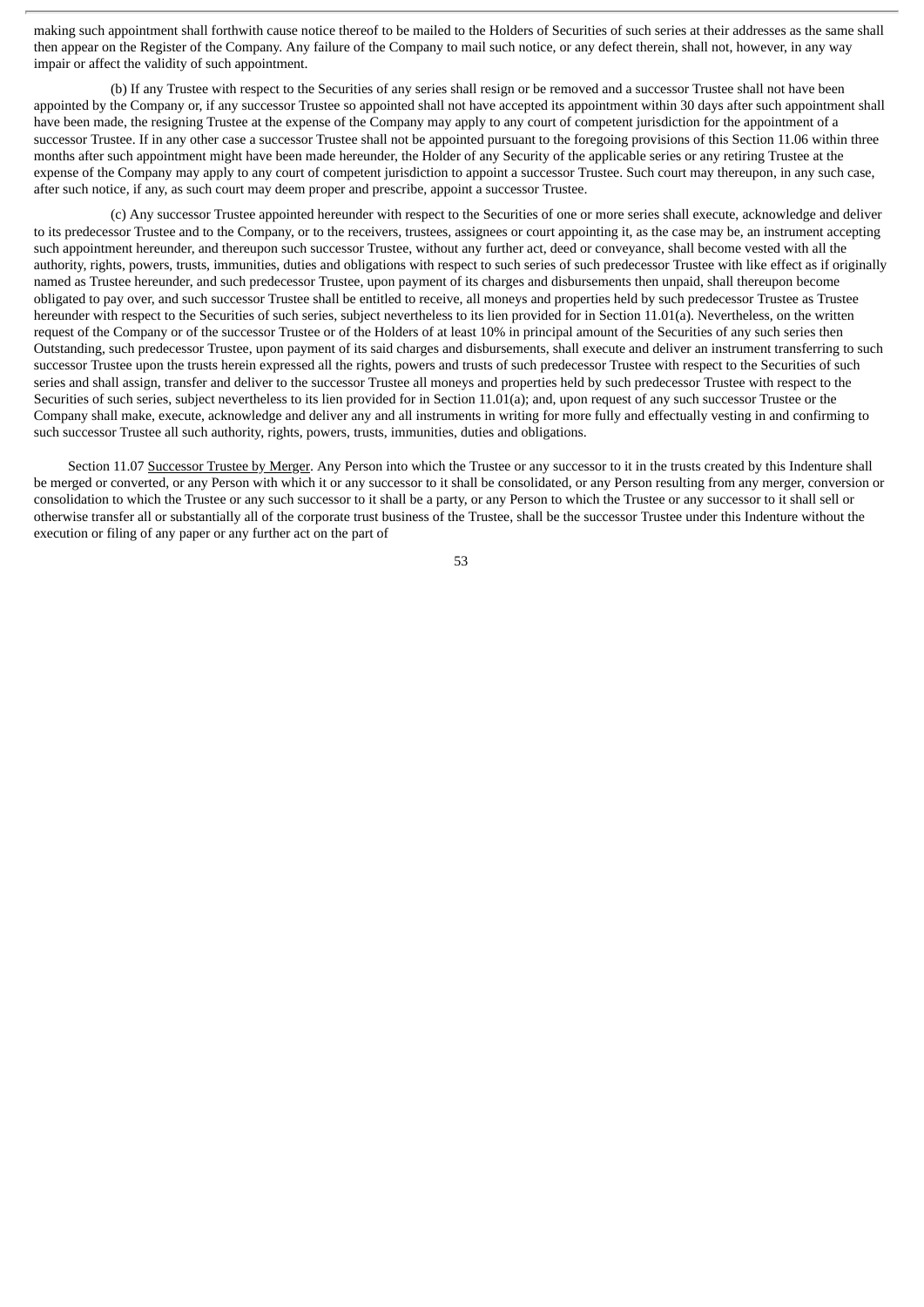making such appointment shall forthwith cause notice thereof to be mailed to the Holders of Securities of such series at their addresses as the same shall then appear on the Register of the Company. Any failure of the Company to mail such notice, or any defect therein, shall not, however, in any way impair or affect the validity of such appointment.

(b) If any Trustee with respect to the Securities of any series shall resign or be removed and a successor Trustee shall not have been appointed by the Company or, if any successor Trustee so appointed shall not have accepted its appointment within 30 days after such appointment shall have been made, the resigning Trustee at the expense of the Company may apply to any court of competent jurisdiction for the appointment of a successor Trustee. If in any other case a successor Trustee shall not be appointed pursuant to the foregoing provisions of this Section 11.06 within three months after such appointment might have been made hereunder, the Holder of any Security of the applicable series or any retiring Trustee at the expense of the Company may apply to any court of competent jurisdiction to appoint a successor Trustee. Such court may thereupon, in any such case, after such notice, if any, as such court may deem proper and prescribe, appoint a successor Trustee.

(c) Any successor Trustee appointed hereunder with respect to the Securities of one or more series shall execute, acknowledge and deliver to its predecessor Trustee and to the Company, or to the receivers, trustees, assignees or court appointing it, as the case may be, an instrument accepting such appointment hereunder, and thereupon such successor Trustee, without any further act, deed or conveyance, shall become vested with all the authority, rights, powers, trusts, immunities, duties and obligations with respect to such series of such predecessor Trustee with like effect as if originally named as Trustee hereunder, and such predecessor Trustee, upon payment of its charges and disbursements then unpaid, shall thereupon become obligated to pay over, and such successor Trustee shall be entitled to receive, all moneys and properties held by such predecessor Trustee as Trustee hereunder with respect to the Securities of such series, subject nevertheless to its lien provided for in Section 11.01(a). Nevertheless, on the written request of the Company or of the successor Trustee or of the Holders of at least 10% in principal amount of the Securities of any such series then Outstanding, such predecessor Trustee, upon payment of its said charges and disbursements, shall execute and deliver an instrument transferring to such successor Trustee upon the trusts herein expressed all the rights, powers and trusts of such predecessor Trustee with respect to the Securities of such series and shall assign, transfer and deliver to the successor Trustee all moneys and properties held by such predecessor Trustee with respect to the Securities of such series, subject nevertheless to its lien provided for in Section 11.01(a); and, upon request of any such successor Trustee or the Company shall make, execute, acknowledge and deliver any and all instruments in writing for more fully and effectually vesting in and confirming to such successor Trustee all such authority, rights, powers, trusts, immunities, duties and obligations.

Section 11.07 Successor Trustee by Merger. Any Person into which the Trustee or any successor to it in the trusts created by this Indenture shall be merged or converted, or any Person with which it or any successor to it shall be consolidated, or any Person resulting from any merger, conversion or consolidation to which the Trustee or any such successor to it shall be a party, or any Person to which the Trustee or any successor to it shall sell or otherwise transfer all or substantially all of the corporate trust business of the Trustee, shall be the successor Trustee under this Indenture without the execution or filing of any paper or any further act on the part of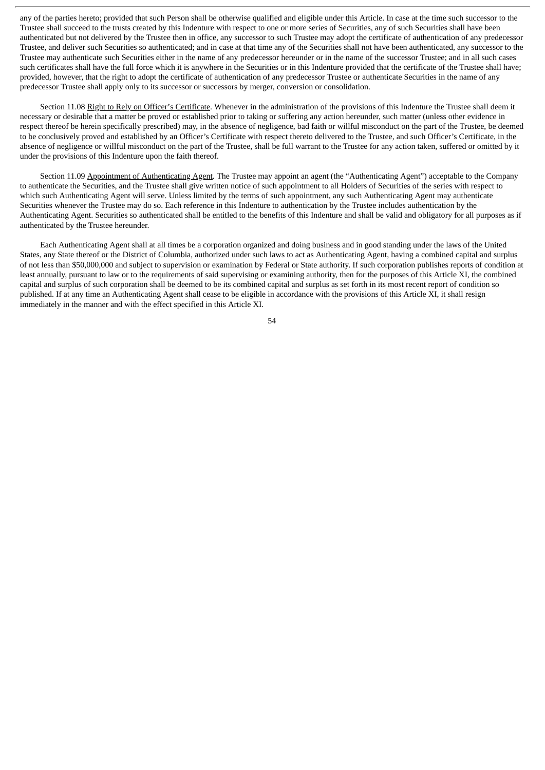any of the parties hereto; provided that such Person shall be otherwise qualified and eligible under this Article. In case at the time such successor to the Trustee shall succeed to the trusts created by this Indenture with respect to one or more series of Securities, any of such Securities shall have been authenticated but not delivered by the Trustee then in office, any successor to such Trustee may adopt the certificate of authentication of any predecessor Trustee, and deliver such Securities so authenticated; and in case at that time any of the Securities shall not have been authenticated, any successor to the Trustee may authenticate such Securities either in the name of any predecessor hereunder or in the name of the successor Trustee; and in all such cases such certificates shall have the full force which it is anywhere in the Securities or in this Indenture provided that the certificate of the Trustee shall have; provided, however, that the right to adopt the certificate of authentication of any predecessor Trustee or authenticate Securities in the name of any predecessor Trustee shall apply only to its successor or successors by merger, conversion or consolidation.

Section 11.08 Right to Rely on Officer's Certificate. Whenever in the administration of the provisions of this Indenture the Trustee shall deem it necessary or desirable that a matter be proved or established prior to taking or suffering any action hereunder, such matter (unless other evidence in respect thereof be herein specifically prescribed) may, in the absence of negligence, bad faith or willful misconduct on the part of the Trustee, be deemed to be conclusively proved and established by an Officer's Certificate with respect thereto delivered to the Trustee, and such Officer's Certificate, in the absence of negligence or willful misconduct on the part of the Trustee, shall be full warrant to the Trustee for any action taken, suffered or omitted by it under the provisions of this Indenture upon the faith thereof.

Section 11.09 Appointment of Authenticating Agent. The Trustee may appoint an agent (the "Authenticating Agent") acceptable to the Company to authenticate the Securities, and the Trustee shall give written notice of such appointment to all Holders of Securities of the series with respect to which such Authenticating Agent will serve. Unless limited by the terms of such appointment, any such Authenticating Agent may authenticate Securities whenever the Trustee may do so. Each reference in this Indenture to authentication by the Trustee includes authentication by the Authenticating Agent. Securities so authenticated shall be entitled to the benefits of this Indenture and shall be valid and obligatory for all purposes as if authenticated by the Trustee hereunder.

Each Authenticating Agent shall at all times be a corporation organized and doing business and in good standing under the laws of the United States, any State thereof or the District of Columbia, authorized under such laws to act as Authenticating Agent, having a combined capital and surplus of not less than $50,000,000 and subject to supervision or examination by Federal or State authority. If such corporation publishes reports of condition at least annually, pursuant to law or to the requirements of said supervising or examining authority, then for the purposes of this Article XI, the combined capital and surplus of such corporation shall be deemed to be its combined capital and surplus as set forth in its most recent report of condition so published. If at any time an Authenticating Agent shall cease to be eligible in accordance with the provisions of this Article XI, it shall resign immediately in the manner and with the effect specified in this Article XI.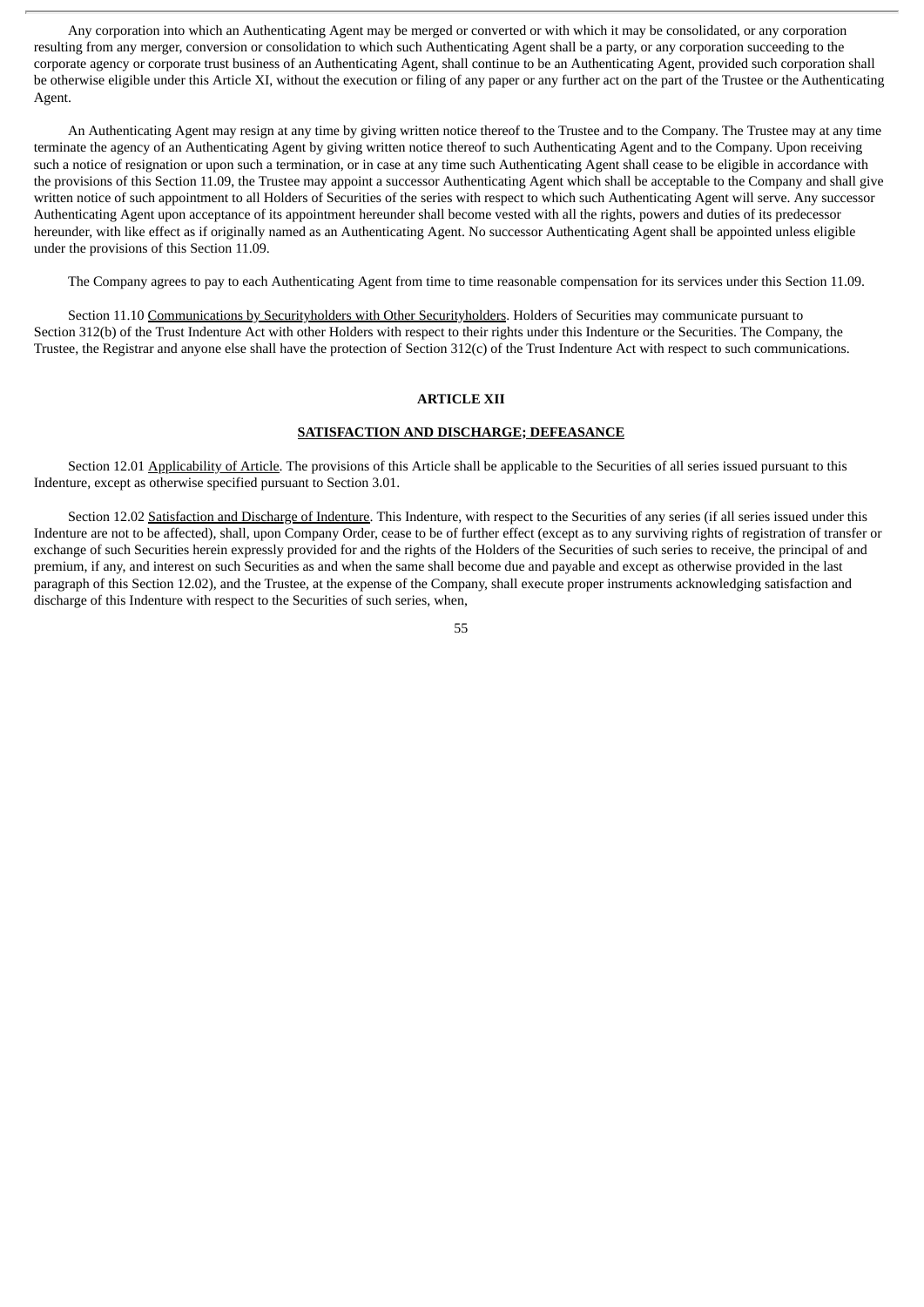Any corporation into which an Authenticating Agent may be merged or converted or with which it may be consolidated, or any corporation resulting from any merger, conversion or consolidation to which such Authenticating Agent shall be a party, or any corporation succeeding to the corporate agency or corporate trust business of an Authenticating Agent, shall continue to be an Authenticating Agent, provided such corporation shall be otherwise eligible under this Article XI, without the execution or filing of any paper or any further act on the part of the Trustee or the Authenticating Agent.

An Authenticating Agent may resign at any time by giving written notice thereof to the Trustee and to the Company. The Trustee may at any time terminate the agency of an Authenticating Agent by giving written notice thereof to such Authenticating Agent and to the Company. Upon receiving such a notice of resignation or upon such a termination, or in case at any time such Authenticating Agent shall cease to be eligible in accordance with the provisions of this Section 11.09, the Trustee may appoint a successor Authenticating Agent which shall be acceptable to the Company and shall give written notice of such appointment to all Holders of Securities of the series with respect to which such Authenticating Agent will serve. Any successor Authenticating Agent upon acceptance of its appointment hereunder shall become vested with all the rights, powers and duties of its predecessor hereunder, with like effect as if originally named as an Authenticating Agent. No successor Authenticating Agent shall be appointed unless eligible under the provisions of this Section 11.09.

The Company agrees to pay to each Authenticating Agent from time to time reasonable compensation for its services under this Section 11.09.

Section 11.10 Communications by Securityholders with Other Securityholders. Holders of Securities may communicate pursuant to Section 312(b) of the Trust Indenture Act with other Holders with respect to their rights under this Indenture or the Securities. The Company, the Trustee, the Registrar and anyone else shall have the protection of Section 312(c) of the Trust Indenture Act with respect to such communications.

## ARTICLE XII

## SATISFACTION AND DISCHARGE; DEFEASANCE

Section 12.01 Applicability of Article. The provisions of this Article shall be applicable to the Securities of all series issued pursuant to this Indenture, except as otherwise specified pursuant to Section 3.01.

Section 12.02 Satisfaction and Discharge of Indenture. This Indenture, with respect to the Securities of any series (if all series issued under this Indenture are not to be affected), shall, upon Company Order, cease to be of further effect (except as to any surviving rights of registration of transfer or exchange of such Securities herein expressly provided for and the rights of the Holders of the Securities of such series to receive, the principal of and premium, if any, and interest on such Securities as and when the same shall become due and payable and except as otherwise provided in the last paragraph of this Section 12.02), and the Trustee, at the expense of the Company, shall execute proper instruments acknowledging satisfaction and discharge of this Indenture with respect to the Securities of such series, when,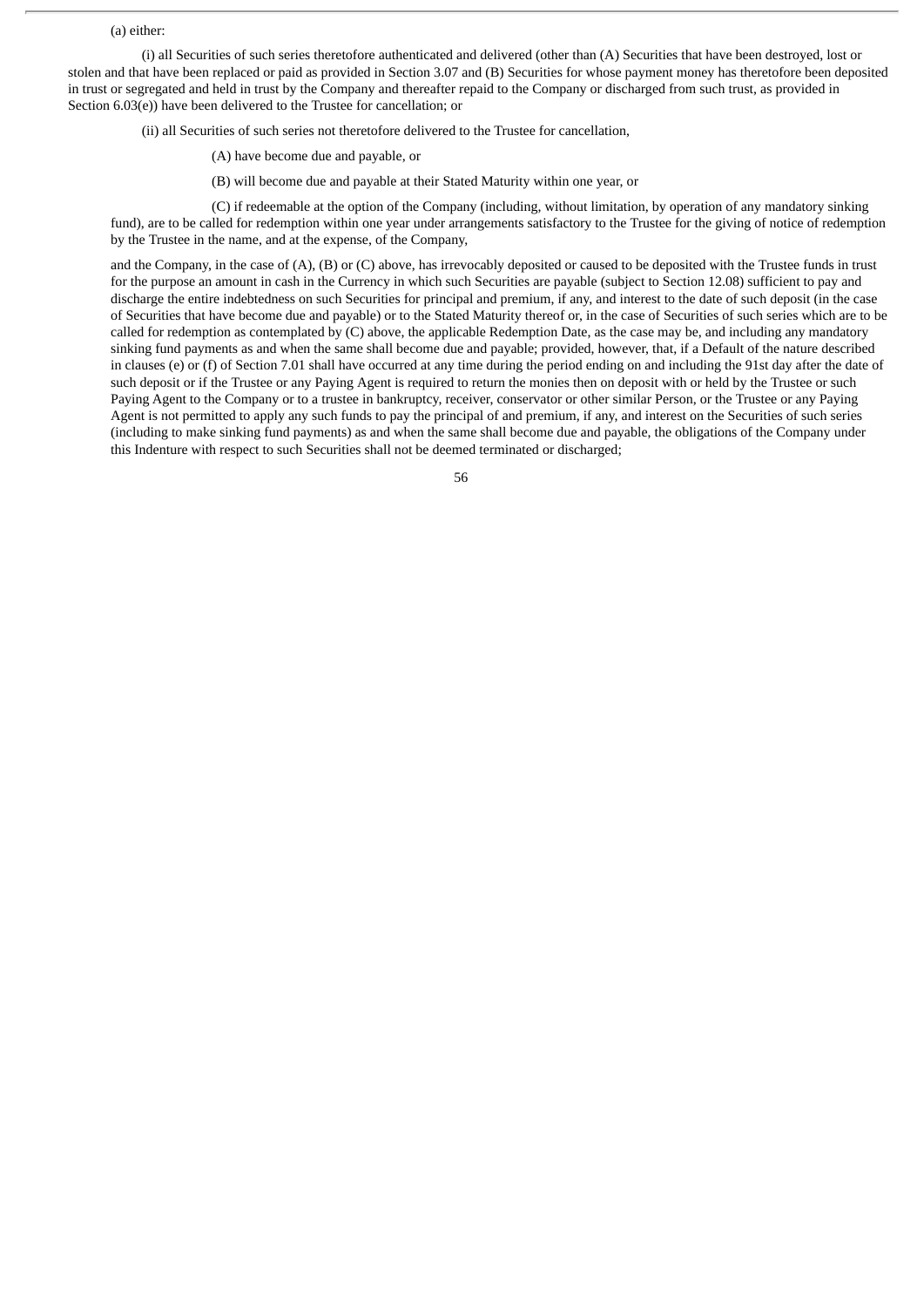(a) either:

(i) all Securities of such series theretofore authenticated and delivered (other than (A) Securities that have been destroyed, lost or stolen and that have been replaced or paid as provided in Section 3.07 and (B) Securities for whose payment money has theretofore been deposited in trust or segregated and held in trust by the Company and thereafter repaid to the Company or discharged from such trust, as provided in Section 6.03(e)) have been delivered to the Trustee for cancellation; or

(ii) all Securities of such series not theretofore delivered to the Trustee for cancellation,

(A) have become due and payable, or

(B) will become due and payable at their Stated Maturity within one year, or

(C) if redeemable at the option of the Company (including, without limitation, by operation of any mandatory sinking fund), are to be called for redemption within one year under arrangements satisfactory to the Trustee for the giving of notice of redemption by the Trustee in the name, and at the expense, of the Company,

and the Company, in the case of (A), (B) or (C) above, has irrevocably deposited or caused to be deposited with the Trustee funds in trust for the purpose an amount in cash in the Currency in which such Securities are payable (subject to Section 12.08) sufficient to pay and discharge the entire indebtedness on such Securities for principal and premium, if any, and interest to the date of such deposit (in the case of Securities that have become due and payable) or to the Stated Maturity thereof or, in the case of Securities of such series which are to be called for redemption as contemplated by (C) above, the applicable Redemption Date, as the case may be, and including any mandatory sinking fund payments as and when the same shall become due and payable; provided, however, that, if a Default of the nature described in clauses (e) or (f) of Section 7.01 shall have occurred at any time during the period ending on and including the 91st day after the date of such deposit or if the Trustee or any Paying Agent is required to return the monies then on deposit with or held by the Trustee or such Paying Agent to the Company or to a trustee in bankruptcy, receiver, conservator or other similar Person, or the Trustee or any Paying Agent is not permitted to apply any such funds to pay the principal of and premium, if any, and interest on the Securities of such series (including to make sinking fund payments) as and when the same shall become due and payable, the obligations of the Company under this Indenture with respect to such Securities shall not be deemed terminated or discharged;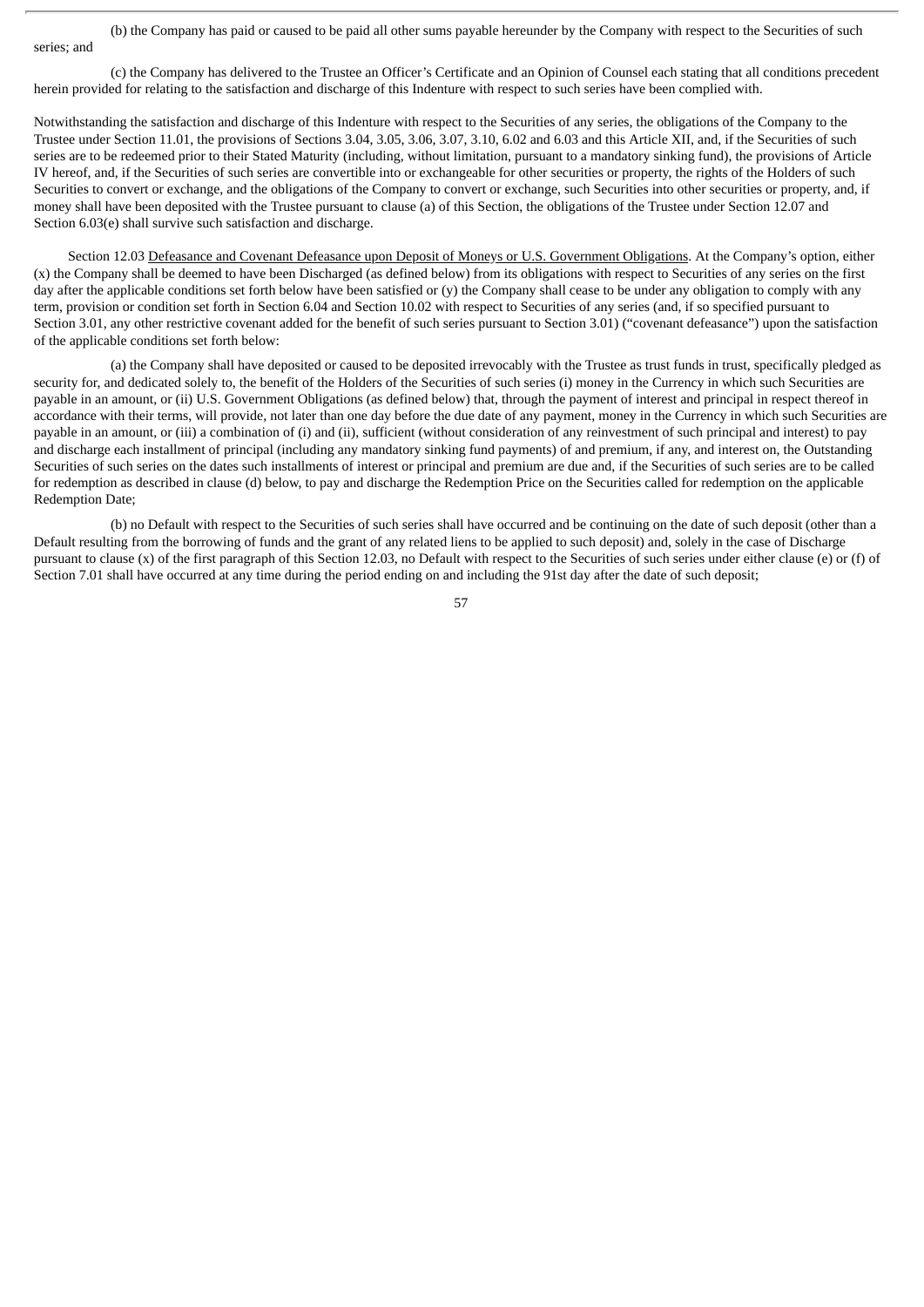(b) the Company has paid or caused to be paid all other sums payable hereunder by the Company with respect to the Securities of such series; and

(c) the Company has delivered to the Trustee an Officer's Certificate and an Opinion of Counsel each stating that all conditions precedent herein provided for relating to the satisfaction and discharge of this Indenture with respect to such series have been complied with.

Notwithstanding the satisfaction and discharge of this Indenture with respect to the Securities of any series, the obligations of the Company to the Trustee under Section 11.01, the provisions of Sections 3.04, 3.05, 3.06, 3.07, 3.10, 6.02 and 6.03 and this Article XII, and, if the Securities of such series are to be redeemed prior to their Stated Maturity (including, without limitation, pursuant to a mandatory sinking fund), the provisions of Article IV hereof, and, if the Securities of such series are convertible into or exchangeable for other securities or property, the rights of the Holders of such Securities to convert or exchange, and the obligations of the Company to convert or exchange, such Securities into other securities or property, and, if money shall have been deposited with the Trustee pursuant to clause (a) of this Section, the obligations of the Trustee under Section 12.07 and Section 6.03(e) shall survive such satisfaction and discharge.

Section 12.03 Defeasance and Covenant Defeasance upon Deposit of Moneys or U.S. Government Obligations. At the Company's option, either (x) the Company shall be deemed to have been Discharged (as defined below) from its obligations with respect to Securities of any series on the first day after the applicable conditions set forth below have been satisfied or (y) the Company shall cease to be under any obligation to comply with any term, provision or condition set forth in Section 6.04 and Section 10.02 with respect to Securities of any series (and, if so specified pursuant to Section 3.01, any other restrictive covenant added for the benefit of such series pursuant to Section 3.01) ("covenant defeasance") upon the satisfaction of the applicable conditions set forth below:

(a) the Company shall have deposited or caused to be deposited irrevocably with the Trustee as trust funds in trust, specifically pledged as security for, and dedicated solely to, the benefit of the Holders of the Securities of such series (i) money in the Currency in which such Securities are payable in an amount, or (ii) U.S. Government Obligations (as defined below) that, through the payment of interest and principal in respect thereof in accordance with their terms, will provide, not later than one day before the due date of any payment, money in the Currency in which such Securities are payable in an amount, or (iii) a combination of (i) and (ii), sufficient (without consideration of any reinvestment of such principal and interest) to pay and discharge each installment of principal (including any mandatory sinking fund payments) of and premium, if any, and interest on, the Outstanding Securities of such series on the dates such installments of interest or principal and premium are due and, if the Securities of such series are to be called for redemption as described in clause (d) below, to pay and discharge the Redemption Price on the Securities called for redemption on the applicable Redemption Date;

(b) no Default with respect to the Securities of such series shall have occurred and be continuing on the date of such deposit (other than a Default resulting from the borrowing of funds and the grant of any related liens to be applied to such deposit) and, solely in the case of Discharge pursuant to clause (x) of the first paragraph of this Section 12.03, no Default with respect to the Securities of such series under either clause (e) or (f) of Section 7.01 shall have occurred at any time during the period ending on and including the 91st day after the date of such deposit;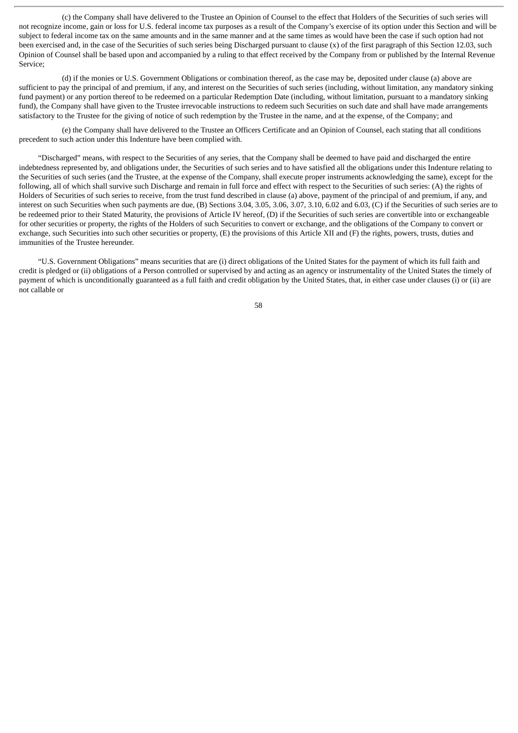(c) the Company shall have delivered to the Trustee an Opinion of Counsel to the effect that Holders of the Securities of such series will not recognize income, gain or loss for U.S. federal income tax purposes as a result of the Company's exercise of its option under this Section and will be subject to federal income tax on the same amounts and in the same manner and at the same times as would have been the case if such option had not been exercised and, in the case of the Securities of such series being Discharged pursuant to clause (x) of the first paragraph of this Section 12.03, such Opinion of Counsel shall be based upon and accompanied by a ruling to that effect received by the Company from or published by the Internal Revenue Service;

(d) if the monies or U.S. Government Obligations or combination thereof, as the case may be, deposited under clause (a) above are sufficient to pay the principal of and premium, if any, and interest on the Securities of such series (including, without limitation, any mandatory sinking fund payment) or any portion thereof to be redeemed on a particular Redemption Date (including, without limitation, pursuant to a mandatory sinking fund), the Company shall have given to the Trustee irrevocable instructions to redeem such Securities on such date and shall have made arrangements satisfactory to the Trustee for the giving of notice of such redemption by the Trustee in the name, and at the expense, of the Company; and

(e) the Company shall have delivered to the Trustee an Officers Certificate and an Opinion of Counsel, each stating that all conditions precedent to such action under this Indenture have been complied with.

"Discharged" means, with respect to the Securities of any series, that the Company shall be deemed to have paid and discharged the entire indebtedness represented by, and obligations under, the Securities of such series and to have satisfied all the obligations under this Indenture relating to the Securities of such series (and the Trustee, at the expense of the Company, shall execute proper instruments acknowledging the same), except for the following, all of which shall survive such Discharge and remain in full force and effect with respect to the Securities of such series: (A) the rights of Holders of Securities of such series to receive, from the trust fund described in clause (a) above, payment of the principal of and premium, if any, and interest on such Securities when such payments are due, (B) Sections 3.04, 3.05, 3.06, 3.07, 3.10, 6.02 and 6.03, (C) if the Securities of such series are to be redeemed prior to their Stated Maturity, the provisions of Article IV hereof, (D) if the Securities of such series are convertible into or exchangeable for other securities or property, the rights of the Holders of such Securities to convert or exchange, and the obligations of the Company to convert or exchange, such Securities into such other securities or property, (E) the provisions of this Article XII and (F) the rights, powers, trusts, duties and immunities of the Trustee hereunder.

"U.S. Government Obligations" means securities that are (i) direct obligations of the United States for the payment of which its full faith and credit is pledged or (ii) obligations of a Person controlled or supervised by and acting as an agency or instrumentality of the United States the timely of payment of which is unconditionally guaranteed as a full faith and credit obligation by the United States, that, in either case under clauses (i) or (ii) are not callable or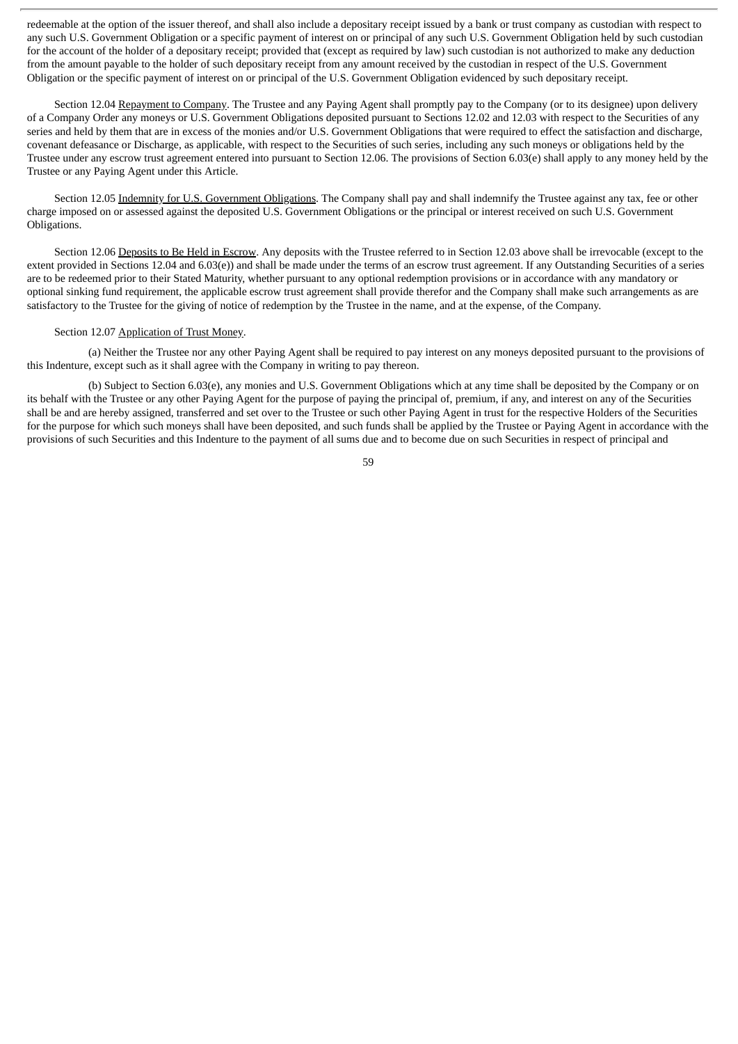redeemable at the option of the issuer thereof, and shall also include a depositary receipt issued by a bank or trust company as custodian with respect to any such U.S. Government Obligation or a specific payment of interest on or principal of any such U.S. Government Obligation held by such custodian for the account of the holder of a depositary receipt; provided that (except as required by law) such custodian is not authorized to make any deduction from the amount payable to the holder of such depositary receipt from any amount received by the custodian in respect of the U.S. Government Obligation or the specific payment of interest on or principal of the U.S. Government Obligation evidenced by such depositary receipt.

Section 12.04 Repayment to Company. The Trustee and any Paying Agent shall promptly pay to the Company (or to its designee) upon delivery of a Company Order any moneys or U.S. Government Obligations deposited pursuant to Sections 12.02 and 12.03 with respect to the Securities of any series and held by them that are in excess of the monies and/or U.S. Government Obligations that were required to effect the satisfaction and discharge, covenant defeasance or Discharge, as applicable, with respect to the Securities of such series, including any such moneys or obligations held by the Trustee under any escrow trust agreement entered into pursuant to Section 12.06. The provisions of Section 6.03(e) shall apply to any money held by the Trustee or any Paying Agent under this Article.

Section 12.05 Indemnity for U.S. Government Obligations. The Company shall pay and shall indemnify the Trustee against any tax, fee or other charge imposed on or assessed against the deposited U.S. Government Obligations or the principal or interest received on such U.S. Government Obligations.

Section 12.06 Deposits to Be Held in Escrow. Any deposits with the Trustee referred to in Section 12.03 above shall be irrevocable (except to the extent provided in Sections 12.04 and 6.03(e)) and shall be made under the terms of an escrow trust agreement. If any Outstanding Securities of a series are to be redeemed prior to their Stated Maturity, whether pursuant to any optional redemption provisions or in accordance with any mandatory or optional sinking fund requirement, the applicable escrow trust agreement shall provide therefor and the Company shall make such arrangements as are satisfactory to the Trustee for the giving of notice of redemption by the Trustee in the name, and at the expense, of the Company.

Section 12.07 Application of Trust Money.

(a) Neither the Trustee nor any other Paying Agent shall be required to pay interest on any moneys deposited pursuant to the provisions of this Indenture, except such as it shall agree with the Company in writing to pay thereon.

(b) Subject to Section 6.03(e), any monies and U.S. Government Obligations which at any time shall be deposited by the Company or on its behalf with the Trustee or any other Paying Agent for the purpose of paying the principal of, premium, if any, and interest on any of the Securities shall be and are hereby assigned, transferred and set over to the Trustee or such other Paying Agent in trust for the respective Holders of the Securities for the purpose for which such moneys shall have been deposited, and such funds shall be applied by the Trustee or Paying Agent in accordance with the provisions of such Securities and this Indenture to the payment of all sums due and to become due on such Securities in respect of principal and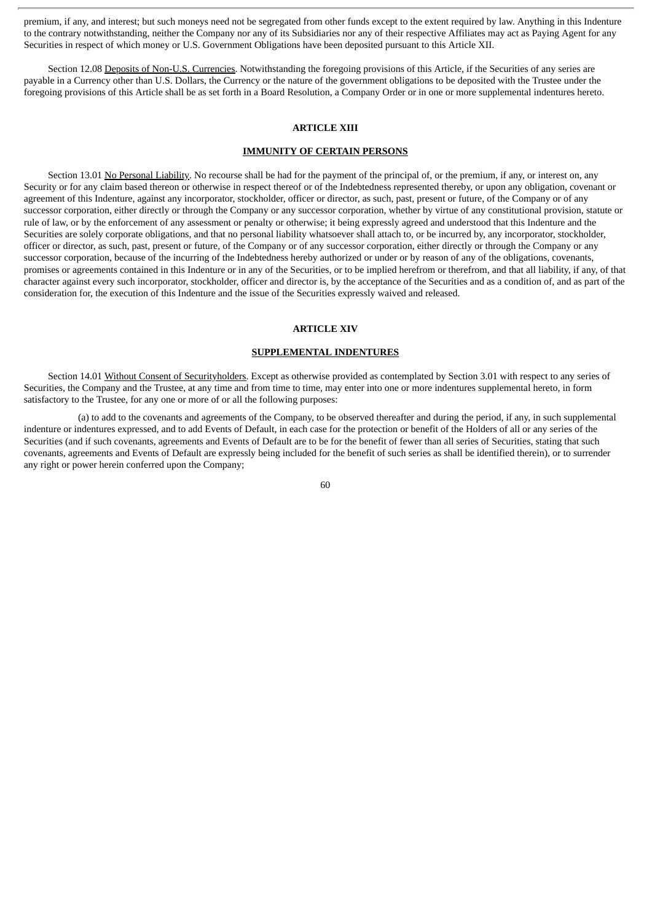premium, if any, and interest; but such moneys need not be segregated from other funds except to the extent required by law. Anything in this Indenture to the contrary notwithstanding, neither the Company nor any of its Subsidiaries nor any of their respective Affiliates may act as Paying Agent for any Securities in respect of which money or U.S. Government Obligations have been deposited pursuant to this Article XII.

Section 12.08 Deposits of Non-U.S. Currencies. Notwithstanding the foregoing provisions of this Article, if the Securities of any series are payable in a Currency other than U.S. Dollars, the Currency or the nature of the government obligations to be deposited with the Trustee under the foregoing provisions of this Article shall be as set forth in a Board Resolution, a Company Order or in one or more supplemental indentures hereto.

## ARTICLE XIII

## IMMUNITY OF CERTAIN PERSONS

Section 13.01 No Personal Liability. No recourse shall be had for the payment of the principal of, or the premium, if any, or interest on, any Security or for any claim based thereon or otherwise in respect thereof or of the Indebtedness represented thereby, or upon any obligation, covenant or agreement of this Indenture, against any incorporator, stockholder, officer or director, as such, past, present or future, of the Company or of any successor corporation, either directly or through the Company or any successor corporation, whether by virtue of any constitutional provision, statute or rule of law, or by the enforcement of any assessment or penalty or otherwise; it being expressly agreed and understood that this Indenture and the Securities are solely corporate obligations, and that no personal liability whatsoever shall attach to, or be incurred by, any incorporator, stockholder, officer or director, as such, past, present or future, of the Company or of any successor corporation, either directly or through the Company or any successor corporation, because of the incurring of the Indebtedness hereby authorized or under or by reason of any of the obligations, covenants, promises or agreements contained in this Indenture or in any of the Securities, or to be implied herefrom or therefrom, and that all liability, if any, of that character against every such incorporator, stockholder, officer and director is, by the acceptance of the Securities and as a condition of, and as part of the consideration for, the execution of this Indenture and the issue of the Securities expressly waived and released.

## ARTICLE XIV

## SUPPLEMENTAL INDENTURES

Section 14.01 Without Consent of Securityholders. Except as otherwise provided as contemplated by Section 3.01 with respect to any series of Securities, the Company and the Trustee, at any time and from time to time, may enter into one or more indentures supplemental hereto, in form satisfactory to the Trustee, for any one or more of or all the following purposes:

(a) to add to the covenants and agreements of the Company, to be observed thereafter and during the period, if any, in such supplemental indenture or indentures expressed, and to add Events of Default, in each case for the protection or benefit of the Holders of all or any series of the Securities (and if such covenants, agreements and Events of Default are to be for the benefit of fewer than all series of Securities, stating that such covenants, agreements and Events of Default are expressly being included for the benefit of such series as shall be identified therein), or to surrender any right or power herein conferred upon the Company;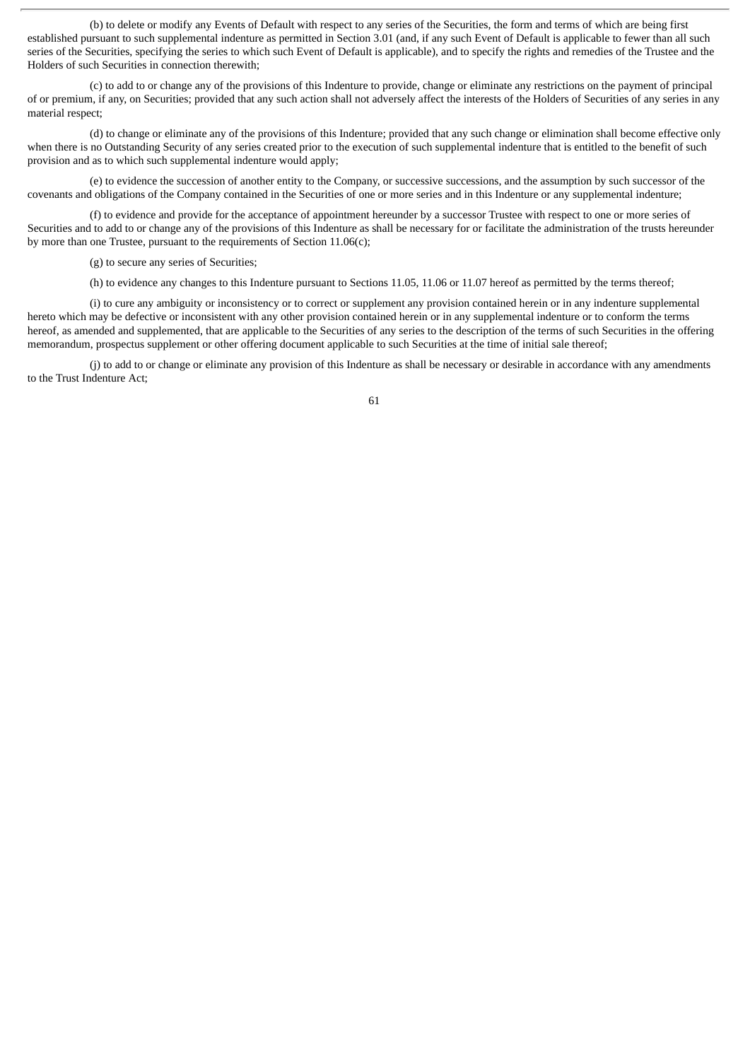(b) to delete or modify any Events of Default with respect to any series of the Securities, the form and terms of which are being first established pursuant to such supplemental indenture as permitted in Section 3.01 (and, if any such Event of Default is applicable to fewer than all such series of the Securities, specifying the series to which such Event of Default is applicable), and to specify the rights and remedies of the Trustee and the Holders of such Securities in connection therewith;

(c) to add to or change any of the provisions of this Indenture to provide, change or eliminate any restrictions on the payment of principal of or premium, if any, on Securities; provided that any such action shall not adversely affect the interests of the Holders of Securities of any series in any material respect;

(d) to change or eliminate any of the provisions of this Indenture; provided that any such change or elimination shall become effective only when there is no Outstanding Security of any series created prior to the execution of such supplemental indenture that is entitled to the benefit of such provision and as to which such supplemental indenture would apply;

(e) to evidence the succession of another entity to the Company, or successive successions, and the assumption by such successor of the covenants and obligations of the Company contained in the Securities of one or more series and in this Indenture or any supplemental indenture;

(f) to evidence and provide for the acceptance of appointment hereunder by a successor Trustee with respect to one or more series of Securities and to add to or change any of the provisions of this Indenture as shall be necessary for or facilitate the administration of the trusts hereunder by more than one Trustee, pursuant to the requirements of Section 11.06(c);

(g) to secure any series of Securities;

(h) to evidence any changes to this Indenture pursuant to Sections 11.05, 11.06 or 11.07 hereof as permitted by the terms thereof;

(i) to cure any ambiguity or inconsistency or to correct or supplement any provision contained herein or in any indenture supplemental hereto which may be defective or inconsistent with any other provision contained herein or in any supplemental indenture or to conform the terms hereof, as amended and supplemented, that are applicable to the Securities of any series to the description of the terms of such Securities in the offering memorandum, prospectus supplement or other offering document applicable to such Securities at the time of initial sale thereof;

(j) to add to or change or eliminate any provision of this Indenture as shall be necessary or desirable in accordance with any amendments to the Trust Indenture Act;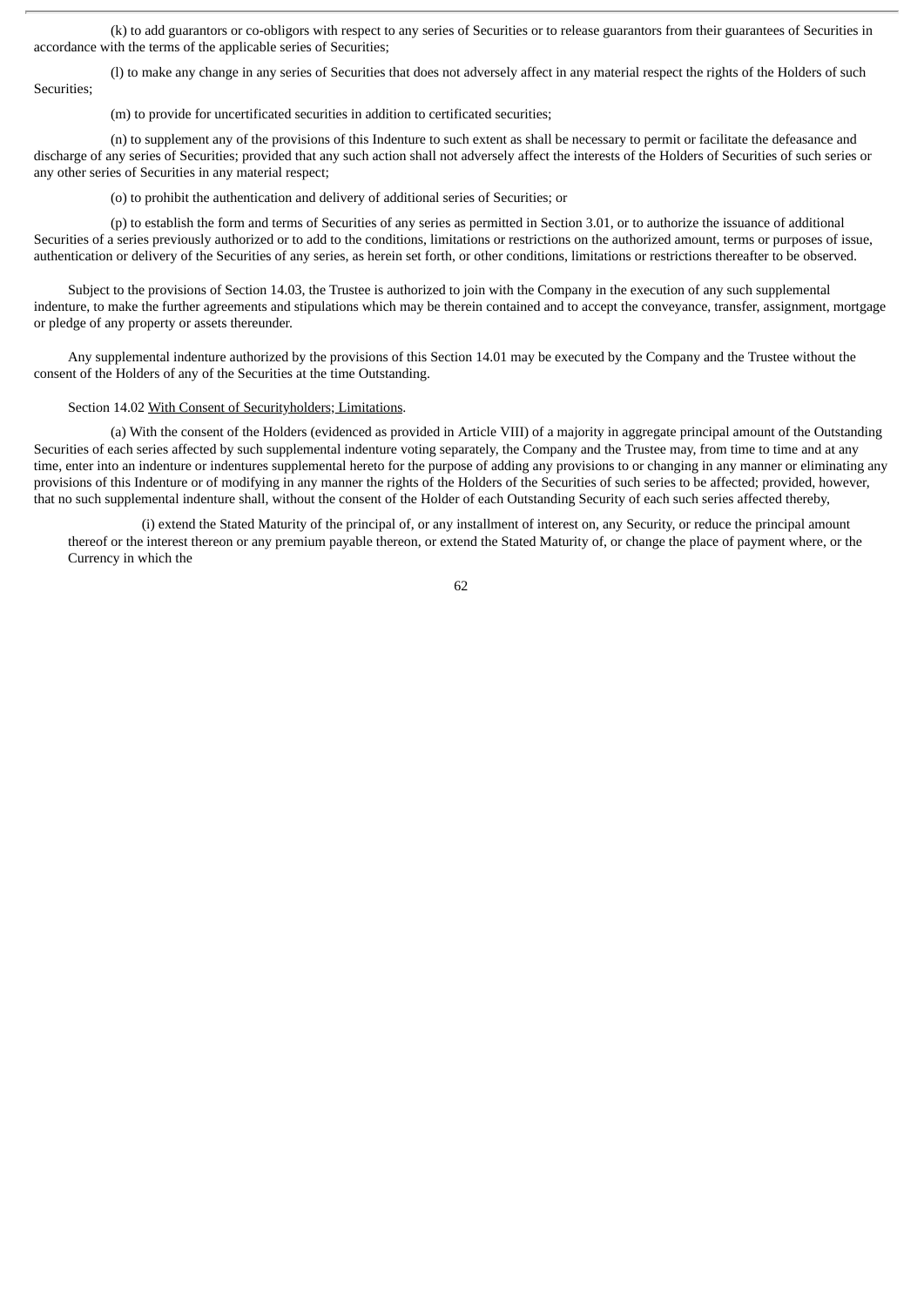(k) to add guarantors or co-obligors with respect to any series of Securities or to release guarantors from their guarantees of Securities in accordance with the terms of the applicable series of Securities;

(l) to make any change in any series of Securities that does not adversely affect in any material respect the rights of the Holders of such Securities;

(m) to provide for uncertificated securities in addition to certificated securities;

(n) to supplement any of the provisions of this Indenture to such extent as shall be necessary to permit or facilitate the defeasance and discharge of any series of Securities; provided that any such action shall not adversely affect the interests of the Holders of Securities of such series or any other series of Securities in any material respect;

(o) to prohibit the authentication and delivery of additional series of Securities; or

(p) to establish the form and terms of Securities of any series as permitted in Section 3.01, or to authorize the issuance of additional Securities of a series previously authorized or to add to the conditions, limitations or restrictions on the authorized amount, terms or purposes of issue, authentication or delivery of the Securities of any series, as herein set forth, or other conditions, limitations or restrictions thereafter to be observed.

Subject to the provisions of Section 14.03, the Trustee is authorized to join with the Company in the execution of any such supplemental indenture, to make the further agreements and stipulations which may be therein contained and to accept the conveyance, transfer, assignment, mortgage or pledge of any property or assets thereunder.

Any supplemental indenture authorized by the provisions of this Section 14.01 may be executed by the Company and the Trustee without the consent of the Holders of any of the Securities at the time Outstanding.

Section 14.02 With Consent of Securityholders; Limitations.

(a) With the consent of the Holders (evidenced as provided in Article VIII) of a majority in aggregate principal amount of the Outstanding Securities of each series affected by such supplemental indenture voting separately, the Company and the Trustee may, from time to time and at any time, enter into an indenture or indentures supplemental hereto for the purpose of adding any provisions to or changing in any manner or eliminating any provisions of this Indenture or of modifying in any manner the rights of the Holders of the Securities of such series to be affected; provided, however, that no such supplemental indenture shall, without the consent of the Holder of each Outstanding Security of each such series affected thereby,

(i) extend the Stated Maturity of the principal of, or any installment of interest on, any Security, or reduce the principal amount thereof or the interest thereon or any premium payable thereon, or extend the Stated Maturity of, or change the place of payment where, or the Currency in which the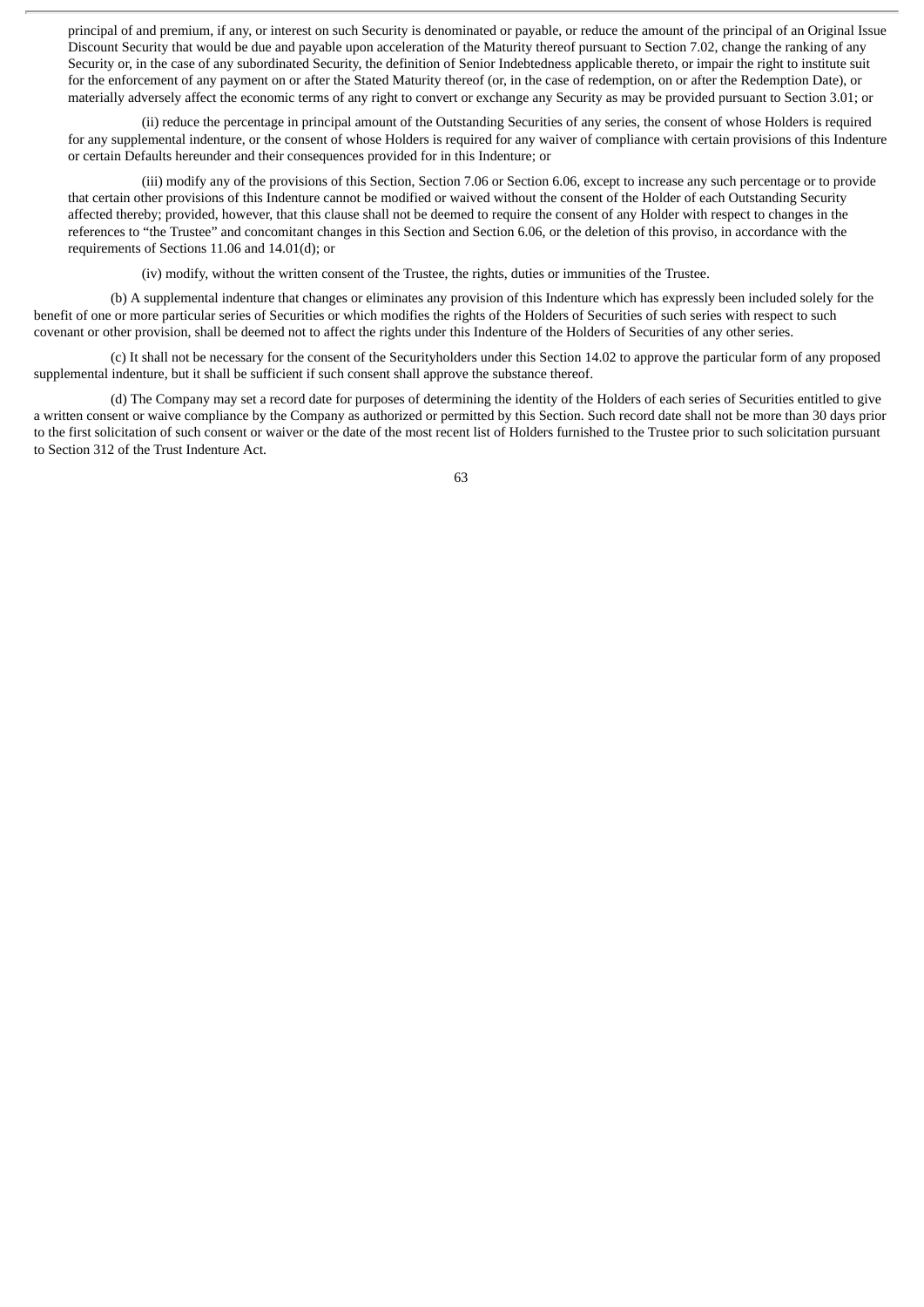principal of and premium, if any, or interest on such Security is denominated or payable, or reduce the amount of the principal of an Original Issue Discount Security that would be due and payable upon acceleration of the Maturity thereof pursuant to Section 7.02, change the ranking of any Security or, in the case of any subordinated Security, the definition of Senior Indebtedness applicable thereto, or impair the right to institute suit for the enforcement of any payment on or after the Stated Maturity thereof (or, in the case of redemption, on or after the Redemption Date), or materially adversely affect the economic terms of any right to convert or exchange any Security as may be provided pursuant to Section 3.01; or

(ii) reduce the percentage in principal amount of the Outstanding Securities of any series, the consent of whose Holders is required for any supplemental indenture, or the consent of whose Holders is required for any waiver of compliance with certain provisions of this Indenture or certain Defaults hereunder and their consequences provided for in this Indenture; or

(iii) modify any of the provisions of this Section, Section 7.06 or Section 6.06, except to increase any such percentage or to provide that certain other provisions of this Indenture cannot be modified or waived without the consent of the Holder of each Outstanding Security affected thereby; provided, however, that this clause shall not be deemed to require the consent of any Holder with respect to changes in the references to "the Trustee" and concomitant changes in this Section and Section 6.06, or the deletion of this proviso, in accordance with the requirements of Sections 11.06 and 14.01(d); or

(iv) modify, without the written consent of the Trustee, the rights, duties or immunities of the Trustee.

(b) A supplemental indenture that changes or eliminates any provision of this Indenture which has expressly been included solely for the benefit of one or more particular series of Securities or which modifies the rights of the Holders of Securities of such series with respect to such covenant or other provision, shall be deemed not to affect the rights under this Indenture of the Holders of Securities of any other series.

(c) It shall not be necessary for the consent of the Securityholders under this Section 14.02 to approve the particular form of any proposed supplemental indenture, but it shall be sufficient if such consent shall approve the substance thereof.

(d) The Company may set a record date for purposes of determining the identity of the Holders of each series of Securities entitled to give a written consent or waive compliance by the Company as authorized or permitted by this Section. Such record date shall not be more than 30 days prior to the first solicitation of such consent or waiver or the date of the most recent list of Holders furnished to the Trustee prior to such solicitation pursuant to Section 312 of the Trust Indenture Act.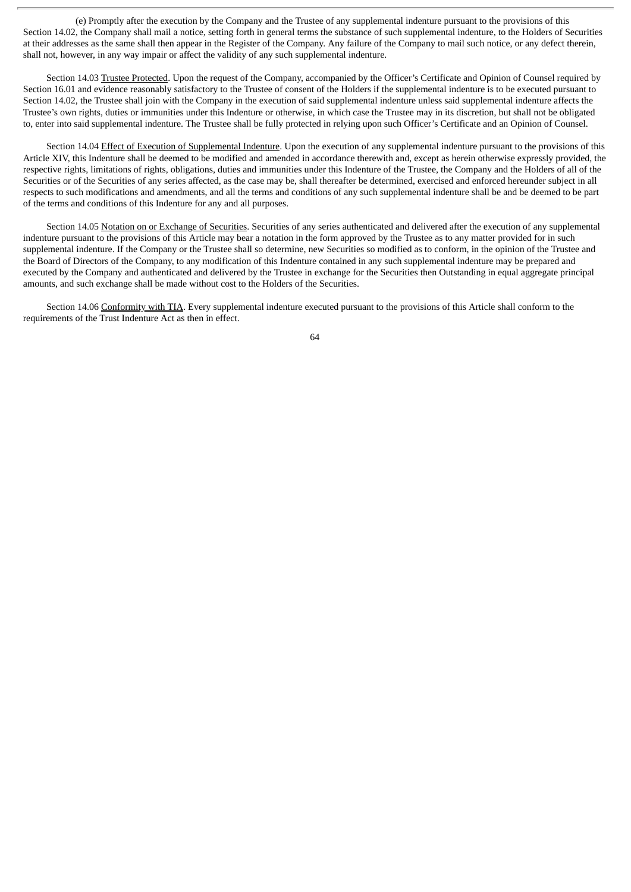(e) Promptly after the execution by the Company and the Trustee of any supplemental indenture pursuant to the provisions of this Section 14.02, the Company shall mail a notice, setting forth in general terms the substance of such supplemental indenture, to the Holders of Securities at their addresses as the same shall then appear in the Register of the Company. Any failure of the Company to mail such notice, or any defect therein, shall not, however, in any way impair or affect the validity of any such supplemental indenture.

Section 14.03 Trustee Protected. Upon the request of the Company, accompanied by the Officer's Certificate and Opinion of Counsel required by Section 16.01 and evidence reasonably satisfactory to the Trustee of consent of the Holders if the supplemental indenture is to be executed pursuant to Section 14.02, the Trustee shall join with the Company in the execution of said supplemental indenture unless said supplemental indenture affects the Trustee's own rights, duties or immunities under this Indenture or otherwise, in which case the Trustee may in its discretion, but shall not be obligated to, enter into said supplemental indenture. The Trustee shall be fully protected in relying upon such Officer's Certificate and an Opinion of Counsel.

Section 14.04 Effect of Execution of Supplemental Indenture. Upon the execution of any supplemental indenture pursuant to the provisions of this Article XIV, this Indenture shall be deemed to be modified and amended in accordance therewith and, except as herein otherwise expressly provided, the respective rights, limitations of rights, obligations, duties and immunities under this Indenture of the Trustee, the Company and the Holders of all of the Securities or of the Securities of any series affected, as the case may be, shall thereafter be determined, exercised and enforced hereunder subject in all respects to such modifications and amendments, and all the terms and conditions of any such supplemental indenture shall be and be deemed to be part of the terms and conditions of this Indenture for any and all purposes.

Section 14.05 Notation on or Exchange of Securities. Securities of any series authenticated and delivered after the execution of any supplemental indenture pursuant to the provisions of this Article may bear a notation in the form approved by the Trustee as to any matter provided for in such supplemental indenture. If the Company or the Trustee shall so determine, new Securities so modified as to conform, in the opinion of the Trustee and the Board of Directors of the Company, to any modification of this Indenture contained in any such supplemental indenture may be prepared and executed by the Company and authenticated and delivered by the Trustee in exchange for the Securities then Outstanding in equal aggregate principal amounts, and such exchange shall be made without cost to the Holders of the Securities.

Section 14.06 Conformity with TIA. Every supplemental indenture executed pursuant to the provisions of this Article shall conform to the requirements of the Trust Indenture Act as then in effect.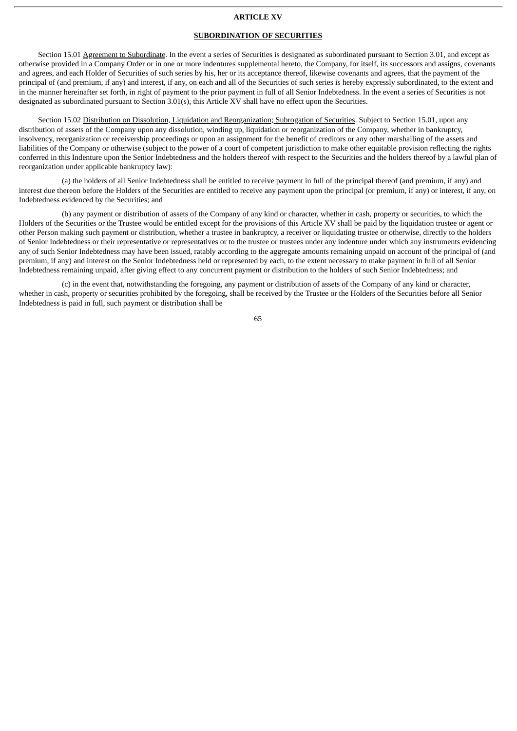## ARTICLE XV

## SUBORDINATION OF SECURITIES

Section 15.01 Agreement to Subordinate. In the event a series of Securities is designated as subordinated pursuant to Section 3.01, and except as otherwise provided in a Company Order or in one or more indentures supplemental hereto, the Company, for itself, its successors and assigns, covenants and agrees, and each Holder of Securities of such series by his, her or its acceptance thereof, likewise covenants and agrees, that the payment of the principal of (and premium, if any) and interest, if any, on each and all of the Securities of such series is hereby expressly subordinated, to the extent and in the manner hereinafter set forth, in right of payment to the prior payment in full of all Senior Indebtedness. In the event a series of Securities is not designated as subordinated pursuant to Section 3.01(s), this Article XV shall have no effect upon the Securities.

Section 15.02 Distribution on Dissolution, Liquidation and Reorganization; Subrogation of Securities. Subject to Section 15.01, upon any distribution of assets of the Company upon any dissolution, winding up, liquidation or reorganization of the Company, whether in bankruptcy, insolvency, reorganization or receivership proceedings or upon an assignment for the benefit of creditors or any other marshalling of the assets and liabilities of the Company or otherwise (subject to the power of a court of competent jurisdiction to make other equitable provision reflecting the rights conferred in this Indenture upon the Senior Indebtedness and the holders thereof with respect to the Securities and the holders thereof by a lawful plan of reorganization under applicable bankruptcy law):

(a) the holders of all Senior Indebtedness shall be entitled to receive payment in full of the principal thereof (and premium, if any) and interest due thereon before the Holders of the Securities are entitled to receive any payment upon the principal (or premium, if any) or interest, if any, on Indebtedness evidenced by the Securities; and

(b) any payment or distribution of assets of the Company of any kind or character, whether in cash, property or securities, to which the Holders of the Securities or the Trustee would be entitled except for the provisions of this Article XV shall be paid by the liquidation trustee or agent or other Person making such payment or distribution, whether a trustee in bankruptcy, a receiver or liquidating trustee or otherwise, directly to the holders of Senior Indebtedness or their representative or representatives or to the trustee or trustees under any indenture under which any instruments evidencing any of such Senior Indebtedness may have been issued, ratably according to the aggregate amounts remaining unpaid on account of the principal of (and premium, if any) and interest on the Senior Indebtedness held or represented by each, to the extent necessary to make payment in full of all Senior Indebtedness remaining unpaid, after giving effect to any concurrent payment or distribution to the holders of such Senior Indebtedness; and

(c) in the event that, notwithstanding the foregoing, any payment or distribution of assets of the Company of any kind or character, whether in cash, property or securities prohibited by the foregoing, shall be received by the Trustee or the Holders of the Securities before all Senior Indebtedness is paid in full, such payment or distribution shall be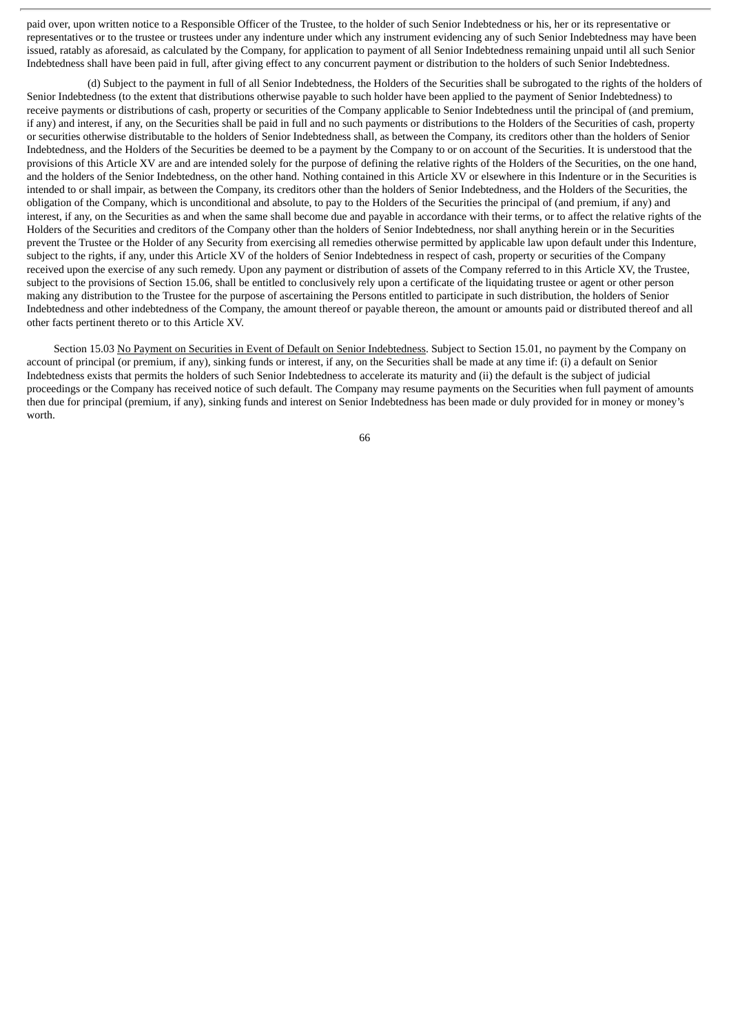paid over, upon written notice to a Responsible Officer of the Trustee, to the holder of such Senior Indebtedness or his, her or its representative or representatives or to the trustee or trustees under any indenture under which any instrument evidencing any of such Senior Indebtedness may have been issued, ratably as aforesaid, as calculated by the Company, for application to payment of all Senior Indebtedness remaining unpaid until all such Senior Indebtedness shall have been paid in full, after giving effect to any concurrent payment or distribution to the holders of such Senior Indebtedness.

(d) Subject to the payment in full of all Senior Indebtedness, the Holders of the Securities shall be subrogated to the rights of the holders of Senior Indebtedness (to the extent that distributions otherwise payable to such holder have been applied to the payment of Senior Indebtedness) to receive payments or distributions of cash, property or securities of the Company applicable to Senior Indebtedness until the principal of (and premium, if any) and interest, if any, on the Securities shall be paid in full and no such payments or distributions to the Holders of the Securities of cash, property or securities otherwise distributable to the holders of Senior Indebtedness shall, as between the Company, its creditors other than the holders of Senior Indebtedness, and the Holders of the Securities be deemed to be a payment by the Company to or on account of the Securities. It is understood that the provisions of this Article XV are and are intended solely for the purpose of defining the relative rights of the Holders of the Securities, on the one hand, and the holders of the Senior Indebtedness, on the other hand. Nothing contained in this Article XV or elsewhere in this Indenture or in the Securities is intended to or shall impair, as between the Company, its creditors other than the holders of Senior Indebtedness, and the Holders of the Securities, the obligation of the Company, which is unconditional and absolute, to pay to the Holders of the Securities the principal of (and premium, if any) and interest, if any, on the Securities as and when the same shall become due and payable in accordance with their terms, or to affect the relative rights of the Holders of the Securities and creditors of the Company other than the holders of Senior Indebtedness, nor shall anything herein or in the Securities prevent the Trustee or the Holder of any Security from exercising all remedies otherwise permitted by applicable law upon default under this Indenture, subject to the rights, if any, under this Article XV of the holders of Senior Indebtedness in respect of cash, property or securities of the Company received upon the exercise of any such remedy. Upon any payment or distribution of assets of the Company referred to in this Article XV, the Trustee, subject to the provisions of Section 15.06, shall be entitled to conclusively rely upon a certificate of the liquidating trustee or agent or other person making any distribution to the Trustee for the purpose of ascertaining the Persons entitled to participate in such distribution, the holders of Senior Indebtedness and other indebtedness of the Company, the amount thereof or payable thereon, the amount or amounts paid or distributed thereof and all other facts pertinent thereto or to this Article XV.

Section 15.03 No Payment on Securities in Event of Default on Senior Indebtedness. Subject to Section 15.01, no payment by the Company on account of principal (or premium, if any), sinking funds or interest, if any, on the Securities shall be made at any time if: (i) a default on Senior Indebtedness exists that permits the holders of such Senior Indebtedness to accelerate its maturity and (ii) the default is the subject of judicial proceedings or the Company has received notice of such default. The Company may resume payments on the Securities when full payment of amounts then due for principal (premium, if any), sinking funds and interest on Senior Indebtedness has been made or duly provided for in money or money's worth.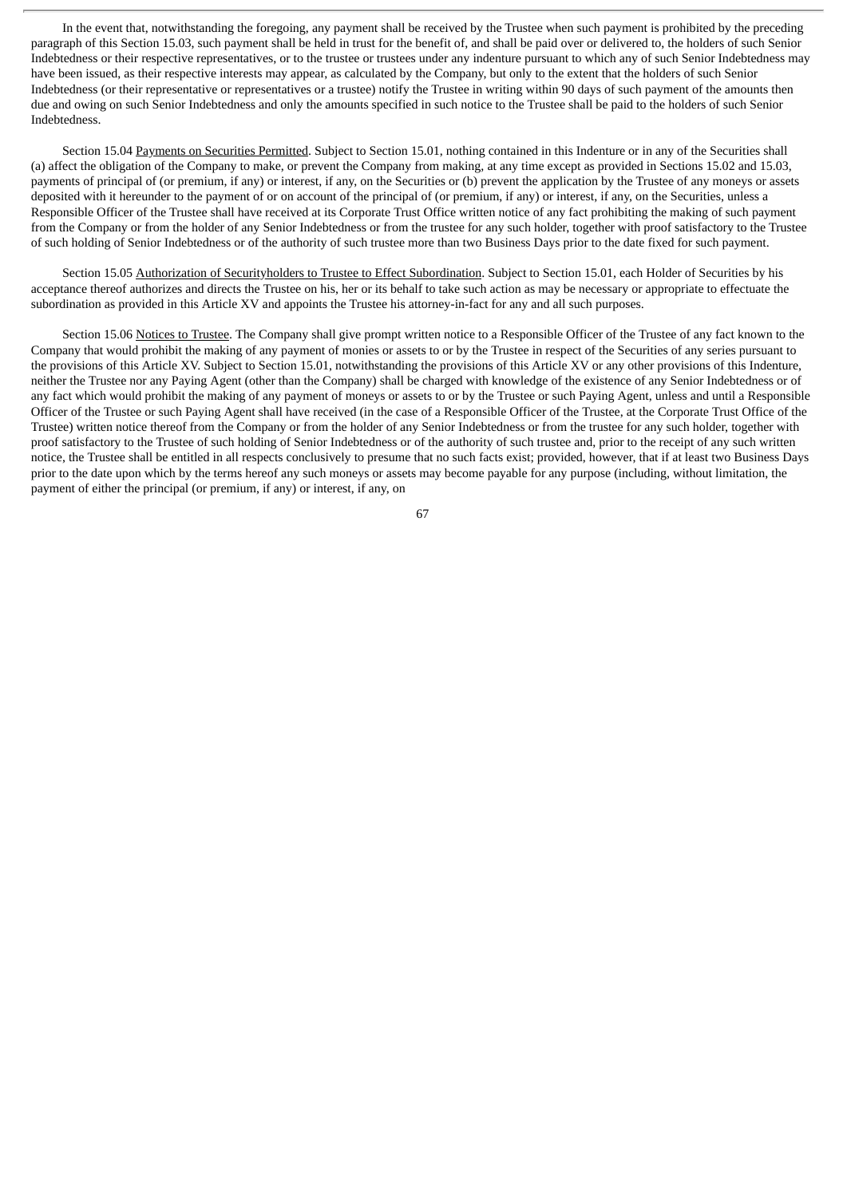In the event that, notwithstanding the foregoing, any payment shall be received by the Trustee when such payment is prohibited by the preceding paragraph of this Section 15.03, such payment shall be held in trust for the benefit of, and shall be paid over or delivered to, the holders of such Senior Indebtedness or their respective representatives, or to the trustee or trustees under any indenture pursuant to which any of such Senior Indebtedness may have been issued, as their respective interests may appear, as calculated by the Company, but only to the extent that the holders of such Senior Indebtedness (or their representative or representatives or a trustee) notify the Trustee in writing within 90 days of such payment of the amounts then due and owing on such Senior Indebtedness and only the amounts specified in such notice to the Trustee shall be paid to the holders of such Senior Indebtedness.

Section 15.04 Payments on Securities Permitted. Subject to Section 15.01, nothing contained in this Indenture or in any of the Securities shall (a) affect the obligation of the Company to make, or prevent the Company from making, at any time except as provided in Sections 15.02 and 15.03, payments of principal of (or premium, if any) or interest, if any, on the Securities or (b) prevent the application by the Trustee of any moneys or assets deposited with it hereunder to the payment of or on account of the principal of (or premium, if any) or interest, if any, on the Securities, unless a Responsible Officer of the Trustee shall have received at its Corporate Trust Office written notice of any fact prohibiting the making of such payment from the Company or from the holder of any Senior Indebtedness or from the trustee for any such holder, together with proof satisfactory to the Trustee of such holding of Senior Indebtedness or of the authority of such trustee more than two Business Days prior to the date fixed for such payment.

Section 15.05 Authorization of Securityholders to Trustee to Effect Subordination. Subject to Section 15.01, each Holder of Securities by his acceptance thereof authorizes and directs the Trustee on his, her or its behalf to take such action as may be necessary or appropriate to effectuate the subordination as provided in this Article XV and appoints the Trustee his attorney-in-fact for any and all such purposes.

Section 15.06 Notices to Trustee. The Company shall give prompt written notice to a Responsible Officer of the Trustee of any fact known to the Company that would prohibit the making of any payment of monies or assets to or by the Trustee in respect of the Securities of any series pursuant to the provisions of this Article XV. Subject to Section 15.01, notwithstanding the provisions of this Article XV or any other provisions of this Indenture, neither the Trustee nor any Paying Agent (other than the Company) shall be charged with knowledge of the existence of any Senior Indebtedness or of any fact which would prohibit the making of any payment of moneys or assets to or by the Trustee or such Paying Agent, unless and until a Responsible Officer of the Trustee or such Paying Agent shall have received (in the case of a Responsible Officer of the Trustee, at the Corporate Trust Office of the Trustee) written notice thereof from the Company or from the holder of any Senior Indebtedness or from the trustee for any such holder, together with proof satisfactory to the Trustee of such holding of Senior Indebtedness or of the authority of such trustee and, prior to the receipt of any such written notice, the Trustee shall be entitled in all respects conclusively to presume that no such facts exist; provided, however, that if at least two Business Days prior to the date upon which by the terms hereof any such moneys or assets may become payable for any purpose (including, without limitation, the payment of either the principal (or premium, if any) or interest, if any, on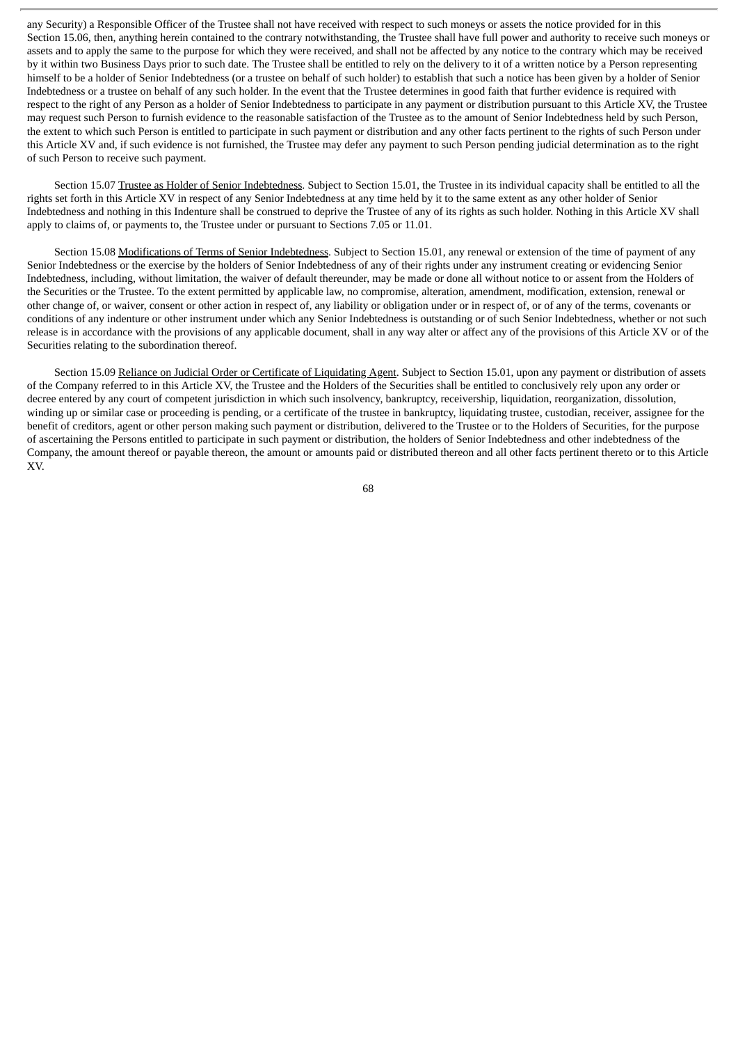any Security) a Responsible Officer of the Trustee shall not have received with respect to such moneys or assets the notice provided for in this Section 15.06, then, anything herein contained to the contrary notwithstanding, the Trustee shall have full power and authority to receive such moneys or assets and to apply the same to the purpose for which they were received, and shall not be affected by any notice to the contrary which may be received by it within two Business Days prior to such date. The Trustee shall be entitled to rely on the delivery to it of a written notice by a Person representing himself to be a holder of Senior Indebtedness (or a trustee on behalf of such holder) to establish that such a notice has been given by a holder of Senior Indebtedness or a trustee on behalf of any such holder. In the event that the Trustee determines in good faith that further evidence is required with respect to the right of any Person as a holder of Senior Indebtedness to participate in any payment or distribution pursuant to this Article XV, the Trustee may request such Person to furnish evidence to the reasonable satisfaction of the Trustee as to the amount of Senior Indebtedness held by such Person, the extent to which such Person is entitled to participate in such payment or distribution and any other facts pertinent to the rights of such Person under this Article XV and, if such evidence is not furnished, the Trustee may defer any payment to such Person pending judicial determination as to the right of such Person to receive such payment.

Section 15.07 Trustee as Holder of Senior Indebtedness. Subject to Section 15.01, the Trustee in its individual capacity shall be entitled to all the rights set forth in this Article XV in respect of any Senior Indebtedness at any time held by it to the same extent as any other holder of Senior Indebtedness and nothing in this Indenture shall be construed to deprive the Trustee of any of its rights as such holder. Nothing in this Article XV shall apply to claims of, or payments to, the Trustee under or pursuant to Sections 7.05 or 11.01.

Section 15.08 Modifications of Terms of Senior Indebtedness. Subject to Section 15.01, any renewal or extension of the time of payment of any Senior Indebtedness or the exercise by the holders of Senior Indebtedness of any of their rights under any instrument creating or evidencing Senior Indebtedness, including, without limitation, the waiver of default thereunder, may be made or done all without notice to or assent from the Holders of the Securities or the Trustee. To the extent permitted by applicable law, no compromise, alteration, amendment, modification, extension, renewal or other change of, or waiver, consent or other action in respect of, any liability or obligation under or in respect of, or of any of the terms, covenants or conditions of any indenture or other instrument under which any Senior Indebtedness is outstanding or of such Senior Indebtedness, whether or not such release is in accordance with the provisions of any applicable document, shall in any way alter or affect any of the provisions of this Article XV or of the Securities relating to the subordination thereof.

Section 15.09 Reliance on Judicial Order or Certificate of Liquidating Agent. Subject to Section 15.01, upon any payment or distribution of assets of the Company referred to in this Article XV, the Trustee and the Holders of the Securities shall be entitled to conclusively rely upon any order or decree entered by any court of competent jurisdiction in which such insolvency, bankruptcy, receivership, liquidation, reorganization, dissolution, winding up or similar case or proceeding is pending, or a certificate of the trustee in bankruptcy, liquidating trustee, custodian, receiver, assignee for the benefit of creditors, agent or other person making such payment or distribution, delivered to the Trustee or to the Holders of Securities, for the purpose of ascertaining the Persons entitled to participate in such payment or distribution, the holders of Senior Indebtedness and other indebtedness of the Company, the amount thereof or payable thereon, the amount or amounts paid or distributed thereon and all other facts pertinent thereto or to this Article XV.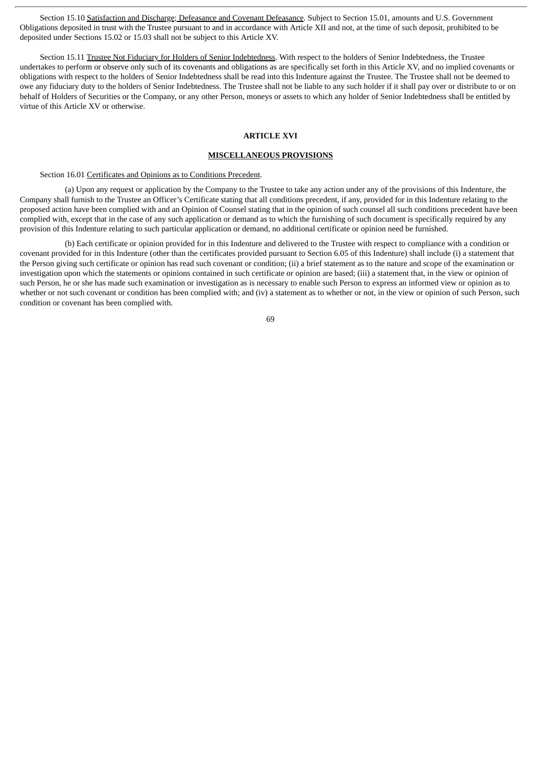Section 15.10 Satisfaction and Discharge; Defeasance and Covenant Defeasance. Subject to Section 15.01, amounts and U.S. Government Obligations deposited in trust with the Trustee pursuant to and in accordance with Article XII and not, at the time of such deposit, prohibited to be deposited under Sections 15.02 or 15.03 shall not be subject to this Article XV.

Section 15.11 Trustee Not Fiduciary for Holders of Senior Indebtedness. With respect to the holders of Senior Indebtedness, the Trustee undertakes to perform or observe only such of its covenants and obligations as are specifically set forth in this Article XV, and no implied covenants or obligations with respect to the holders of Senior Indebtedness shall be read into this Indenture against the Trustee. The Trustee shall not be deemed to owe any fiduciary duty to the holders of Senior Indebtedness. The Trustee shall not be liable to any such holder if it shall pay over or distribute to or on behalf of Holders of Securities or the Company, or any other Person, moneys or assets to which any holder of Senior Indebtedness shall be entitled by virtue of this Article XV or otherwise.

## ARTICLE XVI

## MISCELLANEOUS PROVISIONS

Section 16.01 Certificates and Opinions as to Conditions Precedent.

(a) Upon any request or application by the Company to the Trustee to take any action under any of the provisions of this Indenture, the Company shall furnish to the Trustee an Officer's Certificate stating that all conditions precedent, if any, provided for in this Indenture relating to the proposed action have been complied with and an Opinion of Counsel stating that in the opinion of such counsel all such conditions precedent have been complied with, except that in the case of any such application or demand as to which the furnishing of such document is specifically required by any provision of this Indenture relating to such particular application or demand, no additional certificate or opinion need be furnished.

(b) Each certificate or opinion provided for in this Indenture and delivered to the Trustee with respect to compliance with a condition or covenant provided for in this Indenture (other than the certificates provided pursuant to Section 6.05 of this Indenture) shall include (i) a statement that the Person giving such certificate or opinion has read such covenant or condition; (ii) a brief statement as to the nature and scope of the examination or investigation upon which the statements or opinions contained in such certificate or opinion are based; (iii) a statement that, in the view or opinion of such Person, he or she has made such examination or investigation as is necessary to enable such Person to express an informed view or opinion as to whether or not such covenant or condition has been complied with; and (iv) a statement as to whether or not, in the view or opinion of such Person, such condition or covenant has been complied with.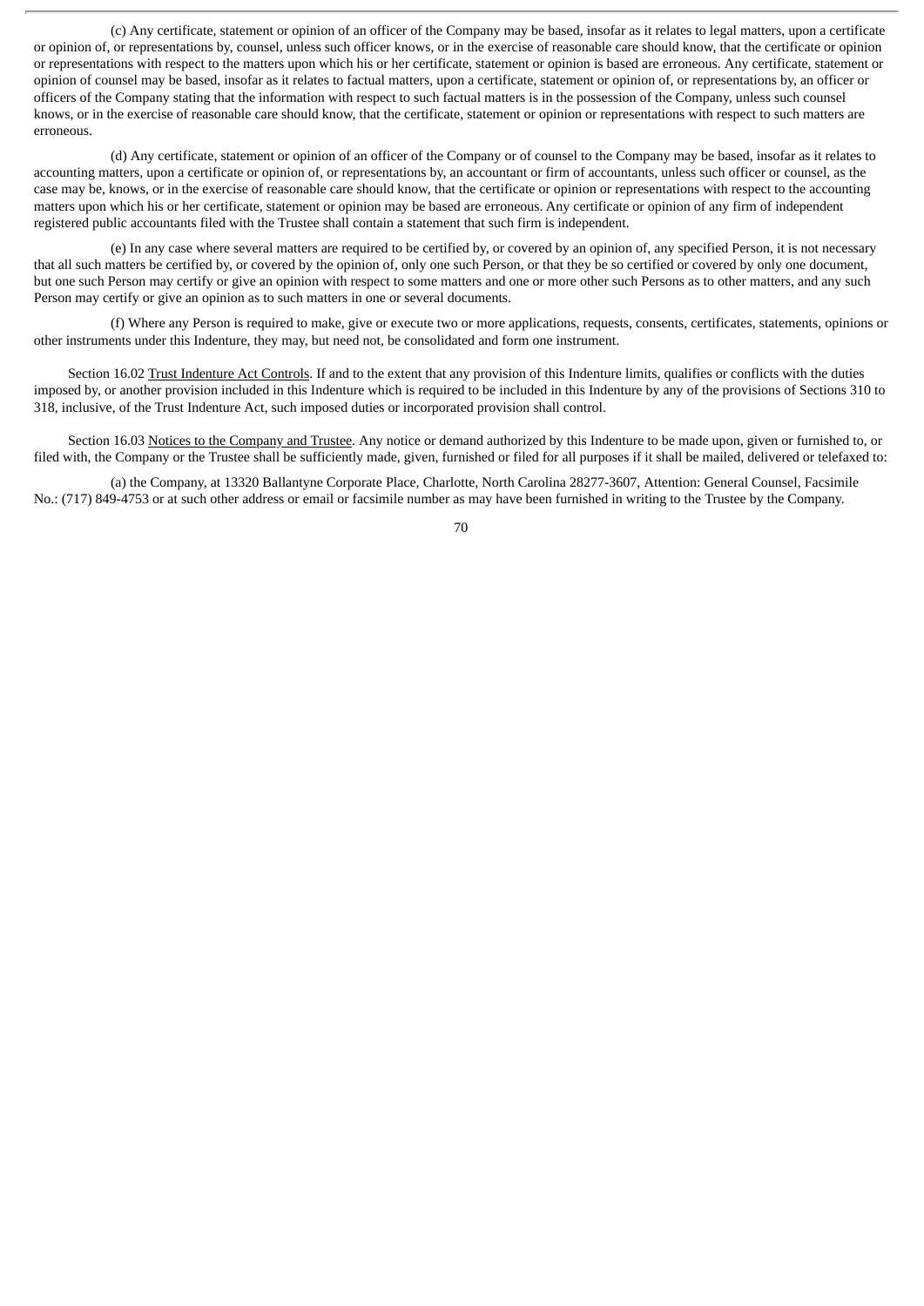(c) Any certificate, statement or opinion of an officer of the Company may be based, insofar as it relates to legal matters, upon a certificate or opinion of, or representations by, counsel, unless such officer knows, or in the exercise of reasonable care should know, that the certificate or opinion or representations with respect to the matters upon which his or her certificate, statement or opinion is based are erroneous. Any certificate, statement or opinion of counsel may be based, insofar as it relates to factual matters, upon a certificate, statement or opinion of, or representations by, an officer or officers of the Company stating that the information with respect to such factual matters is in the possession of the Company, unless such counsel knows, or in the exercise of reasonable care should know, that the certificate, statement or opinion or representations with respect to such matters are erroneous.

(d) Any certificate, statement or opinion of an officer of the Company or of counsel to the Company may be based, insofar as it relates to accounting matters, upon a certificate or opinion of, or representations by, an accountant or firm of accountants, unless such officer or counsel, as the case may be, knows, or in the exercise of reasonable care should know, that the certificate or opinion or representations with respect to the accounting matters upon which his or her certificate, statement or opinion may be based are erroneous. Any certificate or opinion of any firm of independent registered public accountants filed with the Trustee shall contain a statement that such firm is independent.

(e) In any case where several matters are required to be certified by, or covered by an opinion of, any specified Person, it is not necessary that all such matters be certified by, or covered by the opinion of, only one such Person, or that they be so certified or covered by only one document, but one such Person may certify or give an opinion with respect to some matters and one or more other such Persons as to other matters, and any such Person may certify or give an opinion as to such matters in one or several documents.

(f) Where any Person is required to make, give or execute two or more applications, requests, consents, certificates, statements, opinions or other instruments under this Indenture, they may, but need not, be consolidated and form one instrument.

Section 16.02 Trust Indenture Act Controls. If and to the extent that any provision of this Indenture limits, qualifies or conflicts with the duties imposed by, or another provision included in this Indenture which is required to be included in this Indenture by any of the provisions of Sections 310 to 318, inclusive, of the Trust Indenture Act, such imposed duties or incorporated provision shall control.

Section 16.03 Notices to the Company and Trustee. Any notice or demand authorized by this Indenture to be made upon, given or furnished to, or filed with, the Company or the Trustee shall be sufficiently made, given, furnished or filed for all purposes if it shall be mailed, delivered or telefaxed to:

(a) the Company, at 13320 Ballantyne Corporate Place, Charlotte, North Carolina 28277-3607, Attention: General Counsel, Facsimile No.: (717) 849-4753 or at such other address or email or facsimile number as may have been furnished in writing to the Trustee by the Company.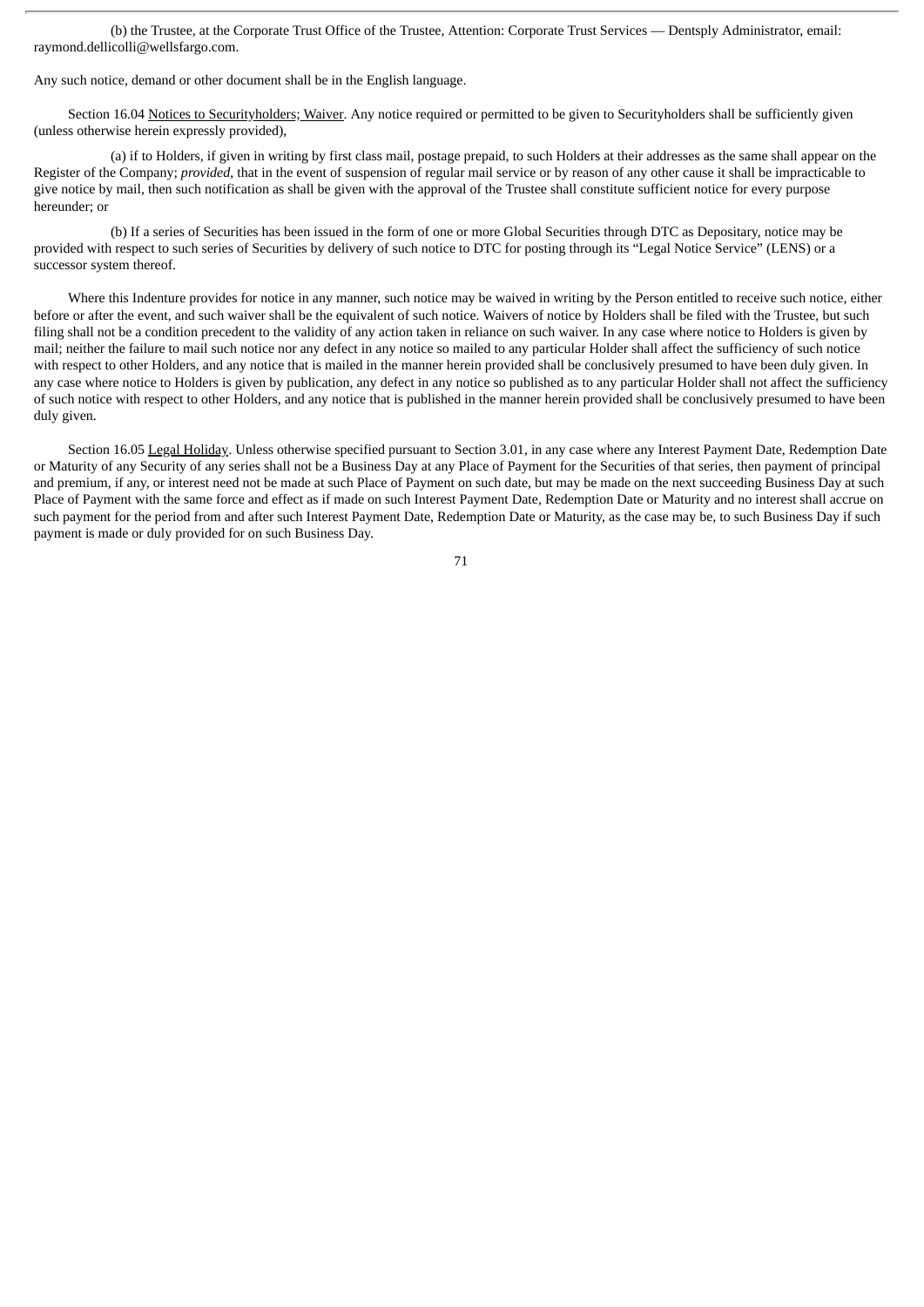(b) the Trustee, at the Corporate Trust Office of the Trustee, Attention: Corporate Trust Services — Dentsply Administrator, email: raymond.dellicolli@wellsfargo.com.

Any such notice, demand or other document shall be in the English language.

Section 16.04 Notices to Securityholders; Waiver. Any notice required or permitted to be given to Securityholders shall be sufficiently given (unless otherwise herein expressly provided),

(a) if to Holders, if given in writing by first class mail, postage prepaid, to such Holders at their addresses as the same shall appear on the Register of the Company; *provided*, that in the event of suspension of regular mail service or by reason of any other cause it shall be impracticable to give notice by mail, then such notification as shall be given with the approval of the Trustee shall constitute sufficient notice for every purpose hereunder; or

(b) If a series of Securities has been issued in the form of one or more Global Securities through DTC as Depositary, notice may be provided with respect to such series of Securities by delivery of such notice to DTC for posting through its "Legal Notice Service" (LENS) or a successor system thereof.

Where this Indenture provides for notice in any manner, such notice may be waived in writing by the Person entitled to receive such notice, either before or after the event, and such waiver shall be the equivalent of such notice. Waivers of notice by Holders shall be filed with the Trustee, but such filing shall not be a condition precedent to the validity of any action taken in reliance on such waiver. In any case where notice to Holders is given by mail; neither the failure to mail such notice nor any defect in any notice so mailed to any particular Holder shall affect the sufficiency of such notice with respect to other Holders, and any notice that is mailed in the manner herein provided shall be conclusively presumed to have been duly given. In any case where notice to Holders is given by publication, any defect in any notice so published as to any particular Holder shall not affect the sufficiency of such notice with respect to other Holders, and any notice that is published in the manner herein provided shall be conclusively presumed to have been duly given.

Section 16.05 Legal Holiday. Unless otherwise specified pursuant to Section 3.01, in any case where any Interest Payment Date, Redemption Date or Maturity of any Security of any series shall not be a Business Day at any Place of Payment for the Securities of that series, then payment of principal and premium, if any, or interest need not be made at such Place of Payment on such date, but may be made on the next succeeding Business Day at such Place of Payment with the same force and effect as if made on such Interest Payment Date, Redemption Date or Maturity and no interest shall accrue on such payment for the period from and after such Interest Payment Date, Redemption Date or Maturity, as the case may be, to such Business Day if such payment is made or duly provided for on such Business Day.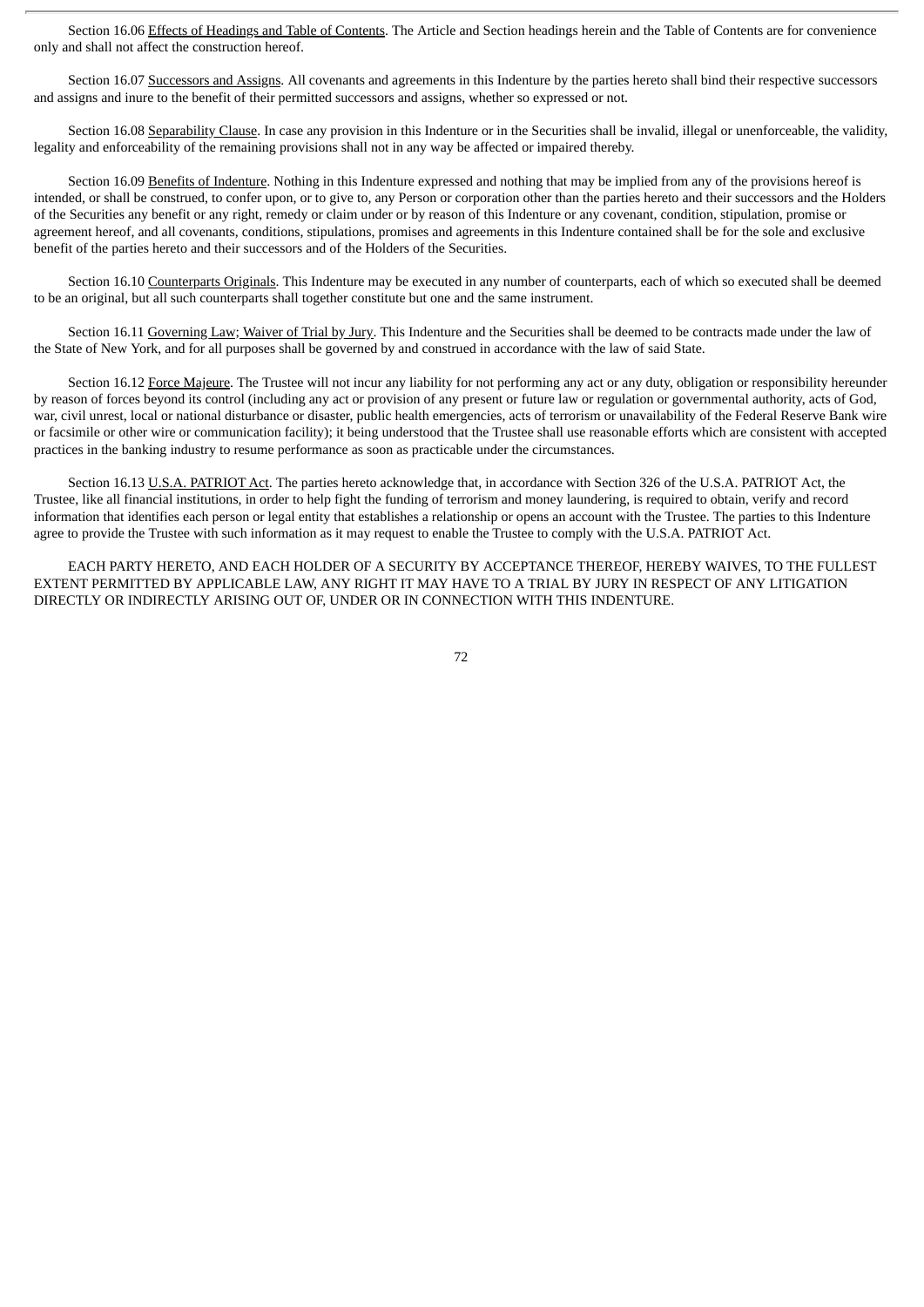Section 16.06 Effects of Headings and Table of Contents. The Article and Section headings herein and the Table of Contents are for convenience only and shall not affect the construction hereof.

Section 16.07 Successors and Assigns. All covenants and agreements in this Indenture by the parties hereto shall bind their respective successors and assigns and inure to the benefit of their permitted successors and assigns, whether so expressed or not.

Section 16.08 Separability Clause. In case any provision in this Indenture or in the Securities shall be invalid, illegal or unenforceable, the validity, legality and enforceability of the remaining provisions shall not in any way be affected or impaired thereby.

Section 16.09 Benefits of Indenture. Nothing in this Indenture expressed and nothing that may be implied from any of the provisions hereof is intended, or shall be construed, to confer upon, or to give to, any Person or corporation other than the parties hereto and their successors and the Holders of the Securities any benefit or any right, remedy or claim under or by reason of this Indenture or any covenant, condition, stipulation, promise or agreement hereof, and all covenants, conditions, stipulations, promises and agreements in this Indenture contained shall be for the sole and exclusive benefit of the parties hereto and their successors and of the Holders of the Securities.

Section 16.10 Counterparts Originals. This Indenture may be executed in any number of counterparts, each of which so executed shall be deemed to be an original, but all such counterparts shall together constitute but one and the same instrument.

Section 16.11 Governing Law; Waiver of Trial by Jury. This Indenture and the Securities shall be deemed to be contracts made under the law of the State of New York, and for all purposes shall be governed by and construed in accordance with the law of said State.

Section 16.12 Force Majeure. The Trustee will not incur any liability for not performing any act or any duty, obligation or responsibility hereunder by reason of forces beyond its control (including any act or provision of any present or future law or regulation or governmental authority, acts of God, war, civil unrest, local or national disturbance or disaster, public health emergencies, acts of terrorism or unavailability of the Federal Reserve Bank wire or facsimile or other wire or communication facility); it being understood that the Trustee shall use reasonable efforts which are consistent with accepted practices in the banking industry to resume performance as soon as practicable under the circumstances.

Section 16.13 U.S.A. PATRIOT Act. The parties hereto acknowledge that, in accordance with Section 326 of the U.S.A. PATRIOT Act, the Trustee, like all financial institutions, in order to help fight the funding of terrorism and money laundering, is required to obtain, verify and record information that identifies each person or legal entity that establishes a relationship or opens an account with the Trustee. The parties to this Indenture agree to provide the Trustee with such information as it may request to enable the Trustee to comply with the U.S.A. PATRIOT Act.

EACH PARTY HERETO, AND EACH HOLDER OF A SECURITY BY ACCEPTANCE THEREOF, HEREBY WAIVES, TO THE FULLEST EXTENT PERMITTED BY APPLICABLE LAW, ANY RIGHT IT MAY HAVE TO A TRIAL BY JURY IN RESPECT OF ANY LITIGATION DIRECTLY OR INDIRECTLY ARISING OUT OF, UNDER OR IN CONNECTION WITH THIS INDENTURE.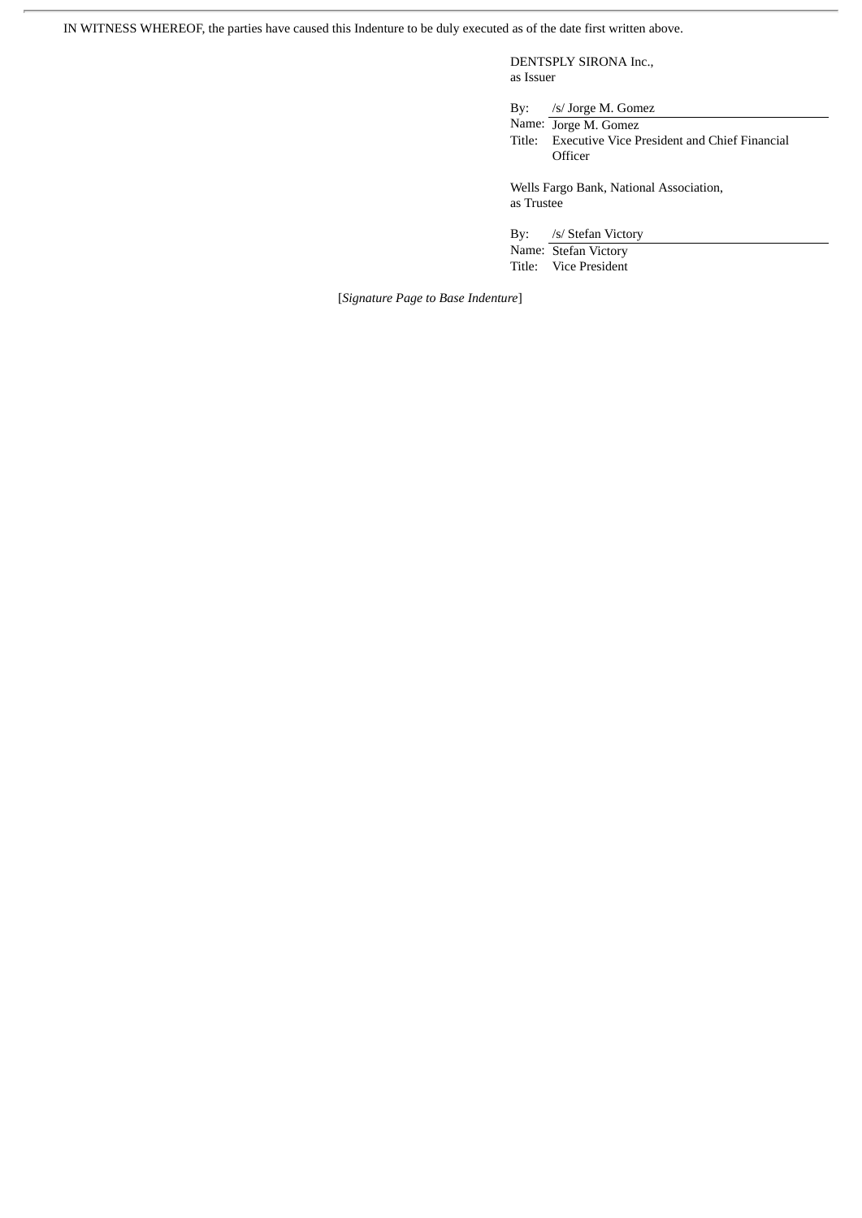IN WITNESS WHEREOF, the parties have caused this Indenture to be duly executed as of the date first written above.

DENTSPLY SIRONA Inc.,
as Issuer

By: /s/ Jorge M. Gomez
Name: Jorge M. Gomez
Title: Executive Vice President and Chief Financial Officer

Wells Fargo Bank, National Association,
as Trustee

By: /s/ Stefan Victory
Name: Stefan Victory
Title: Vice President

[*Signature Page to Base Indenture*]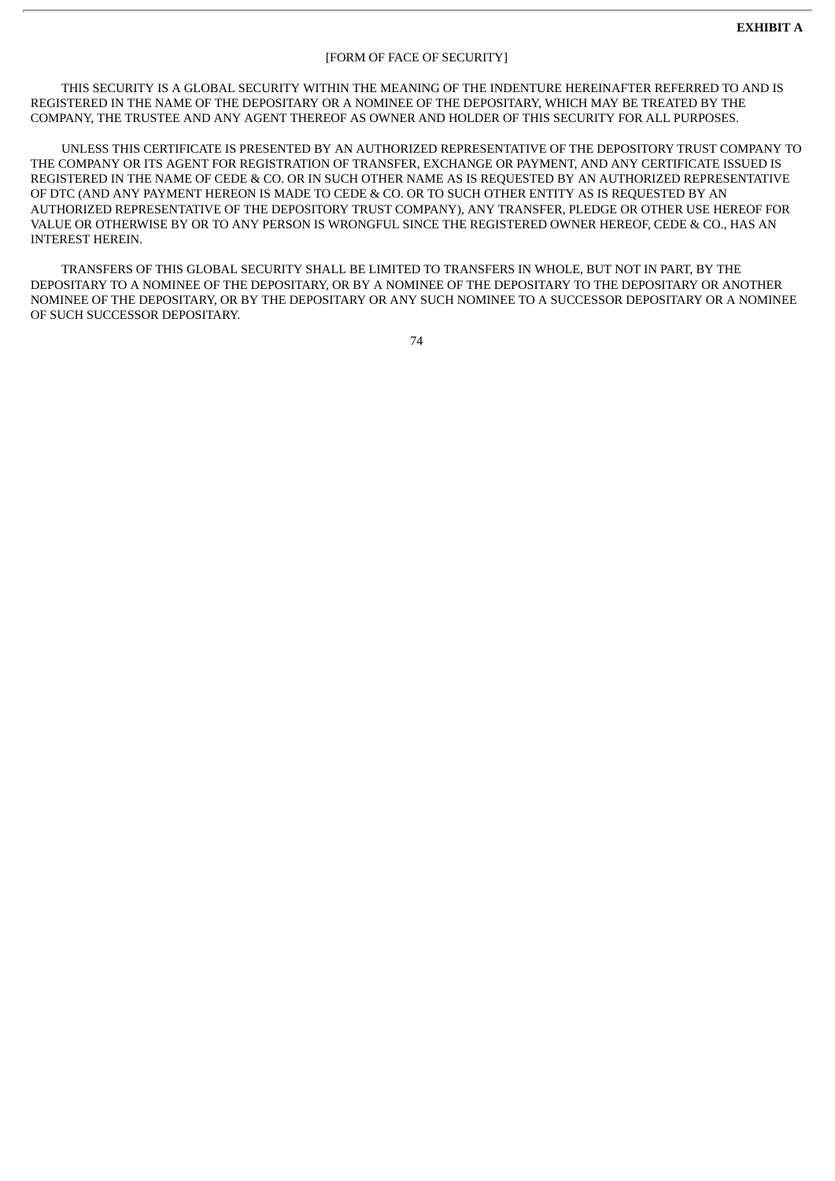**EXHIBIT A**

[FORM OF FACE OF SECURITY]

THIS SECURITY IS A GLOBAL SECURITY WITHIN THE MEANING OF THE INDENTURE HEREINAFTER REFERRED TO AND IS REGISTERED IN THE NAME OF THE DEPOSITARY OR A NOMINEE OF THE DEPOSITARY, WHICH MAY BE TREATED BY THE COMPANY, THE TRUSTEE AND ANY AGENT THEREOF AS OWNER AND HOLDER OF THIS SECURITY FOR ALL PURPOSES.

UNLESS THIS CERTIFICATE IS PRESENTED BY AN AUTHORIZED REPRESENTATIVE OF THE DEPOSITORY TRUST COMPANY TO THE COMPANY OR ITS AGENT FOR REGISTRATION OF TRANSFER, EXCHANGE OR PAYMENT, AND ANY CERTIFICATE ISSUED IS REGISTERED IN THE NAME OF CEDE & CO. OR IN SUCH OTHER NAME AS IS REQUESTED BY AN AUTHORIZED REPRESENTATIVE OF DTC (AND ANY PAYMENT HEREON IS MADE TO CEDE & CO. OR TO SUCH OTHER ENTITY AS IS REQUESTED BY AN AUTHORIZED REPRESENTATIVE OF THE DEPOSITORY TRUST COMPANY), ANY TRANSFER, PLEDGE OR OTHER USE HEREOF FOR VALUE OR OTHERWISE BY OR TO ANY PERSON IS WRONGFUL SINCE THE REGISTERED OWNER HEREOF, CEDE & CO., HAS AN INTEREST HEREIN.

TRANSFERS OF THIS GLOBAL SECURITY SHALL BE LIMITED TO TRANSFERS IN WHOLE, BUT NOT IN PART, BY THE DEPOSITARY TO A NOMINEE OF THE DEPOSITARY, OR BY A NOMINEE OF THE DEPOSITARY TO THE DEPOSITARY OR ANOTHER NOMINEE OF THE DEPOSITARY, OR BY THE DEPOSITARY OR ANY SUCH NOMINEE TO A SUCCESSOR DEPOSITARY OR A NOMINEE OF SUCH SUCCESSOR DEPOSITARY.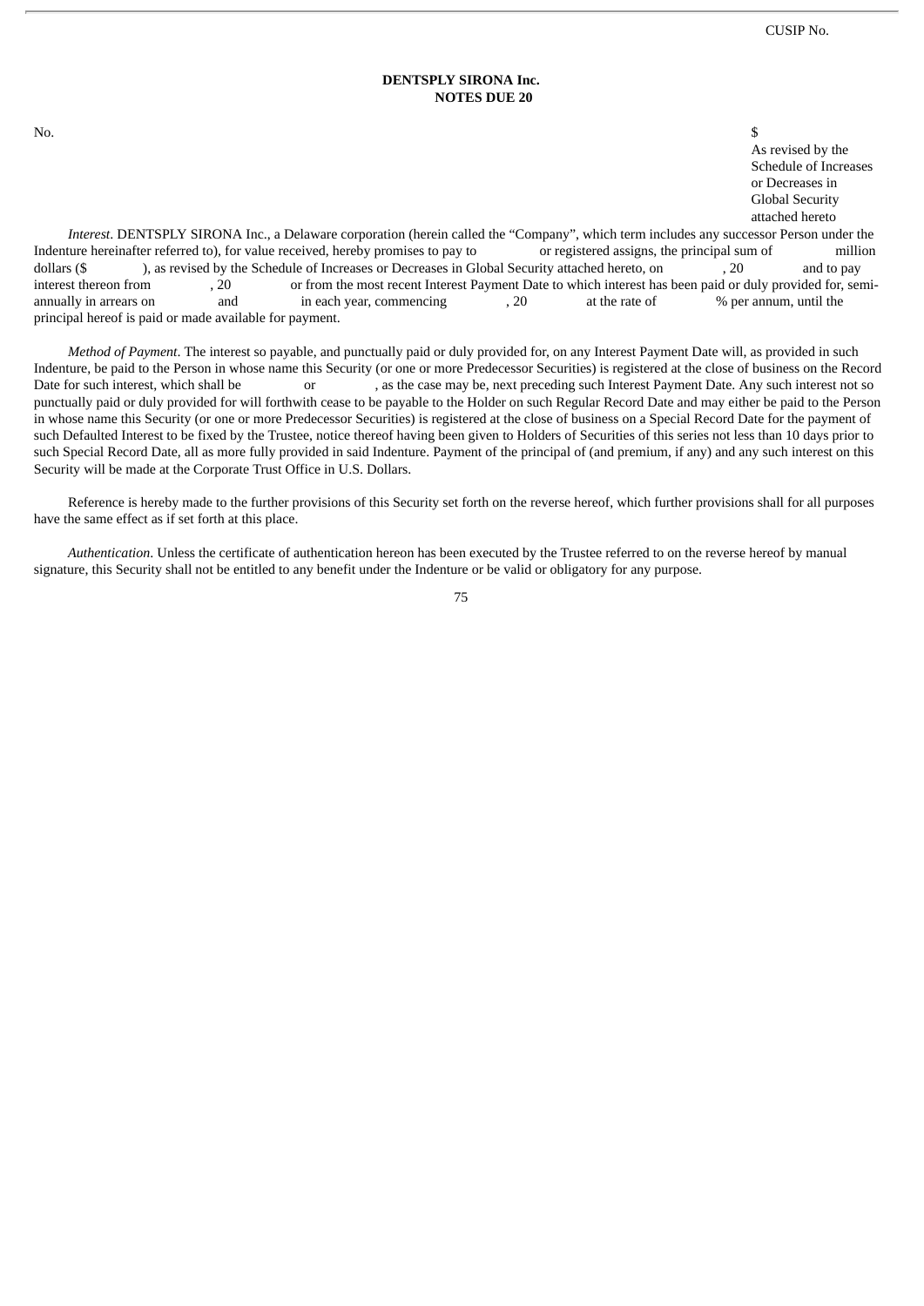CUSIP No.

**DENTSPLY SIRONA Inc.**
**NOTES DUE 20**

No. $

As revised by the Schedule of Increases or Decreases in Global Security attached hereto

*Interest*. DENTSPLY SIRONA Inc., a Delaware corporation (herein called the "Company", which term includes any successor Person under the Indenture hereinafter referred to), for value received, hereby promises to pay to or registered assigns, the principal sum of million dollars ($ ), as revised by the Schedule of Increases or Decreases in Global Security attached hereto, on , 20 and to pay interest thereon from , 20 or from the most recent Interest Payment Date to which interest has been paid or duly provided for, semi-annually in arrears on and in each year, commencing , 20 at the rate of % per annum, until the principal hereof is paid or made available for payment.

*Method of Payment*. The interest so payable, and punctually paid or duly provided for, on any Interest Payment Date will, as provided in such Indenture, be paid to the Person in whose name this Security (or one or more Predecessor Securities) is registered at the close of business on the Record Date for such interest, which shall be or , as the case may be, next preceding such Interest Payment Date. Any such interest not so punctually paid or duly provided for will forthwith cease to be payable to the Holder on such Regular Record Date and may either be paid to the Person in whose name this Security (or one or more Predecessor Securities) is registered at the close of business on a Special Record Date for the payment of such Defaulted Interest to be fixed by the Trustee, notice thereof having been given to Holders of Securities of this series not less than 10 days prior to such Special Record Date, all as more fully provided in said Indenture. Payment of the principal of (and premium, if any) and any such interest on this Security will be made at the Corporate Trust Office in U.S. Dollars.

Reference is hereby made to the further provisions of this Security set forth on the reverse hereof, which further provisions shall for all purposes have the same effect as if set forth at this place.

*Authentication*. Unless the certificate of authentication hereon has been executed by the Trustee referred to on the reverse hereof by manual signature, this Security shall not be entitled to any benefit under the Indenture or be valid or obligatory for any purpose.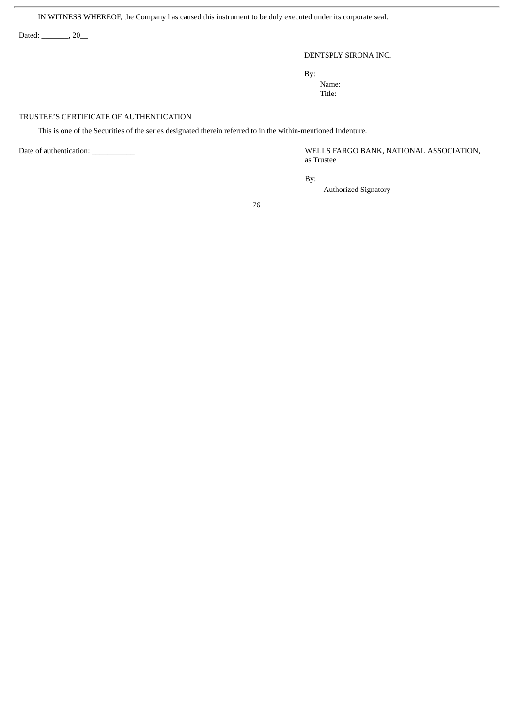IN WITNESS WHEREOF, the Company has caused this instrument to be duly executed under its corporate seal.

Dated: _______, 20__

DENTSPLY SIRONA INC.

By: ________________________________

Name: __________

Title: __________

TRUSTEE'S CERTIFICATE OF AUTHENTICATION

This is one of the Securities of the series designated therein referred to in the within-mentioned Indenture.

Date of authentication: ___________

WELLS FARGO BANK, NATIONAL ASSOCIATION, as Trustee

By: ________________________________

Authorized Signatory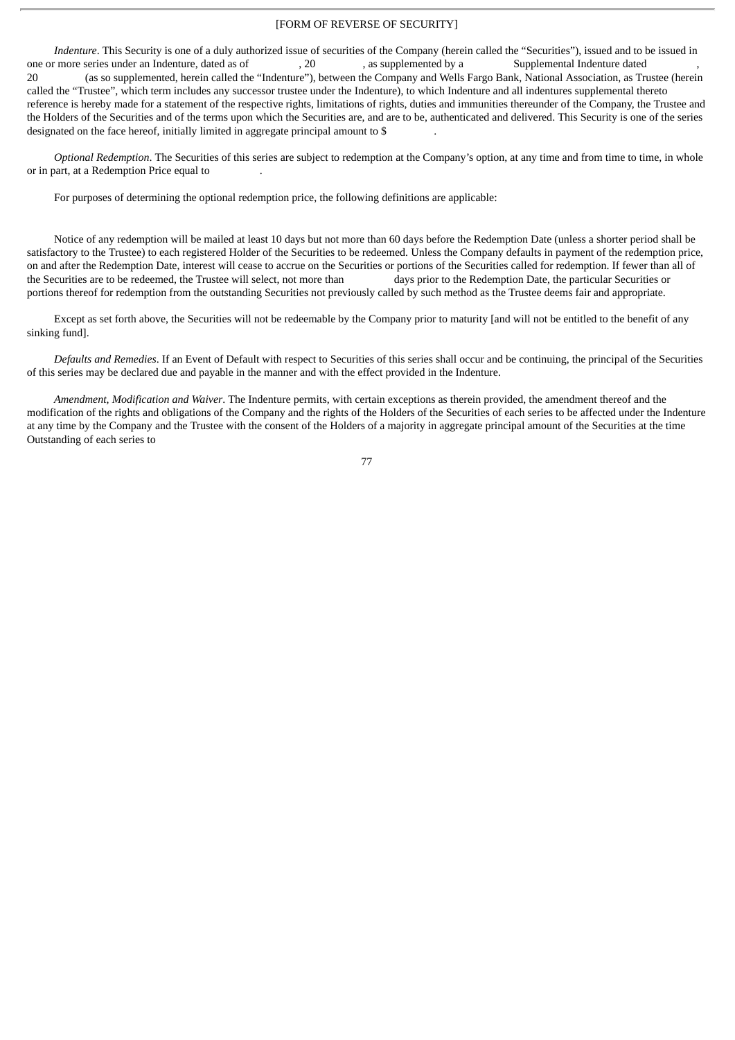[FORM OF REVERSE OF SECURITY]

*Indenture*. This Security is one of a duly authorized issue of securities of the Company (herein called the "Securities"), issued and to be issued in one or more series under an Indenture, dated as of , 20 , as supplemented by a Supplemental Indenture dated , 20 (as so supplemented, herein called the "Indenture"), between the Company and Wells Fargo Bank, National Association, as Trustee (herein called the "Trustee", which term includes any successor trustee under the Indenture), to which Indenture and all indentures supplemental thereto reference is hereby made for a statement of the respective rights, limitations of rights, duties and immunities thereunder of the Company, the Trustee and the Holders of the Securities and of the terms upon which the Securities are, and are to be, authenticated and delivered. This Security is one of the series designated on the face hereof, initially limited in aggregate principal amount to $ .

*Optional Redemption*. The Securities of this series are subject to redemption at the Company's option, at any time and from time to time, in whole or in part, at a Redemption Price equal to .

For purposes of determining the optional redemption price, the following definitions are applicable:

Notice of any redemption will be mailed at least 10 days but not more than 60 days before the Redemption Date (unless a shorter period shall be satisfactory to the Trustee) to each registered Holder of the Securities to be redeemed. Unless the Company defaults in payment of the redemption price, on and after the Redemption Date, interest will cease to accrue on the Securities or portions of the Securities called for redemption. If fewer than all of the Securities are to be redeemed, the Trustee will select, not more than days prior to the Redemption Date, the particular Securities or portions thereof for redemption from the outstanding Securities not previously called by such method as the Trustee deems fair and appropriate.

Except as set forth above, the Securities will not be redeemable by the Company prior to maturity [and will not be entitled to the benefit of any sinking fund].

*Defaults and Remedies*. If an Event of Default with respect to Securities of this series shall occur and be continuing, the principal of the Securities of this series may be declared due and payable in the manner and with the effect provided in the Indenture.

*Amendment, Modification and Waiver*. The Indenture permits, with certain exceptions as therein provided, the amendment thereof and the modification of the rights and obligations of the Company and the rights of the Holders of the Securities of each series to be affected under the Indenture at any time by the Company and the Trustee with the consent of the Holders of a majority in aggregate principal amount of the Securities at the time Outstanding of each series to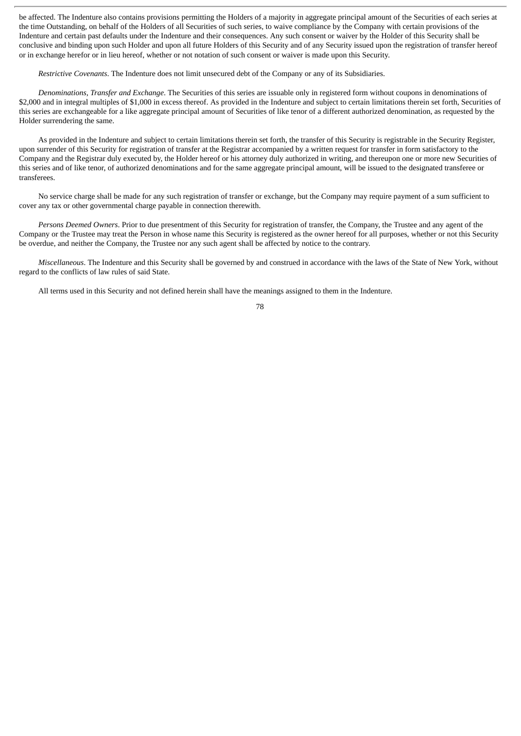be affected. The Indenture also contains provisions permitting the Holders of a majority in aggregate principal amount of the Securities of each series at the time Outstanding, on behalf of the Holders of all Securities of such series, to waive compliance by the Company with certain provisions of the Indenture and certain past defaults under the Indenture and their consequences. Any such consent or waiver by the Holder of this Security shall be conclusive and binding upon such Holder and upon all future Holders of this Security and of any Security issued upon the registration of transfer hereof or in exchange herefor or in lieu hereof, whether or not notation of such consent or waiver is made upon this Security.

*Restrictive Covenants*. The Indenture does not limit unsecured debt of the Company or any of its Subsidiaries.

*Denominations, Transfer and Exchange*. The Securities of this series are issuable only in registered form without coupons in denominations of $2,000 and in integral multiples of $1,000 in excess thereof. As provided in the Indenture and subject to certain limitations therein set forth, Securities of this series are exchangeable for a like aggregate principal amount of Securities of like tenor of a different authorized denomination, as requested by the Holder surrendering the same.

As provided in the Indenture and subject to certain limitations therein set forth, the transfer of this Security is registrable in the Security Register, upon surrender of this Security for registration of transfer at the Registrar accompanied by a written request for transfer in form satisfactory to the Company and the Registrar duly executed by, the Holder hereof or his attorney duly authorized in writing, and thereupon one or more new Securities of this series and of like tenor, of authorized denominations and for the same aggregate principal amount, will be issued to the designated transferee or transferees.

No service charge shall be made for any such registration of transfer or exchange, but the Company may require payment of a sum sufficient to cover any tax or other governmental charge payable in connection therewith.

*Persons Deemed Owners*. Prior to due presentment of this Security for registration of transfer, the Company, the Trustee and any agent of the Company or the Trustee may treat the Person in whose name this Security is registered as the owner hereof for all purposes, whether or not this Security be overdue, and neither the Company, the Trustee nor any such agent shall be affected by notice to the contrary.

*Miscellaneous*. The Indenture and this Security shall be governed by and construed in accordance with the laws of the State of New York, without regard to the conflicts of law rules of said State.

All terms used in this Security and not defined herein shall have the meanings assigned to them in the Indenture.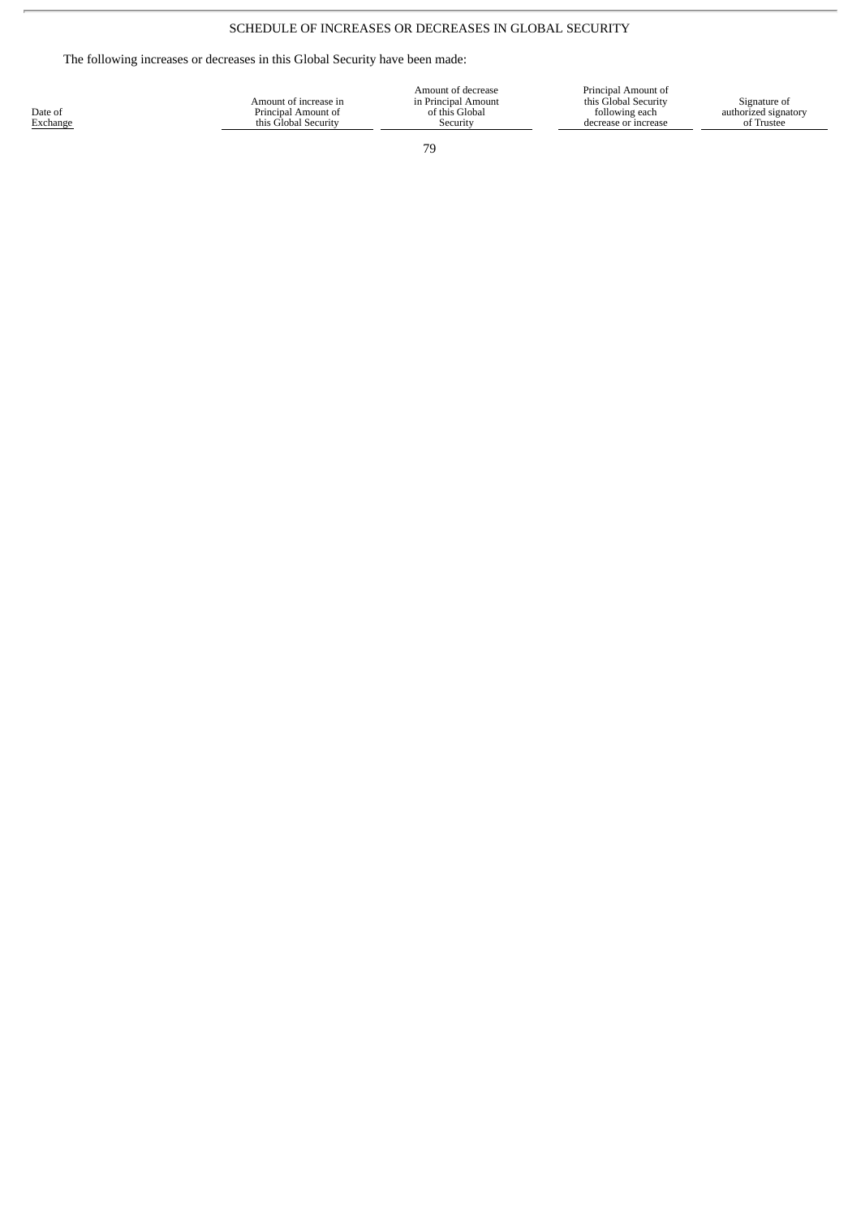SCHEDULE OF INCREASES OR DECREASES IN GLOBAL SECURITY

The following increases or decreases in this Global Security have been made:

| Date of Exchange | Amount of increase in Principal Amount of this Global Security | Amount of decrease in Principal Amount of this Global Security | Principal Amount of this Global Security following each decrease or increase | Signature of authorized signatory of Trustee |
| --- | --- | --- | --- | --- |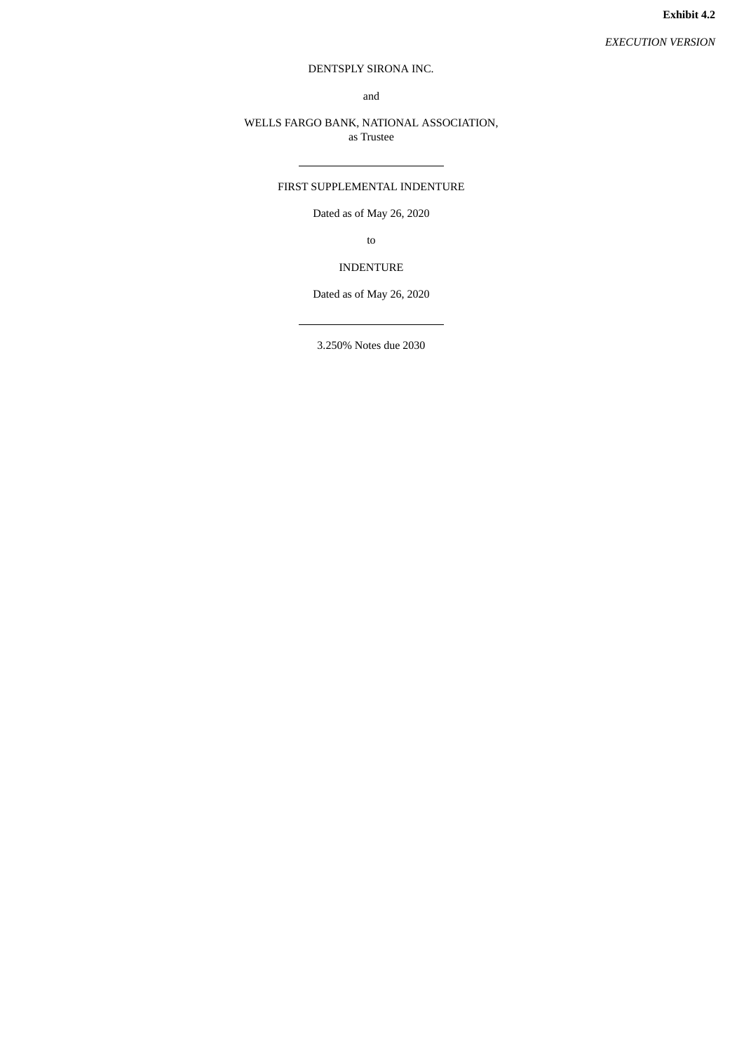**Exhibit 4.2**

*EXECUTION VERSION*

DENTSPLY SIRONA INC.

and

WELLS FARGO BANK, NATIONAL ASSOCIATION,
as Trustee

---

FIRST SUPPLEMENTAL INDENTURE

Dated as of May 26, 2020

to

INDENTURE

Dated as of May 26, 2020

---

3.250% Notes due 2030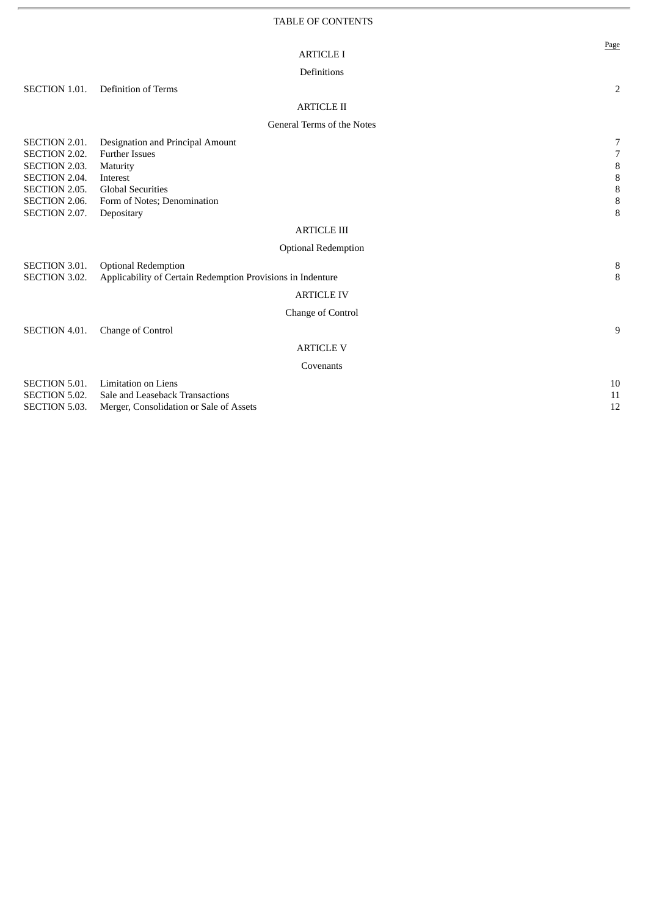# TABLE OF CONTENTS

| | | Page |
|---|---|---|
| | **ARTICLE I** | |
| | **Definitions** | |
| SECTION 1.01. | Definition of Terms | 2 |
| | **ARTICLE II** | |
| | **General Terms of the Notes** | |
| SECTION 2.01. | Designation and Principal Amount | 7 |
| SECTION 2.02. | Further Issues | 7 |
| SECTION 2.03. | Maturity | 8 |
| SECTION 2.04. | Interest | 8 |
| SECTION 2.05. | Global Securities | 8 |
| SECTION 2.06. | Form of Notes; Denomination | 8 |
| SECTION 2.07. | Depositary | 8 |
| | **ARTICLE III** | |
| | **Optional Redemption** | |
| SECTION 3.01. | Optional Redemption | 8 |
| SECTION 3.02. | Applicability of Certain Redemption Provisions in Indenture | 8 |
| | **ARTICLE IV** | |
| | **Change of Control** | |
| SECTION 4.01. | Change of Control | 9 |
| | **ARTICLE V** | |
| | **Covenants** | |
| SECTION 5.01. | Limitation on Liens | 10 |
| SECTION 5.02. | Sale and Leaseback Transactions | 11 |
| SECTION 5.03. | Merger, Consolidation or Sale of Assets | 12 |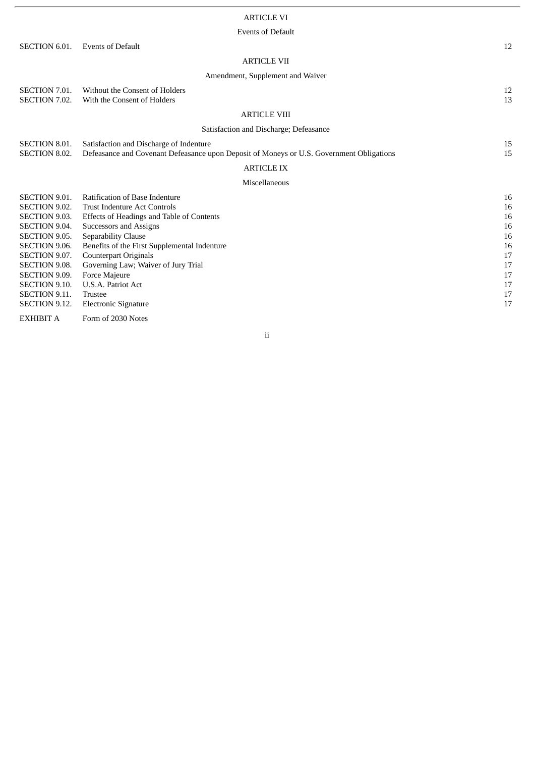| | | |
|---|---|---|
| | **ARTICLE VI** | |
| | **Events of Default** | |
| SECTION 6.01. | Events of Default | 12 |
| | **ARTICLE VII** | |
| | **Amendment, Supplement and Waiver** | |
| SECTION 7.01. | Without the Consent of Holders | 12 |
| SECTION 7.02. | With the Consent of Holders | 13 |
| | **ARTICLE VIII** | |
| | **Satisfaction and Discharge; Defeasance** | |
| SECTION 8.01. | Satisfaction and Discharge of Indenture | 15 |
| SECTION 8.02. | Defeasance and Covenant Defeasance upon Deposit of Moneys or U.S. Government Obligations | 15 |
| | **ARTICLE IX** | |
| | **Miscellaneous** | |
| SECTION 9.01. | Ratification of Base Indenture | 16 |
| SECTION 9.02. | Trust Indenture Act Controls | 16 |
| SECTION 9.03. | Effects of Headings and Table of Contents | 16 |
| SECTION 9.04. | Successors and Assigns | 16 |
| SECTION 9.05. | Separability Clause | 16 |
| SECTION 9.06. | Benefits of the First Supplemental Indenture | 16 |
| SECTION 9.07. | Counterpart Originals | 17 |
| SECTION 9.08. | Governing Law; Waiver of Jury Trial | 17 |
| SECTION 9.09. | Force Majeure | 17 |
| SECTION 9.10. | U.S.A. Patriot Act | 17 |
| SECTION 9.11. | Trustee | 17 |
| SECTION 9.12. | Electronic Signature | 17 |
| EXHIBIT A | Form of 2030 Notes | |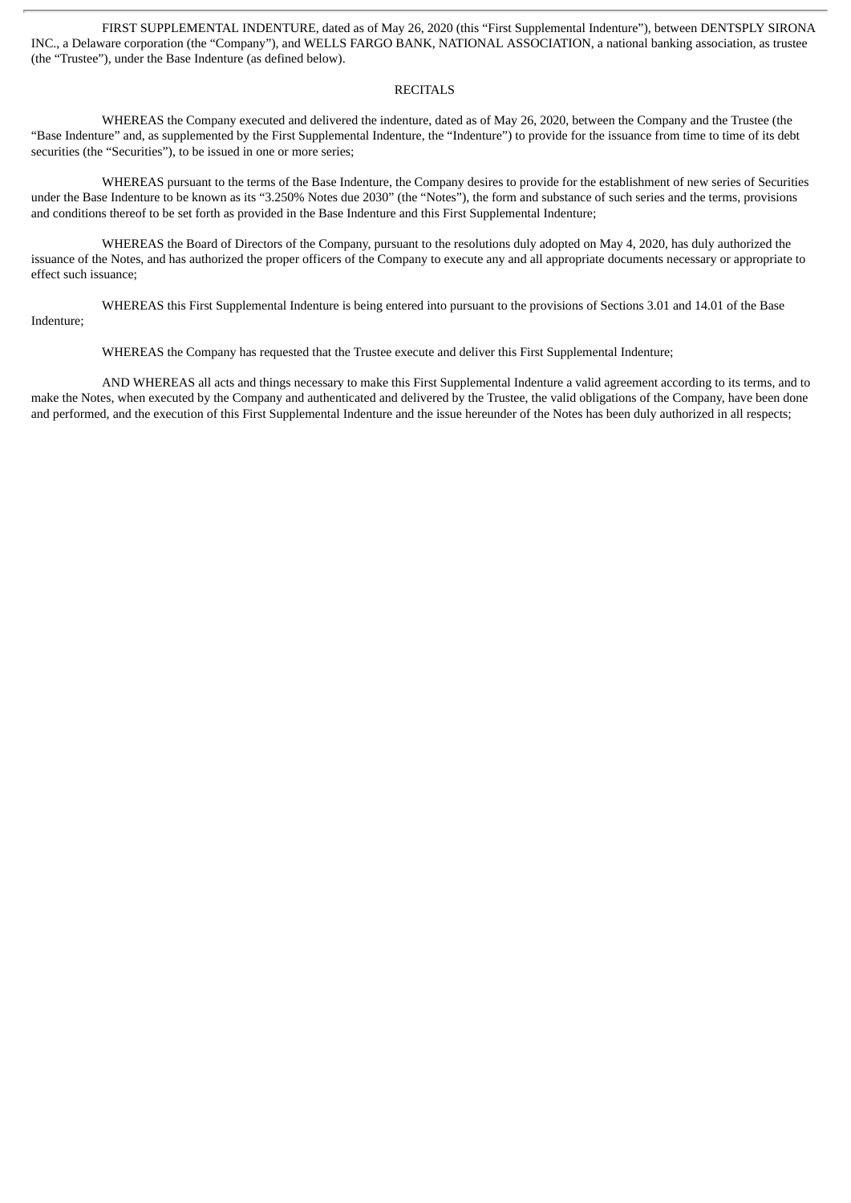FIRST SUPPLEMENTAL INDENTURE, dated as of May 26, 2020 (this "First Supplemental Indenture"), between DENTSPLY SIRONA INC., a Delaware corporation (the "Company"), and WELLS FARGO BANK, NATIONAL ASSOCIATION, a national banking association, as trustee (the "Trustee"), under the Base Indenture (as defined below).

RECITALS

WHEREAS the Company executed and delivered the indenture, dated as of May 26, 2020, between the Company and the Trustee (the "Base Indenture" and, as supplemented by the First Supplemental Indenture, the "Indenture") to provide for the issuance from time to time of its debt securities (the "Securities"), to be issued in one or more series;

WHEREAS pursuant to the terms of the Base Indenture, the Company desires to provide for the establishment of new series of Securities under the Base Indenture to be known as its "3.250% Notes due 2030" (the "Notes"), the form and substance of such series and the terms, provisions and conditions thereof to be set forth as provided in the Base Indenture and this First Supplemental Indenture;

WHEREAS the Board of Directors of the Company, pursuant to the resolutions duly adopted on May 4, 2020, has duly authorized the issuance of the Notes, and has authorized the proper officers of the Company to execute any and all appropriate documents necessary or appropriate to effect such issuance;

WHEREAS this First Supplemental Indenture is being entered into pursuant to the provisions of Sections 3.01 and 14.01 of the Base Indenture;

WHEREAS the Company has requested that the Trustee execute and deliver this First Supplemental Indenture;

AND WHEREAS all acts and things necessary to make this First Supplemental Indenture a valid agreement according to its terms, and to make the Notes, when executed by the Company and authenticated and delivered by the Trustee, the valid obligations of the Company, have been done and performed, and the execution of this First Supplemental Indenture and the issue hereunder of the Notes has been duly authorized in all respects;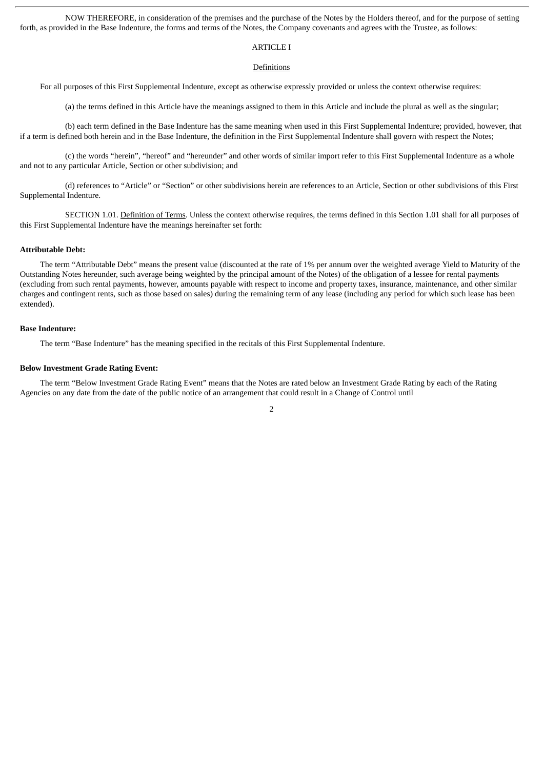NOW THEREFORE, in consideration of the premises and the purchase of the Notes by the Holders thereof, and for the purpose of setting forth, as provided in the Base Indenture, the forms and terms of the Notes, the Company covenants and agrees with the Trustee, as follows:

ARTICLE I

Definitions

For all purposes of this First Supplemental Indenture, except as otherwise expressly provided or unless the context otherwise requires:

(a) the terms defined in this Article have the meanings assigned to them in this Article and include the plural as well as the singular;

(b) each term defined in the Base Indenture has the same meaning when used in this First Supplemental Indenture; provided, however, that if a term is defined both herein and in the Base Indenture, the definition in the First Supplemental Indenture shall govern with respect the Notes;

(c) the words "herein", "hereof" and "hereunder" and other words of similar import refer to this First Supplemental Indenture as a whole and not to any particular Article, Section or other subdivision; and

(d) references to "Article" or "Section" or other subdivisions herein are references to an Article, Section or other subdivisions of this First Supplemental Indenture.

SECTION 1.01. Definition of Terms. Unless the context otherwise requires, the terms defined in this Section 1.01 shall for all purposes of this First Supplemental Indenture have the meanings hereinafter set forth:

**Attributable Debt:**

The term "Attributable Debt" means the present value (discounted at the rate of 1% per annum over the weighted average Yield to Maturity of the Outstanding Notes hereunder, such average being weighted by the principal amount of the Notes) of the obligation of a lessee for rental payments (excluding from such rental payments, however, amounts payable with respect to income and property taxes, insurance, maintenance, and other similar charges and contingent rents, such as those based on sales) during the remaining term of any lease (including any period for which such lease has been extended).

**Base Indenture:**

The term "Base Indenture" has the meaning specified in the recitals of this First Supplemental Indenture.

**Below Investment Grade Rating Event:**

The term "Below Investment Grade Rating Event" means that the Notes are rated below an Investment Grade Rating by each of the Rating Agencies on any date from the date of the public notice of an arrangement that could result in a Change of Control until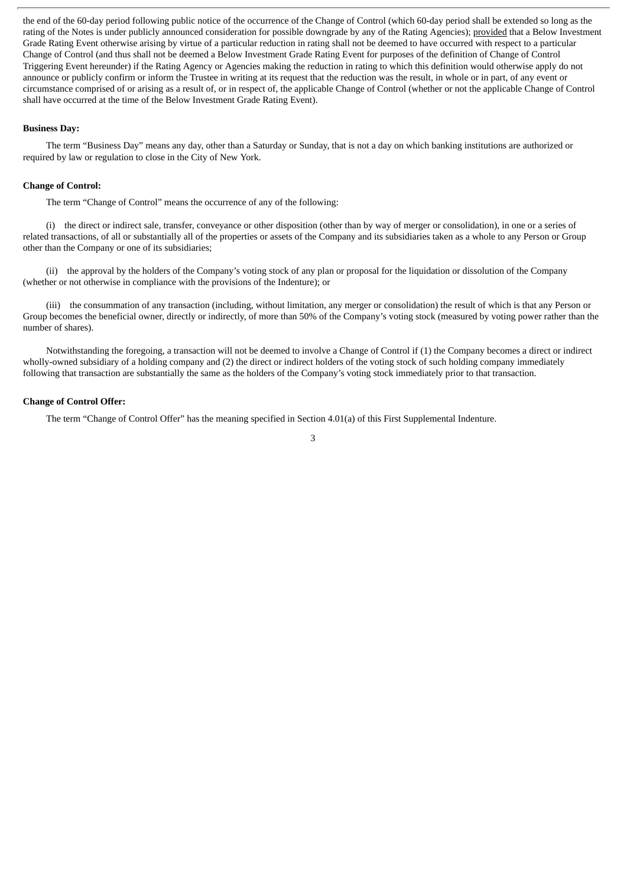the end of the 60-day period following public notice of the occurrence of the Change of Control (which 60-day period shall be extended so long as the rating of the Notes is under publicly announced consideration for possible downgrade by any of the Rating Agencies); provided that a Below Investment Grade Rating Event otherwise arising by virtue of a particular reduction in rating shall not be deemed to have occurred with respect to a particular Change of Control (and thus shall not be deemed a Below Investment Grade Rating Event for purposes of the definition of Change of Control Triggering Event hereunder) if the Rating Agency or Agencies making the reduction in rating to which this definition would otherwise apply do not announce or publicly confirm or inform the Trustee in writing at its request that the reduction was the result, in whole or in part, of any event or circumstance comprised of or arising as a result of, or in respect of, the applicable Change of Control (whether or not the applicable Change of Control shall have occurred at the time of the Below Investment Grade Rating Event).

**Business Day:**

The term "Business Day" means any day, other than a Saturday or Sunday, that is not a day on which banking institutions are authorized or required by law or regulation to close in the City of New York.

**Change of Control:**

The term "Change of Control" means the occurrence of any of the following:

(i) the direct or indirect sale, transfer, conveyance or other disposition (other than by way of merger or consolidation), in one or a series of related transactions, of all or substantially all of the properties or assets of the Company and its subsidiaries taken as a whole to any Person or Group other than the Company or one of its subsidiaries;

(ii) the approval by the holders of the Company's voting stock of any plan or proposal for the liquidation or dissolution of the Company (whether or not otherwise in compliance with the provisions of the Indenture); or

(iii) the consummation of any transaction (including, without limitation, any merger or consolidation) the result of which is that any Person or Group becomes the beneficial owner, directly or indirectly, of more than 50% of the Company's voting stock (measured by voting power rather than the number of shares).

Notwithstanding the foregoing, a transaction will not be deemed to involve a Change of Control if (1) the Company becomes a direct or indirect wholly-owned subsidiary of a holding company and (2) the direct or indirect holders of the voting stock of such holding company immediately following that transaction are substantially the same as the holders of the Company's voting stock immediately prior to that transaction.

**Change of Control Offer:**

The term "Change of Control Offer" has the meaning specified in Section 4.01(a) of this First Supplemental Indenture.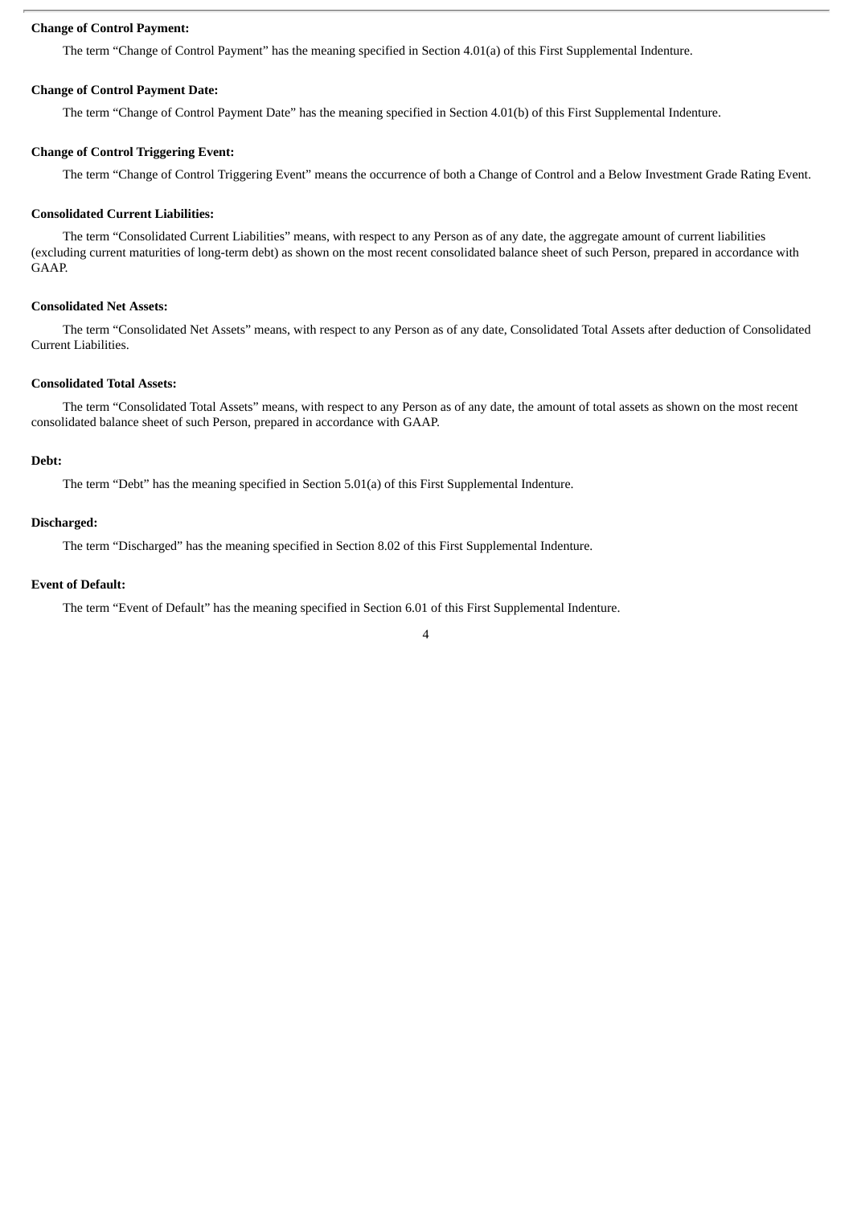**Change of Control Payment:**

The term "Change of Control Payment" has the meaning specified in Section 4.01(a) of this First Supplemental Indenture.

**Change of Control Payment Date:**

The term "Change of Control Payment Date" has the meaning specified in Section 4.01(b) of this First Supplemental Indenture.

**Change of Control Triggering Event:**

The term "Change of Control Triggering Event" means the occurrence of both a Change of Control and a Below Investment Grade Rating Event.

**Consolidated Current Liabilities:**

The term "Consolidated Current Liabilities" means, with respect to any Person as of any date, the aggregate amount of current liabilities (excluding current maturities of long-term debt) as shown on the most recent consolidated balance sheet of such Person, prepared in accordance with GAAP.

**Consolidated Net Assets:**

The term "Consolidated Net Assets" means, with respect to any Person as of any date, Consolidated Total Assets after deduction of Consolidated Current Liabilities.

**Consolidated Total Assets:**

The term "Consolidated Total Assets" means, with respect to any Person as of any date, the amount of total assets as shown on the most recent consolidated balance sheet of such Person, prepared in accordance with GAAP.

**Debt:**

The term "Debt" has the meaning specified in Section 5.01(a) of this First Supplemental Indenture.

**Discharged:**

The term "Discharged" has the meaning specified in Section 8.02 of this First Supplemental Indenture.

**Event of Default:**

The term "Event of Default" has the meaning specified in Section 6.01 of this First Supplemental Indenture.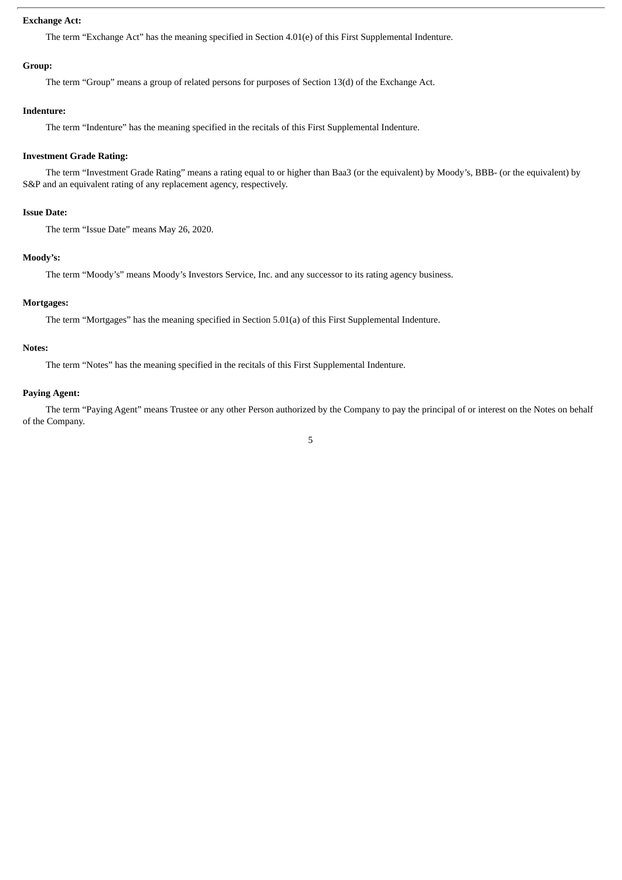**Exchange Act:**

The term “Exchange Act” has the meaning specified in Section 4.01(e) of this First Supplemental Indenture.

**Group:**

The term “Group” means a group of related persons for purposes of Section 13(d) of the Exchange Act.

**Indenture:**

The term “Indenture” has the meaning specified in the recitals of this First Supplemental Indenture.

**Investment Grade Rating:**

The term “Investment Grade Rating” means a rating equal to or higher than Baa3 (or the equivalent) by Moody’s, BBB- (or the equivalent) by S&P and an equivalent rating of any replacement agency, respectively.

**Issue Date:**

The term “Issue Date” means May 26, 2020.

**Moody’s:**

The term “Moody’s” means Moody’s Investors Service, Inc. and any successor to its rating agency business.

**Mortgages:**

The term “Mortgages” has the meaning specified in Section 5.01(a) of this First Supplemental Indenture.

**Notes:**

The term “Notes” has the meaning specified in the recitals of this First Supplemental Indenture.

**Paying Agent:**

The term “Paying Agent” means Trustee or any other Person authorized by the Company to pay the principal of or interest on the Notes on behalf of the Company.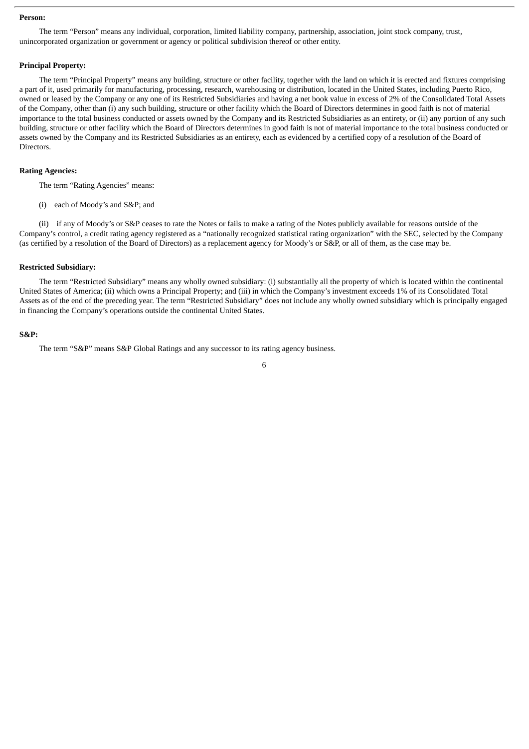**Person:**

The term “Person” means any individual, corporation, limited liability company, partnership, association, joint stock company, trust, unincorporated organization or government or agency or political subdivision thereof or other entity.

**Principal Property:**

The term “Principal Property” means any building, structure or other facility, together with the land on which it is erected and fixtures comprising a part of it, used primarily for manufacturing, processing, research, warehousing or distribution, located in the United States, including Puerto Rico, owned or leased by the Company or any one of its Restricted Subsidiaries and having a net book value in excess of 2% of the Consolidated Total Assets of the Company, other than (i) any such building, structure or other facility which the Board of Directors determines in good faith is not of material importance to the total business conducted or assets owned by the Company and its Restricted Subsidiaries as an entirety, or (ii) any portion of any such building, structure or other facility which the Board of Directors determines in good faith is not of material importance to the total business conducted or assets owned by the Company and its Restricted Subsidiaries as an entirety, each as evidenced by a certified copy of a resolution of the Board of Directors.

**Rating Agencies:**

The term “Rating Agencies” means:

(i) each of Moody’s and S&P; and

(ii) if any of Moody’s or S&P ceases to rate the Notes or fails to make a rating of the Notes publicly available for reasons outside of the Company’s control, a credit rating agency registered as a “nationally recognized statistical rating organization” with the SEC, selected by the Company (as certified by a resolution of the Board of Directors) as a replacement agency for Moody’s or S&P, or all of them, as the case may be.

**Restricted Subsidiary:**

The term “Restricted Subsidiary” means any wholly owned subsidiary: (i) substantially all the property of which is located within the continental United States of America; (ii) which owns a Principal Property; and (iii) in which the Company’s investment exceeds 1% of its Consolidated Total Assets as of the end of the preceding year. The term “Restricted Subsidiary” does not include any wholly owned subsidiary which is principally engaged in financing the Company’s operations outside the continental United States.

**S&P:**

The term “S&P” means S&P Global Ratings and any successor to its rating agency business.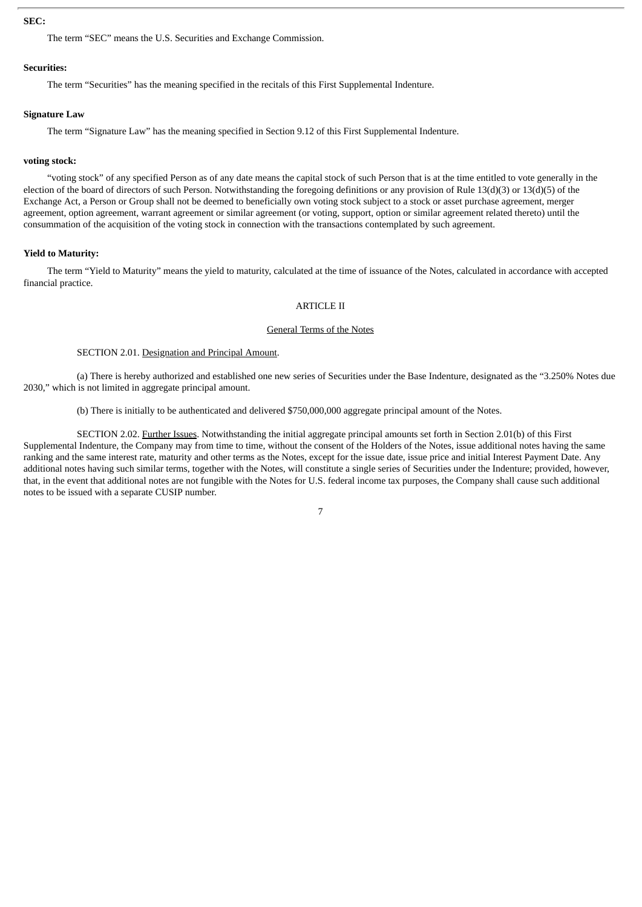**SEC:**

The term “SEC” means the U.S. Securities and Exchange Commission.

**Securities:**

The term “Securities” has the meaning specified in the recitals of this First Supplemental Indenture.

**Signature Law**

The term “Signature Law” has the meaning specified in Section 9.12 of this First Supplemental Indenture.

**voting stock:**

“voting stock” of any specified Person as of any date means the capital stock of such Person that is at the time entitled to vote generally in the election of the board of directors of such Person. Notwithstanding the foregoing definitions or any provision of Rule 13(d)(3) or 13(d)(5) of the Exchange Act, a Person or Group shall not be deemed to beneficially own voting stock subject to a stock or asset purchase agreement, merger agreement, option agreement, warrant agreement or similar agreement (or voting, support, option or similar agreement related thereto) until the consummation of the acquisition of the voting stock in connection with the transactions contemplated by such agreement.

**Yield to Maturity:**

The term “Yield to Maturity” means the yield to maturity, calculated at the time of issuance of the Notes, calculated in accordance with accepted financial practice.

ARTICLE II

General Terms of the Notes

SECTION 2.01. Designation and Principal Amount.

(a) There is hereby authorized and established one new series of Securities under the Base Indenture, designated as the “3.250% Notes due 2030,” which is not limited in aggregate principal amount.

(b) There is initially to be authenticated and delivered $750,000,000 aggregate principal amount of the Notes.

SECTION 2.02. Further Issues. Notwithstanding the initial aggregate principal amounts set forth in Section 2.01(b) of this First Supplemental Indenture, the Company may from time to time, without the consent of the Holders of the Notes, issue additional notes having the same ranking and the same interest rate, maturity and other terms as the Notes, except for the issue date, issue price and initial Interest Payment Date. Any additional notes having such similar terms, together with the Notes, will constitute a single series of Securities under the Indenture; provided, however, that, in the event that additional notes are not fungible with the Notes for U.S. federal income tax purposes, the Company shall cause such additional notes to be issued with a separate CUSIP number.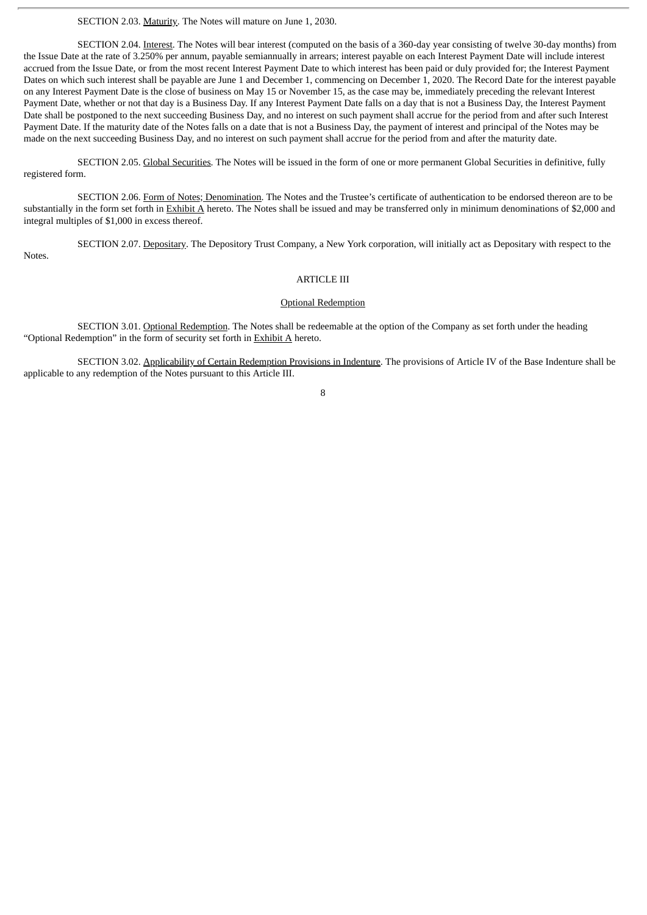SECTION 2.03. Maturity. The Notes will mature on June 1, 2030.

SECTION 2.04. Interest. The Notes will bear interest (computed on the basis of a 360-day year consisting of twelve 30-day months) from the Issue Date at the rate of 3.250% per annum, payable semiannually in arrears; interest payable on each Interest Payment Date will include interest accrued from the Issue Date, or from the most recent Interest Payment Date to which interest has been paid or duly provided for; the Interest Payment Dates on which such interest shall be payable are June 1 and December 1, commencing on December 1, 2020. The Record Date for the interest payable on any Interest Payment Date is the close of business on May 15 or November 15, as the case may be, immediately preceding the relevant Interest Payment Date, whether or not that day is a Business Day. If any Interest Payment Date falls on a day that is not a Business Day, the Interest Payment Date shall be postponed to the next succeeding Business Day, and no interest on such payment shall accrue for the period from and after such Interest Payment Date. If the maturity date of the Notes falls on a date that is not a Business Day, the payment of interest and principal of the Notes may be made on the next succeeding Business Day, and no interest on such payment shall accrue for the period from and after the maturity date.

SECTION 2.05. Global Securities. The Notes will be issued in the form of one or more permanent Global Securities in definitive, fully registered form.

SECTION 2.06. Form of Notes; Denomination. The Notes and the Trustee's certificate of authentication to be endorsed thereon are to be substantially in the form set forth in Exhibit A hereto. The Notes shall be issued and may be transferred only in minimum denominations of $2,000 and integral multiples of $1,000 in excess thereof.

SECTION 2.07. Depositary. The Depository Trust Company, a New York corporation, will initially act as Depositary with respect to the Notes.

ARTICLE III

Optional Redemption

SECTION 3.01. Optional Redemption. The Notes shall be redeemable at the option of the Company as set forth under the heading "Optional Redemption" in the form of security set forth in Exhibit A hereto.

SECTION 3.02. Applicability of Certain Redemption Provisions in Indenture. The provisions of Article IV of the Base Indenture shall be applicable to any redemption of the Notes pursuant to this Article III.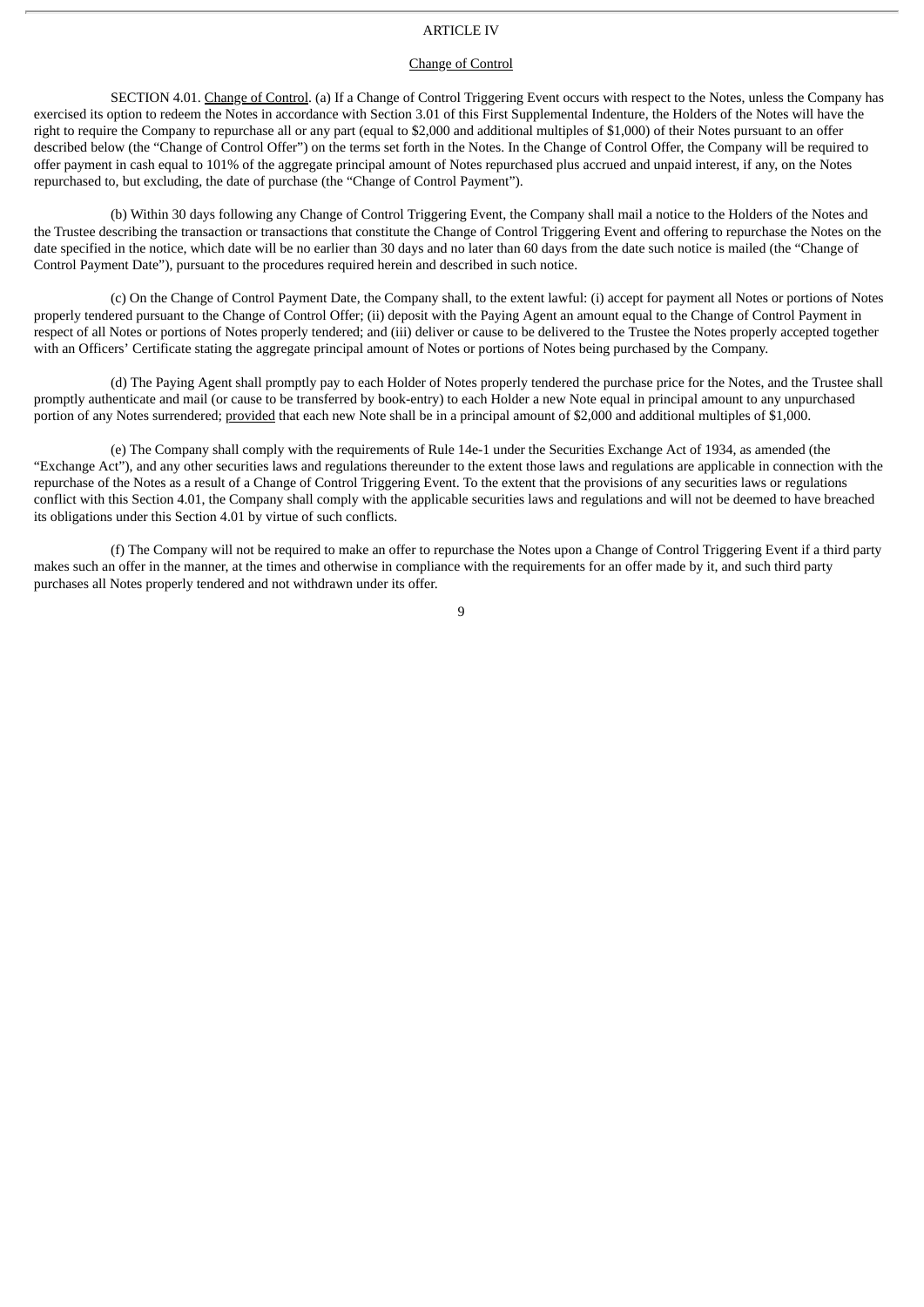ARTICLE IV

Change of Control

SECTION 4.01. Change of Control. (a) If a Change of Control Triggering Event occurs with respect to the Notes, unless the Company has exercised its option to redeem the Notes in accordance with Section 3.01 of this First Supplemental Indenture, the Holders of the Notes will have the right to require the Company to repurchase all or any part (equal to $2,000 and additional multiples of $1,000) of their Notes pursuant to an offer described below (the "Change of Control Offer") on the terms set forth in the Notes. In the Change of Control Offer, the Company will be required to offer payment in cash equal to 101% of the aggregate principal amount of Notes repurchased plus accrued and unpaid interest, if any, on the Notes repurchased to, but excluding, the date of purchase (the "Change of Control Payment").

(b) Within 30 days following any Change of Control Triggering Event, the Company shall mail a notice to the Holders of the Notes and the Trustee describing the transaction or transactions that constitute the Change of Control Triggering Event and offering to repurchase the Notes on the date specified in the notice, which date will be no earlier than 30 days and no later than 60 days from the date such notice is mailed (the "Change of Control Payment Date"), pursuant to the procedures required herein and described in such notice.

(c) On the Change of Control Payment Date, the Company shall, to the extent lawful: (i) accept for payment all Notes or portions of Notes properly tendered pursuant to the Change of Control Offer; (ii) deposit with the Paying Agent an amount equal to the Change of Control Payment in respect of all Notes or portions of Notes properly tendered; and (iii) deliver or cause to be delivered to the Trustee the Notes properly accepted together with an Officers' Certificate stating the aggregate principal amount of Notes or portions of Notes being purchased by the Company.

(d) The Paying Agent shall promptly pay to each Holder of Notes properly tendered the purchase price for the Notes, and the Trustee shall promptly authenticate and mail (or cause to be transferred by book-entry) to each Holder a new Note equal in principal amount to any unpurchased portion of any Notes surrendered; provided that each new Note shall be in a principal amount of $2,000 and additional multiples of $1,000.

(e) The Company shall comply with the requirements of Rule 14e-1 under the Securities Exchange Act of 1934, as amended (the "Exchange Act"), and any other securities laws and regulations thereunder to the extent those laws and regulations are applicable in connection with the repurchase of the Notes as a result of a Change of Control Triggering Event. To the extent that the provisions of any securities laws or regulations conflict with this Section 4.01, the Company shall comply with the applicable securities laws and regulations and will not be deemed to have breached its obligations under this Section 4.01 by virtue of such conflicts.

(f) The Company will not be required to make an offer to repurchase the Notes upon a Change of Control Triggering Event if a third party makes such an offer in the manner, at the times and otherwise in compliance with the requirements for an offer made by it, and such third party purchases all Notes properly tendered and not withdrawn under its offer.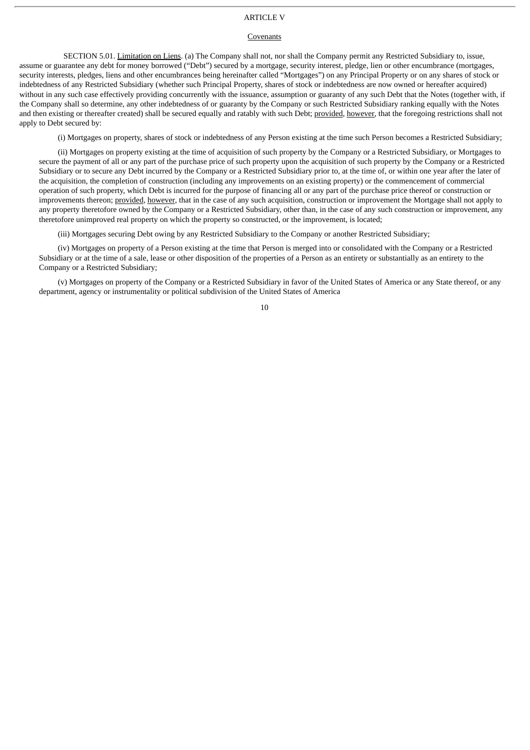ARTICLE V

Covenants

SECTION 5.01. Limitation on Liens. (a) The Company shall not, nor shall the Company permit any Restricted Subsidiary to, issue, assume or guarantee any debt for money borrowed ("Debt") secured by a mortgage, security interest, pledge, lien or other encumbrance (mortgages, security interests, pledges, liens and other encumbrances being hereinafter called "Mortgages") on any Principal Property or on any shares of stock or indebtedness of any Restricted Subsidiary (whether such Principal Property, shares of stock or indebtedness are now owned or hereafter acquired) without in any such case effectively providing concurrently with the issuance, assumption or guaranty of any such Debt that the Notes (together with, if the Company shall so determine, any other indebtedness of or guaranty by the Company or such Restricted Subsidiary ranking equally with the Notes and then existing or thereafter created) shall be secured equally and ratably with such Debt; provided, however, that the foregoing restrictions shall not apply to Debt secured by:

(i) Mortgages on property, shares of stock or indebtedness of any Person existing at the time such Person becomes a Restricted Subsidiary;

(ii) Mortgages on property existing at the time of acquisition of such property by the Company or a Restricted Subsidiary, or Mortgages to secure the payment of all or any part of the purchase price of such property upon the acquisition of such property by the Company or a Restricted Subsidiary or to secure any Debt incurred by the Company or a Restricted Subsidiary prior to, at the time of, or within one year after the later of the acquisition, the completion of construction (including any improvements on an existing property) or the commencement of commercial operation of such property, which Debt is incurred for the purpose of financing all or any part of the purchase price thereof or construction or improvements thereon; provided, however, that in the case of any such acquisition, construction or improvement the Mortgage shall not apply to any property theretofore owned by the Company or a Restricted Subsidiary, other than, in the case of any such construction or improvement, any theretofore unimproved real property on which the property so constructed, or the improvement, is located;

(iii) Mortgages securing Debt owing by any Restricted Subsidiary to the Company or another Restricted Subsidiary;

(iv) Mortgages on property of a Person existing at the time that Person is merged into or consolidated with the Company or a Restricted Subsidiary or at the time of a sale, lease or other disposition of the properties of a Person as an entirety or substantially as an entirety to the Company or a Restricted Subsidiary;

(v) Mortgages on property of the Company or a Restricted Subsidiary in favor of the United States of America or any State thereof, or any department, agency or instrumentality or political subdivision of the United States of America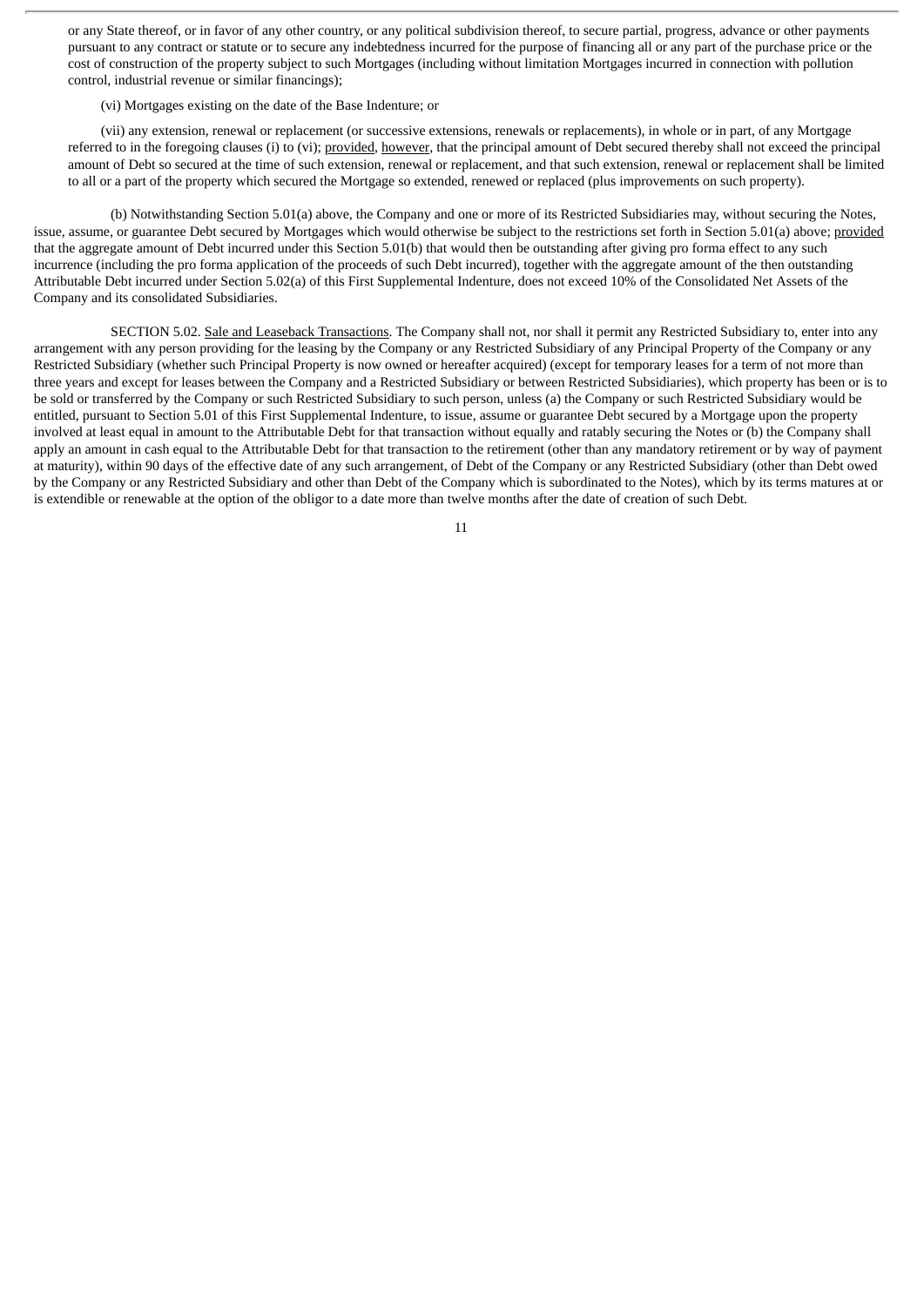or any State thereof, or in favor of any other country, or any political subdivision thereof, to secure partial, progress, advance or other payments pursuant to any contract or statute or to secure any indebtedness incurred for the purpose of financing all or any part of the purchase price or the cost of construction of the property subject to such Mortgages (including without limitation Mortgages incurred in connection with pollution control, industrial revenue or similar financings);

(vi) Mortgages existing on the date of the Base Indenture; or

(vii) any extension, renewal or replacement (or successive extensions, renewals or replacements), in whole or in part, of any Mortgage referred to in the foregoing clauses (i) to (vi); provided, however, that the principal amount of Debt secured thereby shall not exceed the principal amount of Debt so secured at the time of such extension, renewal or replacement, and that such extension, renewal or replacement shall be limited to all or a part of the property which secured the Mortgage so extended, renewed or replaced (plus improvements on such property).

(b) Notwithstanding Section 5.01(a) above, the Company and one or more of its Restricted Subsidiaries may, without securing the Notes, issue, assume, or guarantee Debt secured by Mortgages which would otherwise be subject to the restrictions set forth in Section 5.01(a) above; provided that the aggregate amount of Debt incurred under this Section 5.01(b) that would then be outstanding after giving pro forma effect to any such incurrence (including the pro forma application of the proceeds of such Debt incurred), together with the aggregate amount of the then outstanding Attributable Debt incurred under Section 5.02(a) of this First Supplemental Indenture, does not exceed 10% of the Consolidated Net Assets of the Company and its consolidated Subsidiaries.

SECTION 5.02. Sale and Leaseback Transactions. The Company shall not, nor shall it permit any Restricted Subsidiary to, enter into any arrangement with any person providing for the leasing by the Company or any Restricted Subsidiary of any Principal Property of the Company or any Restricted Subsidiary (whether such Principal Property is now owned or hereafter acquired) (except for temporary leases for a term of not more than three years and except for leases between the Company and a Restricted Subsidiary or between Restricted Subsidiaries), which property has been or is to be sold or transferred by the Company or such Restricted Subsidiary to such person, unless (a) the Company or such Restricted Subsidiary would be entitled, pursuant to Section 5.01 of this First Supplemental Indenture, to issue, assume or guarantee Debt secured by a Mortgage upon the property involved at least equal in amount to the Attributable Debt for that transaction without equally and ratably securing the Notes or (b) the Company shall apply an amount in cash equal to the Attributable Debt for that transaction to the retirement (other than any mandatory retirement or by way of payment at maturity), within 90 days of the effective date of any such arrangement, of Debt of the Company or any Restricted Subsidiary (other than Debt owed by the Company or any Restricted Subsidiary and other than Debt of the Company which is subordinated to the Notes), which by its terms matures at or is extendible or renewable at the option of the obligor to a date more than twelve months after the date of creation of such Debt.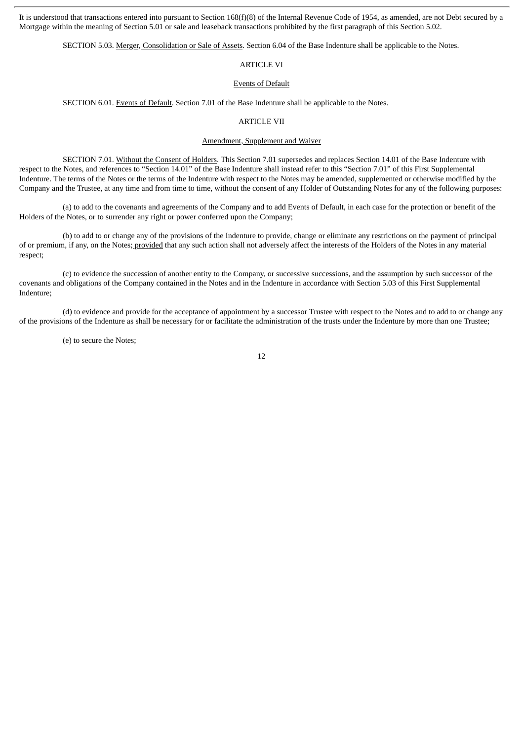It is understood that transactions entered into pursuant to Section 168(f)(8) of the Internal Revenue Code of 1954, as amended, are not Debt secured by a Mortgage within the meaning of Section 5.01 or sale and leaseback transactions prohibited by the first paragraph of this Section 5.02.

SECTION 5.03. Merger, Consolidation or Sale of Assets. Section 6.04 of the Base Indenture shall be applicable to the Notes.

ARTICLE VI

Events of Default

SECTION 6.01. Events of Default. Section 7.01 of the Base Indenture shall be applicable to the Notes.

ARTICLE VII

Amendment, Supplement and Waiver

SECTION 7.01. Without the Consent of Holders. This Section 7.01 supersedes and replaces Section 14.01 of the Base Indenture with respect to the Notes, and references to "Section 14.01" of the Base Indenture shall instead refer to this "Section 7.01" of this First Supplemental Indenture. The terms of the Notes or the terms of the Indenture with respect to the Notes may be amended, supplemented or otherwise modified by the Company and the Trustee, at any time and from time to time, without the consent of any Holder of Outstanding Notes for any of the following purposes:

(a) to add to the covenants and agreements of the Company and to add Events of Default, in each case for the protection or benefit of the Holders of the Notes, or to surrender any right or power conferred upon the Company;

(b) to add to or change any of the provisions of the Indenture to provide, change or eliminate any restrictions on the payment of principal of or premium, if any, on the Notes; provided that any such action shall not adversely affect the interests of the Holders of the Notes in any material respect;

(c) to evidence the succession of another entity to the Company, or successive successions, and the assumption by such successor of the covenants and obligations of the Company contained in the Notes and in the Indenture in accordance with Section 5.03 of this First Supplemental Indenture;

(d) to evidence and provide for the acceptance of appointment by a successor Trustee with respect to the Notes and to add to or change any of the provisions of the Indenture as shall be necessary for or facilitate the administration of the trusts under the Indenture by more than one Trustee;

(e) to secure the Notes;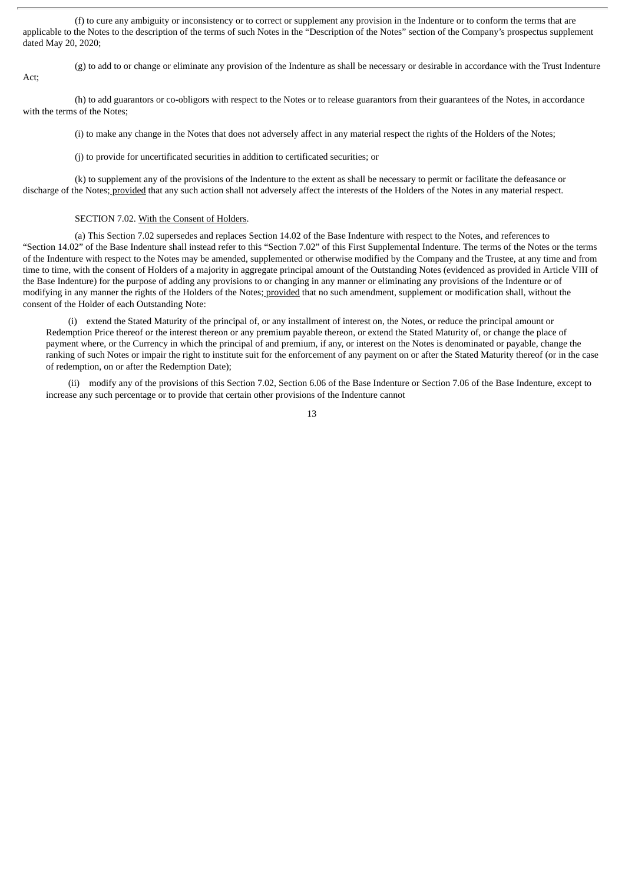(f) to cure any ambiguity or inconsistency or to correct or supplement any provision in the Indenture or to conform the terms that are applicable to the Notes to the description of the terms of such Notes in the "Description of the Notes" section of the Company's prospectus supplement dated May 20, 2020;

(g) to add to or change or eliminate any provision of the Indenture as shall be necessary or desirable in accordance with the Trust Indenture Act;

(h) to add guarantors or co-obligors with respect to the Notes or to release guarantors from their guarantees of the Notes, in accordance with the terms of the Notes;

(i) to make any change in the Notes that does not adversely affect in any material respect the rights of the Holders of the Notes;

(j) to provide for uncertificated securities in addition to certificated securities; or

(k) to supplement any of the provisions of the Indenture to the extent as shall be necessary to permit or facilitate the defeasance or discharge of the Notes; provided that any such action shall not adversely affect the interests of the Holders of the Notes in any material respect.

SECTION 7.02. With the Consent of Holders.

(a) This Section 7.02 supersedes and replaces Section 14.02 of the Base Indenture with respect to the Notes, and references to "Section 14.02" of the Base Indenture shall instead refer to this "Section 7.02" of this First Supplemental Indenture. The terms of the Notes or the terms of the Indenture with respect to the Notes may be amended, supplemented or otherwise modified by the Company and the Trustee, at any time and from time to time, with the consent of Holders of a majority in aggregate principal amount of the Outstanding Notes (evidenced as provided in Article VIII of the Base Indenture) for the purpose of adding any provisions to or changing in any manner or eliminating any provisions of the Indenture or of modifying in any manner the rights of the Holders of the Notes; provided that no such amendment, supplement or modification shall, without the consent of the Holder of each Outstanding Note:

(i) extend the Stated Maturity of the principal of, or any installment of interest on, the Notes, or reduce the principal amount or Redemption Price thereof or the interest thereon or any premium payable thereon, or extend the Stated Maturity of, or change the place of payment where, or the Currency in which the principal of and premium, if any, or interest on the Notes is denominated or payable, change the ranking of such Notes or impair the right to institute suit for the enforcement of any payment on or after the Stated Maturity thereof (or in the case of redemption, on or after the Redemption Date);

(ii) modify any of the provisions of this Section 7.02, Section 6.06 of the Base Indenture or Section 7.06 of the Base Indenture, except to increase any such percentage or to provide that certain other provisions of the Indenture cannot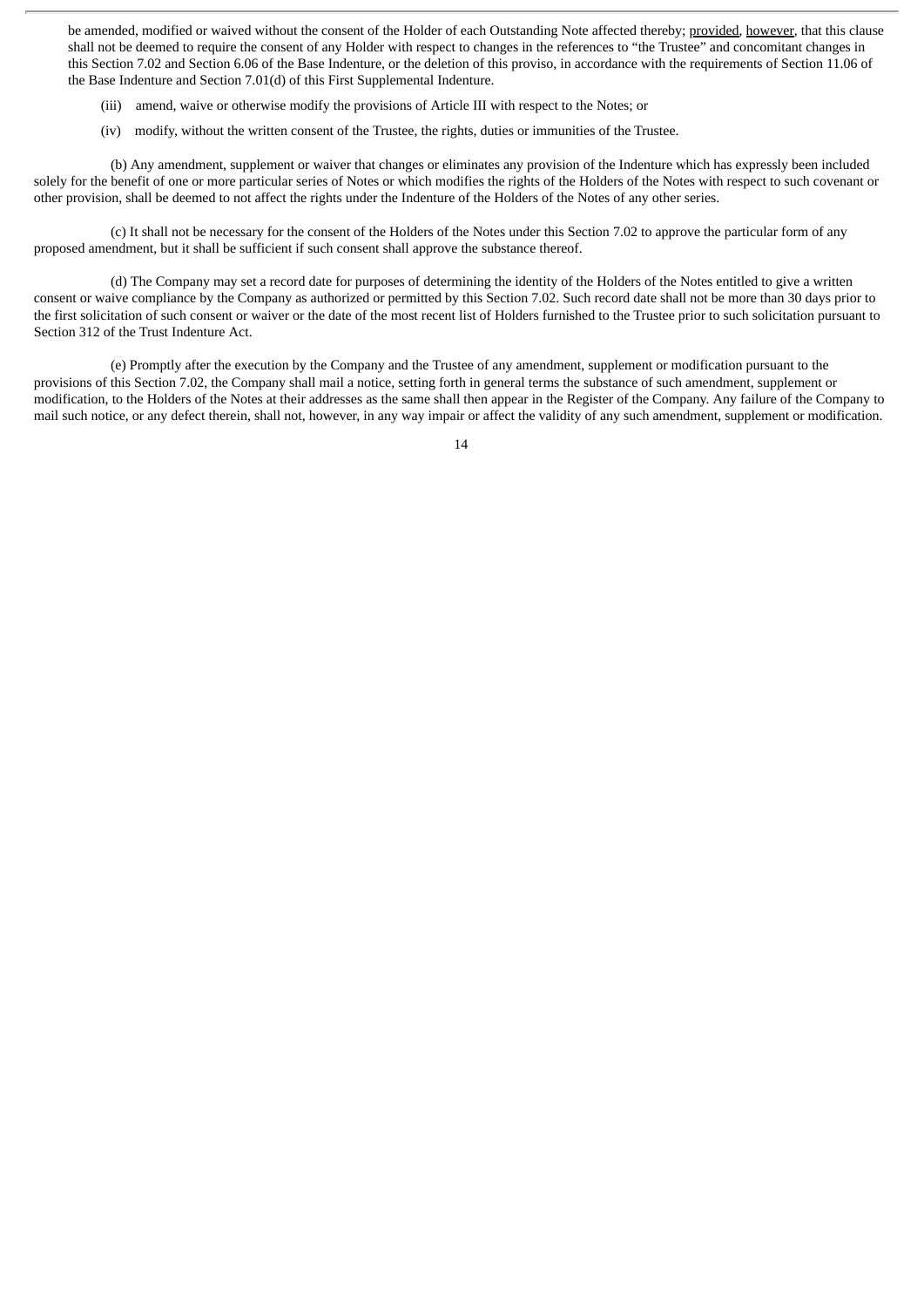be amended, modified or waived without the consent of the Holder of each Outstanding Note affected thereby; provided, however, that this clause shall not be deemed to require the consent of any Holder with respect to changes in the references to "the Trustee" and concomitant changes in this Section 7.02 and Section 6.06 of the Base Indenture, or the deletion of this proviso, in accordance with the requirements of Section 11.06 of the Base Indenture and Section 7.01(d) of this First Supplemental Indenture.

(iii) amend, waive or otherwise modify the provisions of Article III with respect to the Notes; or

(iv) modify, without the written consent of the Trustee, the rights, duties or immunities of the Trustee.

(b) Any amendment, supplement or waiver that changes or eliminates any provision of the Indenture which has expressly been included solely for the benefit of one or more particular series of Notes or which modifies the rights of the Holders of the Notes with respect to such covenant or other provision, shall be deemed to not affect the rights under the Indenture of the Holders of the Notes of any other series.

(c) It shall not be necessary for the consent of the Holders of the Notes under this Section 7.02 to approve the particular form of any proposed amendment, but it shall be sufficient if such consent shall approve the substance thereof.

(d) The Company may set a record date for purposes of determining the identity of the Holders of the Notes entitled to give a written consent or waive compliance by the Company as authorized or permitted by this Section 7.02. Such record date shall not be more than 30 days prior to the first solicitation of such consent or waiver or the date of the most recent list of Holders furnished to the Trustee prior to such solicitation pursuant to Section 312 of the Trust Indenture Act.

(e) Promptly after the execution by the Company and the Trustee of any amendment, supplement or modification pursuant to the provisions of this Section 7.02, the Company shall mail a notice, setting forth in general terms the substance of such amendment, supplement or modification, to the Holders of the Notes at their addresses as the same shall then appear in the Register of the Company. Any failure of the Company to mail such notice, or any defect therein, shall not, however, in any way impair or affect the validity of any such amendment, supplement or modification.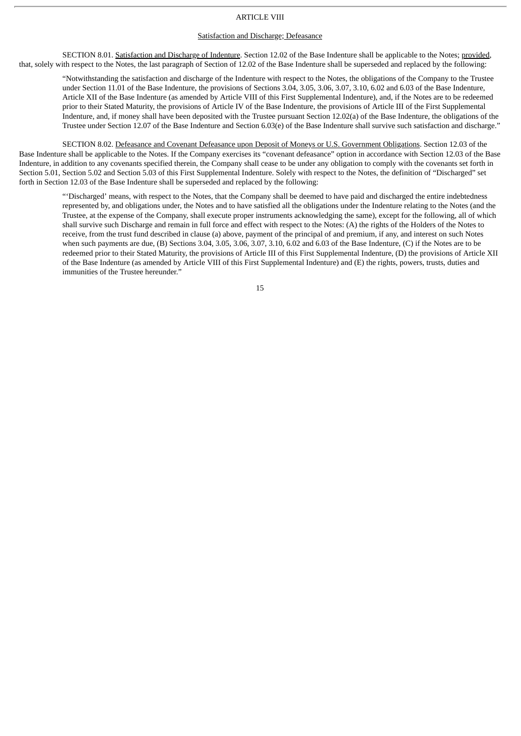# ARTICLE VIII

## Satisfaction and Discharge; Defeasance

SECTION 8.01. Satisfaction and Discharge of Indenture. Section 12.02 of the Base Indenture shall be applicable to the Notes; provided, that, solely with respect to the Notes, the last paragraph of Section of 12.02 of the Base Indenture shall be superseded and replaced by the following:

> "Notwithstanding the satisfaction and discharge of the Indenture with respect to the Notes, the obligations of the Company to the Trustee under Section 11.01 of the Base Indenture, the provisions of Sections 3.04, 3.05, 3.06, 3.07, 3.10, 6.02 and 6.03 of the Base Indenture, Article XII of the Base Indenture (as amended by Article VIII of this First Supplemental Indenture), and, if the Notes are to be redeemed prior to their Stated Maturity, the provisions of Article IV of the Base Indenture, the provisions of Article III of the First Supplemental Indenture, and, if money shall have been deposited with the Trustee pursuant Section 12.02(a) of the Base Indenture, the obligations of the Trustee under Section 12.07 of the Base Indenture and Section 6.03(e) of the Base Indenture shall survive such satisfaction and discharge."

SECTION 8.02. Defeasance and Covenant Defeasance upon Deposit of Moneys or U.S. Government Obligations. Section 12.03 of the Base Indenture shall be applicable to the Notes. If the Company exercises its "covenant defeasance" option in accordance with Section 12.03 of the Base Indenture, in addition to any covenants specified therein, the Company shall cease to be under any obligation to comply with the covenants set forth in Section 5.01, Section 5.02 and Section 5.03 of this First Supplemental Indenture. Solely with respect to the Notes, the definition of "Discharged" set forth in Section 12.03 of the Base Indenture shall be superseded and replaced by the following:

> "'Discharged' means, with respect to the Notes, that the Company shall be deemed to have paid and discharged the entire indebtedness represented by, and obligations under, the Notes and to have satisfied all the obligations under the Indenture relating to the Notes (and the Trustee, at the expense of the Company, shall execute proper instruments acknowledging the same), except for the following, all of which shall survive such Discharge and remain in full force and effect with respect to the Notes: (A) the rights of the Holders of the Notes to receive, from the trust fund described in clause (a) above, payment of the principal of and premium, if any, and interest on such Notes when such payments are due, (B) Sections 3.04, 3.05, 3.06, 3.07, 3.10, 6.02 and 6.03 of the Base Indenture, (C) if the Notes are to be redeemed prior to their Stated Maturity, the provisions of Article III of this First Supplemental Indenture, (D) the provisions of Article XII of the Base Indenture (as amended by Article VIII of this First Supplemental Indenture) and (E) the rights, powers, trusts, duties and immunities of the Trustee hereunder."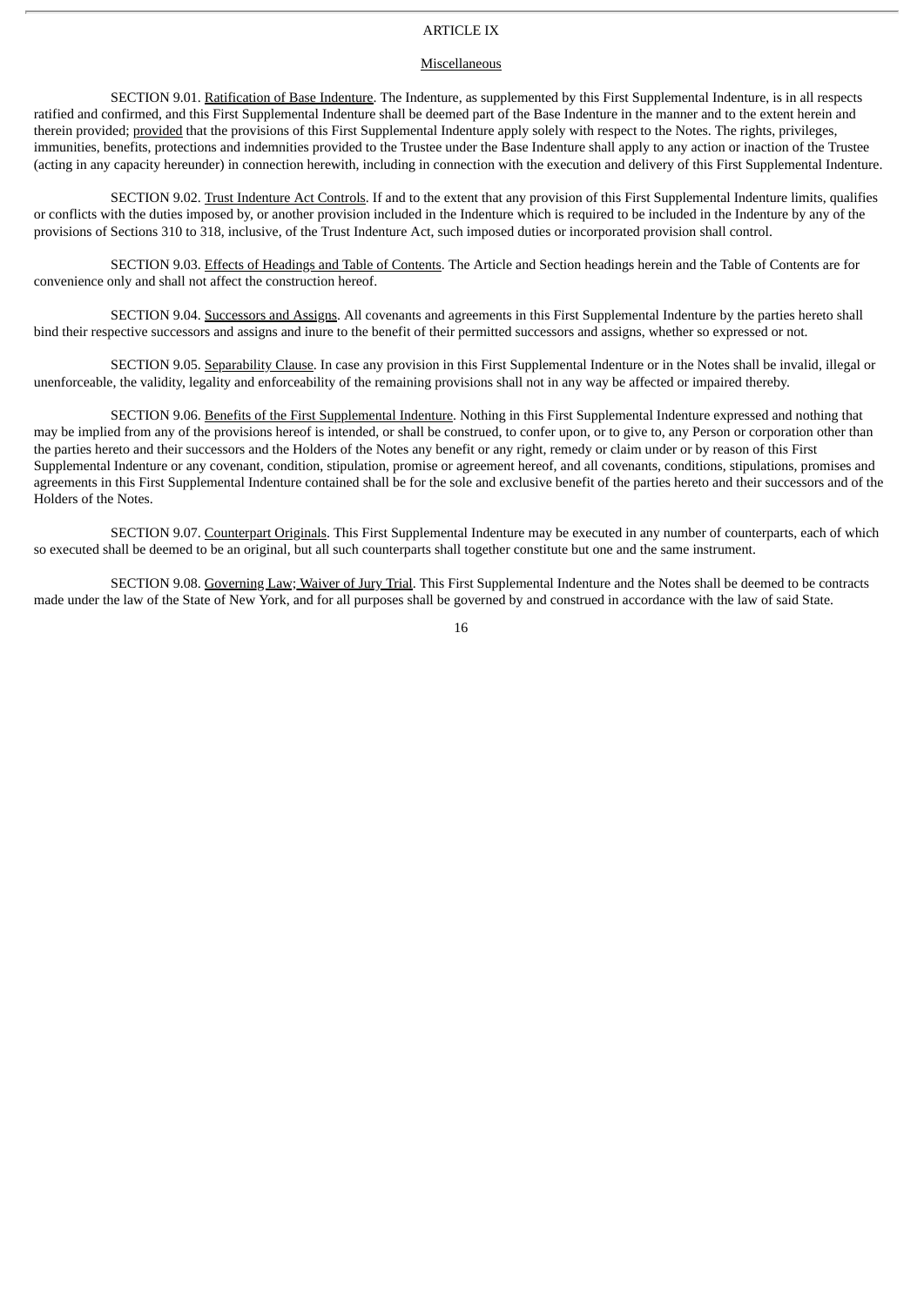# ARTICLE IX

## Miscellaneous

SECTION 9.01. Ratification of Base Indenture. The Indenture, as supplemented by this First Supplemental Indenture, is in all respects ratified and confirmed, and this First Supplemental Indenture shall be deemed part of the Base Indenture in the manner and to the extent herein and therein provided; provided that the provisions of this First Supplemental Indenture apply solely with respect to the Notes. The rights, privileges, immunities, benefits, protections and indemnities provided to the Trustee under the Base Indenture shall apply to any action or inaction of the Trustee (acting in any capacity hereunder) in connection herewith, including in connection with the execution and delivery of this First Supplemental Indenture.

SECTION 9.02. Trust Indenture Act Controls. If and to the extent that any provision of this First Supplemental Indenture limits, qualifies or conflicts with the duties imposed by, or another provision included in the Indenture which is required to be included in the Indenture by any of the provisions of Sections 310 to 318, inclusive, of the Trust Indenture Act, such imposed duties or incorporated provision shall control.

SECTION 9.03. Effects of Headings and Table of Contents. The Article and Section headings herein and the Table of Contents are for convenience only and shall not affect the construction hereof.

SECTION 9.04. Successors and Assigns. All covenants and agreements in this First Supplemental Indenture by the parties hereto shall bind their respective successors and assigns and inure to the benefit of their permitted successors and assigns, whether so expressed or not.

SECTION 9.05. Separability Clause. In case any provision in this First Supplemental Indenture or in the Notes shall be invalid, illegal or unenforceable, the validity, legality and enforceability of the remaining provisions shall not in any way be affected or impaired thereby.

SECTION 9.06. Benefits of the First Supplemental Indenture. Nothing in this First Supplemental Indenture expressed and nothing that may be implied from any of the provisions hereof is intended, or shall be construed, to confer upon, or to give to, any Person or corporation other than the parties hereto and their successors and the Holders of the Notes any benefit or any right, remedy or claim under or by reason of this First Supplemental Indenture or any covenant, condition, stipulation, promise or agreement hereof, and all covenants, conditions, stipulations, promises and agreements in this First Supplemental Indenture contained shall be for the sole and exclusive benefit of the parties hereto and their successors and of the Holders of the Notes.

SECTION 9.07. Counterpart Originals. This First Supplemental Indenture may be executed in any number of counterparts, each of which so executed shall be deemed to be an original, but all such counterparts shall together constitute but one and the same instrument.

SECTION 9.08. Governing Law; Waiver of Jury Trial. This First Supplemental Indenture and the Notes shall be deemed to be contracts made under the law of the State of New York, and for all purposes shall be governed by and construed in accordance with the law of said State.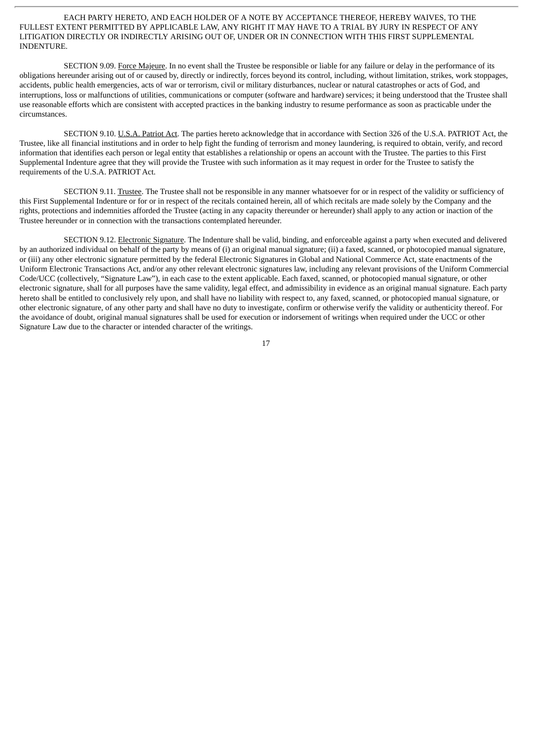EACH PARTY HERETO, AND EACH HOLDER OF A NOTE BY ACCEPTANCE THEREOF, HEREBY WAIVES, TO THE FULLEST EXTENT PERMITTED BY APPLICABLE LAW, ANY RIGHT IT MAY HAVE TO A TRIAL BY JURY IN RESPECT OF ANY LITIGATION DIRECTLY OR INDIRECTLY ARISING OUT OF, UNDER OR IN CONNECTION WITH THIS FIRST SUPPLEMENTAL INDENTURE.

SECTION 9.09. Force Majeure. In no event shall the Trustee be responsible or liable for any failure or delay in the performance of its obligations hereunder arising out of or caused by, directly or indirectly, forces beyond its control, including, without limitation, strikes, work stoppages, accidents, public health emergencies, acts of war or terrorism, civil or military disturbances, nuclear or natural catastrophes or acts of God, and interruptions, loss or malfunctions of utilities, communications or computer (software and hardware) services; it being understood that the Trustee shall use reasonable efforts which are consistent with accepted practices in the banking industry to resume performance as soon as practicable under the circumstances.

SECTION 9.10. U.S.A. Patriot Act. The parties hereto acknowledge that in accordance with Section 326 of the U.S.A. PATRIOT Act, the Trustee, like all financial institutions and in order to help fight the funding of terrorism and money laundering, is required to obtain, verify, and record information that identifies each person or legal entity that establishes a relationship or opens an account with the Trustee. The parties to this First Supplemental Indenture agree that they will provide the Trustee with such information as it may request in order for the Trustee to satisfy the requirements of the U.S.A. PATRIOT Act.

SECTION 9.11. Trustee. The Trustee shall not be responsible in any manner whatsoever for or in respect of the validity or sufficiency of this First Supplemental Indenture or for or in respect of the recitals contained herein, all of which recitals are made solely by the Company and the rights, protections and indemnities afforded the Trustee (acting in any capacity thereunder or hereunder) shall apply to any action or inaction of the Trustee hereunder or in connection with the transactions contemplated hereunder.

SECTION 9.12. Electronic Signature. The Indenture shall be valid, binding, and enforceable against a party when executed and delivered by an authorized individual on behalf of the party by means of (i) an original manual signature; (ii) a faxed, scanned, or photocopied manual signature, or (iii) any other electronic signature permitted by the federal Electronic Signatures in Global and National Commerce Act, state enactments of the Uniform Electronic Transactions Act, and/or any other relevant electronic signatures law, including any relevant provisions of the Uniform Commercial Code/UCC (collectively, "Signature Law"), in each case to the extent applicable. Each faxed, scanned, or photocopied manual signature, or other electronic signature, shall for all purposes have the same validity, legal effect, and admissibility in evidence as an original manual signature. Each party hereto shall be entitled to conclusively rely upon, and shall have no liability with respect to, any faxed, scanned, or photocopied manual signature, or other electronic signature, of any other party and shall have no duty to investigate, confirm or otherwise verify the validity or authenticity thereof. For the avoidance of doubt, original manual signatures shall be used for execution or indorsement of writings when required under the UCC or other Signature Law due to the character or intended character of the writings.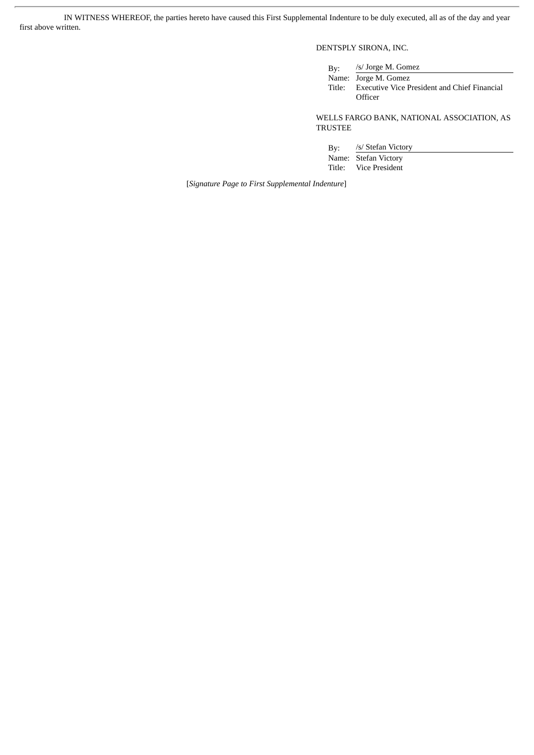IN WITNESS WHEREOF, the parties hereto have caused this First Supplemental Indenture to be duly executed, all as of the day and year first above written.

DENTSPLY SIRONA, INC.

By: /s/ Jorge M. Gomez
Name: Jorge M. Gomez
Title: Executive Vice President and Chief Financial Officer

WELLS FARGO BANK, NATIONAL ASSOCIATION, AS TRUSTEE

By: /s/ Stefan Victory
Name: Stefan Victory
Title: Vice President

[*Signature Page to First Supplemental Indenture*]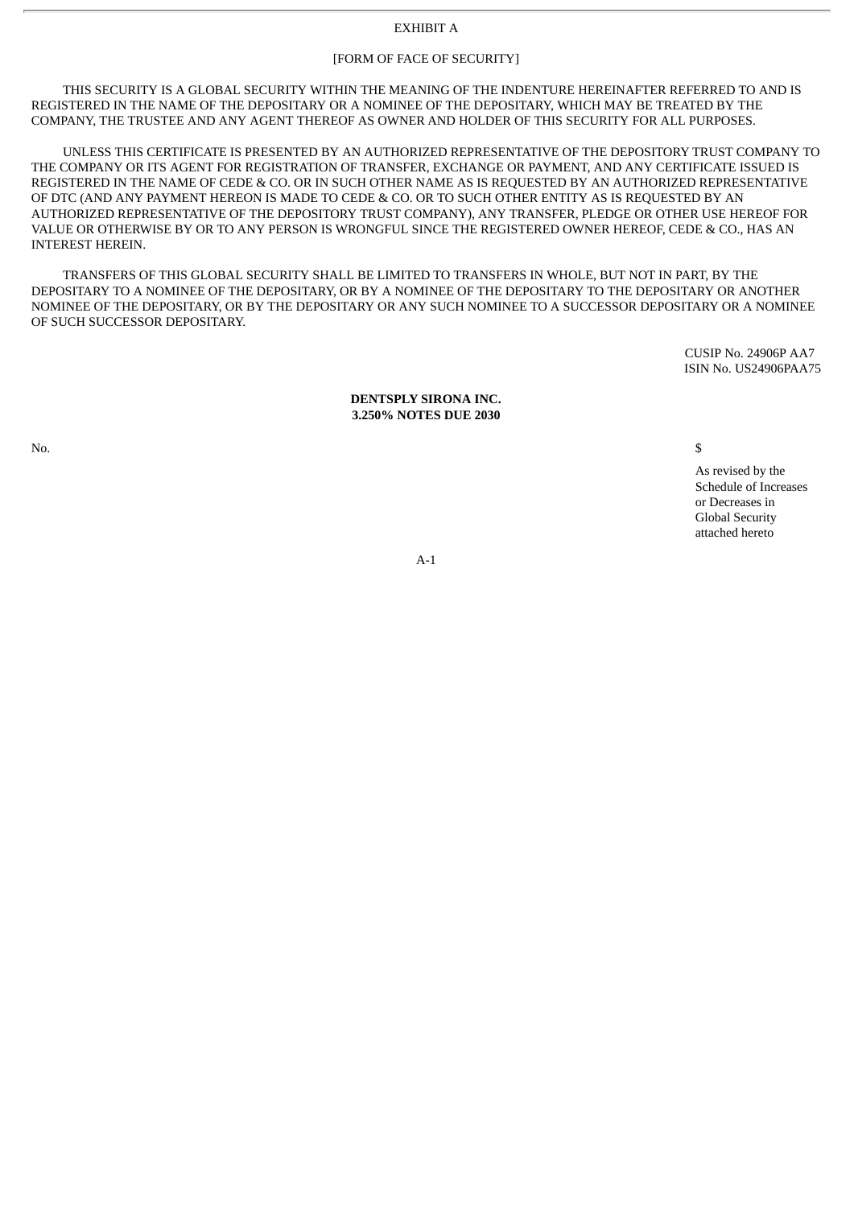EXHIBIT A

[FORM OF FACE OF SECURITY]

THIS SECURITY IS A GLOBAL SECURITY WITHIN THE MEANING OF THE INDENTURE HEREINAFTER REFERRED TO AND IS REGISTERED IN THE NAME OF THE DEPOSITARY OR A NOMINEE OF THE DEPOSITARY, WHICH MAY BE TREATED BY THE COMPANY, THE TRUSTEE AND ANY AGENT THEREOF AS OWNER AND HOLDER OF THIS SECURITY FOR ALL PURPOSES.

UNLESS THIS CERTIFICATE IS PRESENTED BY AN AUTHORIZED REPRESENTATIVE OF THE DEPOSITORY TRUST COMPANY TO THE COMPANY OR ITS AGENT FOR REGISTRATION OF TRANSFER, EXCHANGE OR PAYMENT, AND ANY CERTIFICATE ISSUED IS REGISTERED IN THE NAME OF CEDE & CO. OR IN SUCH OTHER NAME AS IS REQUESTED BY AN AUTHORIZED REPRESENTATIVE OF DTC (AND ANY PAYMENT HEREON IS MADE TO CEDE & CO. OR TO SUCH OTHER ENTITY AS IS REQUESTED BY AN AUTHORIZED REPRESENTATIVE OF THE DEPOSITORY TRUST COMPANY), ANY TRANSFER, PLEDGE OR OTHER USE HEREOF FOR VALUE OR OTHERWISE BY OR TO ANY PERSON IS WRONGFUL SINCE THE REGISTERED OWNER HEREOF, CEDE & CO., HAS AN INTEREST HEREIN.

TRANSFERS OF THIS GLOBAL SECURITY SHALL BE LIMITED TO TRANSFERS IN WHOLE, BUT NOT IN PART, BY THE DEPOSITARY TO A NOMINEE OF THE DEPOSITARY, OR BY A NOMINEE OF THE DEPOSITARY TO THE DEPOSITARY OR ANOTHER NOMINEE OF THE DEPOSITARY, OR BY THE DEPOSITARY OR ANY SUCH NOMINEE TO A SUCCESSOR DEPOSITARY OR A NOMINEE OF SUCH SUCCESSOR DEPOSITARY.

CUSIP No. 24906P AA7
ISIN No. US24906PAA75

**DENTSPLY SIRONA INC.**
**3.250% NOTES DUE 2030**

No.

$

As revised by the Schedule of Increases or Decreases in Global Security attached hereto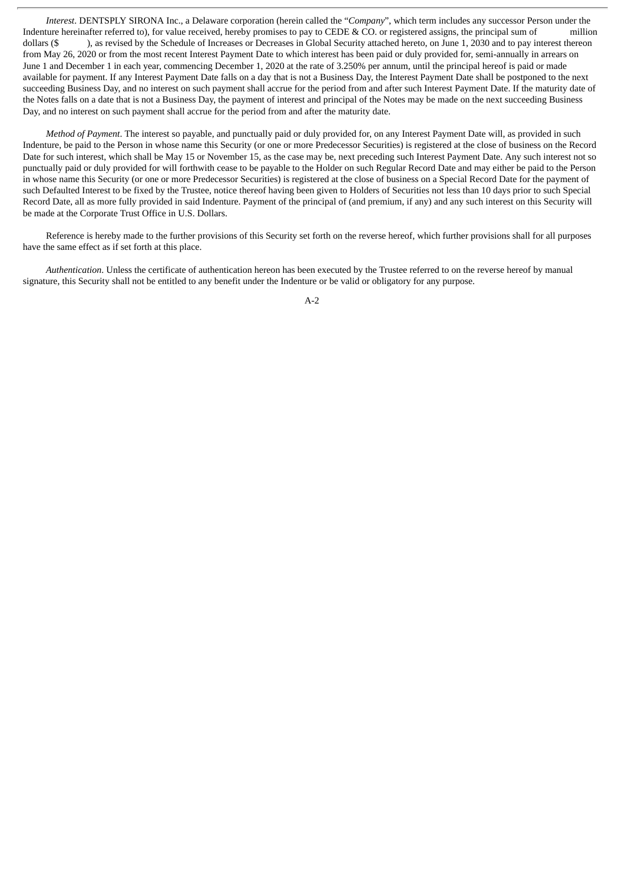*Interest*. DENTSPLY SIRONA Inc., a Delaware corporation (herein called the "*Company*", which term includes any successor Person under the Indenture hereinafter referred to), for value received, hereby promises to pay to CEDE & CO. or registered assigns, the principal sum of            million dollars ($          ), as revised by the Schedule of Increases or Decreases in Global Security attached hereto, on June 1, 2030 and to pay interest thereon from May 26, 2020 or from the most recent Interest Payment Date to which interest has been paid or duly provided for, semi-annually in arrears on June 1 and December 1 in each year, commencing December 1, 2020 at the rate of 3.250% per annum, until the principal hereof is paid or made available for payment. If any Interest Payment Date falls on a day that is not a Business Day, the Interest Payment Date shall be postponed to the next succeeding Business Day, and no interest on such payment shall accrue for the period from and after such Interest Payment Date. If the maturity date of the Notes falls on a date that is not a Business Day, the payment of interest and principal of the Notes may be made on the next succeeding Business Day, and no interest on such payment shall accrue for the period from and after the maturity date.

*Method of Payment*. The interest so payable, and punctually paid or duly provided for, on any Interest Payment Date will, as provided in such Indenture, be paid to the Person in whose name this Security (or one or more Predecessor Securities) is registered at the close of business on the Record Date for such interest, which shall be May 15 or November 15, as the case may be, next preceding such Interest Payment Date. Any such interest not so punctually paid or duly provided for will forthwith cease to be payable to the Holder on such Regular Record Date and may either be paid to the Person in whose name this Security (or one or more Predecessor Securities) is registered at the close of business on a Special Record Date for the payment of such Defaulted Interest to be fixed by the Trustee, notice thereof having been given to Holders of Securities not less than 10 days prior to such Special Record Date, all as more fully provided in said Indenture. Payment of the principal of (and premium, if any) and any such interest on this Security will be made at the Corporate Trust Office in U.S. Dollars.

Reference is hereby made to the further provisions of this Security set forth on the reverse hereof, which further provisions shall for all purposes have the same effect as if set forth at this place.

*Authentication*. Unless the certificate of authentication hereon has been executed by the Trustee referred to on the reverse hereof by manual signature, this Security shall not be entitled to any benefit under the Indenture or be valid or obligatory for any purpose.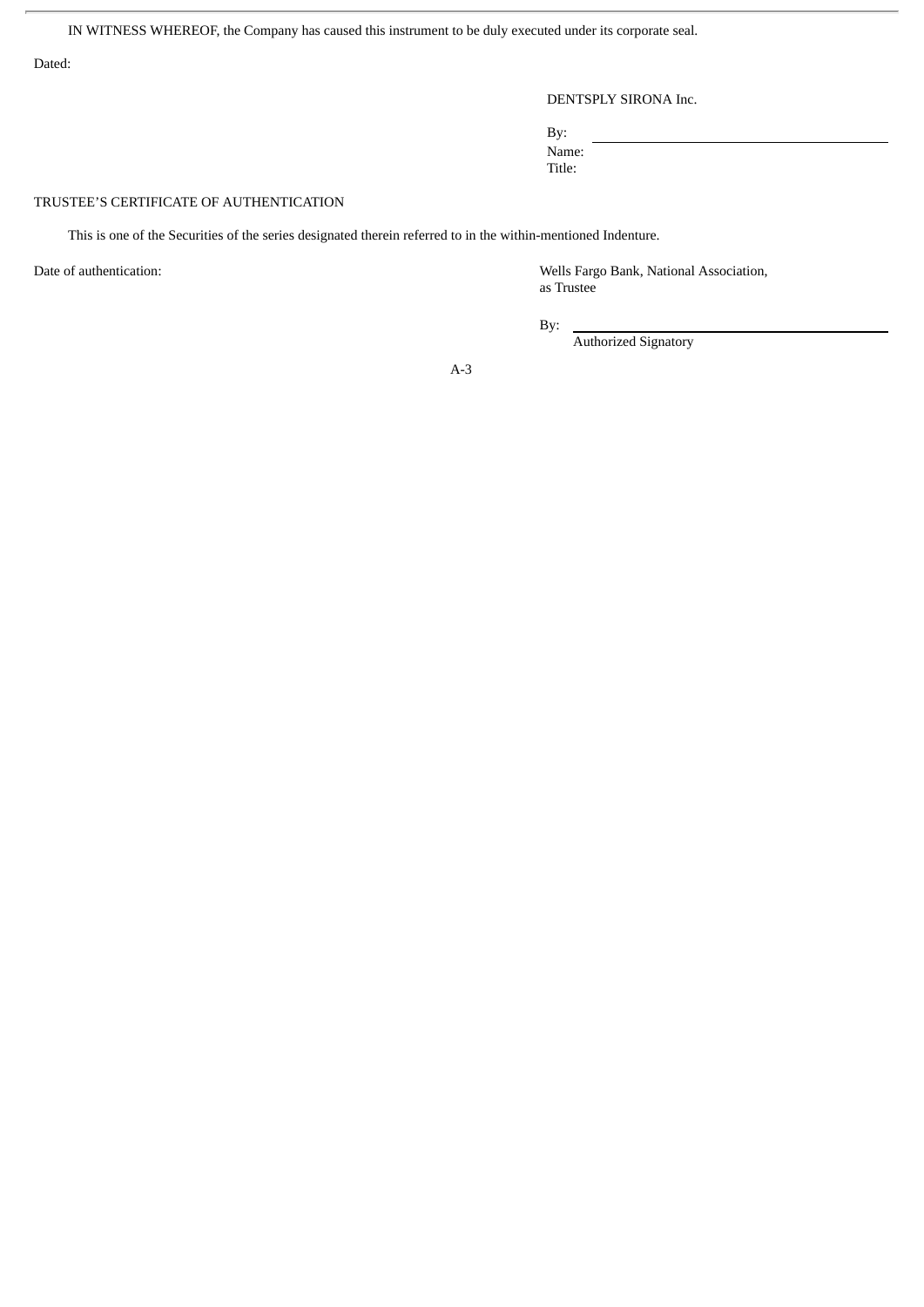IN WITNESS WHEREOF, the Company has caused this instrument to be duly executed under its corporate seal.

Dated:

DENTSPLY SIRONA Inc.

By: \_\_\_\_\_\_\_\_\_\_\_\_\_\_\_\_\_\_\_\_\_\_\_\_\_\_\_\_\_\_\_\_\_\_\_\_
Name:
Title:

TRUSTEE'S CERTIFICATE OF AUTHENTICATION

This is one of the Securities of the series designated therein referred to in the within-mentioned Indenture.

Date of authentication:

Wells Fargo Bank, National Association,
as Trustee

By: \_\_\_\_\_\_\_\_\_\_\_\_\_\_\_\_\_\_\_\_\_\_\_\_\_\_\_\_\_\_\_\_\_\_\_\_
Authorized Signatory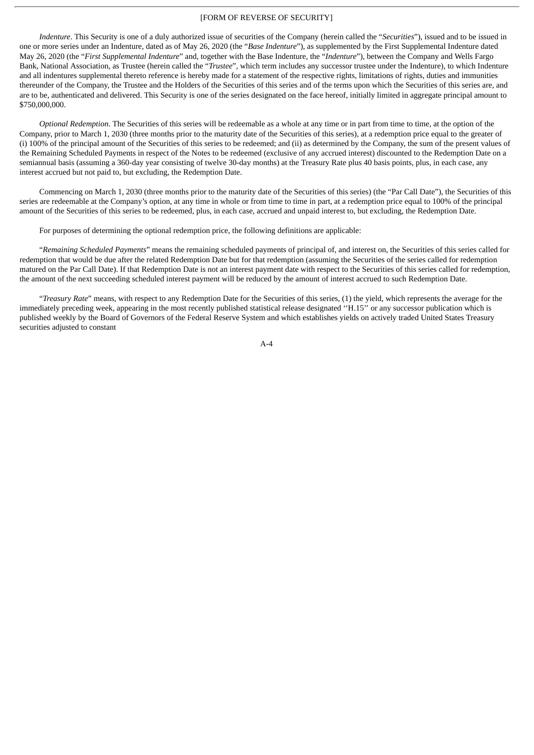[FORM OF REVERSE OF SECURITY]

*Indenture*. This Security is one of a duly authorized issue of securities of the Company (herein called the "*Securities*"), issued and to be issued in one or more series under an Indenture, dated as of May 26, 2020 (the "*Base Indenture*"), as supplemented by the First Supplemental Indenture dated May 26, 2020 (the "*First Supplemental Indenture*" and, together with the Base Indenture, the "*Indenture*"), between the Company and Wells Fargo Bank, National Association, as Trustee (herein called the "*Trustee*", which term includes any successor trustee under the Indenture), to which Indenture and all indentures supplemental thereto reference is hereby made for a statement of the respective rights, limitations of rights, duties and immunities thereunder of the Company, the Trustee and the Holders of the Securities of this series and of the terms upon which the Securities of this series are, and are to be, authenticated and delivered. This Security is one of the series designated on the face hereof, initially limited in aggregate principal amount to $750,000,000.

*Optional Redemption*. The Securities of this series will be redeemable as a whole at any time or in part from time to time, at the option of the Company, prior to March 1, 2030 (three months prior to the maturity date of the Securities of this series), at a redemption price equal to the greater of (i) 100% of the principal amount of the Securities of this series to be redeemed; and (ii) as determined by the Company, the sum of the present values of the Remaining Scheduled Payments in respect of the Notes to be redeemed (exclusive of any accrued interest) discounted to the Redemption Date on a semiannual basis (assuming a 360-day year consisting of twelve 30-day months) at the Treasury Rate plus 40 basis points, plus, in each case, any interest accrued but not paid to, but excluding, the Redemption Date.

Commencing on March 1, 2030 (three months prior to the maturity date of the Securities of this series) (the "Par Call Date"), the Securities of this series are redeemable at the Company's option, at any time in whole or from time to time in part, at a redemption price equal to 100% of the principal amount of the Securities of this series to be redeemed, plus, in each case, accrued and unpaid interest to, but excluding, the Redemption Date.

For purposes of determining the optional redemption price, the following definitions are applicable:

"*Remaining Scheduled Payments*" means the remaining scheduled payments of principal of, and interest on, the Securities of this series called for redemption that would be due after the related Redemption Date but for that redemption (assuming the Securities of the series called for redemption matured on the Par Call Date). If that Redemption Date is not an interest payment date with respect to the Securities of this series called for redemption, the amount of the next succeeding scheduled interest payment will be reduced by the amount of interest accrued to such Redemption Date.

"*Treasury Rate*" means, with respect to any Redemption Date for the Securities of this series, (1) the yield, which represents the average for the immediately preceding week, appearing in the most recently published statistical release designated "H.15" or any successor publication which is published weekly by the Board of Governors of the Federal Reserve System and which establishes yields on actively traded United States Treasury securities adjusted to constant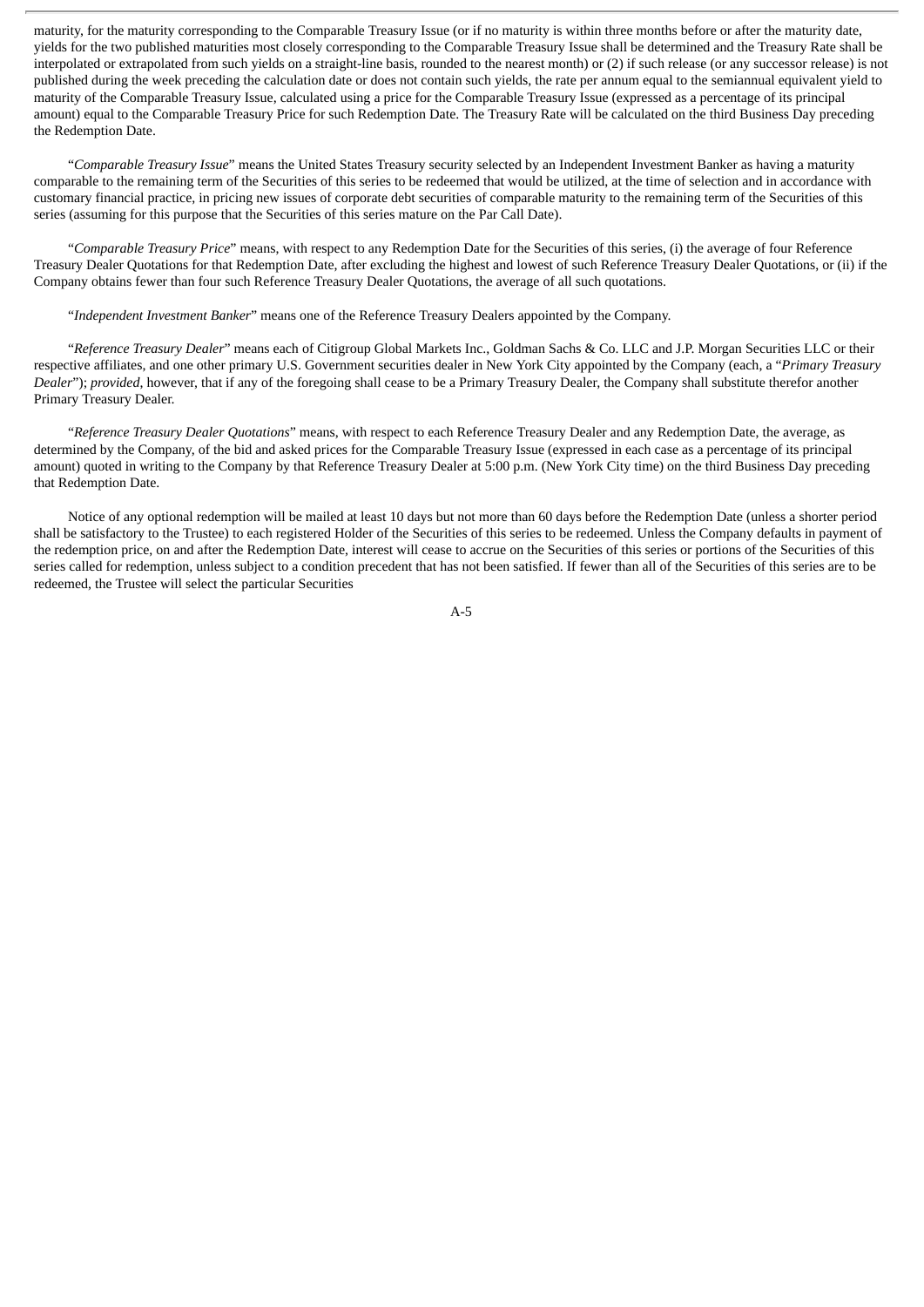maturity, for the maturity corresponding to the Comparable Treasury Issue (or if no maturity is within three months before or after the maturity date, yields for the two published maturities most closely corresponding to the Comparable Treasury Issue shall be determined and the Treasury Rate shall be interpolated or extrapolated from such yields on a straight-line basis, rounded to the nearest month) or (2) if such release (or any successor release) is not published during the week preceding the calculation date or does not contain such yields, the rate per annum equal to the semiannual equivalent yield to maturity of the Comparable Treasury Issue, calculated using a price for the Comparable Treasury Issue (expressed as a percentage of its principal amount) equal to the Comparable Treasury Price for such Redemption Date. The Treasury Rate will be calculated on the third Business Day preceding the Redemption Date.

"*Comparable Treasury Issue*" means the United States Treasury security selected by an Independent Investment Banker as having a maturity comparable to the remaining term of the Securities of this series to be redeemed that would be utilized, at the time of selection and in accordance with customary financial practice, in pricing new issues of corporate debt securities of comparable maturity to the remaining term of the Securities of this series (assuming for this purpose that the Securities of this series mature on the Par Call Date).

"*Comparable Treasury Price*" means, with respect to any Redemption Date for the Securities of this series, (i) the average of four Reference Treasury Dealer Quotations for that Redemption Date, after excluding the highest and lowest of such Reference Treasury Dealer Quotations, or (ii) if the Company obtains fewer than four such Reference Treasury Dealer Quotations, the average of all such quotations.

"*Independent Investment Banker*" means one of the Reference Treasury Dealers appointed by the Company.

"*Reference Treasury Dealer*" means each of Citigroup Global Markets Inc., Goldman Sachs & Co. LLC and J.P. Morgan Securities LLC or their respective affiliates, and one other primary U.S. Government securities dealer in New York City appointed by the Company (each, a "*Primary Treasury Dealer*"); *provided*, however, that if any of the foregoing shall cease to be a Primary Treasury Dealer, the Company shall substitute therefor another Primary Treasury Dealer.

"*Reference Treasury Dealer Quotations*" means, with respect to each Reference Treasury Dealer and any Redemption Date, the average, as determined by the Company, of the bid and asked prices for the Comparable Treasury Issue (expressed in each case as a percentage of its principal amount) quoted in writing to the Company by that Reference Treasury Dealer at 5:00 p.m. (New York City time) on the third Business Day preceding that Redemption Date.

Notice of any optional redemption will be mailed at least 10 days but not more than 60 days before the Redemption Date (unless a shorter period shall be satisfactory to the Trustee) to each registered Holder of the Securities of this series to be redeemed. Unless the Company defaults in payment of the redemption price, on and after the Redemption Date, interest will cease to accrue on the Securities of this series or portions of the Securities of this series called for redemption, unless subject to a condition precedent that has not been satisfied. If fewer than all of the Securities of this series are to be redeemed, the Trustee will select the particular Securities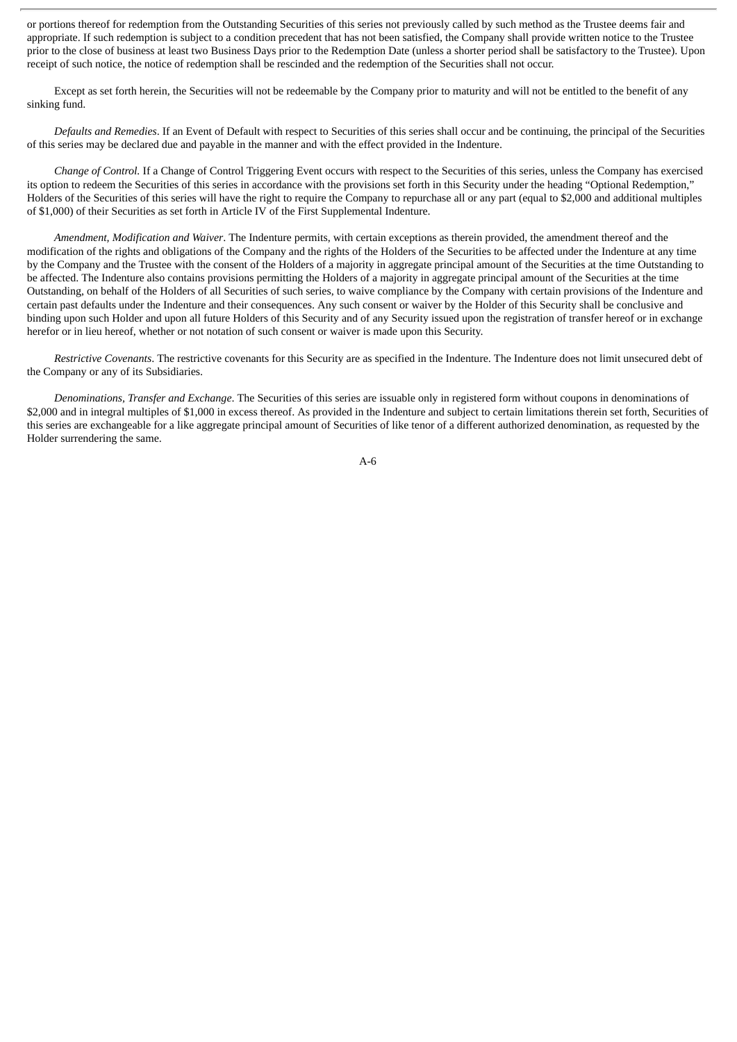or portions thereof for redemption from the Outstanding Securities of this series not previously called by such method as the Trustee deems fair and appropriate. If such redemption is subject to a condition precedent that has not been satisfied, the Company shall provide written notice to the Trustee prior to the close of business at least two Business Days prior to the Redemption Date (unless a shorter period shall be satisfactory to the Trustee). Upon receipt of such notice, the notice of redemption shall be rescinded and the redemption of the Securities shall not occur.

Except as set forth herein, the Securities will not be redeemable by the Company prior to maturity and will not be entitled to the benefit of any sinking fund.

*Defaults and Remedies*. If an Event of Default with respect to Securities of this series shall occur and be continuing, the principal of the Securities of this series may be declared due and payable in the manner and with the effect provided in the Indenture.

*Change of Control.* If a Change of Control Triggering Event occurs with respect to the Securities of this series, unless the Company has exercised its option to redeem the Securities of this series in accordance with the provisions set forth in this Security under the heading "Optional Redemption," Holders of the Securities of this series will have the right to require the Company to repurchase all or any part (equal to $2,000 and additional multiples of $1,000) of their Securities as set forth in Article IV of the First Supplemental Indenture.

*Amendment, Modification and Waiver*. The Indenture permits, with certain exceptions as therein provided, the amendment thereof and the modification of the rights and obligations of the Company and the rights of the Holders of the Securities to be affected under the Indenture at any time by the Company and the Trustee with the consent of the Holders of a majority in aggregate principal amount of the Securities at the time Outstanding to be affected. The Indenture also contains provisions permitting the Holders of a majority in aggregate principal amount of the Securities at the time Outstanding, on behalf of the Holders of all Securities of such series, to waive compliance by the Company with certain provisions of the Indenture and certain past defaults under the Indenture and their consequences. Any such consent or waiver by the Holder of this Security shall be conclusive and binding upon such Holder and upon all future Holders of this Security and of any Security issued upon the registration of transfer hereof or in exchange herefor or in lieu hereof, whether or not notation of such consent or waiver is made upon this Security.

*Restrictive Covenants*. The restrictive covenants for this Security are as specified in the Indenture. The Indenture does not limit unsecured debt of the Company or any of its Subsidiaries.

*Denominations, Transfer and Exchange*. The Securities of this series are issuable only in registered form without coupons in denominations of $2,000 and in integral multiples of $1,000 in excess thereof. As provided in the Indenture and subject to certain limitations therein set forth, Securities of this series are exchangeable for a like aggregate principal amount of Securities of like tenor of a different authorized denomination, as requested by the Holder surrendering the same.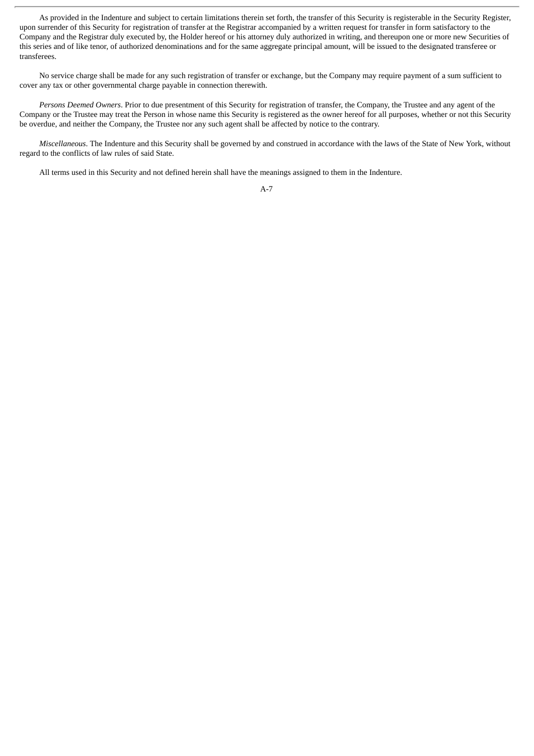As provided in the Indenture and subject to certain limitations therein set forth, the transfer of this Security is registerable in the Security Register, upon surrender of this Security for registration of transfer at the Registrar accompanied by a written request for transfer in form satisfactory to the Company and the Registrar duly executed by, the Holder hereof or his attorney duly authorized in writing, and thereupon one or more new Securities of this series and of like tenor, of authorized denominations and for the same aggregate principal amount, will be issued to the designated transferee or transferees.

No service charge shall be made for any such registration of transfer or exchange, but the Company may require payment of a sum sufficient to cover any tax or other governmental charge payable in connection therewith.

*Persons Deemed Owners*. Prior to due presentment of this Security for registration of transfer, the Company, the Trustee and any agent of the Company or the Trustee may treat the Person in whose name this Security is registered as the owner hereof for all purposes, whether or not this Security be overdue, and neither the Company, the Trustee nor any such agent shall be affected by notice to the contrary.

*Miscellaneous*. The Indenture and this Security shall be governed by and construed in accordance with the laws of the State of New York, without regard to the conflicts of law rules of said State.

All terms used in this Security and not defined herein shall have the meanings assigned to them in the Indenture.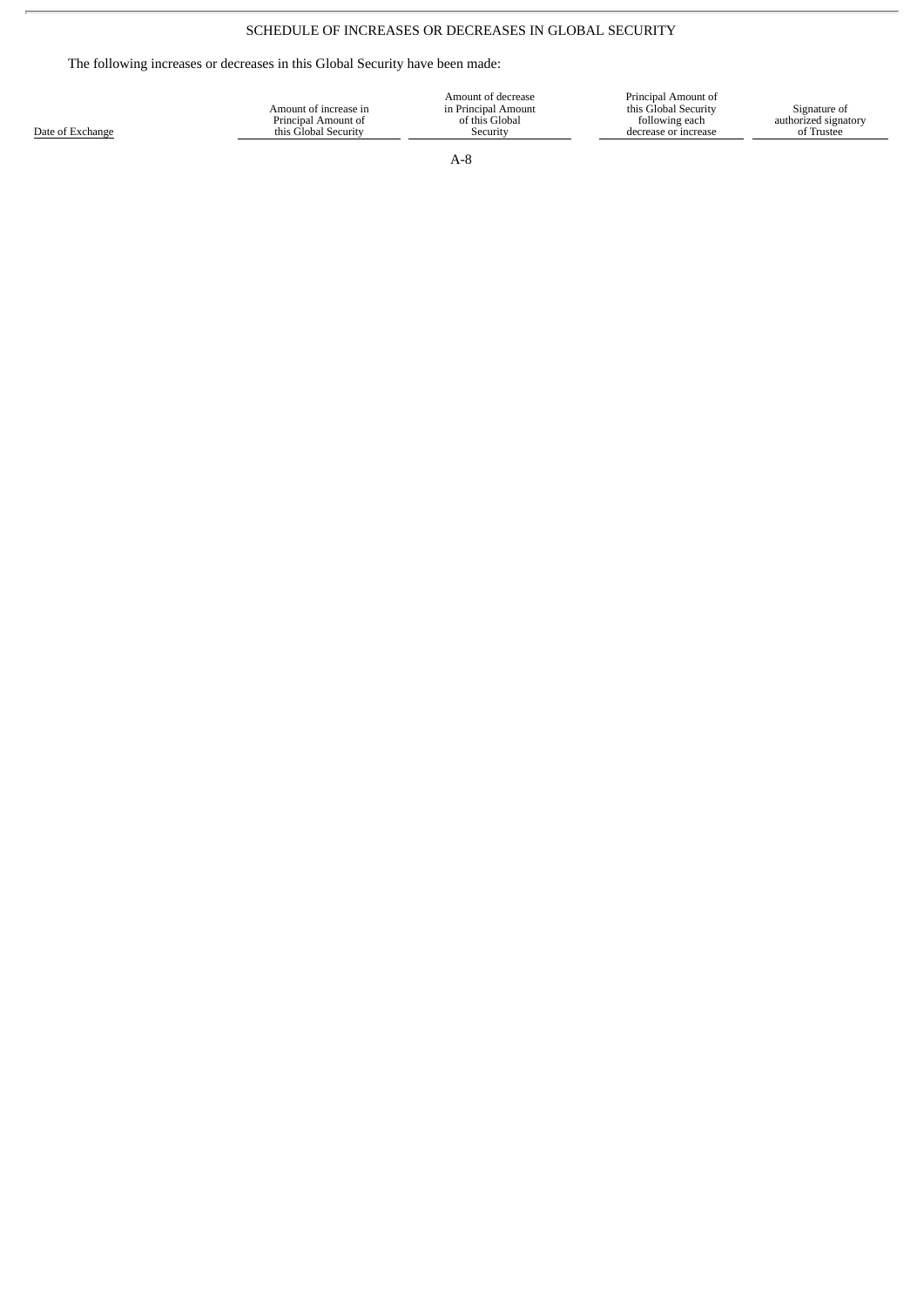SCHEDULE OF INCREASES OR DECREASES IN GLOBAL SECURITY

The following increases or decreases in this Global Security have been made:

| Date of Exchange | Amount of increase in Principal Amount of this Global Security | Amount of decrease in Principal Amount of this Global Security | Principal Amount of this Global Security following each decrease or increase | Signature of authorized signatory of Trustee |
| --- | --- | --- | --- | --- |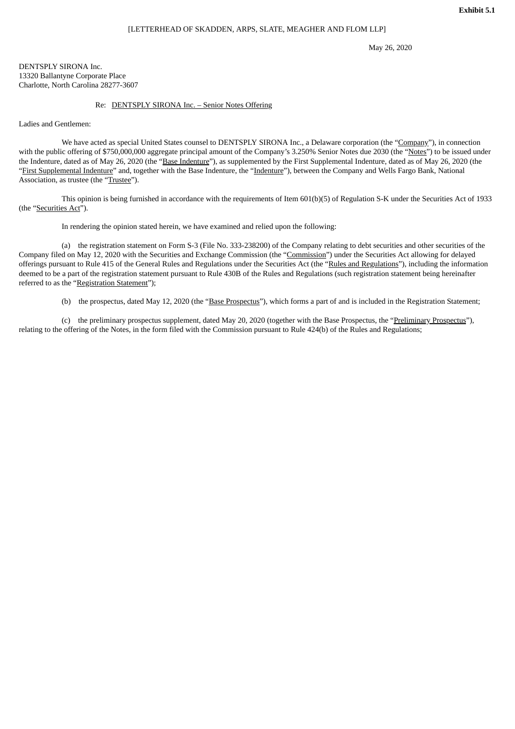**Exhibit 5.1**

[LETTERHEAD OF SKADDEN, ARPS, SLATE, MEAGHER AND FLOM LLP]

May 26, 2020

DENTSPLY SIRONA Inc.
13320 Ballantyne Corporate Place
Charlotte, North Carolina 28277-3607

Re: DENTSPLY SIRONA Inc. – Senior Notes Offering

Ladies and Gentlemen:

We have acted as special United States counsel to DENTSPLY SIRONA Inc., a Delaware corporation (the "Company"), in connection with the public offering of $750,000,000 aggregate principal amount of the Company's 3.250% Senior Notes due 2030 (the "Notes") to be issued under the Indenture, dated as of May 26, 2020 (the "Base Indenture"), as supplemented by the First Supplemental Indenture, dated as of May 26, 2020 (the "First Supplemental Indenture" and, together with the Base Indenture, the "Indenture"), between the Company and Wells Fargo Bank, National Association, as trustee (the "Trustee").

This opinion is being furnished in accordance with the requirements of Item 601(b)(5) of Regulation S-K under the Securities Act of 1933 (the "Securities Act").

In rendering the opinion stated herein, we have examined and relied upon the following:

(a) the registration statement on Form S-3 (File No. 333-238200) of the Company relating to debt securities and other securities of the Company filed on May 12, 2020 with the Securities and Exchange Commission (the "Commission") under the Securities Act allowing for delayed offerings pursuant to Rule 415 of the General Rules and Regulations under the Securities Act (the "Rules and Regulations"), including the information deemed to be a part of the registration statement pursuant to Rule 430B of the Rules and Regulations (such registration statement being hereinafter referred to as the "Registration Statement");

(b) the prospectus, dated May 12, 2020 (the "Base Prospectus"), which forms a part of and is included in the Registration Statement;

(c) the preliminary prospectus supplement, dated May 20, 2020 (together with the Base Prospectus, the "Preliminary Prospectus"), relating to the offering of the Notes, in the form filed with the Commission pursuant to Rule 424(b) of the Rules and Regulations;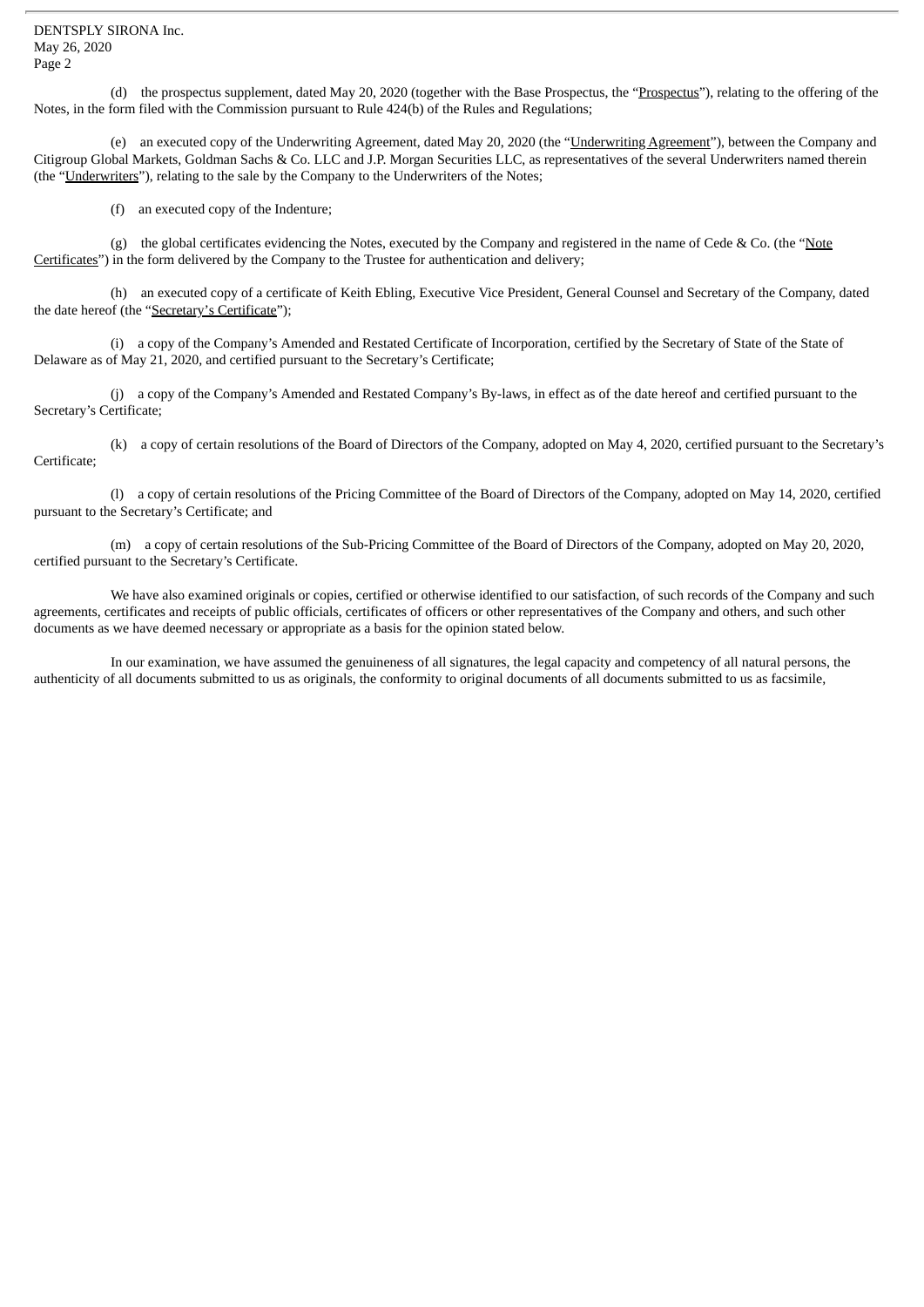(d) the prospectus supplement, dated May 20, 2020 (together with the Base Prospectus, the "Prospectus"), relating to the offering of the Notes, in the form filed with the Commission pursuant to Rule 424(b) of the Rules and Regulations;

(e) an executed copy of the Underwriting Agreement, dated May 20, 2020 (the "Underwriting Agreement"), between the Company and Citigroup Global Markets, Goldman Sachs & Co. LLC and J.P. Morgan Securities LLC, as representatives of the several Underwriters named therein (the "Underwriters"), relating to the sale by the Company to the Underwriters of the Notes;

(f) an executed copy of the Indenture;

(g) the global certificates evidencing the Notes, executed by the Company and registered in the name of Cede & Co. (the "Note Certificates") in the form delivered by the Company to the Trustee for authentication and delivery;

(h) an executed copy of a certificate of Keith Ebling, Executive Vice President, General Counsel and Secretary of the Company, dated the date hereof (the "Secretary's Certificate");

(i) a copy of the Company's Amended and Restated Certificate of Incorporation, certified by the Secretary of State of the State of Delaware as of May 21, 2020, and certified pursuant to the Secretary's Certificate;

(j) a copy of the Company's Amended and Restated Company's By-laws, in effect as of the date hereof and certified pursuant to the Secretary's Certificate;

(k) a copy of certain resolutions of the Board of Directors of the Company, adopted on May 4, 2020, certified pursuant to the Secretary's Certificate;

(l) a copy of certain resolutions of the Pricing Committee of the Board of Directors of the Company, adopted on May 14, 2020, certified pursuant to the Secretary's Certificate; and

(m) a copy of certain resolutions of the Sub-Pricing Committee of the Board of Directors of the Company, adopted on May 20, 2020, certified pursuant to the Secretary's Certificate.

We have also examined originals or copies, certified or otherwise identified to our satisfaction, of such records of the Company and such agreements, certificates and receipts of public officials, certificates of officers or other representatives of the Company and others, and such other documents as we have deemed necessary or appropriate as a basis for the opinion stated below.

In our examination, we have assumed the genuineness of all signatures, the legal capacity and competency of all natural persons, the authenticity of all documents submitted to us as originals, the conformity to original documents of all documents submitted to us as facsimile,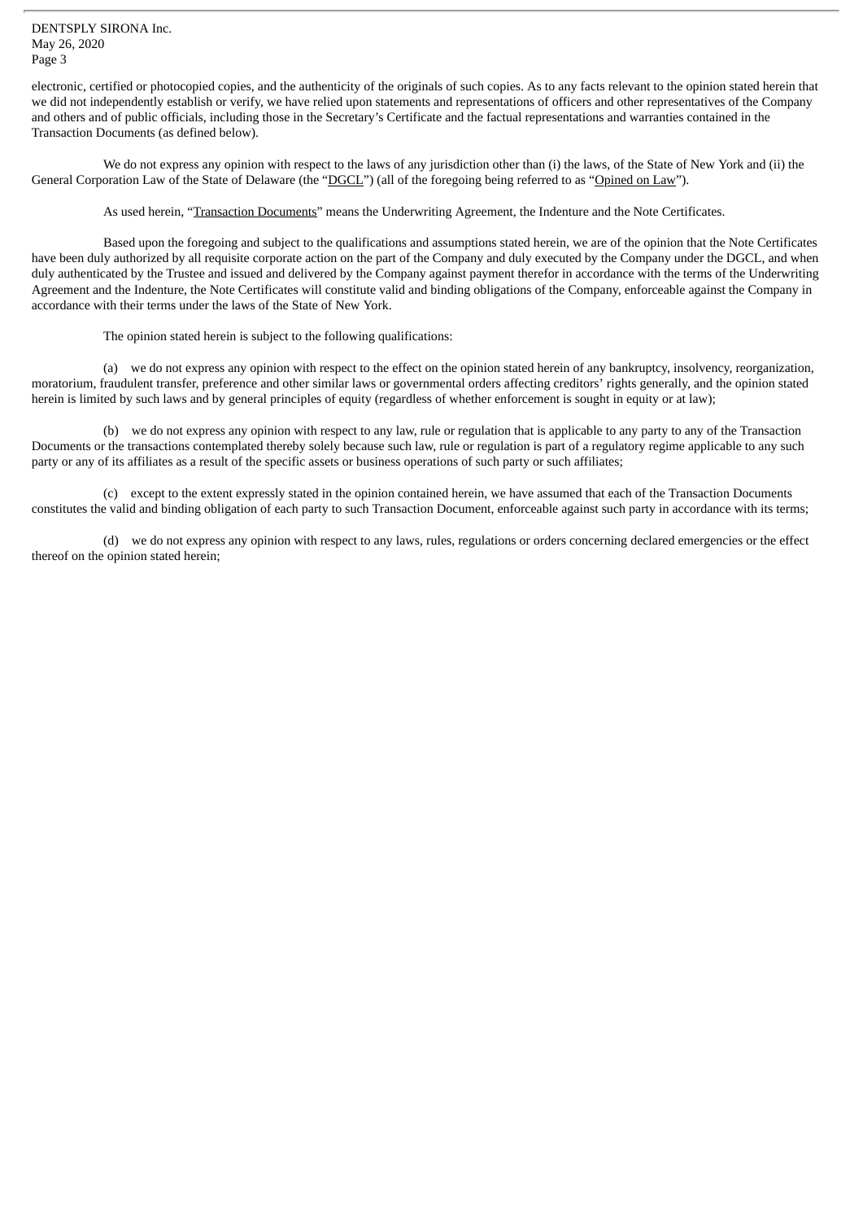electronic, certified or photocopied copies, and the authenticity of the originals of such copies. As to any facts relevant to the opinion stated herein that we did not independently establish or verify, we have relied upon statements and representations of officers and other representatives of the Company and others and of public officials, including those in the Secretary's Certificate and the factual representations and warranties contained in the Transaction Documents (as defined below).

We do not express any opinion with respect to the laws of any jurisdiction other than (i) the laws, of the State of New York and (ii) the General Corporation Law of the State of Delaware (the "DGCL") (all of the foregoing being referred to as "Opined on Law").

As used herein, "Transaction Documents" means the Underwriting Agreement, the Indenture and the Note Certificates.

Based upon the foregoing and subject to the qualifications and assumptions stated herein, we are of the opinion that the Note Certificates have been duly authorized by all requisite corporate action on the part of the Company and duly executed by the Company under the DGCL, and when duly authenticated by the Trustee and issued and delivered by the Company against payment therefor in accordance with the terms of the Underwriting Agreement and the Indenture, the Note Certificates will constitute valid and binding obligations of the Company, enforceable against the Company in accordance with their terms under the laws of the State of New York.

The opinion stated herein is subject to the following qualifications:

(a) we do not express any opinion with respect to the effect on the opinion stated herein of any bankruptcy, insolvency, reorganization, moratorium, fraudulent transfer, preference and other similar laws or governmental orders affecting creditors' rights generally, and the opinion stated herein is limited by such laws and by general principles of equity (regardless of whether enforcement is sought in equity or at law);

(b) we do not express any opinion with respect to any law, rule or regulation that is applicable to any party to any of the Transaction Documents or the transactions contemplated thereby solely because such law, rule or regulation is part of a regulatory regime applicable to any such party or any of its affiliates as a result of the specific assets or business operations of such party or such affiliates;

(c) except to the extent expressly stated in the opinion contained herein, we have assumed that each of the Transaction Documents constitutes the valid and binding obligation of each party to such Transaction Document, enforceable against such party in accordance with its terms;

(d) we do not express any opinion with respect to any laws, rules, regulations or orders concerning declared emergencies or the effect thereof on the opinion stated herein;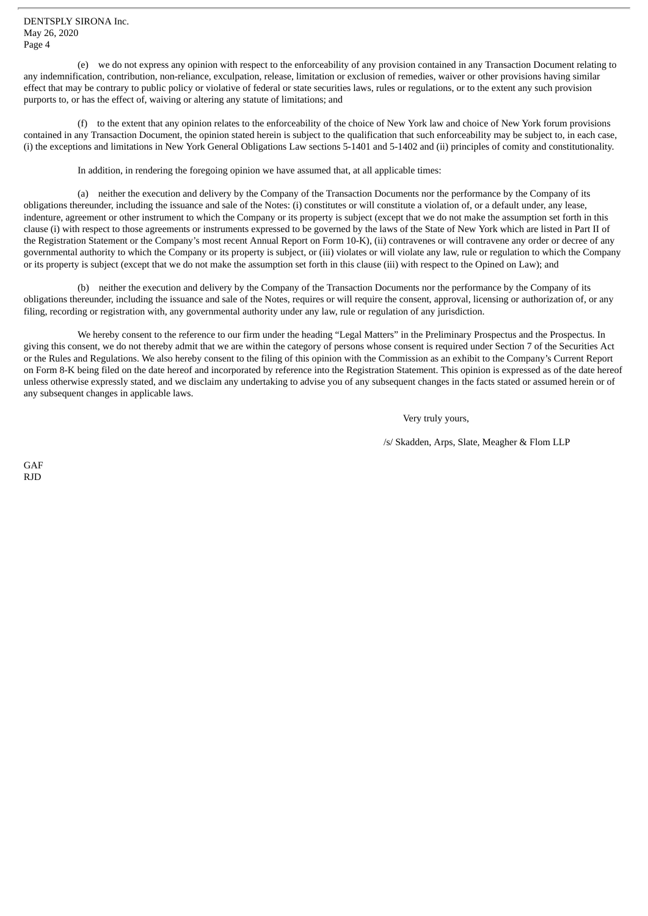(e) we do not express any opinion with respect to the enforceability of any provision contained in any Transaction Document relating to any indemnification, contribution, non-reliance, exculpation, release, limitation or exclusion of remedies, waiver or other provisions having similar effect that may be contrary to public policy or violative of federal or state securities laws, rules or regulations, or to the extent any such provision purports to, or has the effect of, waiving or altering any statute of limitations; and

(f) to the extent that any opinion relates to the enforceability of the choice of New York law and choice of New York forum provisions contained in any Transaction Document, the opinion stated herein is subject to the qualification that such enforceability may be subject to, in each case, (i) the exceptions and limitations in New York General Obligations Law sections 5-1401 and 5-1402 and (ii) principles of comity and constitutionality.

In addition, in rendering the foregoing opinion we have assumed that, at all applicable times:

(a) neither the execution and delivery by the Company of the Transaction Documents nor the performance by the Company of its obligations thereunder, including the issuance and sale of the Notes: (i) constitutes or will constitute a violation of, or a default under, any lease, indenture, agreement or other instrument to which the Company or its property is subject (except that we do not make the assumption set forth in this clause (i) with respect to those agreements or instruments expressed to be governed by the laws of the State of New York which are listed in Part II of the Registration Statement or the Company's most recent Annual Report on Form 10-K), (ii) contravenes or will contravene any order or decree of any governmental authority to which the Company or its property is subject, or (iii) violates or will violate any law, rule or regulation to which the Company or its property is subject (except that we do not make the assumption set forth in this clause (iii) with respect to the Opined on Law); and

(b) neither the execution and delivery by the Company of the Transaction Documents nor the performance by the Company of its obligations thereunder, including the issuance and sale of the Notes, requires or will require the consent, approval, licensing or authorization of, or any filing, recording or registration with, any governmental authority under any law, rule or regulation of any jurisdiction.

We hereby consent to the reference to our firm under the heading "Legal Matters" in the Preliminary Prospectus and the Prospectus. In giving this consent, we do not thereby admit that we are within the category of persons whose consent is required under Section 7 of the Securities Act or the Rules and Regulations. We also hereby consent to the filing of this opinion with the Commission as an exhibit to the Company's Current Report on Form 8-K being filed on the date hereof and incorporated by reference into the Registration Statement. This opinion is expressed as of the date hereof unless otherwise expressly stated, and we disclaim any undertaking to advise you of any subsequent changes in the facts stated or assumed herein or of any subsequent changes in applicable laws.

Very truly yours,

/s/ Skadden, Arps, Slate, Meagher & Flom LLP

GAF
RJD